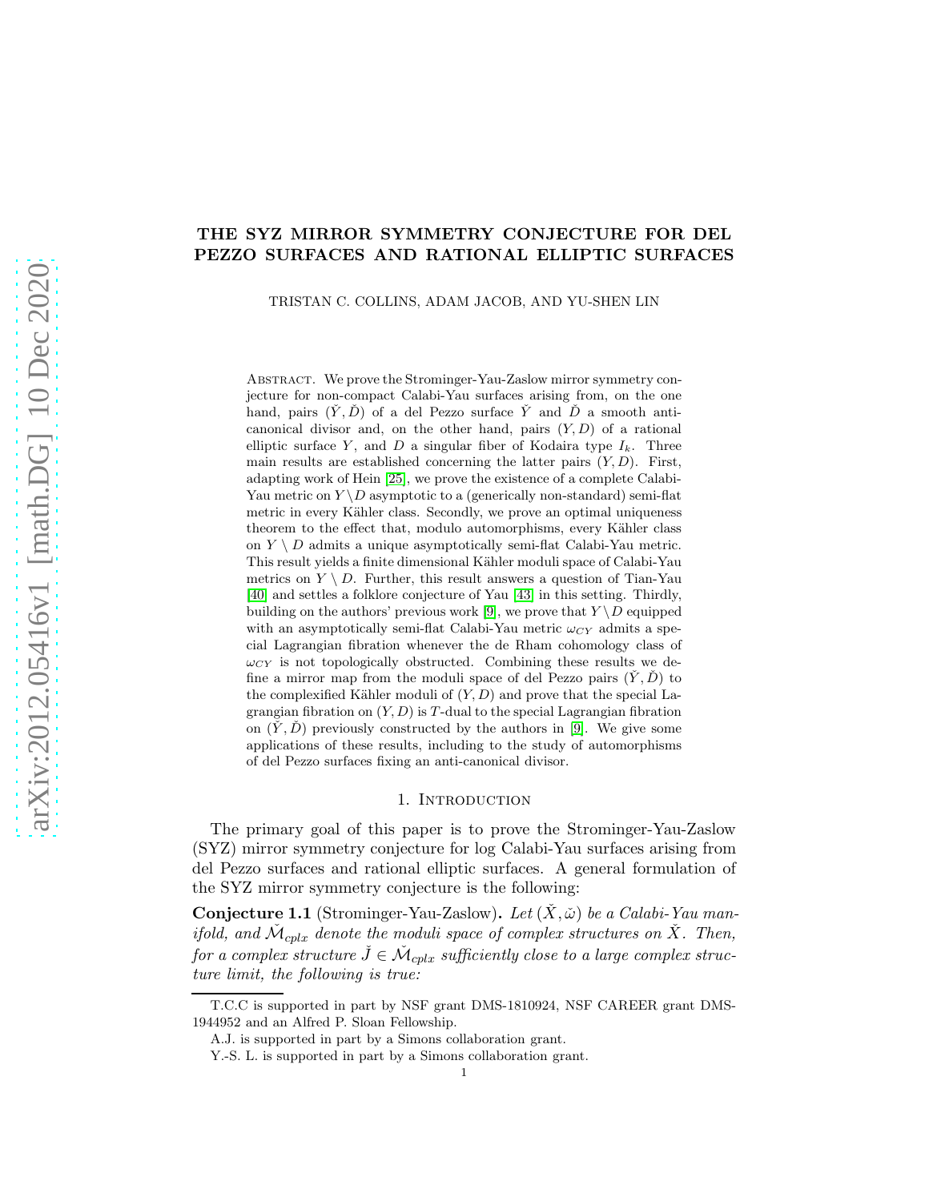# THE SYZ MIRROR SYMMETRY CONJECTURE FOR DEL PEZZO SURFACES AND RATIONAL ELLIPTIC SURFACES

TRISTAN C. COLLINS, ADAM JACOB, AND YU-SHEN LIN

Abstract. We prove the Strominger-Yau-Zaslow mirror symmetry conjecture for non-compact Calabi-Yau surfaces arising from, on the one hand, pairs $(\check{Y}, \check{D})$ of a del Pezzo surface $\check{Y}$ and $\check{D}$ a smooth anti-canonical divisor and, on the other hand, pairs $(Y, D)$ of a rational elliptic surface $Y$, and $D$ a singular fiber of Kodaira type $I_k$. Three main results are established concerning the latter pairs $(Y, D)$. First, adapting work of Hein [25], we prove the existence of a complete Calabi-Yau metric on $Y \setminus D$ asymptotic to a (generically non-standard) semi-flat metric in every Kähler class. Secondly, we prove an optimal uniqueness theorem to the effect that, modulo automorphisms, every Kähler class on $Y \setminus D$ admits a unique asymptotically semi-flat Calabi-Yau metric. This result yields a finite dimensional Kähler moduli space of Calabi-Yau metrics on $Y \setminus D$. Further, this result answers a question of Tian-Yau [40] and settles a folklore conjecture of Yau [43] in this setting. Thirdly, building on the authors' previous work [9], we prove that $Y \setminus D$ equipped with an asymptotically semi-flat Calabi-Yau metric $\omega_{CY}$ admits a special Lagrangian fibration whenever the de Rham cohomology class of $\omega_{CY}$ is not topologically obstructed. Combining these results we define a mirror map from the moduli space of del Pezzo pairs $(\check{Y}, \check{D})$ to the complexified Kähler moduli of $(Y, D)$ and prove that the special Lagrangian fibration on $(Y, D)$ is $T$-dual to the special Lagrangian fibration on $(\check{Y}, \check{D})$ previously constructed by the authors in [9]. We give some applications of these results, including to the study of automorphisms of del Pezzo surfaces fixing an anti-canonical divisor.

## 1. Introduction

The primary goal of this paper is to prove the Strominger-Yau-Zaslow (SYZ) mirror symmetry conjecture for log Calabi-Yau surfaces arising from del Pezzo surfaces and rational elliptic surfaces. A general formulation of the SYZ mirror symmetry conjecture is the following:

**Conjecture 1.1** (Strominger-Yau-Zaslow). *Let $(\check{X}, \check{\omega})$ be a Calabi-Yau manifold, and $\check{\mathcal{M}}_{cplx}$ denote the moduli space of complex structures on $\check{X}$. Then, for a complex structure $\check{J} \in \check{\mathcal{M}}_{cplx}$ sufficiently close to a large complex structure limit, the following is true:*

---

T.C.C is supported in part by NSF grant DMS-1810924, NSF CAREER grant DMS-1944952 and an Alfred P. Sloan Fellowship.

A.J. is supported in part by a Simons collaboration grant.

Y.-S. L. is supported in part by a Simons collaboration grant.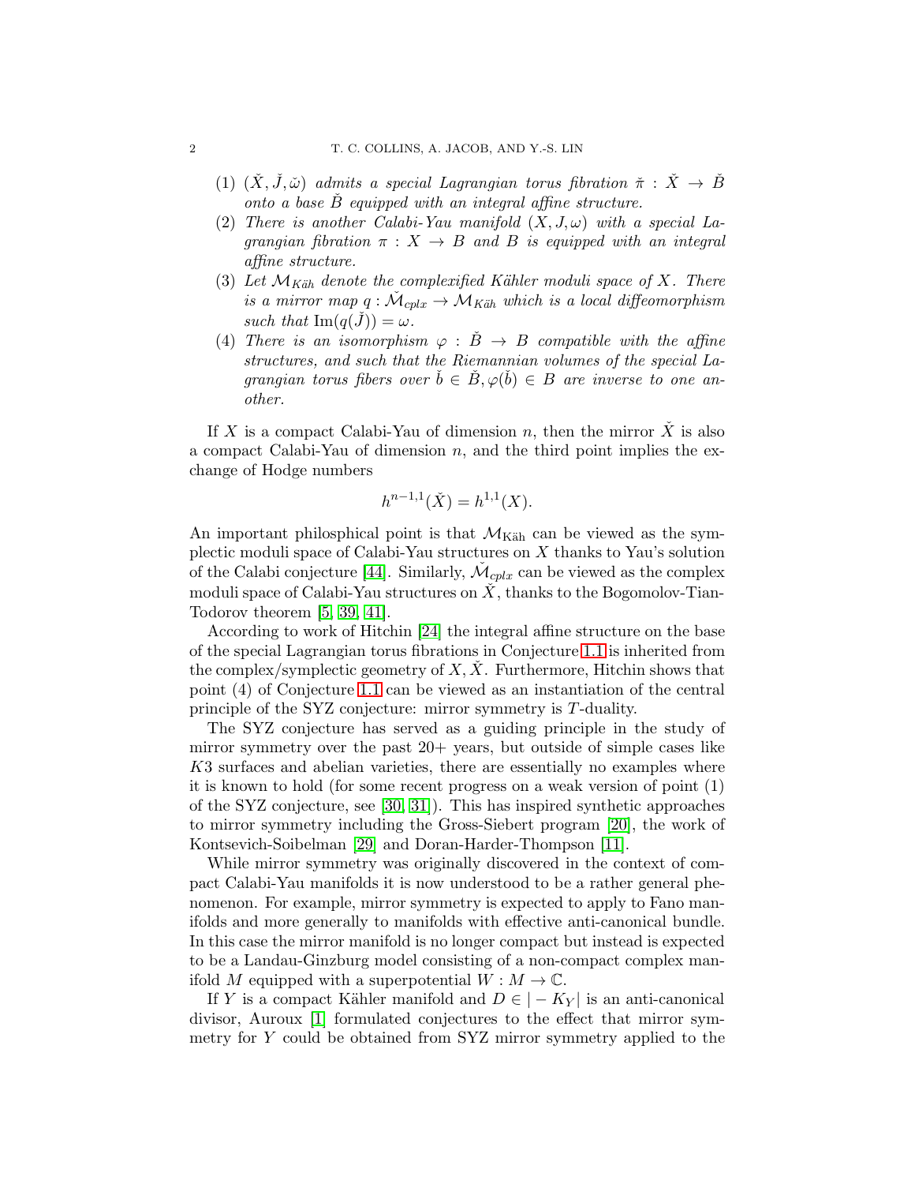(1) *$(\check{X}, \check{J}, \check{\omega})$ admits a special Lagrangian torus fibration $\check{\pi} : \check{X} \to \check{B}$ onto a base $\check{B}$ equipped with an integral affine structure.*

(2) *There is another Calabi-Yau manifold $(X, J, \omega)$ with a special Lagrangian fibration $\pi : X \to B$ and $B$ is equipped with an integral affine structure.*

(3) *Let $\mathcal{M}_{K\ddot{a}h}$ denote the complexified Kähler moduli space of $X$. There is a mirror map $q : \check{\mathcal{M}}_{cplx} \to \mathcal{M}_{K\ddot{a}h}$ which is a local diffeomorphism such that $\mathrm{Im}(q(\check{J})) = \omega$.*

(4) *There is an isomorphism $\varphi : \check{B} \to B$ compatible with the affine structures, and such that the Riemannian volumes of the special Lagrangian torus fibers over $\check{b} \in \check{B}, \varphi(\check{b}) \in B$ are inverse to one another.*

If $X$ is a compact Calabi-Yau of dimension $n$, then the mirror $\check{X}$ is also a compact Calabi-Yau of dimension $n$, and the third point implies the exchange of Hodge numbers

$$h^{n-1,1}(\check{X}) = h^{1,1}(X).$$

An important philosphical point is that $\mathcal{M}_{\text{Käh}}$ can be viewed as the symplectic moduli space of Calabi-Yau structures on $X$ thanks to Yau's solution of the Calabi conjecture [44]. Similarly, $\check{\mathcal{M}}_{cplx}$ can be viewed as the complex moduli space of Calabi-Yau structures on $\check{X}$, thanks to the Bogomolov-Tian-Todorov theorem [5, 39, 41].

According to work of Hitchin [24] the integral affine structure on the base of the special Lagrangian torus fibrations in Conjecture 1.1 is inherited from the complex/symplectic geometry of $X, \check{X}$. Furthermore, Hitchin shows that point (4) of Conjecture 1.1 can be viewed as an instantiation of the central principle of the SYZ conjecture: mirror symmetry is $T$-duality.

The SYZ conjecture has served as a guiding principle in the study of mirror symmetry over the past 20+ years, but outside of simple cases like $K3$ surfaces and abelian varieties, there are essentially no examples where it is known to hold (for some recent progress on a weak version of point (1) of the SYZ conjecture, see [30, 31]). This has inspired synthetic approaches to mirror symmetry including the Gross-Siebert program [20], the work of Kontsevich-Soibelman [29] and Doran-Harder-Thompson [11].

While mirror symmetry was originally discovered in the context of compact Calabi-Yau manifolds it is now understood to be a rather general phenomenon. For example, mirror symmetry is expected to apply to Fano manifolds and more generally to manifolds with effective anti-canonical bundle. In this case the mirror manifold is no longer compact but instead is expected to be a Landau-Ginzburg model consisting of a non-compact complex manifold $M$ equipped with a superpotential $W : M \to \mathbb{C}$.

If $Y$ is a compact Kähler manifold and $D \in |-K_Y|$ is an anti-canonical divisor, Auroux [1] formulated conjectures to the effect that mirror symmetry for $Y$ could be obtained from SYZ mirror symmetry applied to the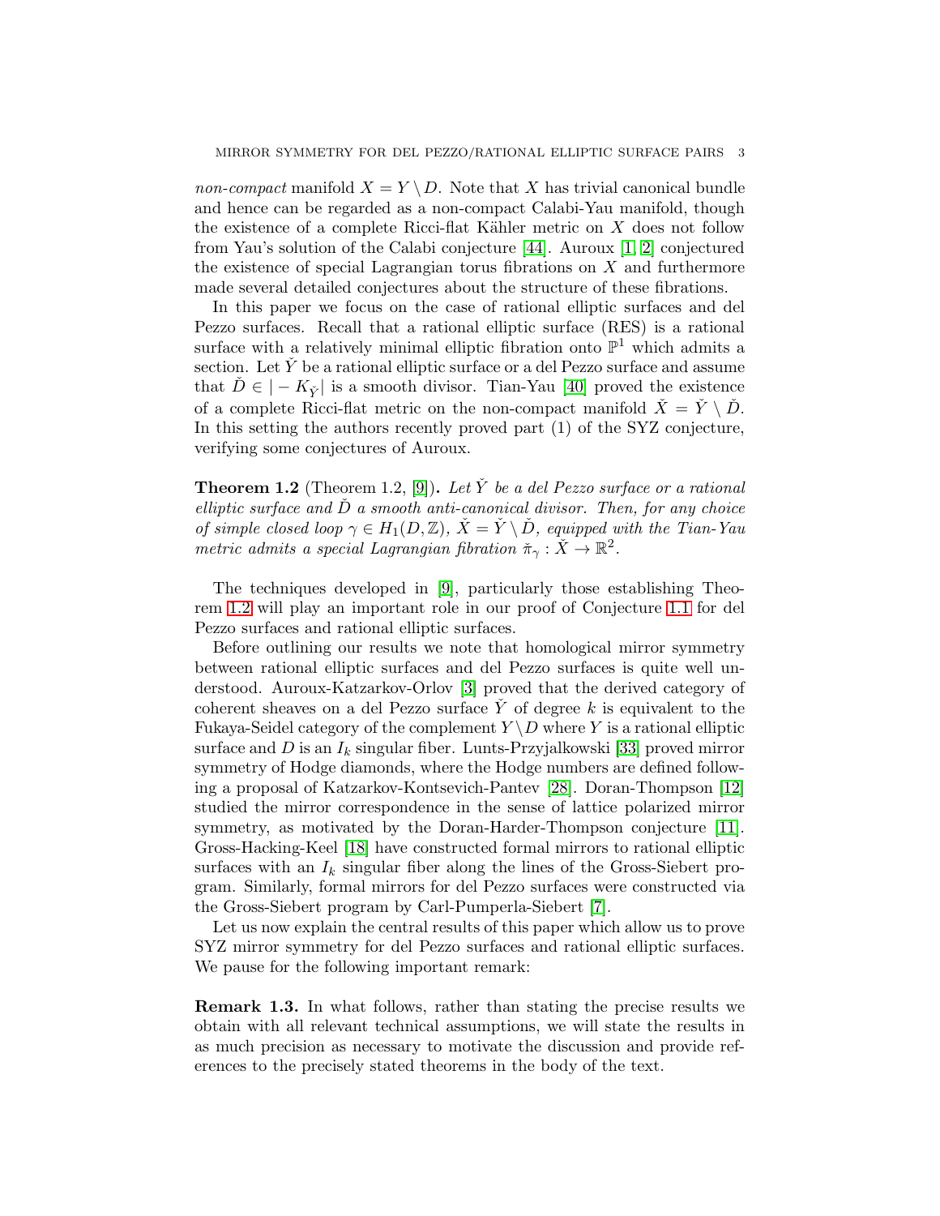*non-compact* manifold $X = Y \setminus D$. Note that $X$ has trivial canonical bundle and hence can be regarded as a non-compact Calabi-Yau manifold, though the existence of a complete Ricci-flat Kähler metric on $X$ does not follow from Yau's solution of the Calabi conjecture [44]. Auroux [1, 2] conjectured the existence of special Lagrangian torus fibrations on $X$ and furthermore made several detailed conjectures about the structure of these fibrations.

In this paper we focus on the case of rational elliptic surfaces and del Pezzo surfaces. Recall that a rational elliptic surface (RES) is a rational surface with a relatively minimal elliptic fibration onto $\mathbb{P}^1$ which admits a section. Let $\check{Y}$ be a rational elliptic surface or a del Pezzo surface and assume that $\check{D} \in |-K_{\check{Y}}|$ is a smooth divisor. Tian-Yau [40] proved the existence of a complete Ricci-flat metric on the non-compact manifold $\check{X} = \check{Y} \setminus \check{D}$. In this setting the authors recently proved part (1) of the SYZ conjecture, verifying some conjectures of Auroux.

**Theorem 1.2** (Theorem 1.2, [9]). *Let $\check{Y}$ be a del Pezzo surface or a rational elliptic surface and $\check{D}$ a smooth anti-canonical divisor. Then, for any choice of simple closed loop $\gamma \in H_1(D, \mathbb{Z})$, $\check{X} = \check{Y} \setminus \check{D}$, equipped with the Tian-Yau metric admits a special Lagrangian fibration $\check{\pi}_\gamma : \check{X} \to \mathbb{R}^2$.*

The techniques developed in [9], particularly those establishing Theorem 1.2 will play an important role in our proof of Conjecture 1.1 for del Pezzo surfaces and rational elliptic surfaces.

Before outlining our results we note that homological mirror symmetry between rational elliptic surfaces and del Pezzo surfaces is quite well understood. Auroux-Katzarkov-Orlov [3] proved that the derived category of coherent sheaves on a del Pezzo surface $\check{Y}$ of degree $k$ is equivalent to the Fukaya-Seidel category of the complement $Y \setminus D$ where $Y$ is a rational elliptic surface and $D$ is an $I_k$ singular fiber. Lunts-Przyjalkowski [33] proved mirror symmetry of Hodge diamonds, where the Hodge numbers are defined following a proposal of Katzarkov-Kontsevich-Pantev [28]. Doran-Thompson [12] studied the mirror correspondence in the sense of lattice polarized mirror symmetry, as motivated by the Doran-Harder-Thompson conjecture [11]. Gross-Hacking-Keel [18] have constructed formal mirrors to rational elliptic surfaces with an $I_k$ singular fiber along the lines of the Gross-Siebert program. Similarly, formal mirrors for del Pezzo surfaces were constructed via the Gross-Siebert program by Carl-Pumperla-Siebert [7].

Let us now explain the central results of this paper which allow us to prove SYZ mirror symmetry for del Pezzo surfaces and rational elliptic surfaces. We pause for the following important remark:

**Remark 1.3.** In what follows, rather than stating the precise results we obtain with all relevant technical assumptions, we will state the results in as much precision as necessary to motivate the discussion and provide references to the precisely stated theorems in the body of the text.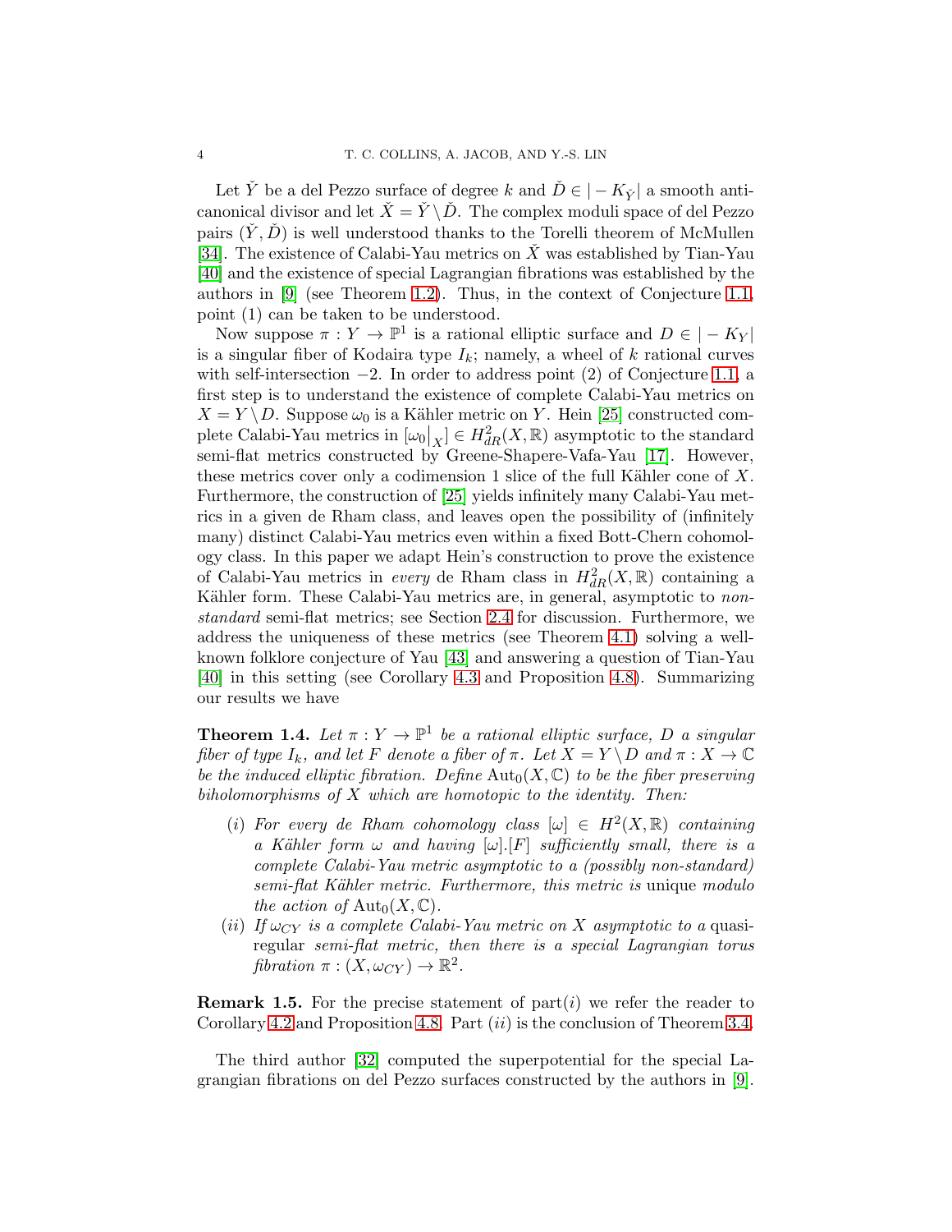Let $\check{Y}$ be a del Pezzo surface of degree $k$ and $\check{D} \in |-K_{\check{Y}}|$ a smooth anticanonical divisor and let $\check{X} = \check{Y} \setminus \check{D}$. The complex moduli space of del Pezzo pairs $(\check{Y}, \check{D})$ is well understood thanks to the Torelli theorem of McMullen [34]. The existence of Calabi-Yau metrics on $\check{X}$ was established by Tian-Yau [40] and the existence of special Lagrangian fibrations was established by the authors in [9] (see Theorem 1.2). Thus, in the context of Conjecture 1.1, point (1) can be taken to be understood.

Now suppose $\pi : Y \to \mathbb{P}^1$ is a rational elliptic surface and $D \in |-K_Y|$ is a singular fiber of Kodaira type $I_k$; namely, a wheel of $k$ rational curves with self-intersection $-2$. In order to address point (2) of Conjecture 1.1, a first step is to understand the existence of complete Calabi-Yau metrics on $X = Y \setminus D$. Suppose $\omega_0$ is a Kähler metric on $Y$. Hein [25] constructed complete Calabi-Yau metrics in $[\omega_0\big|_X] \in H^2_{dR}(X, \mathbb{R})$ asymptotic to the standard semi-flat metrics constructed by Greene-Shapere-Vafa-Yau [17]. However, these metrics cover only a codimension 1 slice of the full Kähler cone of $X$. Furthermore, the construction of [25] yields infinitely many Calabi-Yau metrics in a given de Rham class, and leaves open the possibility of (infinitely many) distinct Calabi-Yau metrics even within a fixed Bott-Chern cohomology class. In this paper we adapt Hein's construction to prove the existence of Calabi-Yau metrics in *every* de Rham class in $H^2_{dR}(X, \mathbb{R})$ containing a Kähler form. These Calabi-Yau metrics are, in general, asymptotic to *non-standard* semi-flat metrics; see Section 2.4 for discussion. Furthermore, we address the uniqueness of these metrics (see Theorem 4.1) solving a well-known folklore conjecture of Yau [43] and answering a question of Tian-Yau [40] in this setting (see Corollary 4.3 and Proposition 4.8). Summarizing our results we have

**Theorem 1.4.** *Let $\pi : Y \to \mathbb{P}^1$ be a rational elliptic surface, $D$ a singular fiber of type $I_k$, and let $F$ denote a fiber of $\pi$. Let $X = Y \setminus D$ and $\pi : X \to \mathbb{C}$ be the induced elliptic fibration. Define $\mathrm{Aut}_0(X, \mathbb{C})$ to be the fiber preserving biholomorphisms of $X$ which are homotopic to the identity. Then:*

- $(i)$ *For every de Rham cohomology class $[\omega] \in H^2(X, \mathbb{R})$ containing a Kähler form $\omega$ and having $[\omega].[F]$ sufficiently small, there is a complete Calabi-Yau metric asymptotic to a (possibly non-standard) semi-flat Kähler metric. Furthermore, this metric is* unique *modulo the action of $\mathrm{Aut}_0(X, \mathbb{C})$.*
- $(ii)$ *If $\omega_{CY}$ is a complete Calabi-Yau metric on $X$ asymptotic to a* quasi-regular *semi-flat metric, then there is a special Lagrangian torus fibration $\pi : (X, \omega_{CY}) \to \mathbb{R}^2$.*

**Remark 1.5.** For the precise statement of part$(i)$ we refer the reader to Corollary 4.2 and Proposition 4.8. Part $(ii)$ is the conclusion of Theorem 3.4.

The third author [32] computed the superpotential for the special Lagrangian fibrations on del Pezzo surfaces constructed by the authors in [9].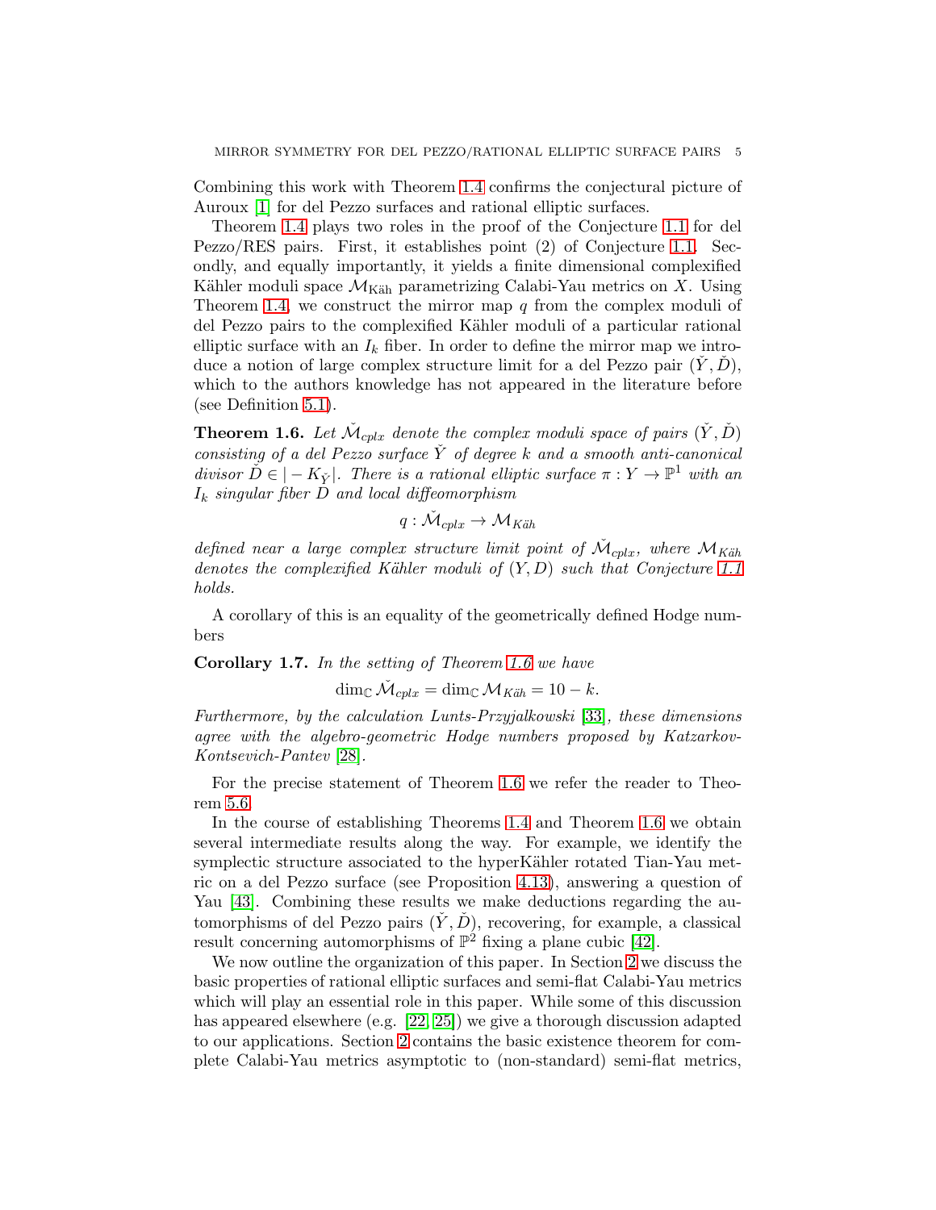Combining this work with Theorem 1.4 confirms the conjectural picture of Auroux [1] for del Pezzo surfaces and rational elliptic surfaces.

Theorem 1.4 plays two roles in the proof of the Conjecture 1.1 for del Pezzo/RES pairs. First, it establishes point (2) of Conjecture 1.1. Secondly, and equally importantly, it yields a finite dimensional complexified Kähler moduli space $\mathcal{M}_{\text{Käh}}$ parametrizing Calabi-Yau metrics on $X$. Using Theorem 1.4, we construct the mirror map $q$ from the complex moduli of del Pezzo pairs to the complexified Kähler moduli of a particular rational elliptic surface with an $I_k$ fiber. In order to define the mirror map we introduce a notion of large complex structure limit for a del Pezzo pair $(\check{Y}, \check{D})$, which to the authors knowledge has not appeared in the literature before (see Definition 5.1).

**Theorem 1.6.** *Let $\check{\mathcal{M}}_{cplx}$ denote the complex moduli space of pairs $(\check{Y}, \check{D})$ consisting of a del Pezzo surface $\check{Y}$ of degree $k$ and a smooth anti-canonical divisor $\check{D} \in |-K_{\check{Y}}|$. There is a rational elliptic surface $\pi : Y \to \mathbb{P}^1$ with an $I_k$ singular fiber $D$ and local diffeomorphism*

$$q : \check{\mathcal{M}}_{cplx} \to \mathcal{M}_{K\ddot{a}h}$$

*defined near a large complex structure limit point of $\check{\mathcal{M}}_{cplx}$, where $\mathcal{M}_{K\ddot{a}h}$ denotes the complexified Kähler moduli of $(Y, D)$ such that Conjecture 1.1 holds.*

A corollary of this is an equality of the geometrically defined Hodge numbers

**Corollary 1.7.** *In the setting of Theorem 1.6 we have*

$$\dim_{\mathbb{C}} \check{\mathcal{M}}_{cplx} = \dim_{\mathbb{C}} \mathcal{M}_{K\ddot{a}h} = 10 - k.$$

*Furthermore, by the calculation Lunts-Przyjalkowski [33], these dimensions agree with the algebro-geometric Hodge numbers proposed by Katzarkov-Kontsevich-Pantev [28].*

For the precise statement of Theorem 1.6 we refer the reader to Theorem 5.6.

In the course of establishing Theorems 1.4 and Theorem 1.6 we obtain several intermediate results along the way. For example, we identify the symplectic structure associated to the hyperKähler rotated Tian-Yau metric on a del Pezzo surface (see Proposition 4.13), answering a question of Yau [43]. Combining these results we make deductions regarding the automorphisms of del Pezzo pairs $(\check{Y}, \check{D})$, recovering, for example, a classical result concerning automorphisms of $\mathbb{P}^2$ fixing a plane cubic [42].

We now outline the organization of this paper. In Section 2 we discuss the basic properties of rational elliptic surfaces and semi-flat Calabi-Yau metrics which will play an essential role in this paper. While some of this discussion has appeared elsewhere (e.g. [22, 25]) we give a thorough discussion adapted to our applications. Section 2 contains the basic existence theorem for complete Calabi-Yau metrics asymptotic to (non-standard) semi-flat metrics,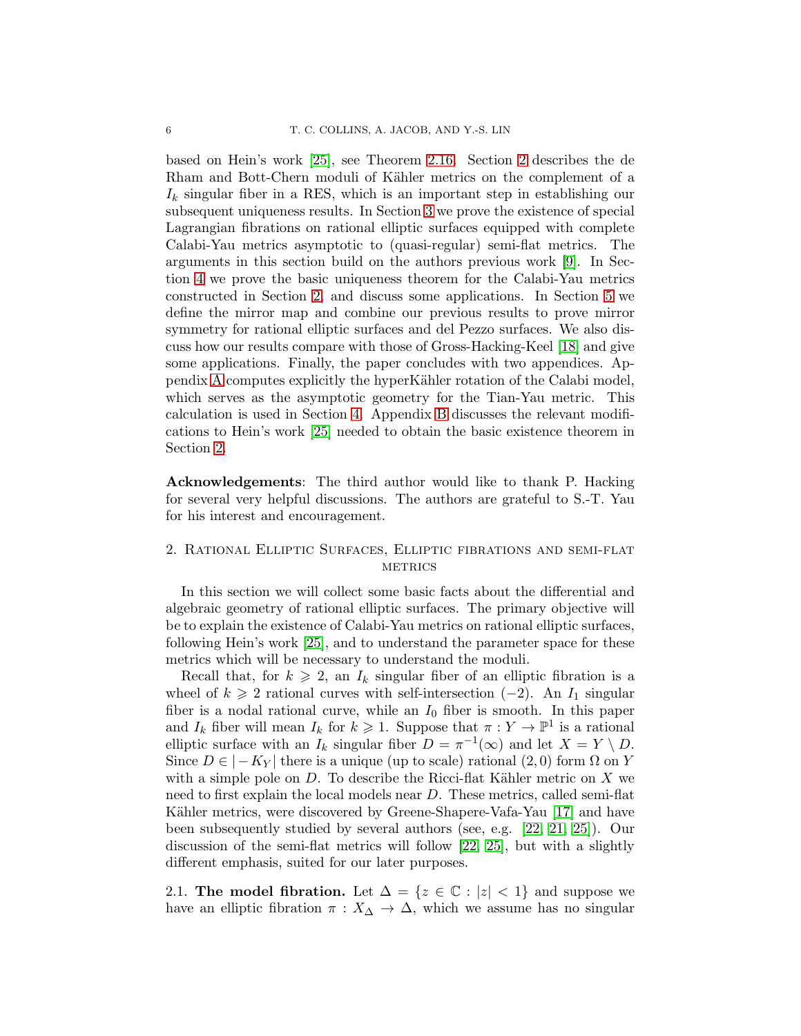based on Hein's work [25], see Theorem 2.16. Section 2 describes the de Rham and Bott-Chern moduli of Kähler metrics on the complement of a $I_k$ singular fiber in a RES, which is an important step in establishing our subsequent uniqueness results. In Section 3 we prove the existence of special Lagrangian fibrations on rational elliptic surfaces equipped with complete Calabi-Yau metrics asymptotic to (quasi-regular) semi-flat metrics. The arguments in this section build on the authors previous work [9]. In Section 4 we prove the basic uniqueness theorem for the Calabi-Yau metrics constructed in Section 2, and discuss some applications. In Section 5 we define the mirror map and combine our previous results to prove mirror symmetry for rational elliptic surfaces and del Pezzo surfaces. We also discuss how our results compare with those of Gross-Hacking-Keel [18] and give some applications. Finally, the paper concludes with two appendices. Appendix A computes explicitly the hyperKähler rotation of the Calabi model, which serves as the asymptotic geometry for the Tian-Yau metric. This calculation is used in Section 4. Appendix B discusses the relevant modifications to Hein's work [25] needed to obtain the basic existence theorem in Section 2.

**Acknowledgements**: The third author would like to thank P. Hacking for several very helpful discussions. The authors are grateful to S.-T. Yau for his interest and encouragement.

## 2. Rational Elliptic Surfaces, Elliptic fibrations and semi-flat metrics

In this section we will collect some basic facts about the differential and algebraic geometry of rational elliptic surfaces. The primary objective will be to explain the existence of Calabi-Yau metrics on rational elliptic surfaces, following Hein's work [25], and to understand the parameter space for these metrics which will be necessary to understand the moduli.

Recall that, for $k \geqslant 2$, an $I_k$ singular fiber of an elliptic fibration is a wheel of $k \geqslant 2$ rational curves with self-intersection $(-2)$. An $I_1$ singular fiber is a nodal rational curve, while an $I_0$ fiber is smooth. In this paper and $I_k$ fiber will mean $I_k$ for $k \geqslant 1$. Suppose that $\pi : Y \to \mathbb{P}^1$ is a rational elliptic surface with an $I_k$ singular fiber $D = \pi^{-1}(\infty)$ and let $X = Y \setminus D$. Since $D \in |-K_Y|$ there is a unique (up to scale) rational $(2,0)$ form $\Omega$ on $Y$ with a simple pole on $D$. To describe the Ricci-flat Kähler metric on $X$ we need to first explain the local models near $D$. These metrics, called semi-flat Kähler metrics, were discovered by Greene-Shapere-Vafa-Yau [17] and have been subsequently studied by several authors (see, e.g. [22, 21, 25]). Our discussion of the semi-flat metrics will follow [22, 25], but with a slightly different emphasis, suited for our later purposes.

### 2.1. The model fibration.

Let $\Delta = \{z \in \mathbb{C} : |z| < 1\}$ and suppose we have an elliptic fibration $\pi : X_\Delta \to \Delta$, which we assume has no singular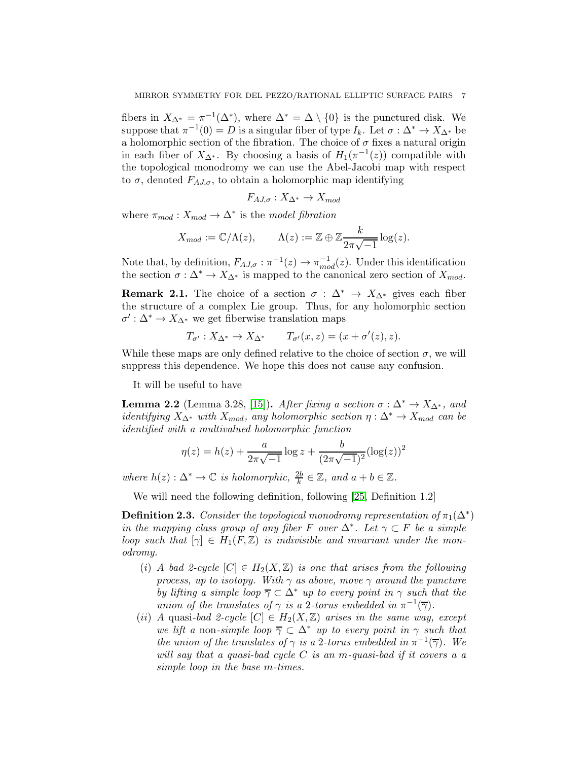fibers in $X_{\Delta^*} = \pi^{-1}(\Delta^*)$, where $\Delta^* = \Delta \setminus \{0\}$ is the punctured disk. We suppose that $\pi^{-1}(0) = D$ is a singular fiber of type $I_k$. Let $\sigma : \Delta^* \to X_{\Delta^*}$ be a holomorphic section of the fibration. The choice of $\sigma$ fixes a natural origin in each fiber of $X_{\Delta^*}$. By choosing a basis of $H_1(\pi^{-1}(z))$ compatible with the topological monodromy we can use the Abel-Jacobi map with respect to $\sigma$, denoted $F_{AJ,\sigma}$, to obtain a holomorphic map identifying

$$F_{AJ,\sigma} : X_{\Delta^*} \to X_{mod}$$

where $\pi_{mod} : X_{mod} \to \Delta^*$ is the *model fibration*

$$X_{mod} := \mathbb{C}/\Lambda(z), \qquad \Lambda(z) := \mathbb{Z} \oplus \mathbb{Z}\frac{k}{2\pi\sqrt{-1}}\log(z).$$

Note that, by definition, $F_{AJ,\sigma} : \pi^{-1}(z) \to \pi^{-1}_{mod}(z)$. Under this identification the section $\sigma : \Delta^* \to X_{\Delta^*}$ is mapped to the canonical zero section of $X_{mod}$.

**Remark 2.1.** The choice of a section $\sigma : \Delta^* \to X_{\Delta^*}$ gives each fiber the structure of a complex Lie group. Thus, for any holomorphic section $\sigma' : \Delta^* \to X_{\Delta^*}$ we get fiberwise translation maps

$$T_{\sigma'} : X_{\Delta^*} \to X_{\Delta^*} \qquad T_{\sigma'}(x, z) = (x + \sigma'(z), z).$$

While these maps are only defined relative to the choice of section $\sigma$, we will suppress this dependence. We hope this does not cause any confusion.

It will be useful to have

**Lemma 2.2** (Lemma 3.28, [15]). *After fixing a section $\sigma : \Delta^* \to X_{\Delta^*}$, and identifying $X_{\Delta^*}$ with $X_{mod}$, any holomorphic section $\eta : \Delta^* \to X_{mod}$ can be identified with a multivalued holomorphic function*

$$\eta(z) = h(z) + \frac{a}{2\pi\sqrt{-1}}\log z + \frac{b}{(2\pi\sqrt{-1})^2}(\log(z))^2$$

*where $h(z) : \Delta^* \to \mathbb{C}$ is holomorphic, $\frac{2b}{k} \in \mathbb{Z}$, and $a + b \in \mathbb{Z}$.*

We will need the following definition, following [25, Definition 1.2]

**Definition 2.3.** *Consider the topological monodromy representation of $\pi_1(\Delta^*)$ in the mapping class group of any fiber $F$ over $\Delta^*$. Let $\gamma \subset F$ be a simple loop such that $[\gamma] \in H_1(F, \mathbb{Z})$ is indivisible and invariant under the monodromy.*

- $(i)$ *A bad 2-cycle $[C] \in H_2(X, \mathbb{Z})$ is one that arises from the following process, up to isotopy. With $\gamma$ as above, move $\gamma$ around the puncture by lifting a simple loop $\overline{\gamma} \subset \Delta^*$ up to every point in $\gamma$ such that the union of the translates of $\gamma$ is a 2-torus embedded in $\pi^{-1}(\overline{\gamma})$.*
- $(ii)$ *A* quasi-*bad 2-cycle $[C] \in H_2(X, \mathbb{Z})$ arises in the same way, except we lift a* non-*simple loop $\overline{\gamma} \subset \Delta^*$ up to every point in $\gamma$ such that the union of the translates of $\gamma$ is a 2-torus embedded in $\pi^{-1}(\overline{\gamma})$. We will say that a quasi-bad cycle $C$ is an $m$-quasi-bad if it covers a a simple loop in the base $m$-times.*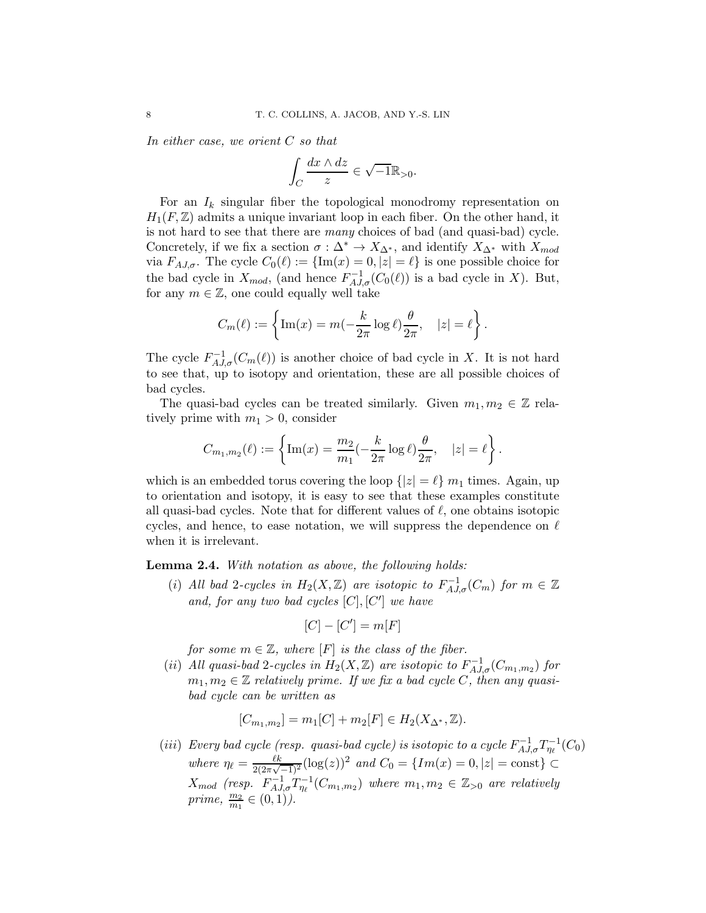*In either case, we orient $C$ so that*

$$\int_C \frac{dx \wedge dz}{z} \in \sqrt{-1}\mathbb{R}_{>0}.$$

For an $I_k$ singular fiber the topological monodromy representation on $H_1(F, \mathbb{Z})$ admits a unique invariant loop in each fiber. On the other hand, it is not hard to see that there are *many* choices of bad (and quasi-bad) cycle. Concretely, if we fix a section $\sigma : \Delta^* \to X_{\Delta^*}$, and identify $X_{\Delta^*}$ with $X_{mod}$ via $F_{AJ,\sigma}$. The cycle $C_0(\ell) := \{\mathrm{Im}(x) = 0, |z| = \ell\}$ is one possible choice for the bad cycle in $X_{mod}$, (and hence $F^{-1}_{AJ,\sigma}(C_0(\ell))$ is a bad cycle in $X$). But, for any $m \in \mathbb{Z}$, one could equally well take

$$C_m(\ell) := \left\{ \mathrm{Im}(x) = m(-\frac{k}{2\pi}\log \ell)\frac{\theta}{2\pi}, \quad |z| = \ell \right\}.$$

The cycle $F^{-1}_{AJ,\sigma}(C_m(\ell))$ is another choice of bad cycle in $X$. It is not hard to see that, up to isotopy and orientation, these are all possible choices of bad cycles.

The quasi-bad cycles can be treated similarly. Given $m_1, m_2 \in \mathbb{Z}$ relatively prime with $m_1 > 0$, consider

$$C_{m_1,m_2}(\ell) := \left\{ \mathrm{Im}(x) = \frac{m_2}{m_1}(-\frac{k}{2\pi}\log \ell)\frac{\theta}{2\pi}, \quad |z| = \ell \right\}.$$

which is an embedded torus covering the loop $\{|z| = \ell\}$ $m_1$ times. Again, up to orientation and isotopy, it is easy to see that these examples constitute all quasi-bad cycles. Note that for different values of $\ell$, one obtains isotopic cycles, and hence, to ease notation, we will suppress the dependence on $\ell$ when it is irrelevant.

**Lemma 2.4.** *With notation as above, the following holds:*

(*i*) *All bad 2-cycles in $H_2(X, \mathbb{Z})$ are isotopic to $F^{-1}_{AJ,\sigma}(C_m)$ for $m \in \mathbb{Z}$ and, for any two bad cycles $[C], [C']$ we have*

$$[C] - [C'] = m[F]$$

*for some $m \in \mathbb{Z}$, where $[F]$ is the class of the fiber.*

(*ii*) *All quasi-bad 2-cycles in $H_2(X, \mathbb{Z})$ are isotopic to $F^{-1}_{AJ,\sigma}(C_{m_1,m_2})$ for $m_1, m_2 \in \mathbb{Z}$ relatively prime. If we fix a bad cycle $C$, then any quasi-bad cycle can be written as*

$$[C_{m_1,m_2}] = m_1[C] + m_2[F] \in H_2(X_{\Delta^*}, \mathbb{Z}).$$

(*iii*) *Every bad cycle (resp. quasi-bad cycle) is isotopic to a cycle $F^{-1}_{AJ,\sigma}T^{-1}_{\eta_\ell}(C_0)$ where $\eta_\ell = \frac{\ell k}{2(2\pi\sqrt{-1})^2}(\log(z))^2$ and $C_0 = \{Im(x) = 0, |z| = \mathrm{const}\} \subset X_{mod}$ (resp. $F^{-1}_{AJ,\sigma}T^{-1}_{\eta_\ell}(C_{m_1,m_2})$ where $m_1, m_2 \in \mathbb{Z}_{>0}$ are relatively prime, $\frac{m_2}{m_1} \in (0, 1)$).*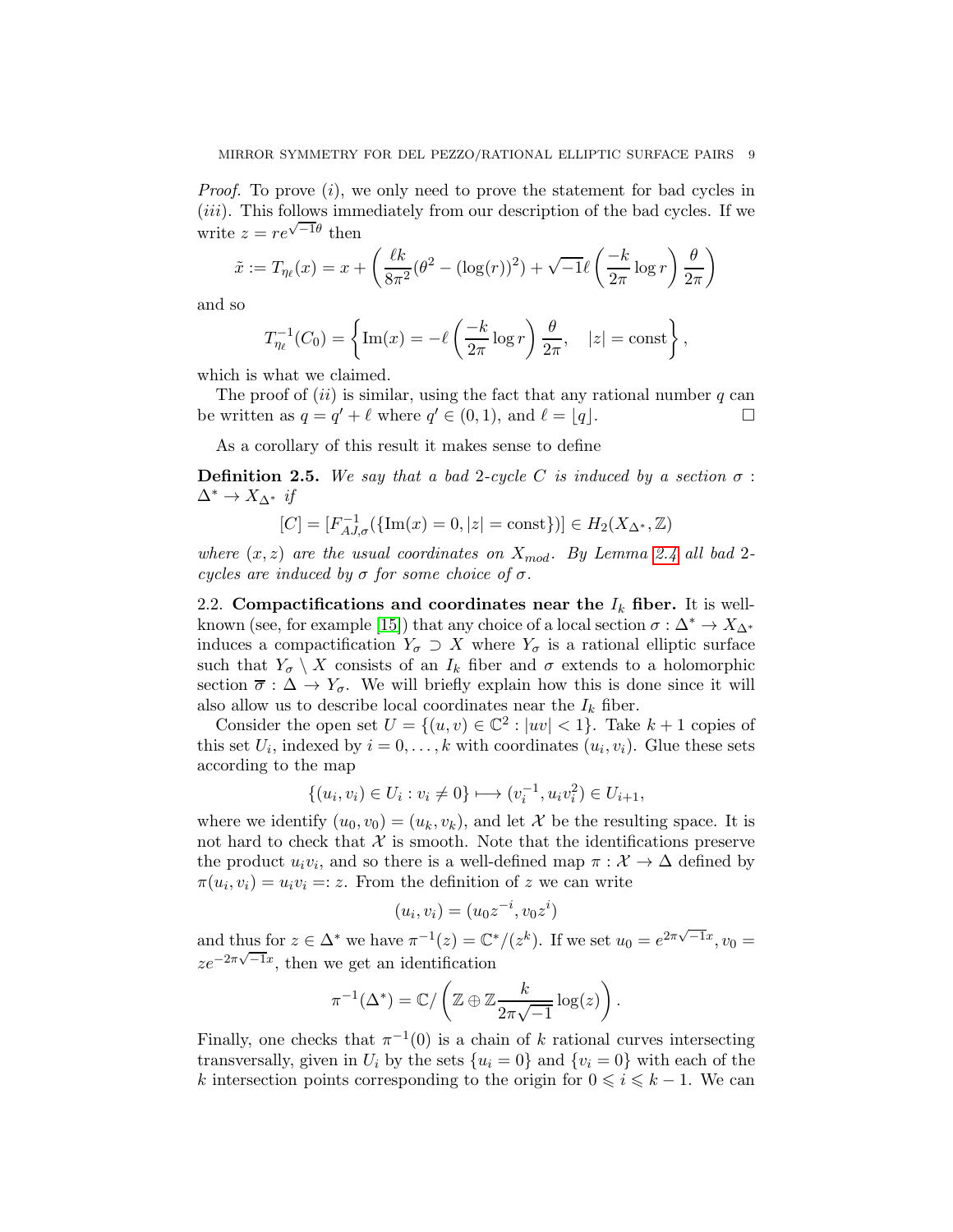*Proof.* To prove $(i)$, we only need to prove the statement for bad cycles in $(iii)$. This follows immediately from our description of the bad cycles. If we write $z = re^{\sqrt{-1}\theta}$ then

$$\tilde{x} := T_{\eta_\ell}(x) = x + \left( \frac{\ell k}{8\pi^2}(\theta^2 - (\log(r))^2) + \sqrt{-1}\ell \left( \frac{-k}{2\pi} \log r \right) \frac{\theta}{2\pi} \right)$$

and so

$$T_{\eta_\ell}^{-1}(C_0) = \left\{ \mathrm{Im}(x) = -\ell \left( \frac{-k}{2\pi} \log r \right) \frac{\theta}{2\pi}, \quad |z| = \mathrm{const} \right\},$$

which is what we claimed.

The proof of $(ii)$ is similar, using the fact that any rational number $q$ can be written as $q = q' + \ell$ where $q' \in (0,1)$, and $\ell = \lfloor q \rfloor$. $\square$

As a corollary of this result it makes sense to define

**Definition 2.5.** *We say that a bad 2-cycle $C$ is induced by a section $\sigma : \Delta^* \to X_{\Delta^*}$ if*

$$[C] = [F_{AJ,\sigma}^{-1}(\{\mathrm{Im}(x) = 0, |z| = \mathrm{const}\})] \in H_2(X_{\Delta^*}, \mathbb{Z})$$

*where $(x,z)$ are the usual coordinates on $X_{mod}$. By Lemma 2.4 all bad 2-cycles are induced by $\sigma$ for some choice of $\sigma$.*

## 2.2. Compactifications and coordinates near the $I_k$ fiber.

It is well-known (see, for example [15]) that any choice of a local section $\sigma : \Delta^* \to X_{\Delta^*}$ induces a compactification $Y_\sigma \supset X$ where $Y_\sigma$ is a rational elliptic surface such that $Y_\sigma \setminus X$ consists of an $I_k$ fiber and $\sigma$ extends to a holomorphic section $\overline{\sigma} : \Delta \to Y_\sigma$. We will briefly explain how this is done since it will also allow us to describe local coordinates near the $I_k$ fiber.

Consider the open set $U = \{(u,v) \in \mathbb{C}^2 : |uv| < 1\}$. Take $k+1$ copies of this set $U_i$, indexed by $i = 0, \ldots, k$ with coordinates $(u_i, v_i)$. Glue these sets according to the map

$$\{(u_i, v_i) \in U_i : v_i \neq 0\} \longmapsto (v_i^{-1}, u_i v_i^2) \in U_{i+1},$$

where we identify $(u_0, v_0) = (u_k, v_k)$, and let $\mathcal{X}$ be the resulting space. It is not hard to check that $\mathcal{X}$ is smooth. Note that the identifications preserve the product $u_i v_i$, and so there is a well-defined map $\pi : \mathcal{X} \to \Delta$ defined by $\pi(u_i, v_i) = u_i v_i =: z$. From the definition of $z$ we can write

$$(u_i, v_i) = (u_0 z^{-i}, v_0 z^i)$$

and thus for $z \in \Delta^*$ we have $\pi^{-1}(z) = \mathbb{C}^*/(z^k)$. If we set $u_0 = e^{2\pi\sqrt{-1}x}, v_0 = ze^{-2\pi\sqrt{-1}x}$, then we get an identification

$$\pi^{-1}(\Delta^*) = \mathbb{C} / \left( \mathbb{Z} \oplus \mathbb{Z} \frac{k}{2\pi\sqrt{-1}} \log(z) \right).$$

Finally, one checks that $\pi^{-1}(0)$ is a chain of $k$ rational curves intersecting transversally, given in $U_i$ by the sets $\{u_i = 0\}$ and $\{v_i = 0\}$ with each of the $k$ intersection points corresponding to the origin for $0 \leqslant i \leqslant k-1$. We can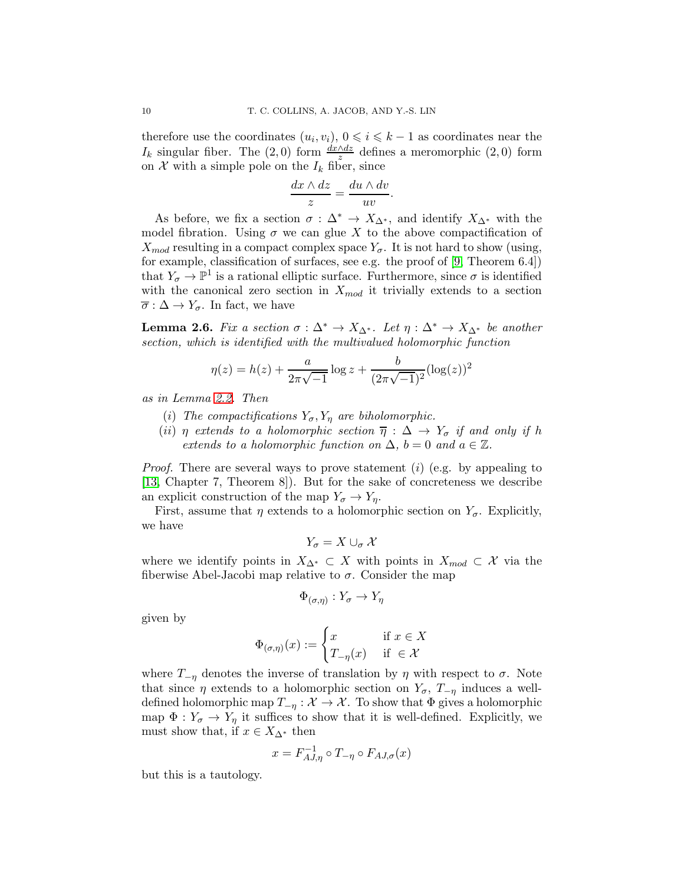therefore use the coordinates $(u_i, v_i)$, $0 \leqslant i \leqslant k-1$ as coordinates near the $I_k$ singular fiber. The $(2,0)$ form $\frac{dx\wedge dz}{z}$ defines a meromorphic $(2,0)$ form on $\mathcal{X}$ with a simple pole on the $I_k$ fiber, since

$$\frac{dx \wedge dz}{z} = \frac{du \wedge dv}{uv}.$$

As before, we fix a section $\sigma : \Delta^* \to X_{\Delta^*}$, and identify $X_{\Delta^*}$ with the model fibration. Using $\sigma$ we can glue $X$ to the above compactification of $X_{mod}$ resulting in a compact complex space $Y_\sigma$. It is not hard to show (using, for example, classification of surfaces, see e.g. the proof of [9, Theorem 6.4]) that $Y_\sigma \to \mathbb{P}^1$ is a rational elliptic surface. Furthermore, since $\sigma$ is identified with the canonical zero section in $X_{mod}$ it trivially extends to a section $\overline{\sigma} : \Delta \to Y_\sigma$. In fact, we have

**Lemma 2.6.** *Fix a section $\sigma : \Delta^* \to X_{\Delta^*}$. Let $\eta : \Delta^* \to X_{\Delta^*}$ be another section, which is identified with the multivalued holomorphic function*

$$\eta(z) = h(z) + \frac{a}{2\pi\sqrt{-1}}\log z + \frac{b}{(2\pi\sqrt{-1})^2}(\log(z))^2$$

*as in Lemma 2.2. Then*

- $(i)$ *The compactifications $Y_\sigma, Y_\eta$ are biholomorphic.*
- $(ii)$ *$\eta$ extends to a holomorphic section $\overline{\eta} : \Delta \to Y_\sigma$ if and only if $h$ extends to a holomorphic function on $\Delta$, $b = 0$ and $a \in \mathbb{Z}$.*

*Proof.* There are several ways to prove statement $(i)$ (e.g. by appealing to [13, Chapter 7, Theorem 8]). But for the sake of concreteness we describe an explicit construction of the map $Y_\sigma \to Y_\eta$.

First, assume that $\eta$ extends to a holomorphic section on $Y_\sigma$. Explicitly, we have

$$Y_\sigma = X \cup_\sigma \mathcal{X}$$

where we identify points in $X_{\Delta^*} \subset X$ with points in $X_{mod} \subset \mathcal{X}$ via the fiberwise Abel-Jacobi map relative to $\sigma$. Consider the map

$$\Phi_{(\sigma,\eta)} : Y_\sigma \to Y_\eta$$

given by

$$\Phi_{(\sigma,\eta)}(x) := \begin{cases} x & \text{if } x \in X \\ T_{-\eta}(x) & \text{if } \in \mathcal{X} \end{cases}$$

where $T_{-\eta}$ denotes the inverse of translation by $\eta$ with respect to $\sigma$. Note that since $\eta$ extends to a holomorphic section on $Y_\sigma$, $T_{-\eta}$ induces a well-defined holomorphic map $T_{-\eta} : \mathcal{X} \to \mathcal{X}$. To show that $\Phi$ gives a holomorphic map $\Phi : Y_\sigma \to Y_\eta$ it suffices to show that it is well-defined. Explicitly, we must show that, if $x \in X_{\Delta^*}$ then

$$x = F_{AJ,\eta}^{-1} \circ T_{-\eta} \circ F_{AJ,\sigma}(x)$$

but this is a tautology.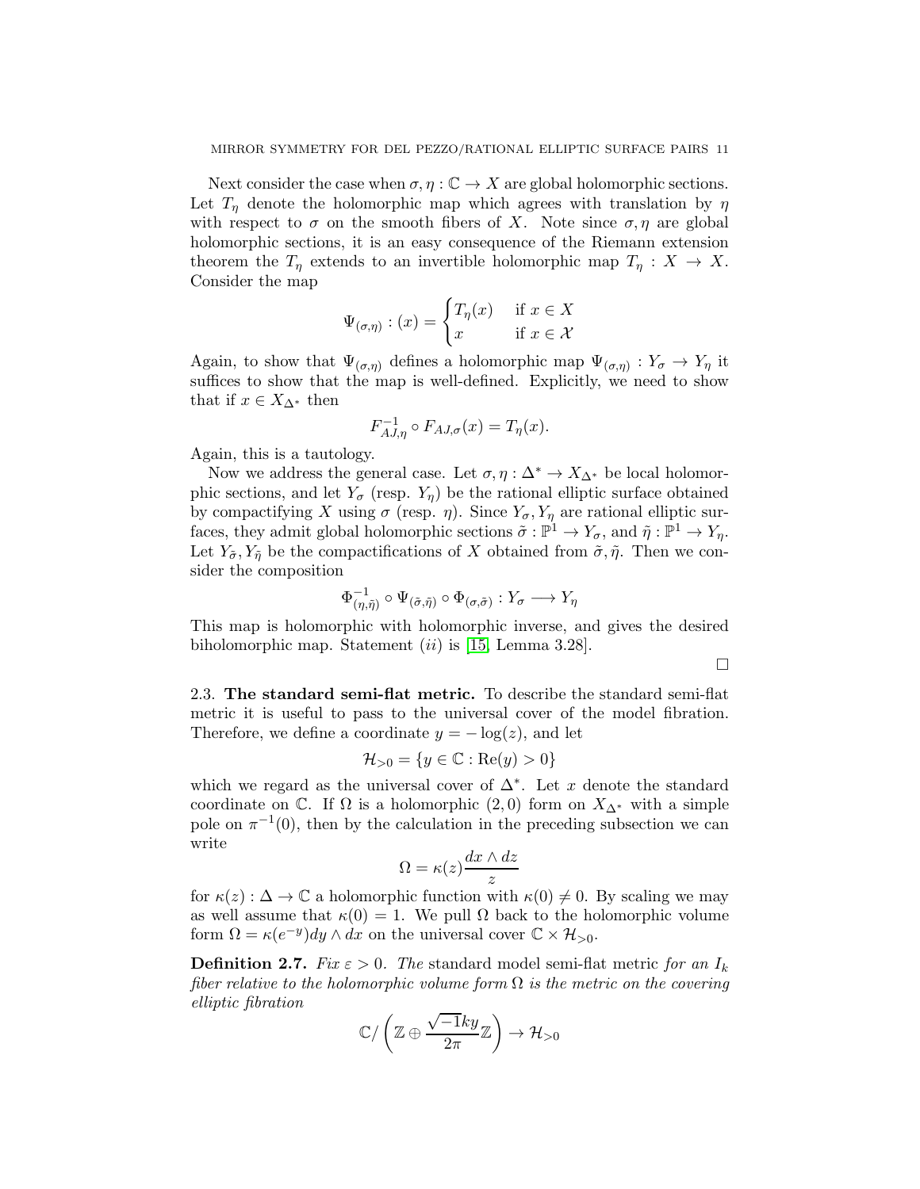Next consider the case when $\sigma, \eta : \mathbb{C} \to X$ are global holomorphic sections. Let $T_\eta$ denote the holomorphic map which agrees with translation by $\eta$ with respect to $\sigma$ on the smooth fibers of $X$. Note since $\sigma, \eta$ are global holomorphic sections, it is an easy consequence of the Riemann extension theorem the $T_\eta$ extends to an invertible holomorphic map $T_\eta : X \to X$. Consider the map

$$\Psi_{(\sigma,\eta)} : (x) = \begin{cases} T_\eta(x) & \text{if } x \in X \\ x & \text{if } x \in \mathcal{X} \end{cases}$$

Again, to show that $\Psi_{(\sigma,\eta)}$ defines a holomorphic map $\Psi_{(\sigma,\eta)} : Y_\sigma \to Y_\eta$ it suffices to show that the map is well-defined. Explicitly, we need to show that if $x \in X_{\Delta^*}$ then

$$F_{AJ,\eta}^{-1} \circ F_{AJ,\sigma}(x) = T_\eta(x).$$

Again, this is a tautology.

Now we address the general case. Let $\sigma, \eta : \Delta^* \to X_{\Delta^*}$ be local holomorphic sections, and let $Y_\sigma$ (resp. $Y_\eta$) be the rational elliptic surface obtained by compactifying $X$ using $\sigma$ (resp. $\eta$). Since $Y_\sigma, Y_\eta$ are rational elliptic surfaces, they admit global holomorphic sections $\tilde{\sigma} : \mathbb{P}^1 \to Y_\sigma$, and $\tilde{\eta} : \mathbb{P}^1 \to Y_\eta$. Let $Y_{\tilde{\sigma}}, Y_{\tilde{\eta}}$ be the compactifications of $X$ obtained from $\tilde{\sigma}, \tilde{\eta}$. Then we consider the composition

$$\Phi_{(\eta,\tilde{\eta})}^{-1} \circ \Psi_{(\tilde{\sigma},\tilde{\eta})} \circ \Phi_{(\sigma,\tilde{\sigma})} : Y_\sigma \longrightarrow Y_\eta$$

This map is holomorphic with holomorphic inverse, and gives the desired biholomorphic map. Statement $(ii)$ is [15, Lemma 3.28].

$\square$

## 2.3. The standard semi-flat metric.

To describe the standard semi-flat metric it is useful to pass to the universal cover of the model fibration. Therefore, we define a coordinate $y = -\log(z)$, and let

$$\mathcal{H}_{>0} = \{y \in \mathbb{C} : \mathrm{Re}(y) > 0\}$$

which we regard as the universal cover of $\Delta^*$. Let $x$ denote the standard coordinate on $\mathbb{C}$. If $\Omega$ is a holomorphic $(2,0)$ form on $X_{\Delta^*}$ with a simple pole on $\pi^{-1}(0)$, then by the calculation in the preceding subsection we can write

$$\Omega = \kappa(z)\frac{dx \wedge dz}{z}$$

for $\kappa(z) : \Delta \to \mathbb{C}$ a holomorphic function with $\kappa(0) \neq 0$. By scaling we may as well assume that $\kappa(0) = 1$. We pull $\Omega$ back to the holomorphic volume form $\Omega = \kappa(e^{-y})dy \wedge dx$ on the universal cover $\mathbb{C} \times \mathcal{H}_{>0}$.

**Definition 2.7.** *Fix $\varepsilon > 0$. The* standard model semi-flat metric *for an $I_k$ fiber relative to the holomorphic volume form $\Omega$ is the metric on the covering elliptic fibration*

$$\mathbb{C}/\left(\mathbb{Z} \oplus \frac{\sqrt{-1}ky}{2\pi}\mathbb{Z}\right) \to \mathcal{H}_{>0}$$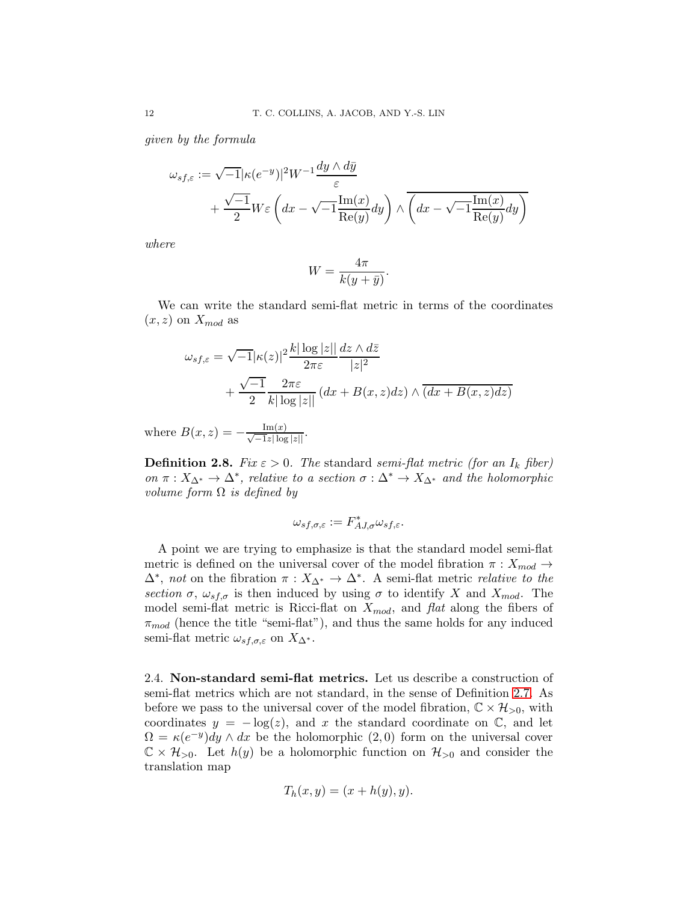*given by the formula*

$$
\begin{aligned}
\omega_{sf,\varepsilon} &:= \sqrt{-1}|\kappa(e^{-y})|^2 W^{-1}\frac{dy\wedge d\bar{y}}{\varepsilon} \\
&\quad + \frac{\sqrt{-1}}{2}W\varepsilon\left(dx - \sqrt{-1}\frac{\mathrm{Im}(x)}{\mathrm{Re}(y)}dy\right)\wedge\overline{\left(dx - \sqrt{-1}\frac{\mathrm{Im}(x)}{\mathrm{Re}(y)}dy\right)}
\end{aligned}
$$

*where*

$$
W = \frac{4\pi}{k(y+\bar{y})}.
$$

We can write the standard semi-flat metric in terms of the coordinates $(x,z)$ on $X_{mod}$ as

$$
\begin{aligned}
\omega_{sf,\varepsilon} &= \sqrt{-1}|\kappa(z)|^2\frac{k|\log|z||}{2\pi\varepsilon}\frac{dz\wedge d\bar{z}}{|z|^2} \\
&\quad + \frac{\sqrt{-1}}{2}\frac{2\pi\varepsilon}{k|\log|z||}\left(dx + B(x,z)dz\right)\wedge\overline{\left(dx + B(x,z)dz\right)}
\end{aligned}
$$

where $B(x,z) = -\frac{\mathrm{Im}(x)}{\sqrt{-1}z|\log|z||}$.

**Definition 2.8.** *Fix $\varepsilon > 0$. The* standard *semi-flat metric (for an $I_k$ fiber) on $\pi : X_{\Delta^*} \to \Delta^*$, relative to a section $\sigma : \Delta^* \to X_{\Delta^*}$ and the holomorphic volume form $\Omega$ is defined by*

$$
\omega_{sf,\sigma,\varepsilon} := F^*_{AJ,\sigma}\omega_{sf,\varepsilon}.
$$

A point we are trying to emphasize is that the standard model semi-flat metric is defined on the universal cover of the model fibration $\pi : X_{mod} \to \Delta^*$, *not* on the fibration $\pi : X_{\Delta^*} \to \Delta^*$. A semi-flat metric *relative to the section $\sigma$*, $\omega_{sf,\sigma}$ is then induced by using $\sigma$ to identify $X$ and $X_{mod}$. The model semi-flat metric is Ricci-flat on $X_{mod}$, and *flat* along the fibers of $\pi_{mod}$ (hence the title "semi-flat"), and thus the same holds for any induced semi-flat metric $\omega_{sf,\sigma,\varepsilon}$ on $X_{\Delta^*}$.

2.4. **Non-standard semi-flat metrics.** Let us describe a construction of semi-flat metrics which are not standard, in the sense of Definition 2.7. As before we pass to the universal cover of the model fibration, $\mathbb{C}\times\mathcal{H}_{>0}$, with coordinates $y = -\log(z)$, and $x$ the standard coordinate on $\mathbb{C}$, and let $\Omega = \kappa(e^{-y})dy\wedge dx$ be the holomorphic $(2,0)$ form on the universal cover $\mathbb{C}\times\mathcal{H}_{>0}$. Let $h(y)$ be a holomorphic function on $\mathcal{H}_{>0}$ and consider the translation map

$$
T_h(x,y) = (x + h(y), y).
$$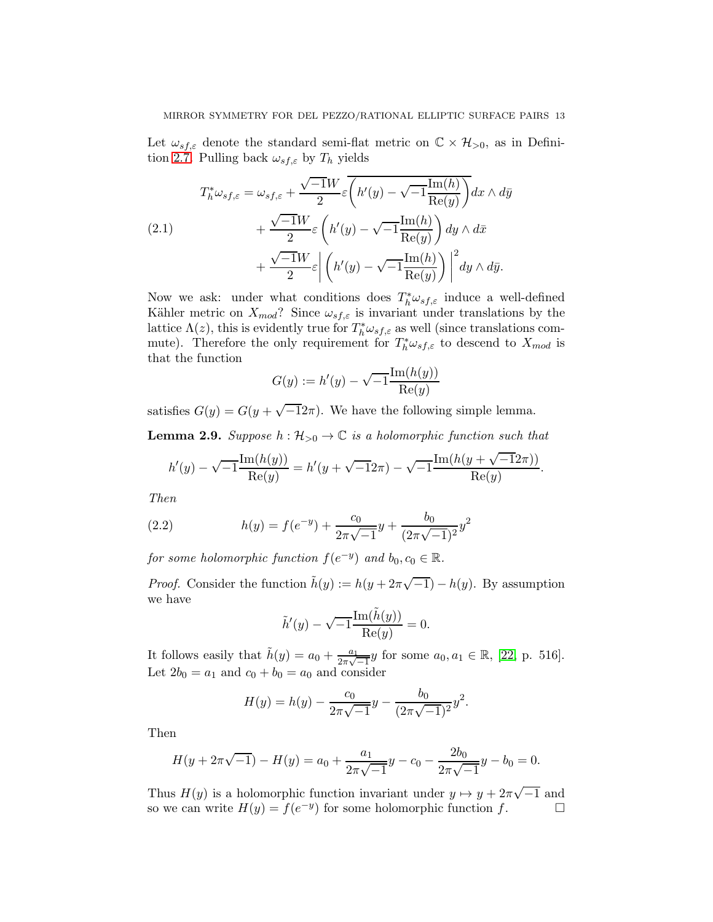Let $\omega_{sf,\varepsilon}$ denote the standard semi-flat metric on $\mathbb{C} \times \mathcal{H}_{>0}$, as in Definition 2.7. Pulling back $\omega_{sf,\varepsilon}$ by $T_h$ yields

$$
\begin{aligned}
T_h^*\omega_{sf,\varepsilon} = \omega_{sf,\varepsilon} &+ \frac{\sqrt{-1}W}{2}\varepsilon\overline{\left(h'(y) - \sqrt{-1}\frac{\mathrm{Im}(h)}{\mathrm{Re}(y)}\right)}dx \wedge d\bar{y} \\
&+ \frac{\sqrt{-1}W}{2}\varepsilon\left(h'(y) - \sqrt{-1}\frac{\mathrm{Im}(h)}{\mathrm{Re}(y)}\right)dy \wedge d\bar{x} \\
&+ \frac{\sqrt{-1}W}{2}\varepsilon\left|\left(h'(y) - \sqrt{-1}\frac{\mathrm{Im}(h)}{\mathrm{Re}(y)}\right)\right|^2 dy \wedge d\bar{y}.
\end{aligned} \tag{2.1}
$$

Now we ask: under what conditions does $T_h^*\omega_{sf,\varepsilon}$ induce a well-defined Kähler metric on $X_{mod}$? Since $\omega_{sf,\varepsilon}$ is invariant under translations by the lattice $\Lambda(z)$, this is evidently true for $T_h^*\omega_{sf,\varepsilon}$ as well (since translations commute). Therefore the only requirement for $T_h^*\omega_{sf,\varepsilon}$ to descend to $X_{mod}$ is that the function

$$
G(y) := h'(y) - \sqrt{-1}\frac{\mathrm{Im}(h(y))}{\mathrm{Re}(y)}
$$

satisfies $G(y) = G(y + \sqrt{-1}2\pi)$. We have the following simple lemma.

**Lemma 2.9.** *Suppose $h : \mathcal{H}_{>0} \to \mathbb{C}$ is a holomorphic function such that*

$$
h'(y) - \sqrt{-1}\frac{\mathrm{Im}(h(y))}{\mathrm{Re}(y)} = h'(y + \sqrt{-1}2\pi) - \sqrt{-1}\frac{\mathrm{Im}(h(y + \sqrt{-1}2\pi))}{\mathrm{Re}(y)}.
$$

*Then*

$$
h(y) = f(e^{-y}) + \frac{c_0}{2\pi\sqrt{-1}}y + \frac{b_0}{(2\pi\sqrt{-1})^2}y^2 \tag{2.2}
$$

*for some holomorphic function $f(e^{-y})$ and $b_0, c_0 \in \mathbb{R}$.*

*Proof.* Consider the function $\tilde{h}(y) := h(y + 2\pi\sqrt{-1}) - h(y)$. By assumption we have

$$
\tilde{h}'(y) - \sqrt{-1}\frac{\mathrm{Im}(\tilde{h}(y))}{\mathrm{Re}(y)} = 0.
$$

It follows easily that $\tilde{h}(y) = a_0 + \frac{a_1}{2\pi\sqrt{-1}}y$ for some $a_0, a_1 \in \mathbb{R}$, [22, p. 516]. Let $2b_0 = a_1$ and $c_0 + b_0 = a_0$ and consider

$$
H(y) = h(y) - \frac{c_0}{2\pi\sqrt{-1}}y - \frac{b_0}{(2\pi\sqrt{-1})^2}y^2.
$$

Then

$$
H(y + 2\pi\sqrt{-1}) - H(y) = a_0 + \frac{a_1}{2\pi\sqrt{-1}}y - c_0 - \frac{2b_0}{2\pi\sqrt{-1}}y - b_0 = 0.
$$

Thus $H(y)$ is a holomorphic function invariant under $y \mapsto y + 2\pi\sqrt{-1}$ and so we can write $H(y) = f(e^{-y})$ for some holomorphic function $f$. $\square$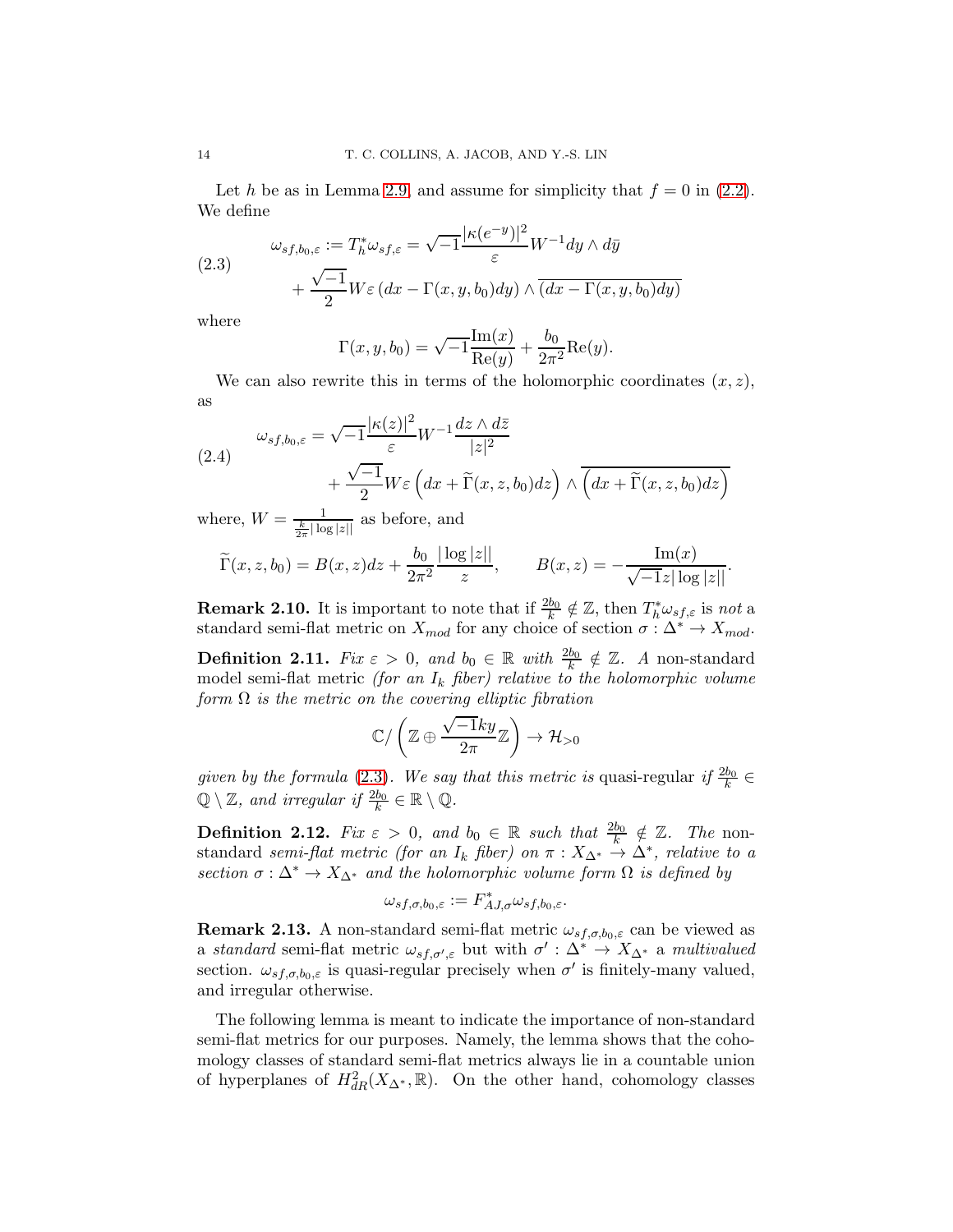Let $h$ be as in Lemma 2.9, and assume for simplicity that $f = 0$ in (2.2). We define

$$
\begin{aligned}
\omega_{sf,b_0,\varepsilon} := T_h^*\omega_{sf,\varepsilon} &= \sqrt{-1}\frac{|\kappa(e^{-y})|^2}{\varepsilon}W^{-1}dy\wedge d\bar{y} \\
&\quad + \frac{\sqrt{-1}}{2}W\varepsilon\left(dx - \Gamma(x,y,b_0)dy\right)\wedge\overline{(dx-\Gamma(x,y,b_0)dy)}
\end{aligned}
\tag{2.3}
$$

where

$$
\Gamma(x,y,b_0) = \sqrt{-1}\frac{\mathrm{Im}(x)}{\mathrm{Re}(y)} + \frac{b_0}{2\pi^2}\mathrm{Re}(y).
$$

We can also rewrite this in terms of the holomorphic coordinates $(x,z)$, as

$$
\begin{aligned}
\omega_{sf,b_0,\varepsilon} &= \sqrt{-1}\frac{|\kappa(z)|^2}{\varepsilon}W^{-1}\frac{dz\wedge d\bar{z}}{|z|^2} \\
&\quad + \frac{\sqrt{-1}}{2}W\varepsilon\left(dx + \widetilde{\Gamma}(x,z,b_0)dz\right)\wedge\overline{\left(dx+\widetilde{\Gamma}(x,z,b_0)dz\right)}
\end{aligned}
\tag{2.4}
$$

where, $W = \frac{1}{\frac{k}{2\pi}|\log|z||}$ as before, and

$$
\widetilde{\Gamma}(x,z,b_0) = B(x,z)dz + \frac{b_0}{2\pi^2}\frac{|\log|z||}{z}, \qquad B(x,z) = -\frac{\mathrm{Im}(x)}{\sqrt{-1}z|\log|z||}.
$$

**Remark 2.10.** It is important to note that if $\frac{2b_0}{k}\notin\mathbb{Z}$, then $T_h^*\omega_{sf,\varepsilon}$ is *not* a standard semi-flat metric on $X_{mod}$ for any choice of section $\sigma:\Delta^*\to X_{mod}$.

**Definition 2.11.** *Fix $\varepsilon > 0$, and $b_0\in\mathbb{R}$ with $\frac{2b_0}{k}\notin\mathbb{Z}$. A* non-standard model semi-flat metric *(for an $I_k$ fiber) relative to the holomorphic volume form $\Omega$ is the metric on the covering elliptic fibration*

$$
\mathbb{C}/\left(\mathbb{Z}\oplus\frac{\sqrt{-1}ky}{2\pi}\mathbb{Z}\right)\to\mathcal{H}_{>0}
$$

*given by the formula* (2.3)*. We say that this metric is* quasi-regular *if $\frac{2b_0}{k}\in\mathbb{Q}\setminus\mathbb{Z}$, and irregular if $\frac{2b_0}{k}\in\mathbb{R}\setminus\mathbb{Q}$.*

**Definition 2.12.** *Fix $\varepsilon > 0$, and $b_0\in\mathbb{R}$ such that $\frac{2b_0}{k}\notin\mathbb{Z}$. The* non-standard *semi-flat metric (for an $I_k$ fiber) on $\pi: X_{\Delta^*}\to\Delta^*$, relative to a section $\sigma:\Delta^*\to X_{\Delta^*}$ and the holomorphic volume form $\Omega$ is defined by*

$$
\omega_{sf,\sigma,b_0,\varepsilon} := F_{AJ,\sigma}^*\omega_{sf,b_0,\varepsilon}.
$$

**Remark 2.13.** A non-standard semi-flat metric $\omega_{sf,\sigma,b_0,\varepsilon}$ can be viewed as a *standard* semi-flat metric $\omega_{sf,\sigma',\varepsilon}$ but with $\sigma':\Delta^*\to X_{\Delta^*}$ a *multivalued* section. $\omega_{sf,\sigma,b_0,\varepsilon}$ is quasi-regular precisely when $\sigma'$ is finitely-many valued, and irregular otherwise.

The following lemma is meant to indicate the importance of non-standard semi-flat metrics for our purposes. Namely, the lemma shows that the cohomology classes of standard semi-flat metrics always lie in a countable union of hyperplanes of $H^2_{dR}(X_{\Delta^*},\mathbb{R})$. On the other hand, cohomology classes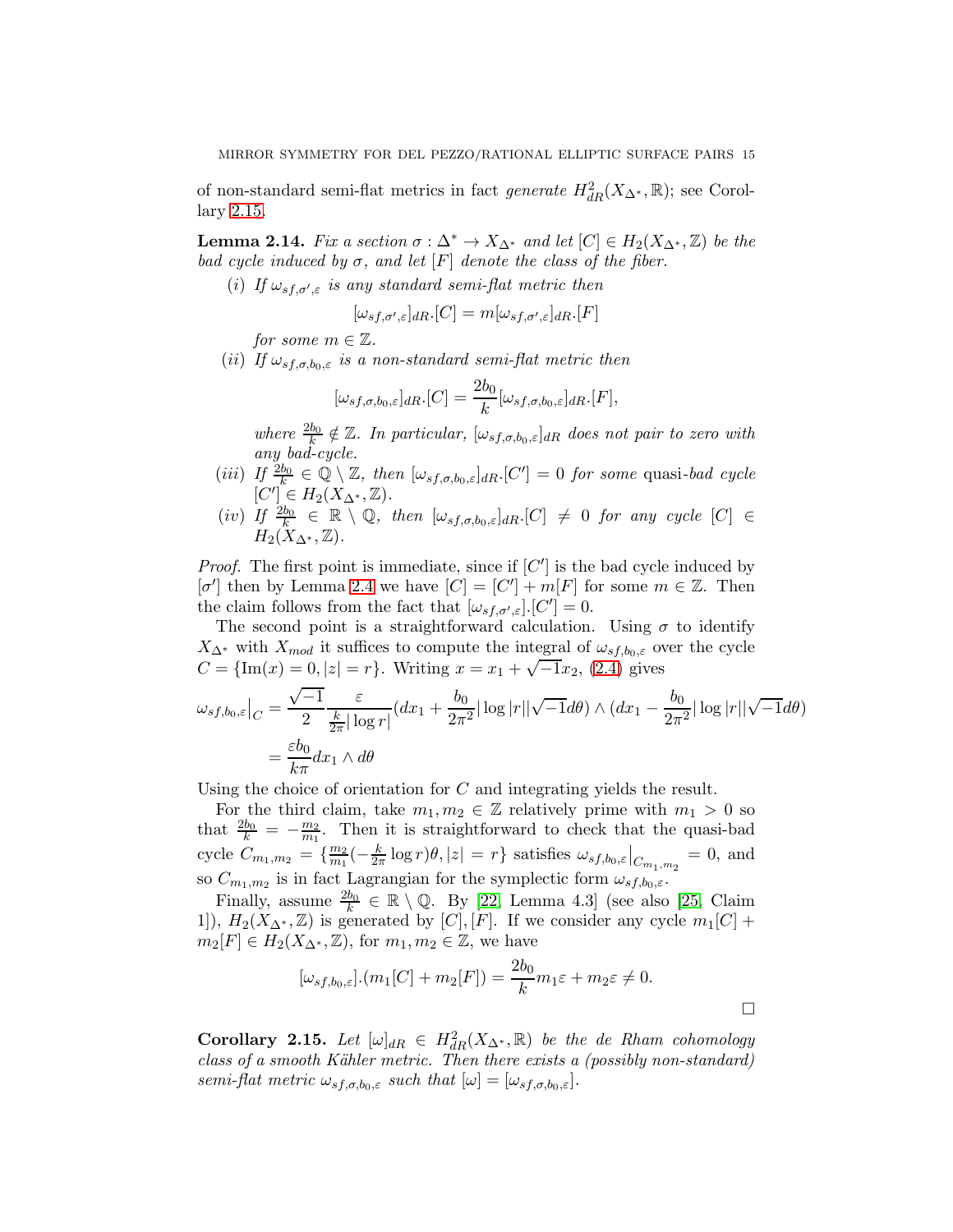of non-standard semi-flat metrics in fact *generate* $H^2_{dR}(X_{\Delta^*}, \mathbb{R})$; see Corollary 2.15.

**Lemma 2.14.** *Fix a section $\sigma : \Delta^* \to X_{\Delta^*}$ and let $[C] \in H_2(X_{\Delta^*}, \mathbb{Z})$ be the bad cycle induced by $\sigma$, and let $[F]$ denote the class of the fiber.*

*(i) If $\omega_{sf,\sigma',\varepsilon}$ is any standard semi-flat metric then*

$$[\omega_{sf,\sigma',\varepsilon}]_{dR}.[C] = m[\omega_{sf,\sigma',\varepsilon}]_{dR}.[F]$$

*for some $m \in \mathbb{Z}$.*

*(ii) If $\omega_{sf,\sigma,b_0,\varepsilon}$ is a non-standard semi-flat metric then*

$$[\omega_{sf,\sigma,b_0,\varepsilon}]_{dR}.[C] = \frac{2b_0}{k}[\omega_{sf,\sigma,b_0,\varepsilon}]_{dR}.[F],$$

*where $\frac{2b_0}{k} \notin \mathbb{Z}$. In particular, $[\omega_{sf,\sigma,b_0,\varepsilon}]_{dR}$ does not pair to zero with any bad-cycle.*

*(iii) If $\frac{2b_0}{k} \in \mathbb{Q} \setminus \mathbb{Z}$, then $[\omega_{sf,\sigma,b_0,\varepsilon}]_{dR}.[C'] = 0$ for some* quasi-*bad cycle $[C'] \in H_2(X_{\Delta^*}, \mathbb{Z})$.*

*(iv) If $\frac{2b_0}{k} \in \mathbb{R} \setminus \mathbb{Q}$, then $[\omega_{sf,\sigma,b_0,\varepsilon}]_{dR}.[C] \neq 0$ for any cycle $[C] \in H_2(X_{\Delta^*}, \mathbb{Z})$.*

*Proof.* The first point is immediate, since if $[C']$ is the bad cycle induced by $[\sigma']$ then by Lemma 2.4 we have $[C] = [C'] + m[F]$ for some $m \in \mathbb{Z}$. Then the claim follows from the fact that $[\omega_{sf,\sigma',\varepsilon}].[C'] = 0$.

The second point is a straightforward calculation. Using $\sigma$ to identify $X_{\Delta^*}$ with $X_{mod}$ it suffices to compute the integral of $\omega_{sf,b_0,\varepsilon}$ over the cycle $C = \{\mathrm{Im}(x) = 0, |z| = r\}$. Writing $x = x_1 + \sqrt{-1}x_2$, (2.4) gives

$$\begin{aligned}
\omega_{sf,b_0,\varepsilon}\big|_C &= \frac{\sqrt{-1}}{2}\frac{\varepsilon}{\frac{k}{2\pi}|\log r|}(dx_1 + \frac{b_0}{2\pi^2}|\log|r||\sqrt{-1}d\theta) \wedge (dx_1 - \frac{b_0}{2\pi^2}|\log|r||\sqrt{-1}d\theta) \\
&= \frac{\varepsilon b_0}{k\pi}dx_1 \wedge d\theta
\end{aligned}$$

Using the choice of orientation for $C$ and integrating yields the result.

For the third claim, take $m_1, m_2 \in \mathbb{Z}$ relatively prime with $m_1 > 0$ so that $\frac{2b_0}{k} = -\frac{m_2}{m_1}$. Then it is straightforward to check that the quasi-bad cycle $C_{m_1,m_2} = \{\frac{m_2}{m_1}(-\frac{k}{2\pi}\log r)\theta, |z| = r\}$ satisfies $\omega_{sf,b_0,\varepsilon}\big|_{C_{m_1,m_2}} = 0$, and so $C_{m_1,m_2}$ is in fact Lagrangian for the symplectic form $\omega_{sf,b_0,\varepsilon}$.

Finally, assume $\frac{2b_0}{k} \in \mathbb{R} \setminus \mathbb{Q}$. By [22, Lemma 4.3] (see also [25, Claim 1]), $H_2(X_{\Delta^*}, \mathbb{Z})$ is generated by $[C], [F]$. If we consider any cycle $m_1[C] + m_2[F] \in H_2(X_{\Delta^*}, \mathbb{Z})$, for $m_1, m_2 \in \mathbb{Z}$, we have

$$[\omega_{sf,b_0,\varepsilon}].(m_1[C] + m_2[F]) = \frac{2b_0}{k}m_1\varepsilon + m_2\varepsilon \neq 0.$$

$\square$

**Corollary 2.15.** *Let $[\omega]_{dR} \in H^2_{dR}(X_{\Delta^*}, \mathbb{R})$ be the de Rham cohomology class of a smooth Kähler metric. Then there exists a (possibly non-standard) semi-flat metric $\omega_{sf,\sigma,b_0,\varepsilon}$ such that $[\omega] = [\omega_{sf,\sigma,b_0,\varepsilon}]$.*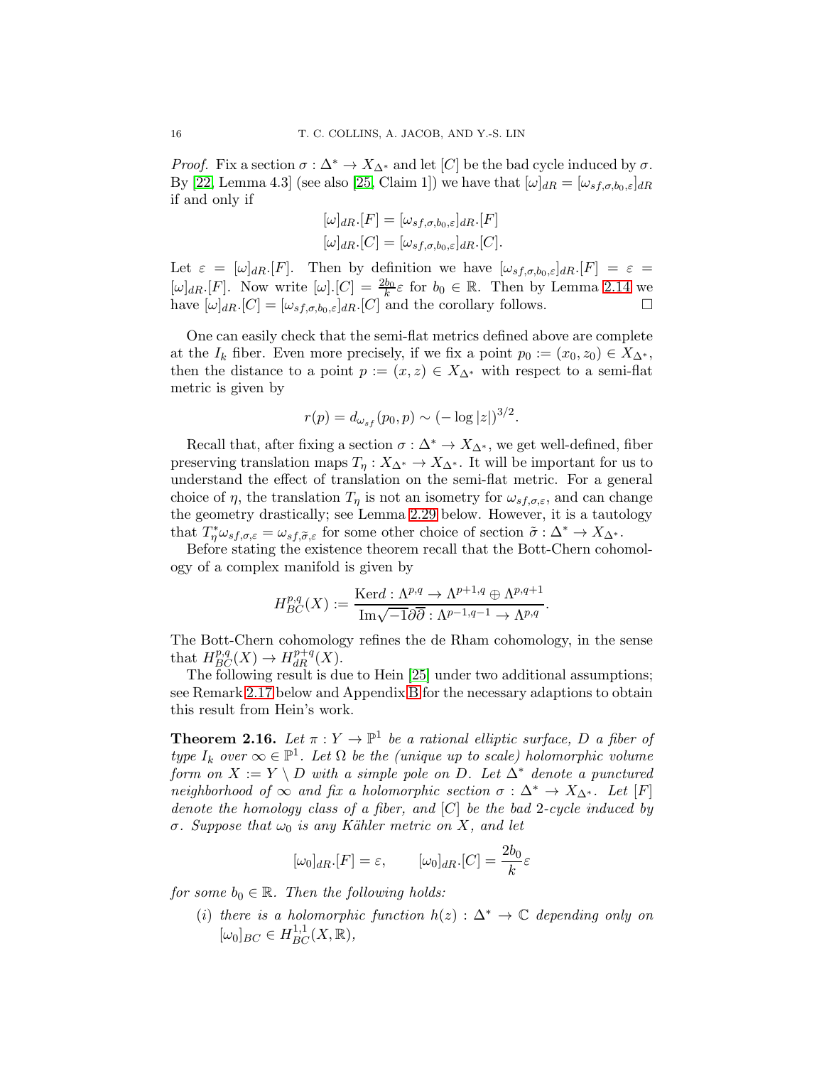*Proof.* Fix a section $\sigma : \Delta^* \to X_{\Delta^*}$ and let $[C]$ be the bad cycle induced by $\sigma$. By [22, Lemma 4.3] (see also [25, Claim 1]) we have that $[\omega]_{dR} = [\omega_{sf,\sigma,b_0,\varepsilon}]_{dR}$ if and only if

$$[\omega]_{dR}.[F] = [\omega_{sf,\sigma,b_0,\varepsilon}]_{dR}.[F]$$
$$[\omega]_{dR}.[C] = [\omega_{sf,\sigma,b_0,\varepsilon}]_{dR}.[C].$$

Let $\varepsilon = [\omega]_{dR}.[F]$. Then by definition we have $[\omega_{sf,\sigma,b_0,\varepsilon}]_{dR}.[F] = \varepsilon = [\omega]_{dR}.[F]$. Now write $[\omega].[C] = \frac{2b_0}{k}\varepsilon$ for $b_0 \in \mathbb{R}$. Then by Lemma 2.14 we have $[\omega]_{dR}.[C] = [\omega_{sf,\sigma,b_0,\varepsilon}]_{dR}.[C]$ and the corollary follows. $\square$

One can easily check that the semi-flat metrics defined above are complete at the $I_k$ fiber. Even more precisely, if we fix a point $p_0 := (x_0, z_0) \in X_{\Delta^*}$, then the distance to a point $p := (x, z) \in X_{\Delta^*}$ with respect to a semi-flat metric is given by

$$r(p) = d_{\omega_{sf}}(p_0, p) \sim (-\log|z|)^{3/2}.$$

Recall that, after fixing a section $\sigma : \Delta^* \to X_{\Delta^*}$, we get well-defined, fiber preserving translation maps $T_\eta : X_{\Delta^*} \to X_{\Delta^*}$. It will be important for us to understand the effect of translation on the semi-flat metric. For a general choice of $\eta$, the translation $T_\eta$ is not an isometry for $\omega_{sf,\sigma,\varepsilon}$, and can change the geometry drastically; see Lemma 2.29 below. However, it is a tautology that $T_\eta^*\omega_{sf,\sigma,\varepsilon} = \omega_{sf,\tilde{\sigma},\varepsilon}$ for some other choice of section $\tilde{\sigma} : \Delta^* \to X_{\Delta^*}$.

Before stating the existence theorem recall that the Bott-Chern cohomology of a complex manifold is given by

$$H^{p,q}_{BC}(X) := \frac{\mathrm{Ker} d : \Lambda^{p,q} \to \Lambda^{p+1,q} \oplus \Lambda^{p,q+1}}{\mathrm{Im}\sqrt{-1}\partial\bar{\partial} : \Lambda^{p-1,q-1} \to \Lambda^{p,q}}.$$

The Bott-Chern cohomology refines the de Rham cohomology, in the sense that $H^{p,q}_{BC}(X) \to H^{p+q}_{dR}(X)$.

The following result is due to Hein [25] under two additional assumptions; see Remark 2.17 below and Appendix B for the necessary adaptions to obtain this result from Hein's work.

**Theorem 2.16.** *Let $\pi : Y \to \mathbb{P}^1$ be a rational elliptic surface, $D$ a fiber of type $I_k$ over $\infty \in \mathbb{P}^1$. Let $\Omega$ be the (unique up to scale) holomorphic volume form on $X := Y \setminus D$ with a simple pole on $D$. Let $\Delta^*$ denote a punctured neighborhood of $\infty$ and fix a holomorphic section $\sigma : \Delta^* \to X_{\Delta^*}$. Let $[F]$ denote the homology class of a fiber, and $[C]$ be the bad 2-cycle induced by $\sigma$. Suppose that $\omega_0$ is any Kähler metric on $X$, and let*

$$[\omega_0]_{dR}.[F] = \varepsilon, \qquad [\omega_0]_{dR}.[C] = \frac{2b_0}{k}\varepsilon$$

*for some $b_0 \in \mathbb{R}$. Then the following holds:*

(i) *there is a holomorphic function $h(z) : \Delta^* \to \mathbb{C}$ depending only on $[\omega_0]_{BC} \in H^{1,1}_{BC}(X, \mathbb{R})$,*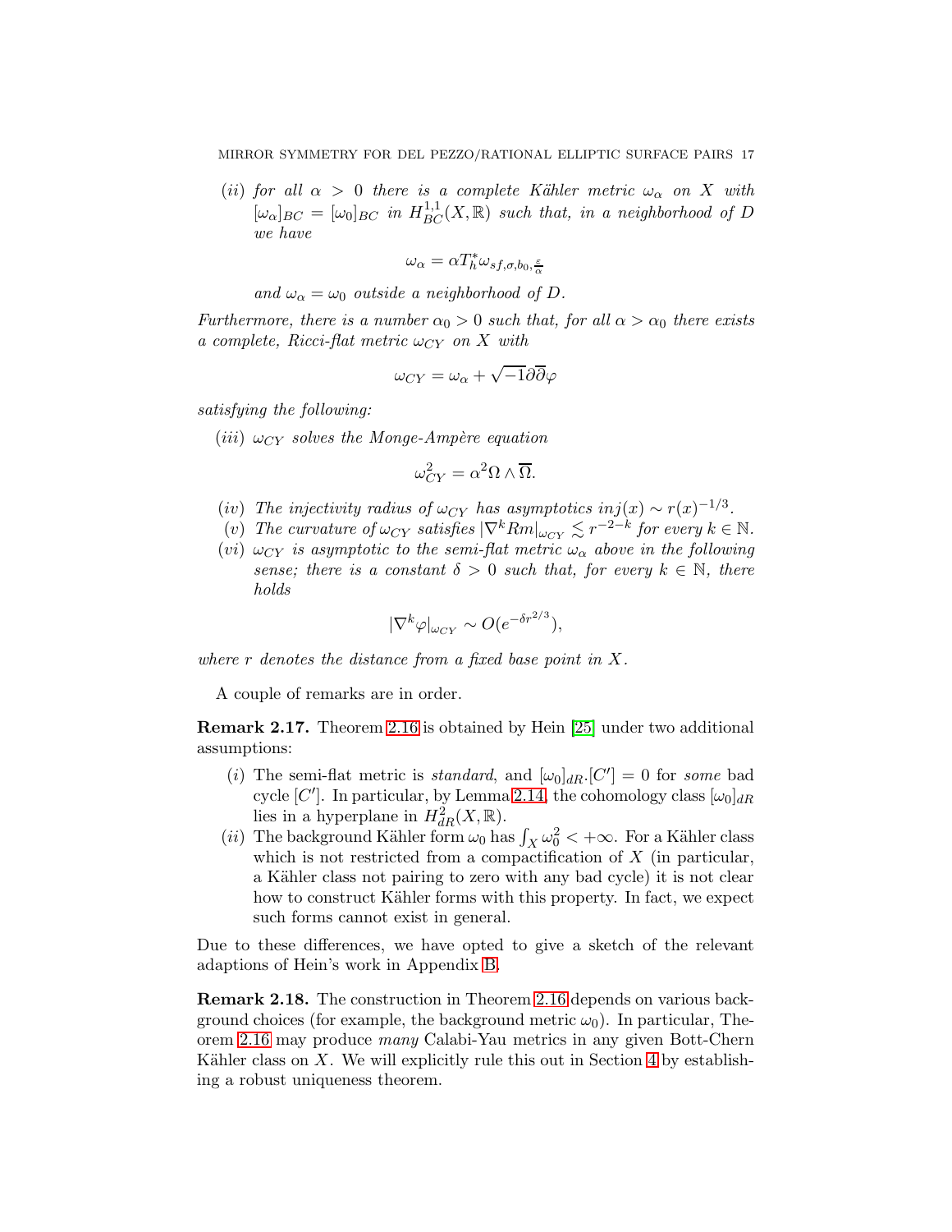*(ii) for all $\alpha > 0$ there is a complete Kähler metric $\omega_\alpha$ on $X$ with $[\omega_\alpha]_{BC} = [\omega_0]_{BC}$ in $H^{1,1}_{BC}(X, \mathbb{R})$ such that, in a neighborhood of $D$ we have*

$$\omega_\alpha = \alpha T_h^* \omega_{sf,\sigma,b_0,\frac{\varepsilon}{\alpha}}$$

*and $\omega_\alpha = \omega_0$ outside a neighborhood of $D$.*

*Furthermore, there is a number $\alpha_0 > 0$ such that, for all $\alpha > \alpha_0$ there exists a complete, Ricci-flat metric $\omega_{CY}$ on $X$ with*

$$\omega_{CY} = \omega_\alpha + \sqrt{-1}\partial\overline{\partial}\varphi$$

*satisfying the following:*

*(iii) $\omega_{CY}$ solves the Monge-Ampère equation*

$$\omega_{CY}^2 = \alpha^2 \Omega \wedge \overline{\Omega}.$$

*(iv) The injectivity radius of $\omega_{CY}$ has asymptotics $inj(x) \sim r(x)^{-1/3}$.*

*(v) The curvature of $\omega_{CY}$ satisfies $|\nabla^k Rm|_{\omega_{CY}} \lesssim r^{-2-k}$ for every $k \in \mathbb{N}$.*

*(vi) $\omega_{CY}$ is asymptotic to the semi-flat metric $\omega_\alpha$ above in the following sense; there is a constant $\delta > 0$ such that, for every $k \in \mathbb{N}$, there holds*

$$|\nabla^k \varphi|_{\omega_{CY}} \sim O(e^{-\delta r^{2/3}}),$$

*where $r$ denotes the distance from a fixed base point in $X$.*

A couple of remarks are in order.

**Remark 2.17.** Theorem 2.16 is obtained by Hein [25] under two additional assumptions:

- $(i)$ The semi-flat metric is *standard*, and $[\omega_0]_{dR}.[C'] = 0$ for *some* bad cycle $[C']$. In particular, by Lemma 2.14, the cohomology class $[\omega_0]_{dR}$ lies in a hyperplane in $H^2_{dR}(X, \mathbb{R})$.
- $(ii)$ The background Kähler form $\omega_0$ has $\int_X \omega_0^2 < +\infty$. For a Kähler class which is not restricted from a compactification of $X$ (in particular, a Kähler class not pairing to zero with any bad cycle) it is not clear how to construct Kähler forms with this property. In fact, we expect such forms cannot exist in general.

Due to these differences, we have opted to give a sketch of the relevant adaptions of Hein's work in Appendix B.

**Remark 2.18.** The construction in Theorem 2.16 depends on various background choices (for example, the background metric $\omega_0$). In particular, Theorem 2.16 may produce *many* Calabi-Yau metrics in any given Bott-Chern Kähler class on $X$. We will explicitly rule this out in Section 4 by establishing a robust uniqueness theorem.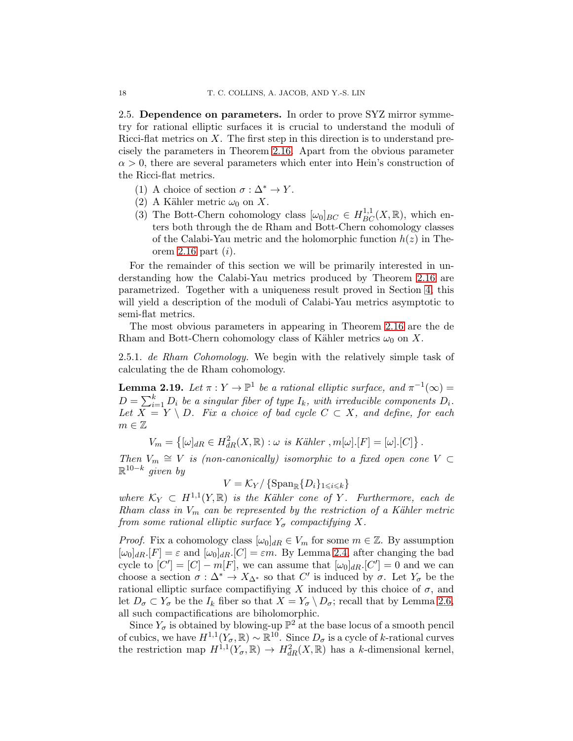### 2.5. Dependence on parameters.

In order to prove SYZ mirror symmetry for rational elliptic surfaces it is crucial to understand the moduli of Ricci-flat metrics on $X$. The first step in this direction is to understand precisely the parameters in Theorem 2.16. Apart from the obvious parameter $\alpha > 0$, there are several parameters which enter into Hein's construction of the Ricci-flat metrics.

1. A choice of section $\sigma : \Delta^* \to Y$.
2. A Kähler metric $\omega_0$ on $X$.
3. The Bott-Chern cohomology class $[\omega_0]_{BC} \in H^{1,1}_{BC}(X, \mathbb{R})$, which enters both through the de Rham and Bott-Chern cohomology classes of the Calabi-Yau metric and the holomorphic function $h(z)$ in Theorem 2.16 part $(i)$.

For the remainder of this section we will be primarily interested in understanding how the Calabi-Yau metrics produced by Theorem 2.16 are parametrized. Together with a uniqueness result proved in Section 4, this will yield a description of the moduli of Calabi-Yau metrics asymptotic to semi-flat metrics.

The most obvious parameters in appearing in Theorem 2.16 are the de Rham and Bott-Chern cohomology class of Kähler metrics $\omega_0$ on $X$.

#### 2.5.1. *de Rham Cohomology.*

We begin with the relatively simple task of calculating the de Rham cohomology.

**Lemma 2.19.** *Let $\pi : Y \to \mathbb{P}^1$ be a rational elliptic surface, and $\pi^{-1}(\infty) = D = \sum_{i=1}^{k} D_i$ be a singular fiber of type $I_k$, with irreducible components $D_i$. Let $X = Y \setminus D$. Fix a choice of bad cycle $C \subset X$, and define, for each $m \in \mathbb{Z}$*

$$V_m = \left\{[\omega]_{dR} \in H^2_{dR}(X, \mathbb{R}) : \omega \text{ is Kähler }, m[\omega].[F] = [\omega].[C]\right\}.$$

*Then $V_m \cong V$ is (non-canonically) isomorphic to a fixed open cone $V \subset \mathbb{R}^{10-k}$ given by*

$$V = \mathcal{K}_Y / \left\{\mathrm{Span}_{\mathbb{R}}\{D_i\}_{1 \leqslant i \leqslant k}\right\}$$

*where $\mathcal{K}_Y \subset H^{1,1}(Y, \mathbb{R})$ is the Kähler cone of $Y$. Furthermore, each de Rham class in $V_m$ can be represented by the restriction of a Kähler metric from some rational elliptic surface $Y_\sigma$ compactifying $X$.*

*Proof.* Fix a cohomology class $[\omega_0]_{dR} \in V_m$ for some $m \in \mathbb{Z}$. By assumption $[\omega_0]_{dR}.[F] = \varepsilon$ and $[\omega_0]_{dR}.[C] = \varepsilon m$. By Lemma 2.4, after changing the bad cycle to $[C'] = [C] - m[F]$, we can assume that $[\omega_0]_{dR}.[C'] = 0$ and we can choose a section $\sigma : \Delta^* \to X_{\Delta^*}$ so that $C'$ is induced by $\sigma$. Let $Y_\sigma$ be the rational elliptic surface compactifiying $X$ induced by this choice of $\sigma$, and let $D_\sigma \subset Y_\sigma$ be the $I_k$ fiber so that $X = Y_\sigma \setminus D_\sigma$; recall that by Lemma 2.6, all such compactifications are biholomorphic.

Since $Y_\sigma$ is obtained by blowing-up $\mathbb{P}^2$ at the base locus of a smooth pencil of cubics, we have $H^{1,1}(Y_\sigma, \mathbb{R}) \sim \mathbb{R}^{10}$. Since $D_\sigma$ is a cycle of $k$-rational curves the restriction map $H^{1,1}(Y_\sigma, \mathbb{R}) \to H^2_{dR}(X, \mathbb{R})$ has a $k$-dimensional kernel,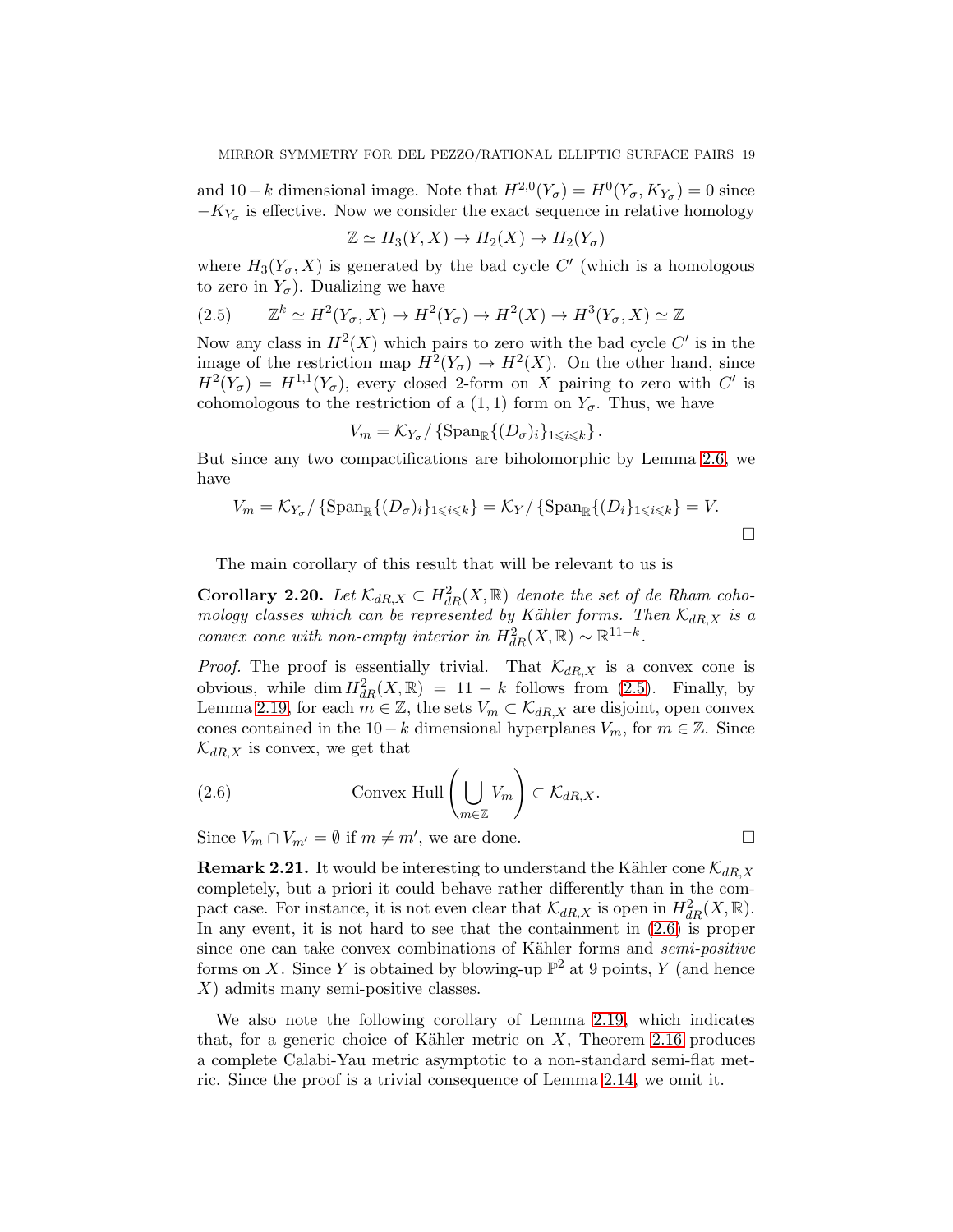and $10-k$ dimensional image. Note that $H^{2,0}(Y_\sigma) = H^0(Y_\sigma, K_{Y_\sigma}) = 0$ since $-K_{Y_\sigma}$ is effective. Now we consider the exact sequence in relative homology

$$\mathbb{Z} \simeq H_3(Y, X) \to H_2(X) \to H_2(Y_\sigma)$$

where $H_3(Y_\sigma, X)$ is generated by the bad cycle $C'$ (which is a homologous to zero in $Y_\sigma$). Dualizing we have

$$\mathbb{Z}^k \simeq H^2(Y_\sigma, X) \to H^2(Y_\sigma) \to H^2(X) \to H^3(Y_\sigma, X) \simeq \mathbb{Z} \tag{2.5}$$

Now any class in $H^2(X)$ which pairs to zero with the bad cycle $C'$ is in the image of the restriction map $H^2(Y_\sigma) \to H^2(X)$. On the other hand, since $H^2(Y_\sigma) = H^{1,1}(Y_\sigma)$, every closed 2-form on $X$ pairing to zero with $C'$ is cohomologous to the restriction of a $(1,1)$ form on $Y_\sigma$. Thus, we have

$$V_m = \mathcal{K}_{Y_\sigma} / \left\{ \operatorname{Span}_{\mathbb{R}}\{(D_\sigma)_i\}_{1 \leqslant i \leqslant k} \right\}.$$

But since any two compactifications are biholomorphic by Lemma 2.6, we have

$$V_m = \mathcal{K}_{Y_\sigma} / \left\{ \operatorname{Span}_{\mathbb{R}}\{(D_\sigma)_i\}_{1 \leqslant i \leqslant k} \right\} = \mathcal{K}_Y / \left\{ \operatorname{Span}_{\mathbb{R}}\{(D_i\}_{1 \leqslant i \leqslant k} \right\} = V.$$

□

The main corollary of this result that will be relevant to us is

**Corollary 2.20.** *Let $\mathcal{K}_{dR,X} \subset H^2_{dR}(X, \mathbb{R})$ denote the set of de Rham cohomology classes which can be represented by Kähler forms. Then $\mathcal{K}_{dR,X}$ is a convex cone with non-empty interior in $H^2_{dR}(X, \mathbb{R}) \sim \mathbb{R}^{11-k}$.*

*Proof.* The proof is essentially trivial. That $\mathcal{K}_{dR,X}$ is a convex cone is obvious, while $\dim H^2_{dR}(X, \mathbb{R}) = 11 - k$ follows from (2.5). Finally, by Lemma 2.19, for each $m \in \mathbb{Z}$, the sets $V_m \subset \mathcal{K}_{dR,X}$ are disjoint, open convex cones contained in the $10-k$ dimensional hyperplanes $V_m$, for $m \in \mathbb{Z}$. Since $\mathcal{K}_{dR,X}$ is convex, we get that

$$\text{Convex Hull}\left( \bigcup_{m \in \mathbb{Z}} V_m \right) \subset \mathcal{K}_{dR,X}. \tag{2.6}$$

Since $V_m \cap V_{m'} = \emptyset$ if $m \neq m'$, we are done. □

**Remark 2.21.** It would be interesting to understand the Kähler cone $\mathcal{K}_{dR,X}$ completely, but a priori it could behave rather differently than in the compact case. For instance, it is not even clear that $\mathcal{K}_{dR,X}$ is open in $H^2_{dR}(X, \mathbb{R})$. In any event, it is not hard to see that the containment in (2.6) is proper since one can take convex combinations of Kähler forms and *semi-positive* forms on $X$. Since $Y$ is obtained by blowing-up $\mathbb{P}^2$ at 9 points, $Y$ (and hence $X$) admits many semi-positive classes.

We also note the following corollary of Lemma 2.19, which indicates that, for a generic choice of Kähler metric on $X$, Theorem 2.16 produces a complete Calabi-Yau metric asymptotic to a non-standard semi-flat metric. Since the proof is a trivial consequence of Lemma 2.14, we omit it.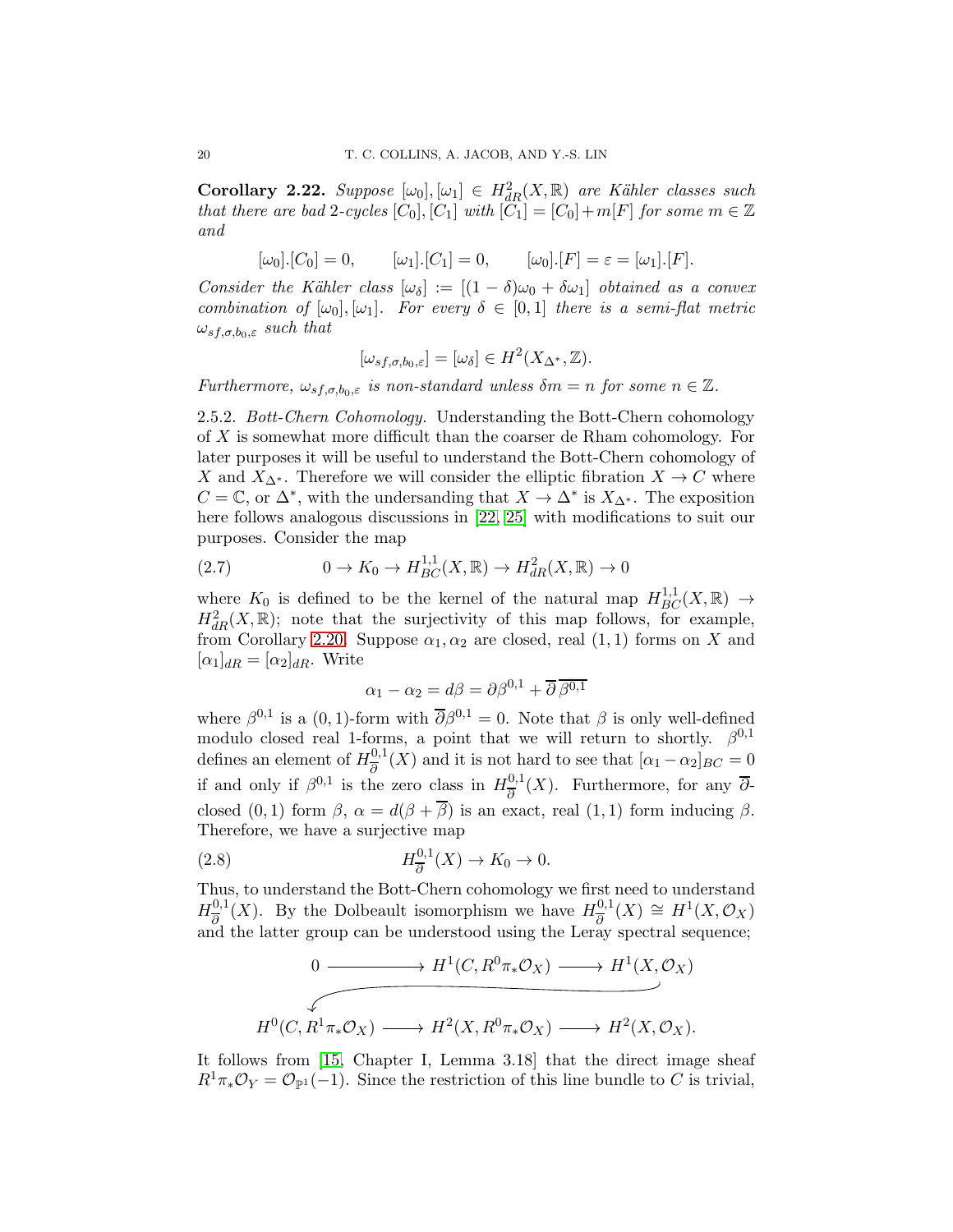**Corollary 2.22.** *Suppose $[\omega_0], [\omega_1] \in H^2_{dR}(X, \mathbb{R})$ are Kähler classes such that there are bad 2-cycles $[C_0], [C_1]$ with $[C_1] = [C_0] + m[F]$ for some $m \in \mathbb{Z}$ and*

$$[\omega_0].[C_0] = 0, \qquad [\omega_1].[C_1] = 0, \qquad [\omega_0].[F] = \varepsilon = [\omega_1].[F].$$

*Consider the Kähler class $[\omega_\delta] := [(1-\delta)\omega_0 + \delta\omega_1]$ obtained as a convex combination of $[\omega_0], [\omega_1]$. For every $\delta \in [0,1]$ there is a semi-flat metric $\omega_{sf,\sigma,b_0,\varepsilon}$ such that*

$$[\omega_{sf,\sigma,b_0,\varepsilon}] = [\omega_\delta] \in H^2(X_{\Delta^*}, \mathbb{Z}).$$

*Furthermore, $\omega_{sf,\sigma,b_0,\varepsilon}$ is non-standard unless $\delta m = n$ for some $n \in \mathbb{Z}$.*

2.5.2. *Bott-Chern Cohomology.* Understanding the Bott-Chern cohomology of $X$ is somewhat more difficult than the coarser de Rham cohomology. For later purposes it will be useful to understand the Bott-Chern cohomology of $X$ and $X_{\Delta^*}$. Therefore we will consider the elliptic fibration $X \to C$ where $C = \mathbb{C}$, or $\Delta^*$, with the undersanding that $X \to \Delta^*$ is $X_{\Delta^*}$. The exposition here follows analogous discussions in [22, 25] with modifications to suit our purposes. Consider the map

$$0 \to K_0 \to H^{1,1}_{BC}(X, \mathbb{R}) \to H^2_{dR}(X, \mathbb{R}) \to 0 \tag{2.7}$$

where $K_0$ is defined to be the kernel of the natural map $H^{1,1}_{BC}(X, \mathbb{R}) \to H^2_{dR}(X, \mathbb{R})$; note that the surjectivity of this map follows, for example, from Corollary 2.20. Suppose $\alpha_1, \alpha_2$ are closed, real $(1,1)$ forms on $X$ and $[\alpha_1]_{dR} = [\alpha_2]_{dR}$. Write

$$\alpha_1 - \alpha_2 = d\beta = \partial\beta^{0,1} + \overline{\partial}\,\overline{\beta^{0,1}}$$

where $\beta^{0,1}$ is a $(0,1)$-form with $\overline{\partial}\beta^{0,1} = 0$. Note that $\beta$ is only well-defined modulo closed real 1-forms, a point that we will return to shortly. $\beta^{0,1}$ defines an element of $H^{0,1}_{\overline{\partial}}(X)$ and it is not hard to see that $[\alpha_1 - \alpha_2]_{BC} = 0$ if and only if $\beta^{0,1}$ is the zero class in $H^{0,1}_{\overline{\partial}}(X)$. Furthermore, for any $\overline{\partial}$-closed $(0,1)$ form $\beta$, $\alpha = d(\beta + \overline{\beta})$ is an exact, real $(1,1)$ form inducing $\beta$. Therefore, we have a surjective map

$$H^{0,1}_{\overline{\partial}}(X) \to K_0 \to 0. \tag{2.8}$$

Thus, to understand the Bott-Chern cohomology we first need to understand $H^{0,1}_{\overline{\partial}}(X)$. By the Dolbeault isomorphism we have $H^{0,1}_{\overline{\partial}}(X) \cong H^1(X, \mathcal{O}_X)$ and the latter group can be understood using the Leray spectral sequence;

$$0 \longrightarrow H^1(C, R^0\pi_*\mathcal{O}_X) \longrightarrow H^1(X, \mathcal{O}_X) \longrightarrow H^0(C, R^1\pi_*\mathcal{O}_X) \longrightarrow H^2(X, R^0\pi_*\mathcal{O}_X) \longrightarrow H^2(X, \mathcal{O}_X).$$

It follows from [15, Chapter I, Lemma 3.18] that the direct image sheaf $R^1\pi_*\mathcal{O}_Y = \mathcal{O}_{\mathbb{P}^1}(-1)$. Since the restriction of this line bundle to $C$ is trivial,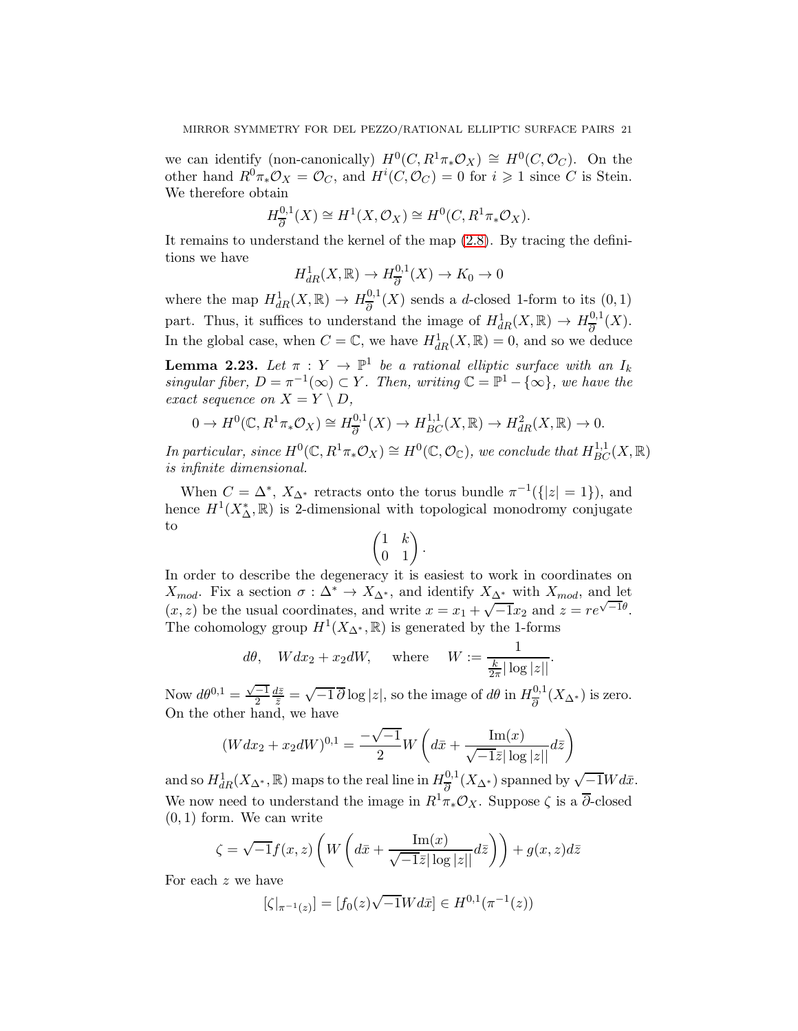we can identify (non-canonically) $H^0(C, R^1\pi_*\mathcal{O}_X) \cong H^0(C, \mathcal{O}_C)$. On the other hand $R^0\pi_*\mathcal{O}_X = \mathcal{O}_C$, and $H^i(C, \mathcal{O}_C) = 0$ for $i \geqslant 1$ since $C$ is Stein. We therefore obtain

$$H^{0,1}_{\overline{\partial}}(X) \cong H^1(X, \mathcal{O}_X) \cong H^0(C, R^1\pi_*\mathcal{O}_X).$$

It remains to understand the kernel of the map (2.8). By tracing the definitions we have

$$H^1_{dR}(X, \mathbb{R}) \to H^{0,1}_{\overline{\partial}}(X) \to K_0 \to 0$$

where the map $H^1_{dR}(X, \mathbb{R}) \to H^{0,1}_{\overline{\partial}}(X)$ sends a $d$-closed 1-form to its $(0,1)$ part. Thus, it suffices to understand the image of $H^1_{dR}(X, \mathbb{R}) \to H^{0,1}_{\overline{\partial}}(X)$. In the global case, when $C = \mathbb{C}$, we have $H^1_{dR}(X, \mathbb{R}) = 0$, and so we deduce

**Lemma 2.23.** *Let $\pi : Y \to \mathbb{P}^1$ be a rational elliptic surface with an $I_k$ singular fiber, $D = \pi^{-1}(\infty) \subset Y$. Then, writing $\mathbb{C} = \mathbb{P}^1 - \{\infty\}$, we have the exact sequence on $X = Y \setminus D$,*

$$0 \to H^0(\mathbb{C}, R^1\pi_*\mathcal{O}_X) \cong H^{0,1}_{\overline{\partial}}(X) \to H^{1,1}_{BC}(X, \mathbb{R}) \to H^2_{dR}(X, \mathbb{R}) \to 0.$$

*In particular, since $H^0(\mathbb{C}, R^1\pi_*\mathcal{O}_X) \cong H^0(\mathbb{C}, \mathcal{O}_{\mathbb{C}})$, we conclude that $H^{1,1}_{BC}(X, \mathbb{R})$ is infinite dimensional.*

When $C = \Delta^*$, $X_{\Delta^*}$ retracts onto the torus bundle $\pi^{-1}(\{|z| = 1\})$, and hence $H^1(X^*_\Delta, \mathbb{R})$ is 2-dimensional with topological monodromy conjugate to

$$\begin{pmatrix} 1 & k \\ 0 & 1 \end{pmatrix}.$$

In order to describe the degeneracy it is easiest to work in coordinates on $X_{mod}$. Fix a section $\sigma : \Delta^* \to X_{\Delta^*}$, and identify $X_{\Delta^*}$ with $X_{mod}$, and let $(x, z)$ be the usual coordinates, and write $x = x_1 + \sqrt{-1}x_2$ and $z = re^{\sqrt{-1}\theta}$. The cohomology group $H^1(X_{\Delta^*}, \mathbb{R})$ is generated by the 1-forms

$$d\theta, \quad W dx_2 + x_2 dW, \quad \text{ where } \quad W := \frac{1}{\frac{k}{2\pi}|\log|z||}.$$

Now $d\theta^{0,1} = \frac{\sqrt{-1}}{2}\frac{d\bar{z}}{\bar{z}} = \sqrt{-1}\,\overline{\partial}\log|z|$, so the image of $d\theta$ in $H^{0,1}_{\overline{\partial}}(X_{\Delta^*})$ is zero. On the other hand, we have

$$(W dx_2 + x_2 dW)^{0,1} = \frac{-\sqrt{-1}}{2} W\left(d\bar{x} + \frac{\mathrm{Im}(x)}{\sqrt{-1}\bar{z}|\log|z||}d\bar{z}\right)$$

and so $H^1_{dR}(X_{\Delta^*}, \mathbb{R})$ maps to the real line in $H^{0,1}_{\overline{\partial}}(X_{\Delta^*})$ spanned by $\sqrt{-1}W d\bar{x}$. We now need to understand the image in $R^1\pi_*\mathcal{O}_X$. Suppose $\zeta$ is a $\overline{\partial}$-closed $(0,1)$ form. We can write

$$\zeta = \sqrt{-1}f(x,z)\left(W\left(d\bar{x} + \frac{\mathrm{Im}(x)}{\sqrt{-1}\bar{z}|\log|z||}d\bar{z}\right)\right) + g(x,z)d\bar{z}$$

For each $z$ we have

$$[\zeta|_{\pi^{-1}(z)}] = [f_0(z)\sqrt{-1}W d\bar{x}] \in H^{0,1}(\pi^{-1}(z))$$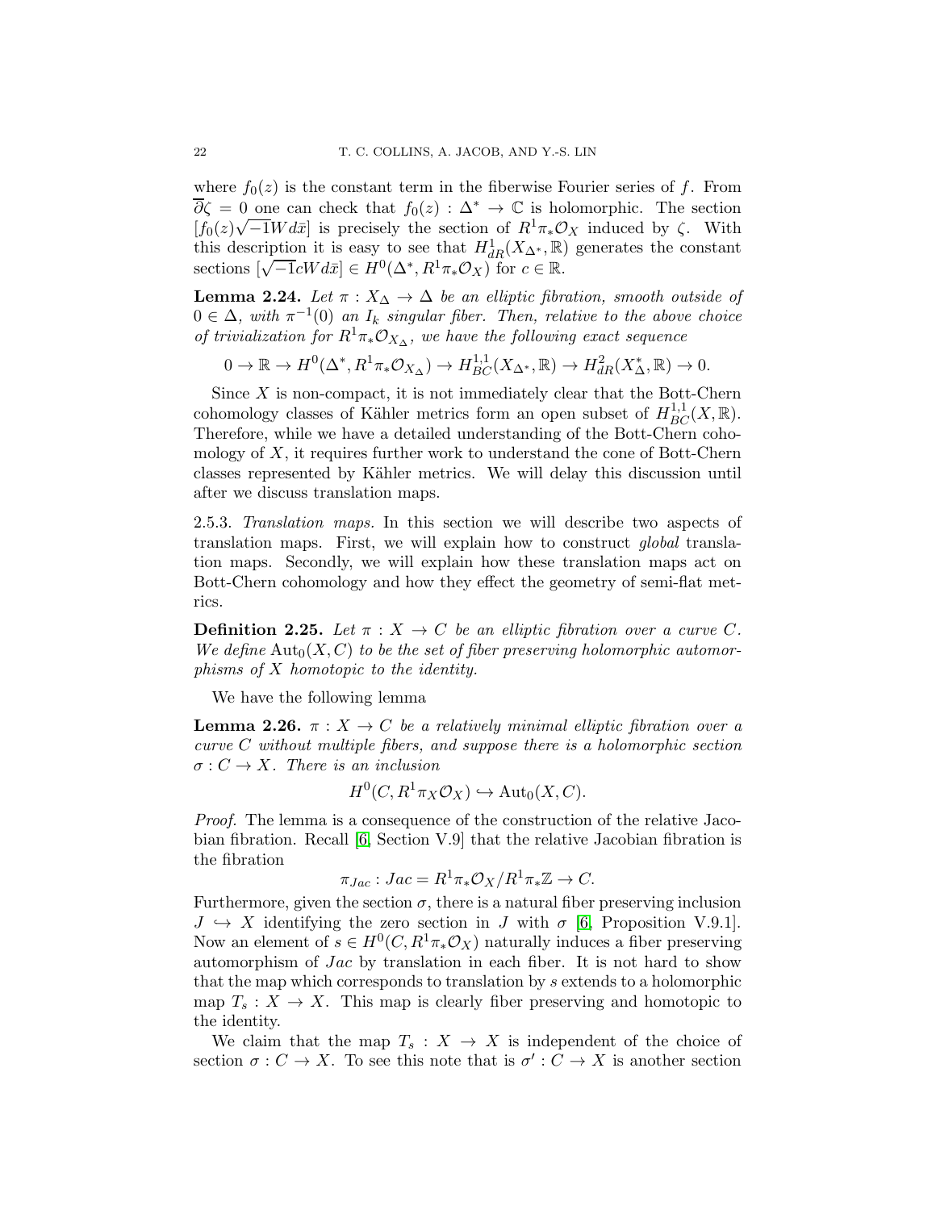where $f_0(z)$ is the constant term in the fiberwise Fourier series of $f$. From $\overline{\partial}\zeta = 0$ one can check that $f_0(z) : \Delta^* \to \mathbb{C}$ is holomorphic. The section $[f_0(z)\sqrt{-1}Wd\bar{x}]$ is precisely the section of $R^1\pi_*\mathcal{O}_X$ induced by $\zeta$. With this description it is easy to see that $H^1_{dR}(X_{\Delta^*}, \mathbb{R})$ generates the constant sections $[\sqrt{-1}cWd\bar{x}] \in H^0(\Delta^*, R^1\pi_*\mathcal{O}_X)$ for $c \in \mathbb{R}$.

**Lemma 2.24.** *Let $\pi : X_\Delta \to \Delta$ be an elliptic fibration, smooth outside of $0 \in \Delta$, with $\pi^{-1}(0)$ an $I_k$ singular fiber. Then, relative to the above choice of trivialization for $R^1\pi_*\mathcal{O}_{X_\Delta}$, we have the following exact sequence*

$$0 \to \mathbb{R} \to H^0(\Delta^*, R^1\pi_*\mathcal{O}_{X_\Delta}) \to H^{1,1}_{BC}(X_{\Delta^*}, \mathbb{R}) \to H^2_{dR}(X^*_\Delta, \mathbb{R}) \to 0.$$

Since $X$ is non-compact, it is not immediately clear that the Bott-Chern cohomology classes of Kähler metrics form an open subset of $H^{1,1}_{BC}(X, \mathbb{R})$. Therefore, while we have a detailed understanding of the Bott-Chern cohomology of $X$, it requires further work to understand the cone of Bott-Chern classes represented by Kähler metrics. We will delay this discussion until after we discuss translation maps.

2.5.3. *Translation maps.* In this section we will describe two aspects of translation maps. First, we will explain how to construct *global* translation maps. Secondly, we will explain how these translation maps act on Bott-Chern cohomology and how they effect the geometry of semi-flat metrics.

**Definition 2.25.** *Let $\pi : X \to C$ be an elliptic fibration over a curve $C$. We define $\mathrm{Aut}_0(X, C)$ to be the set of fiber preserving holomorphic automorphisms of $X$ homotopic to the identity.*

We have the following lemma

**Lemma 2.26.** *$\pi : X \to C$ be a relatively minimal elliptic fibration over a curve $C$ without multiple fibers, and suppose there is a holomorphic section $\sigma : C \to X$. There is an inclusion*

$$H^0(C, R^1\pi_X\mathcal{O}_X) \hookrightarrow \mathrm{Aut}_0(X, C).$$

*Proof.* The lemma is a consequence of the construction of the relative Jacobian fibration. Recall [6, Section V.9] that the relative Jacobian fibration is the fibration

$$\pi_{Jac} : Jac = R^1\pi_*\mathcal{O}_X / R^1\pi_*\mathbb{Z} \to C.$$

Furthermore, given the section $\sigma$, there is a natural fiber preserving inclusion $J \hookrightarrow X$ identifying the zero section in $J$ with $\sigma$ [6, Proposition V.9.1]. Now an element of $s \in H^0(C, R^1\pi_*\mathcal{O}_X)$ naturally induces a fiber preserving automorphism of $Jac$ by translation in each fiber. It is not hard to show that the map which corresponds to translation by $s$ extends to a holomorphic map $T_s : X \to X$. This map is clearly fiber preserving and homotopic to the identity.

We claim that the map $T_s : X \to X$ is independent of the choice of section $\sigma : C \to X$. To see this note that is $\sigma' : C \to X$ is another section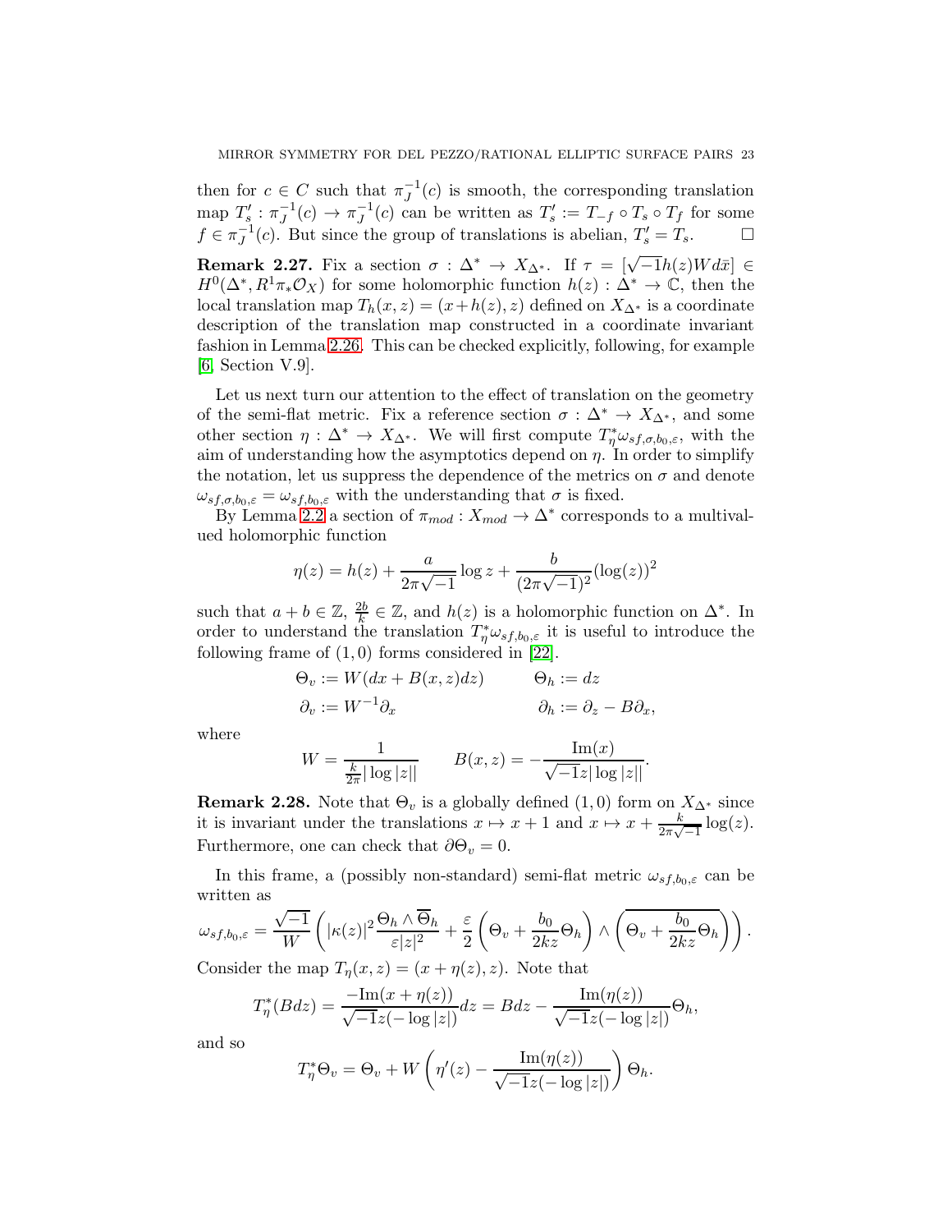then for $c \in C$ such that $\pi_J^{-1}(c)$ is smooth, the corresponding translation map $T'_s : \pi_J^{-1}(c) \to \pi_J^{-1}(c)$ can be written as $T'_s := T_{-f} \circ T_s \circ T_f$ for some $f \in \pi_J^{-1}(c)$. But since the group of translations is abelian, $T'_s = T_s$. $\square$

**Remark 2.27.** Fix a section $\sigma : \Delta^* \to X_{\Delta^*}$. If $\tau = [\sqrt{-1}h(z)W d\bar{x}] \in H^0(\Delta^*, R^1\pi_*\mathcal{O}_X)$ for some holomorphic function $h(z) : \Delta^* \to \mathbb{C}$, then the local translation map $T_h(x, z) = (x + h(z), z)$ defined on $X_{\Delta^*}$ is a coordinate description of the translation map constructed in a coordinate invariant fashion in Lemma 2.26. This can be checked explicitly, following, for example [6, Section V.9].

Let us next turn our attention to the effect of translation on the geometry of the semi-flat metric. Fix a reference section $\sigma : \Delta^* \to X_{\Delta^*}$, and some other section $\eta : \Delta^* \to X_{\Delta^*}$. We will first compute $T^*_\eta \omega_{sf,\sigma,b_0,\varepsilon}$, with the aim of understanding how the asymptotics depend on $\eta$. In order to simplify the notation, let us suppress the dependence of the metrics on $\sigma$ and denote $\omega_{sf,\sigma,b_0,\varepsilon} = \omega_{sf,b_0,\varepsilon}$ with the understanding that $\sigma$ is fixed.

By Lemma 2.2 a section of $\pi_{mod} : X_{mod} \to \Delta^*$ corresponds to a multivalued holomorphic function

$$\eta(z) = h(z) + \frac{a}{2\pi\sqrt{-1}}\log z + \frac{b}{(2\pi\sqrt{-1})^2}(\log(z))^2$$

such that $a + b \in \mathbb{Z}$, $\frac{2b}{k} \in \mathbb{Z}$, and $h(z)$ is a holomorphic function on $\Delta^*$. In order to understand the translation $T^*_\eta \omega_{sf,b_0,\varepsilon}$ it is useful to introduce the following frame of $(1,0)$ forms considered in [22].

$$\Theta_v := W(dx + B(x,z)dz) \qquad \Theta_h := dz$$
$$\partial_v := W^{-1}\partial_x \qquad \partial_h := \partial_z - B\partial_x,$$

where

$$W = \frac{1}{\frac{k}{2\pi}|\log|z||} \qquad B(x,z) = -\frac{\mathrm{Im}(x)}{\sqrt{-1}z|\log|z||}.$$

**Remark 2.28.** Note that $\Theta_v$ is a globally defined $(1,0)$ form on $X_{\Delta^*}$ since it is invariant under the translations $x \mapsto x + 1$ and $x \mapsto x + \frac{k}{2\pi\sqrt{-1}}\log(z)$. Furthermore, one can check that $\partial\Theta_v = 0$.

In this frame, a (possibly non-standard) semi-flat metric $\omega_{sf,b_0,\varepsilon}$ can be written as

$$\omega_{sf,b_0,\varepsilon} = \frac{\sqrt{-1}}{W}\left(|\kappa(z)|^2\frac{\Theta_h \wedge \overline{\Theta}_h}{\varepsilon|z|^2} + \frac{\varepsilon}{2}\left(\Theta_v + \frac{b_0}{2kz}\Theta_h\right) \wedge \left(\overline{\Theta_v + \frac{b_0}{2kz}\Theta_h}\right)\right).$$

Consider the map $T_\eta(x,z) = (x + \eta(z), z)$. Note that

$$T^*_\eta(Bdz) = \frac{-\mathrm{Im}(x + \eta(z))}{\sqrt{-1}z(-\log|z|)}dz = Bdz - \frac{\mathrm{Im}(\eta(z))}{\sqrt{-1}z(-\log|z|)}\Theta_h,$$

and so

$$T^*_\eta\Theta_v = \Theta_v + W\left(\eta'(z) - \frac{\mathrm{Im}(\eta(z))}{\sqrt{-1}z(-\log|z|)}\right)\Theta_h.$$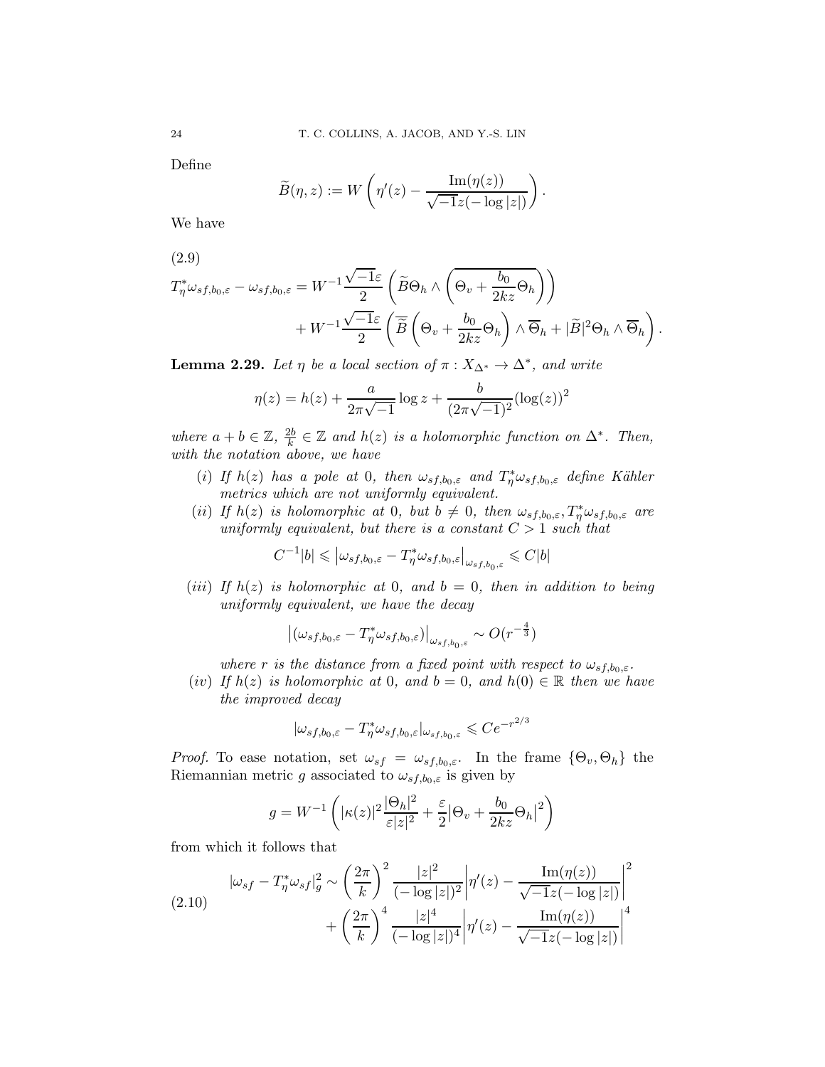Define

$$\widetilde{B}(\eta, z) := W\left(\eta'(z) - \frac{\operatorname{Im}(\eta(z))}{\sqrt{-1}z(-\log|z|)}\right).$$

We have

(2.9)

$$\begin{aligned}
T_\eta^*\omega_{sf,b_0,\varepsilon} - \omega_{sf,b_0,\varepsilon} = W^{-1}\frac{\sqrt{-1}\varepsilon}{2}&\left(\widetilde{B}\Theta_h \wedge \left(\overline{\Theta_v + \frac{b_0}{2kz}\Theta_h}\right)\right)\\
&+ W^{-1}\frac{\sqrt{-1}\varepsilon}{2}\left(\overline{\widetilde{B}}\left(\Theta_v + \frac{b_0}{2kz}\Theta_h\right)\wedge\overline{\Theta}_h + |\widetilde{B}|^2\Theta_h\wedge\overline{\Theta}_h\right).
\end{aligned}$$

**Lemma 2.29.** *Let $\eta$ be a local section of $\pi : X_{\Delta^*} \to \Delta^*$, and write*

$$\eta(z) = h(z) + \frac{a}{2\pi\sqrt{-1}}\log z + \frac{b}{(2\pi\sqrt{-1})^2}(\log(z))^2$$

*where $a + b \in \mathbb{Z}$, $\frac{2b}{k} \in \mathbb{Z}$ and $h(z)$ is a holomorphic function on $\Delta^*$. Then, with the notation above, we have*

- (*i*) *If $h(z)$ has a pole at 0, then $\omega_{sf,b_0,\varepsilon}$ and $T_\eta^*\omega_{sf,b_0,\varepsilon}$ define Kähler metrics which are not uniformly equivalent.*
- (*ii*) *If $h(z)$ is holomorphic at 0, but $b \neq 0$, then $\omega_{sf,b_0,\varepsilon}, T_\eta^*\omega_{sf,b_0,\varepsilon}$ are uniformly equivalent, but there is a constant $C > 1$ such that*

$$C^{-1}|b| \leqslant \left|\omega_{sf,b_0,\varepsilon} - T_\eta^*\omega_{sf,b_0,\varepsilon}\right|_{\omega_{sf,b_0,\varepsilon}} \leqslant C|b|$$

- (*iii*) *If $h(z)$ is holomorphic at 0, and $b = 0$, then in addition to being uniformly equivalent, we have the decay*

$$\left|(\omega_{sf,b_0,\varepsilon} - T_\eta^*\omega_{sf,b_0,\varepsilon})\right|_{\omega_{sf,b_0,\varepsilon}} \sim O(r^{-\frac{4}{3}})$$

*where $r$ is the distance from a fixed point with respect to $\omega_{sf,b_0,\varepsilon}$.*

- (*iv*) *If $h(z)$ is holomorphic at 0, and $b = 0$, and $h(0) \in \mathbb{R}$ then we have the improved decay*

$$|\omega_{sf,b_0,\varepsilon} - T_\eta^*\omega_{sf,b_0,\varepsilon}|_{\omega_{sf,b_0,\varepsilon}} \leqslant Ce^{-r^{2/3}}$$

*Proof.* To ease notation, set $\omega_{sf} = \omega_{sf,b_0,\varepsilon}$. In the frame $\{\Theta_v, \Theta_h\}$ the Riemannian metric $g$ associated to $\omega_{sf,b_0,\varepsilon}$ is given by

$$g = W^{-1}\left(|\kappa(z)|^2\frac{|\Theta_h|^2}{\varepsilon|z|^2} + \frac{\varepsilon}{2}\left|\Theta_v + \frac{b_0}{2kz}\Theta_h\right|^2\right)$$

from which it follows that

$$\begin{aligned}
|\omega_{sf} - T_\eta^*\omega_{sf}|_g^2 \sim \left(\frac{2\pi}{k}\right)^2\frac{|z|^2}{(-\log|z|)^2}&\left|\eta'(z) - \frac{\operatorname{Im}(\eta(z))}{\sqrt{-1}z(-\log|z|)}\right|^2\\
&+ \left(\frac{2\pi}{k}\right)^4\frac{|z|^4}{(-\log|z|)^4}\left|\eta'(z) - \frac{\operatorname{Im}(\eta(z))}{\sqrt{-1}z(-\log|z|)}\right|^4
\end{aligned} \tag{2.10}$$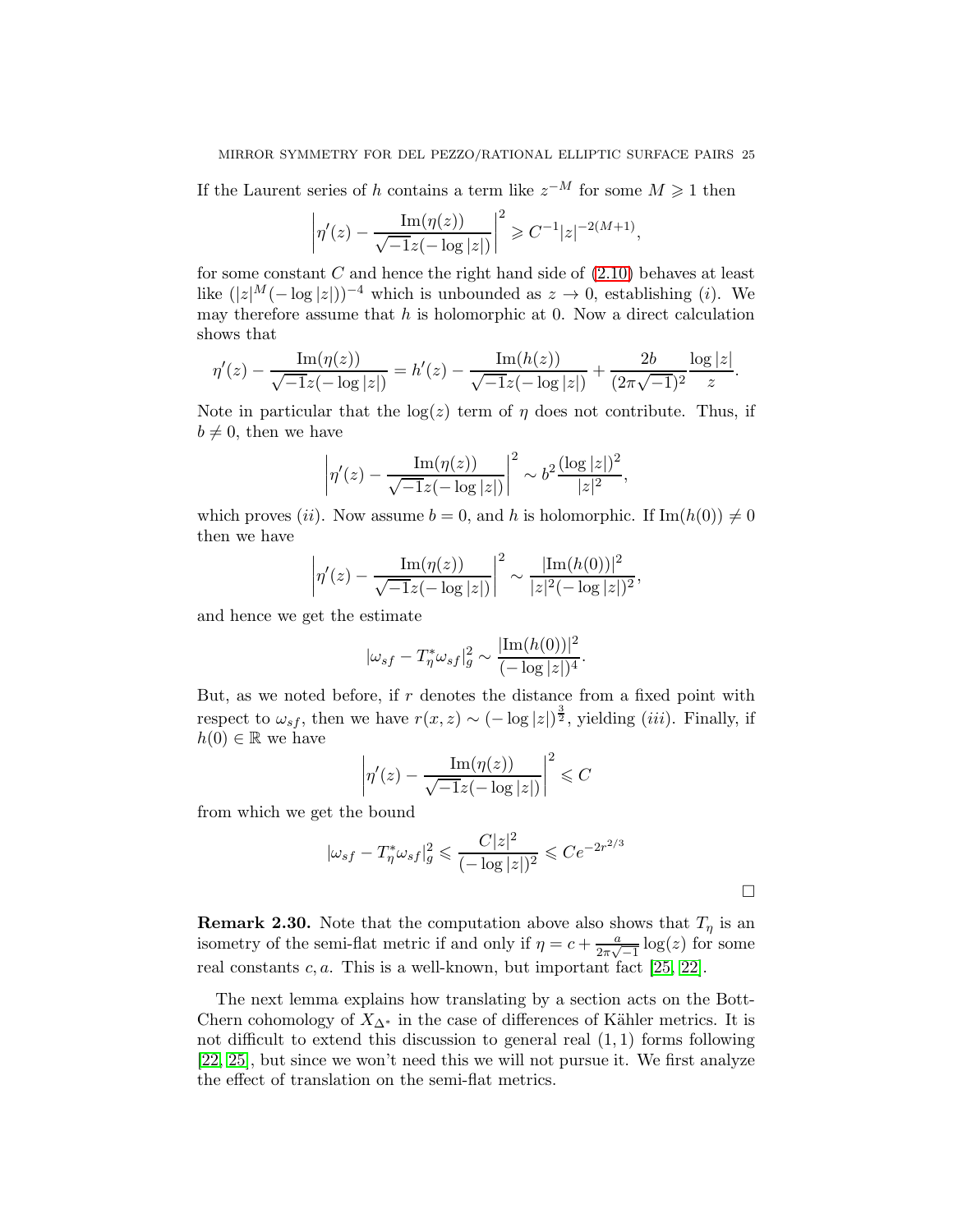If the Laurent series of $h$ contains a term like $z^{-M}$ for some $M \geqslant 1$ then

$$\left|\eta'(z) - \frac{\mathrm{Im}(\eta(z))}{\sqrt{-1}z(-\log|z|)}\right|^2 \geqslant C^{-1}|z|^{-2(M+1)},$$

for some constant $C$ and hence the right hand side of (2.10) behaves at least like $(|z|^M(-\log|z|))^{-4}$ which is unbounded as $z \to 0$, establishing $(i)$. We may therefore assume that $h$ is holomorphic at 0. Now a direct calculation shows that

$$\eta'(z) - \frac{\mathrm{Im}(\eta(z))}{\sqrt{-1}z(-\log|z|)} = h'(z) - \frac{\mathrm{Im}(h(z))}{\sqrt{-1}z(-\log|z|)} + \frac{2b}{(2\pi\sqrt{-1})^2}\frac{\log|z|}{z}.$$

Note in particular that the $\log(z)$ term of $\eta$ does not contribute. Thus, if $b \neq 0$, then we have

$$\left|\eta'(z) - \frac{\mathrm{Im}(\eta(z))}{\sqrt{-1}z(-\log|z|)}\right|^2 \sim b^2\frac{(\log|z|)^2}{|z|^2},$$

which proves $(ii)$. Now assume $b = 0$, and $h$ is holomorphic. If $\mathrm{Im}(h(0)) \neq 0$ then we have

$$\left|\eta'(z) - \frac{\mathrm{Im}(\eta(z))}{\sqrt{-1}z(-\log|z|)}\right|^2 \sim \frac{|\mathrm{Im}(h(0))|^2}{|z|^2(-\log|z|)^2},$$

and hence we get the estimate

$$|\omega_{sf} - T_\eta^*\omega_{sf}|_g^2 \sim \frac{|\mathrm{Im}(h(0))|^2}{(-\log|z|)^4}.$$

But, as we noted before, if $r$ denotes the distance from a fixed point with respect to $\omega_{sf}$, then we have $r(x,z) \sim (-\log|z|)^{\frac{3}{2}}$, yielding $(iii)$. Finally, if $h(0) \in \mathbb{R}$ we have

$$\left|\eta'(z) - \frac{\mathrm{Im}(\eta(z))}{\sqrt{-1}z(-\log|z|)}\right|^2 \leqslant C$$

from which we get the bound

$$|\omega_{sf} - T_\eta^*\omega_{sf}|_g^2 \leqslant \frac{C|z|^2}{(-\log|z|)^2} \leqslant Ce^{-2r^{2/3}}$$

$\square$

**Remark 2.30.** Note that the computation above also shows that $T_\eta$ is an isometry of the semi-flat metric if and only if $\eta = c + \frac{a}{2\pi\sqrt{-1}}\log(z)$ for some real constants $c, a$. This is a well-known, but important fact [25, 22].

The next lemma explains how translating by a section acts on the Bott-Chern cohomology of $X_{\Delta^*}$ in the case of differences of Kähler metrics. It is not difficult to extend this discussion to general real $(1,1)$ forms following [22, 25], but since we won't need this we will not pursue it. We first analyze the effect of translation on the semi-flat metrics.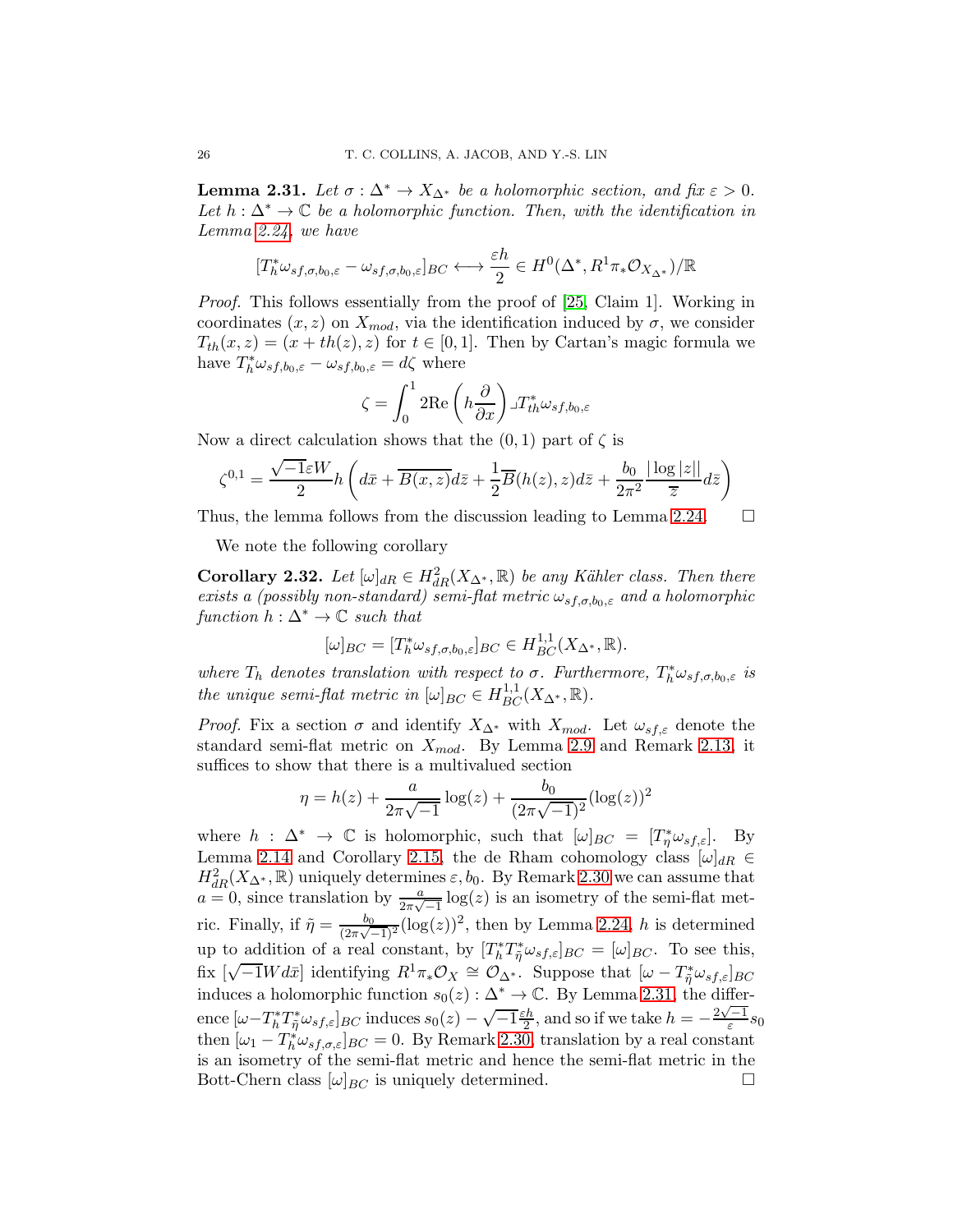**Lemma 2.31.** *Let $\sigma : \Delta^* \to X_{\Delta^*}$ be a holomorphic section, and fix $\varepsilon > 0$. Let $h : \Delta^* \to \mathbb{C}$ be a holomorphic function. Then, with the identification in Lemma 2.24, we have*

$$[T_h^*\omega_{sf,\sigma,b_0,\varepsilon} - \omega_{sf,\sigma,b_0,\varepsilon}]_{BC} \longleftrightarrow \frac{\varepsilon h}{2} \in H^0(\Delta^*, R^1\pi_*\mathcal{O}_{X_{\Delta^*}})/\mathbb{R}$$

*Proof.* This follows essentially from the proof of [25, Claim 1]. Working in coordinates $(x,z)$ on $X_{mod}$, via the identification induced by $\sigma$, we consider $T_{th}(x,z) = (x + th(z), z)$ for $t \in [0,1]$. Then by Cartan's magic formula we have $T_h^*\omega_{sf,b_0,\varepsilon} - \omega_{sf,b_0,\varepsilon} = d\zeta$ where

$$\zeta = \int_0^1 2\mathrm{Re}\left(h\frac{\partial}{\partial x}\right) \lrcorner T_{th}^*\omega_{sf,b_0,\varepsilon}$$

Now a direct calculation shows that the $(0,1)$ part of $\zeta$ is

$$\zeta^{0,1} = \frac{\sqrt{-1}\varepsilon W}{2} h\left(d\bar{x} + \overline{B(x,z)}d\bar{z} + \frac{1}{2}\overline{B}(h(z),z)d\bar{z} + \frac{b_0}{2\pi^2}\frac{|\log|z||}{\overline{z}}d\bar{z}\right)$$

Thus, the lemma follows from the discussion leading to Lemma 2.24. $\square$

We note the following corollary

**Corollary 2.32.** *Let $[\omega]_{dR} \in H^2_{dR}(X_{\Delta^*}, \mathbb{R})$ be any Kähler class. Then there exists a (possibly non-standard) semi-flat metric $\omega_{sf,\sigma,b_0,\varepsilon}$ and a holomorphic function $h : \Delta^* \to \mathbb{C}$ such that*

$$[\omega]_{BC} = [T_h^*\omega_{sf,\sigma,b_0,\varepsilon}]_{BC} \in H^{1,1}_{BC}(X_{\Delta^*}, \mathbb{R}).$$

*where $T_h$ denotes translation with respect to $\sigma$. Furthermore, $T_h^*\omega_{sf,\sigma,b_0,\varepsilon}$ is the unique semi-flat metric in $[\omega]_{BC} \in H^{1,1}_{BC}(X_{\Delta^*}, \mathbb{R})$.*

*Proof.* Fix a section $\sigma$ and identify $X_{\Delta^*}$ with $X_{mod}$. Let $\omega_{sf,\varepsilon}$ denote the standard semi-flat metric on $X_{mod}$. By Lemma 2.9 and Remark 2.13, it suffices to show that there is a multivalued section

$$\eta = h(z) + \frac{a}{2\pi\sqrt{-1}}\log(z) + \frac{b_0}{(2\pi\sqrt{-1})^2}(\log(z))^2$$

where $h : \Delta^* \to \mathbb{C}$ is holomorphic, such that $[\omega]_{BC} = [T_\eta^*\omega_{sf,\varepsilon}]$. By Lemma 2.14 and Corollary 2.15, the de Rham cohomology class $[\omega]_{dR} \in H^2_{dR}(X_{\Delta^*}, \mathbb{R})$ uniquely determines $\varepsilon, b_0$. By Remark 2.30 we can assume that $a = 0$, since translation by $\frac{a}{2\pi\sqrt{-1}}\log(z)$ is an isometry of the semi-flat metric. Finally, if $\tilde{\eta} = \frac{b_0}{(2\pi\sqrt{-1})^2}(\log(z))^2$, then by Lemma 2.24, $h$ is determined up to addition of a real constant, by $[T_h^*T_{\tilde{\eta}}^*\omega_{sf,\varepsilon}]_{BC} = [\omega]_{BC}$. To see this, fix $[\sqrt{-1}Wd\bar{x}]$ identifying $R^1\pi_*\mathcal{O}_X \cong \mathcal{O}_{\Delta^*}$. Suppose that $[\omega - T_{\tilde{\eta}}^*\omega_{sf,\varepsilon}]_{BC}$ induces a holomorphic function $s_0(z) : \Delta^* \to \mathbb{C}$. By Lemma 2.31, the difference $[\omega - T_h^*T_{\tilde{\eta}}^*\omega_{sf,\varepsilon}]_{BC}$ induces $s_0(z) - \sqrt{-1}\frac{\varepsilon h}{2}$, and so if we take $h = -\frac{2\sqrt{-1}}{\varepsilon}s_0$ then $[\omega_1 - T_h^*\omega_{sf,\sigma,\varepsilon}]_{BC} = 0$. By Remark 2.30, translation by a real constant is an isometry of the semi-flat metric and hence the semi-flat metric in the Bott-Chern class $[\omega]_{BC}$ is uniquely determined. $\square$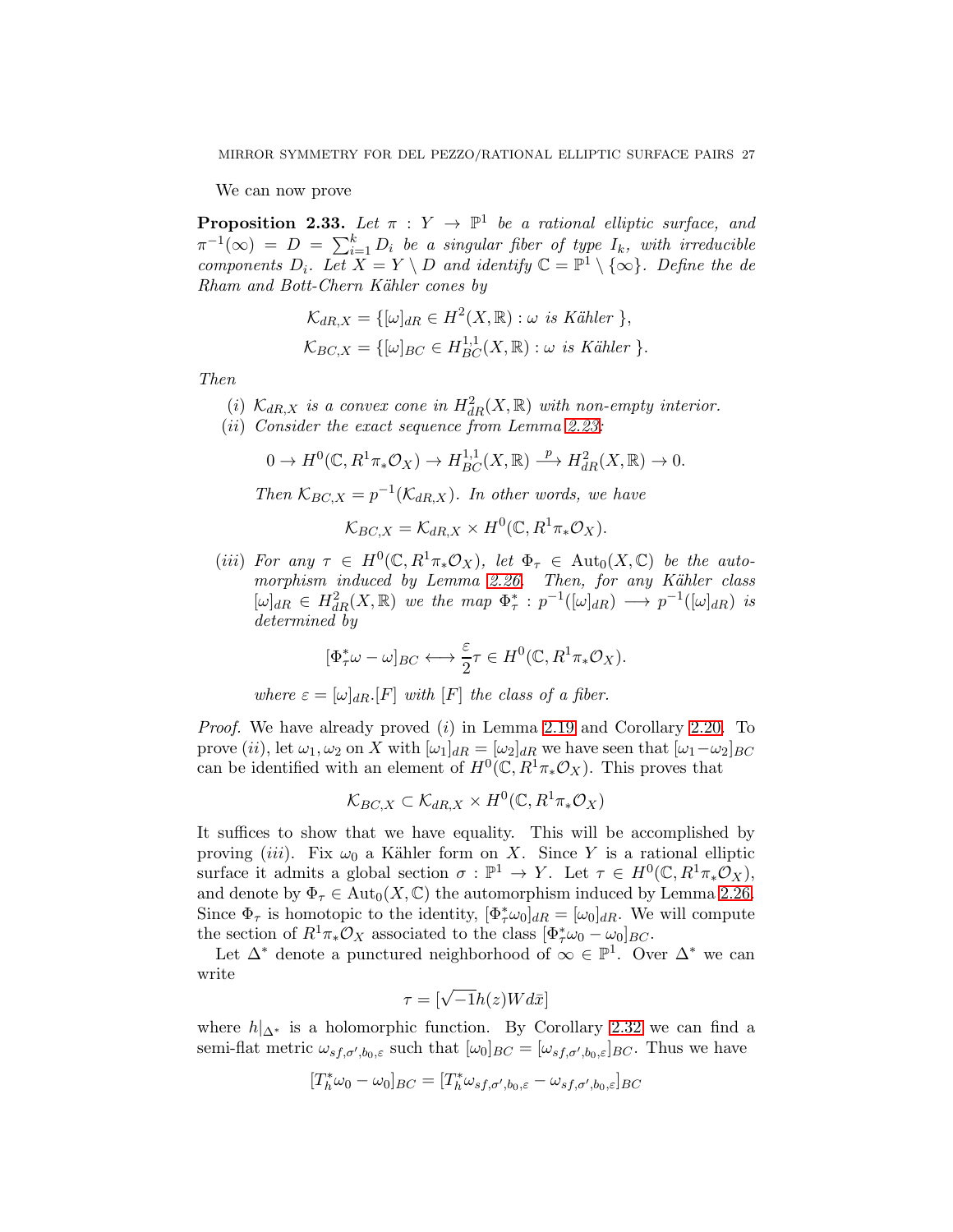We can now prove

**Proposition 2.33.** *Let $\pi : Y \to \mathbb{P}^1$ be a rational elliptic surface, and $\pi^{-1}(\infty) = D = \sum_{i=1}^k D_i$ be a singular fiber of type $I_k$, with irreducible components $D_i$. Let $X = Y \setminus D$ and identify $\mathbb{C} = \mathbb{P}^1 \setminus \{\infty\}$. Define the de Rham and Bott-Chern Kähler cones by*

$$\mathcal{K}_{dR,X} = \{[\omega]_{dR} \in H^2(X, \mathbb{R}) : \omega \text{ is Kähler } \},$$
$$\mathcal{K}_{BC,X} = \{[\omega]_{BC} \in H^{1,1}_{BC}(X, \mathbb{R}) : \omega \text{ is Kähler } \}.$$

*Then*

- (i) *$\mathcal{K}_{dR,X}$ is a convex cone in $H^2_{dR}(X, \mathbb{R})$ with non-empty interior.*
- (ii) *Consider the exact sequence from Lemma 2.23:*

$$0 \to H^0(\mathbb{C}, R^1\pi_*\mathcal{O}_X) \to H^{1,1}_{BC}(X, \mathbb{R}) \xrightarrow{p} H^2_{dR}(X, \mathbb{R}) \to 0.$$

  *Then $\mathcal{K}_{BC,X} = p^{-1}(\mathcal{K}_{dR,X})$. In other words, we have*

$$\mathcal{K}_{BC,X} = \mathcal{K}_{dR,X} \times H^0(\mathbb{C}, R^1\pi_*\mathcal{O}_X).$$

- (iii) *For any $\tau \in H^0(\mathbb{C}, R^1\pi_*\mathcal{O}_X)$, let $\Phi_\tau \in \mathrm{Aut}_0(X, \mathbb{C})$ be the automorphism induced by Lemma 2.26. Then, for any Kähler class $[\omega]_{dR} \in H^2_{dR}(X, \mathbb{R})$ we the map $\Phi^*_\tau : p^{-1}([\omega]_{dR}) \longrightarrow p^{-1}([\omega]_{dR})$ is determined by*

$$[\Phi^*_\tau\omega - \omega]_{BC} \longleftrightarrow \frac{\varepsilon}{2}\tau \in H^0(\mathbb{C}, R^1\pi_*\mathcal{O}_X).$$

  *where $\varepsilon = [\omega]_{dR}.[F]$ with $[F]$ the class of a fiber.*

*Proof.* We have already proved $(i)$ in Lemma 2.19 and Corollary 2.20. To prove $(ii)$, let $\omega_1, \omega_2$ on $X$ with $[\omega_1]_{dR} = [\omega_2]_{dR}$ we have seen that $[\omega_1 - \omega_2]_{BC}$ can be identified with an element of $H^0(\mathbb{C}, R^1\pi_*\mathcal{O}_X)$. This proves that

$$\mathcal{K}_{BC,X} \subset \mathcal{K}_{dR,X} \times H^0(\mathbb{C}, R^1\pi_*\mathcal{O}_X)$$

It suffices to show that we have equality. This will be accomplished by proving $(iii)$. Fix $\omega_0$ a Kähler form on $X$. Since $Y$ is a rational elliptic surface it admits a global section $\sigma : \mathbb{P}^1 \to Y$. Let $\tau \in H^0(\mathbb{C}, R^1\pi_*\mathcal{O}_X)$, and denote by $\Phi_\tau \in \mathrm{Aut}_0(X, \mathbb{C})$ the automorphism induced by Lemma 2.26. Since $\Phi_\tau$ is homotopic to the identity, $[\Phi^*_\tau\omega_0]_{dR} = [\omega_0]_{dR}$. We will compute the section of $R^1\pi_*\mathcal{O}_X$ associated to the class $[\Phi^*_\tau\omega_0 - \omega_0]_{BC}$.

Let $\Delta^*$ denote a punctured neighborhood of $\infty \in \mathbb{P}^1$. Over $\Delta^*$ we can write

$$\tau = [\sqrt{-1}h(z)W d\bar{x}]$$

where $h|_{\Delta^*}$ is a holomorphic function. By Corollary 2.32 we can find a semi-flat metric $\omega_{sf,\sigma',b_0,\varepsilon}$ such that $[\omega_0]_{BC} = [\omega_{sf,\sigma',b_0,\varepsilon}]_{BC}$. Thus we have

$$[T^*_h\omega_0 - \omega_0]_{BC} = [T^*_h\omega_{sf,\sigma',b_0,\varepsilon} - \omega_{sf,\sigma',b_0,\varepsilon}]_{BC}$$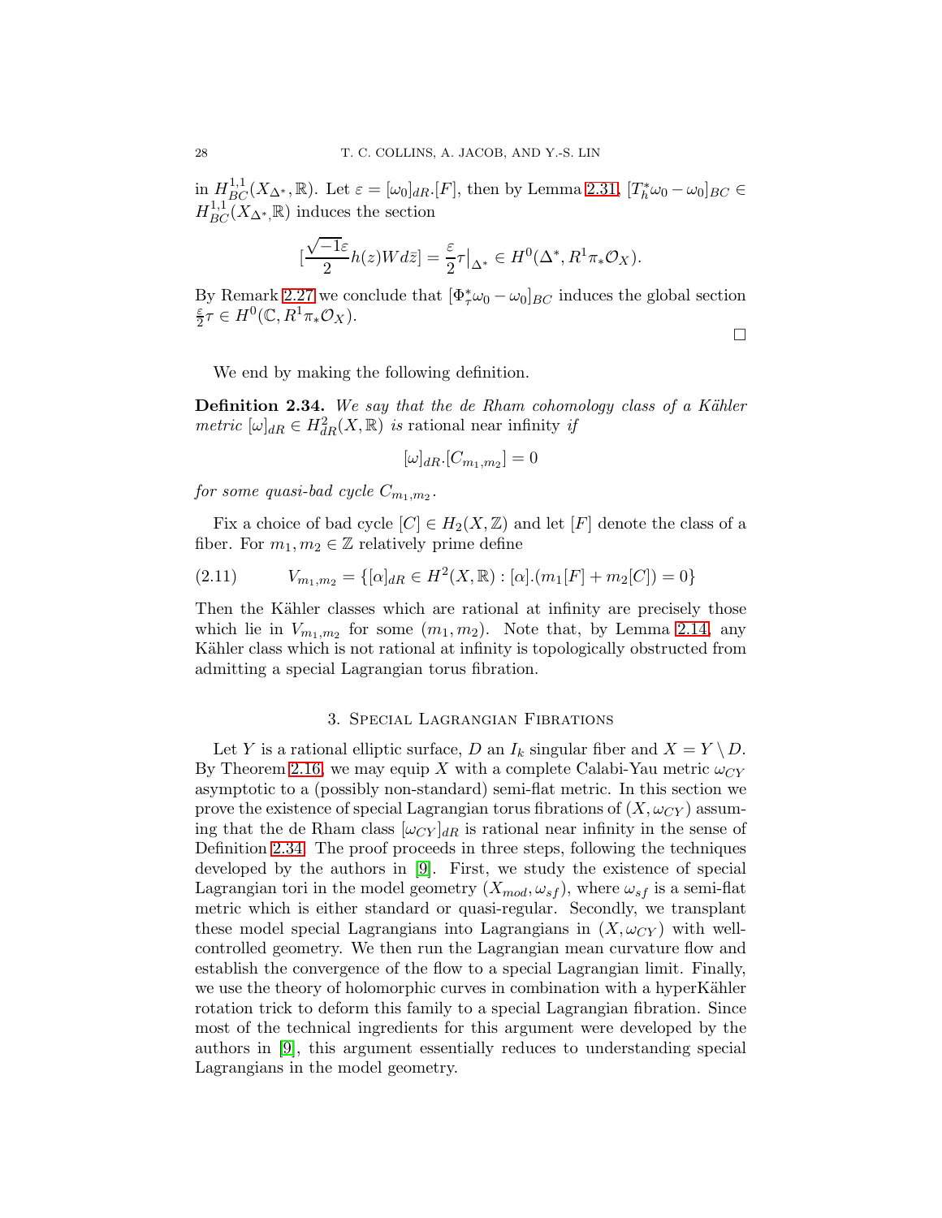in $H^{1,1}_{BC}(X_{\Delta^*},\mathbb{R})$. Let $\varepsilon = [\omega_0]_{dR}.[F]$, then by Lemma 2.31, $[T_h^*\omega_0 - \omega_0]_{BC} \in H^{1,1}_{BC}(X_{\Delta^*},\mathbb{R})$ induces the section

$$[\frac{\sqrt{-1}\varepsilon}{2}h(z)Wd\bar{z}] = \frac{\varepsilon}{2}\tau\big|_{\Delta^*} \in H^0(\Delta^*, R^1\pi_*\mathcal{O}_X).$$

By Remark 2.27 we conclude that $[\Phi_\tau^*\omega_0 - \omega_0]_{BC}$ induces the global section $\frac{\varepsilon}{2}\tau \in H^0(\mathbb{C}, R^1\pi_*\mathcal{O}_X)$.

□

We end by making the following definition.

**Definition 2.34.** *We say that the de Rham cohomology class of a Kähler metric $[\omega]_{dR} \in H^2_{dR}(X,\mathbb{R})$ is* rational near infinity *if*

$$[\omega]_{dR}.[C_{m_1,m_2}] = 0$$

*for some quasi-bad cycle $C_{m_1,m_2}$.*

Fix a choice of bad cycle $[C] \in H_2(X,\mathbb{Z})$ and let $[F]$ denote the class of a fiber. For $m_1, m_2 \in \mathbb{Z}$ relatively prime define

$$V_{m_1,m_2} = \{[\alpha]_{dR} \in H^2(X,\mathbb{R}) : [\alpha].(m_1[F] + m_2[C]) = 0\} \tag{2.11}$$

Then the Kähler classes which are rational at infinity are precisely those which lie in $V_{m_1,m_2}$ for some $(m_1, m_2)$. Note that, by Lemma 2.14, any Kähler class which is not rational at infinity is topologically obstructed from admitting a special Lagrangian torus fibration.

## 3. Special Lagrangian Fibrations

Let $Y$ is a rational elliptic surface, $D$ an $I_k$ singular fiber and $X = Y \setminus D$. By Theorem 2.16, we may equip $X$ with a complete Calabi-Yau metric $\omega_{CY}$ asymptotic to a (possibly non-standard) semi-flat metric. In this section we prove the existence of special Lagrangian torus fibrations of $(X, \omega_{CY})$ assuming that the de Rham class $[\omega_{CY}]_{dR}$ is rational near infinity in the sense of Definition 2.34. The proof proceeds in three steps, following the techniques developed by the authors in [9]. First, we study the existence of special Lagrangian tori in the model geometry $(X_{mod}, \omega_{sf})$, where $\omega_{sf}$ is a semi-flat metric which is either standard or quasi-regular. Secondly, we transplant these model special Lagrangians into Lagrangians in $(X, \omega_{CY})$ with well-controlled geometry. We then run the Lagrangian mean curvature flow and establish the convergence of the flow to a special Lagrangian limit. Finally, we use the theory of holomorphic curves in combination with a hyperKähler rotation trick to deform this family to a special Lagrangian fibration. Since most of the technical ingredients for this argument were developed by the authors in [9], this argument essentially reduces to understanding special Lagrangians in the model geometry.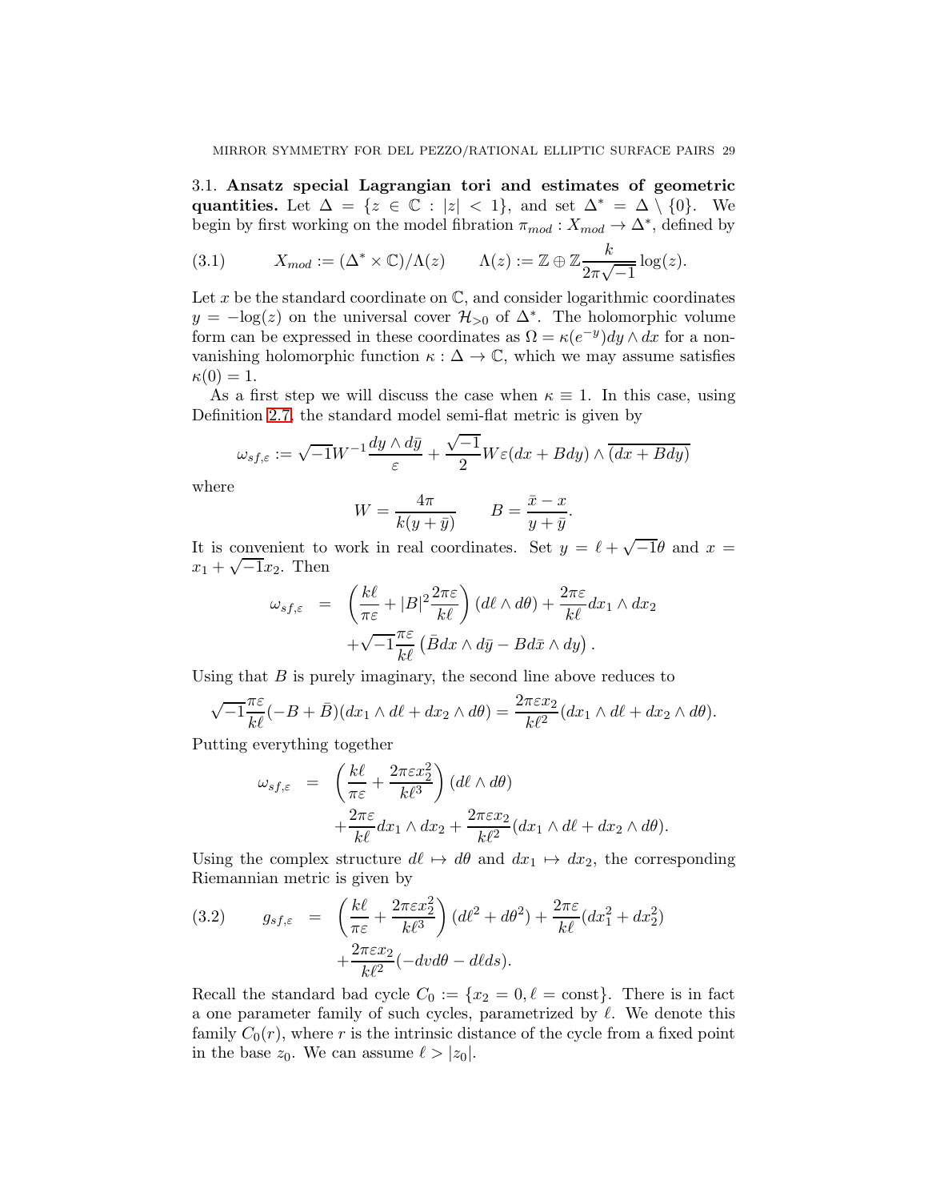### 3.1. Ansatz special Lagrangian tori and estimates of geometric quantities.

Let $\Delta = \{z \in \mathbb{C} : |z| < 1\}$, and set $\Delta^* = \Delta \setminus \{0\}$. We begin by first working on the model fibration $\pi_{mod} : X_{mod} \to \Delta^*$, defined by

$$
X_{mod} := (\Delta^* \times \mathbb{C})/\Lambda(z) \qquad \Lambda(z) := \mathbb{Z} \oplus \mathbb{Z}\frac{k}{2\pi\sqrt{-1}}\log(z). \tag{3.1}
$$

Let $x$ be the standard coordinate on $\mathbb{C}$, and consider logarithmic coordinates $y = -\log(z)$ on the universal cover $\mathcal{H}_{>0}$ of $\Delta^*$. The holomorphic volume form can be expressed in these coordinates as $\Omega = \kappa(e^{-y})dy \wedge dx$ for a non-vanishing holomorphic function $\kappa : \Delta \to \mathbb{C}$, which we may assume satisfies $\kappa(0) = 1$.

As a first step we will discuss the case when $\kappa \equiv 1$. In this case, using Definition 2.7, the standard model semi-flat metric is given by

$$
\omega_{sf,\varepsilon} := \sqrt{-1}W^{-1}\frac{dy \wedge d\bar{y}}{\varepsilon} + \frac{\sqrt{-1}}{2}W\varepsilon(dx + Bdy) \wedge \overline{(dx + Bdy)}
$$

where

$$
W = \frac{4\pi}{k(y + \bar{y})} \qquad B = \frac{\bar{x} - x}{y + \bar{y}}.
$$

It is convenient to work in real coordinates. Set $y = \ell + \sqrt{-1}\theta$ and $x = x_1 + \sqrt{-1}x_2$. Then

$$
\begin{aligned}
\omega_{sf,\varepsilon} &= \left(\frac{k\ell}{\pi\varepsilon} + |B|^2\frac{2\pi\varepsilon}{k\ell}\right)(d\ell \wedge d\theta) + \frac{2\pi\varepsilon}{k\ell}dx_1 \wedge dx_2 \\
&\quad + \sqrt{-1}\frac{\pi\varepsilon}{k\ell}\left(\bar{B}dx \wedge d\bar{y} - Bd\bar{x} \wedge dy\right).
\end{aligned}
$$

Using that $B$ is purely imaginary, the second line above reduces to

$$
\sqrt{-1}\frac{\pi\varepsilon}{k\ell}(-B + \bar{B})(dx_1 \wedge d\ell + dx_2 \wedge d\theta) = \frac{2\pi\varepsilon x_2}{k\ell^2}(dx_1 \wedge d\ell + dx_2 \wedge d\theta).
$$

Putting everything together

$$
\begin{aligned}
\omega_{sf,\varepsilon} &= \left(\frac{k\ell}{\pi\varepsilon} + \frac{2\pi\varepsilon x_2^2}{k\ell^3}\right)(d\ell \wedge d\theta) \\
&\quad + \frac{2\pi\varepsilon}{k\ell}dx_1 \wedge dx_2 + \frac{2\pi\varepsilon x_2}{k\ell^2}(dx_1 \wedge d\ell + dx_2 \wedge d\theta).
\end{aligned}
$$

Using the complex structure $d\ell \mapsto d\theta$ and $dx_1 \mapsto dx_2$, the corresponding Riemannian metric is given by

$$
\begin{aligned}
g_{sf,\varepsilon} &= \left(\frac{k\ell}{\pi\varepsilon} + \frac{2\pi\varepsilon x_2^2}{k\ell^3}\right)(d\ell^2 + d\theta^2) + \frac{2\pi\varepsilon}{k\ell}(dx_1^2 + dx_2^2) \\
&\quad + \frac{2\pi\varepsilon x_2}{k\ell^2}(-dv d\theta - d\ell ds).
\end{aligned} \tag{3.2}
$$

Recall the standard bad cycle $C_0 := \{x_2 = 0, \ell = \text{const}\}$. There is in fact a one parameter family of such cycles, parametrized by $\ell$. We denote this family $C_0(r)$, where $r$ is the intrinsic distance of the cycle from a fixed point in the base $z_0$. We can assume $\ell > |z_0|$.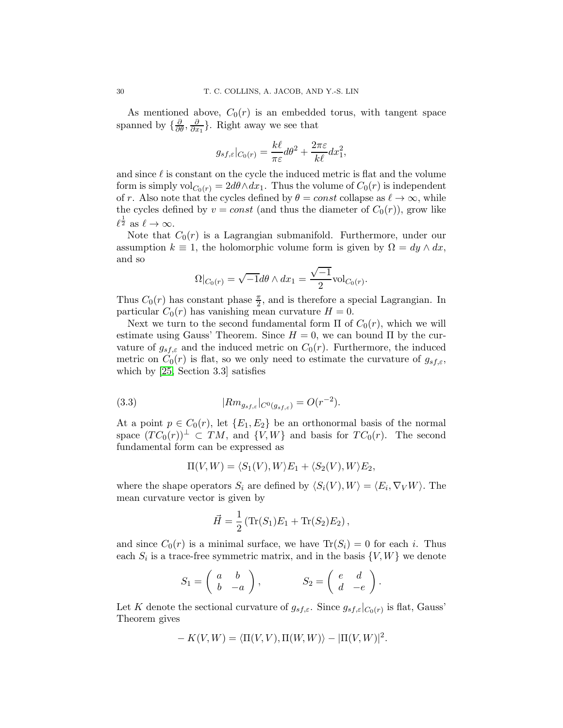As mentioned above, $C_0(r)$ is an embedded torus, with tangent space spanned by $\{\frac{\partial}{\partial\theta}, \frac{\partial}{\partial x_1}\}$. Right away we see that

$$
g_{sf,\varepsilon}|_{C_0(r)} = \frac{k\ell}{\pi\varepsilon}d\theta^2 + \frac{2\pi\varepsilon}{k\ell}dx_1^2,
$$

and since $\ell$ is constant on the cycle the induced metric is flat and the volume form is simply $\mathrm{vol}_{C_0(r)} = 2d\theta\wedge dx_1$. Thus the volume of $C_0(r)$ is independent of $r$. Also note that the cycles defined by $\theta = const$ collapse as $\ell \to \infty$, while the cycles defined by $v = const$ (and thus the diameter of $C_0(r)$), grow like $\ell^{\frac{1}{2}}$ as $\ell \to \infty$.

Note that $C_0(r)$ is a Lagrangian submanifold. Furthermore, under our assumption $k \equiv 1$, the holomorphic volume form is given by $\Omega = dy \wedge dx$, and so

$$
\Omega|_{C_0(r)} = \sqrt{-1}d\theta \wedge dx_1 = \frac{\sqrt{-1}}{2}\mathrm{vol}_{C_0(r)}.
$$

Thus $C_0(r)$ has constant phase $\frac{\pi}{2}$, and is therefore a special Lagrangian. In particular $C_0(r)$ has vanishing mean curvature $H = 0$.

Next we turn to the second fundamental form $\Pi$ of $C_0(r)$, which we will estimate using Gauss' Theorem. Since $H = 0$, we can bound $\Pi$ by the curvature of $g_{sf,\varepsilon}$ and the induced metric on $C_0(r)$. Furthermore, the induced metric on $C_0(r)$ is flat, so we only need to estimate the curvature of $g_{sf,\varepsilon}$, which by [25, Section 3.3] satisfies

$$
|Rm_{g_{sf,\varepsilon}}|_{C^0(g_{sf,\varepsilon})} = O(r^{-2}). \tag{3.3}
$$

At a point $p \in C_0(r)$, let $\{E_1, E_2\}$ be an orthonormal basis of the normal space $(TC_0(r))^{\perp} \subset TM$, and $\{V, W\}$ and basis for $TC_0(r)$. The second fundamental form can be expressed as

$$
\Pi(V, W) = \langle S_1(V), W\rangle E_1 + \langle S_2(V), W\rangle E_2,
$$

where the shape operators $S_i$ are defined by $\langle S_i(V), W\rangle = \langle E_i, \nabla_V W\rangle$. The mean curvature vector is given by

$$
\vec{H} = \frac{1}{2}\left(\mathrm{Tr}(S_1)E_1 + \mathrm{Tr}(S_2)E_2\right),
$$

and since $C_0(r)$ is a minimal surface, we have $\mathrm{Tr}(S_i) = 0$ for each $i$. Thus each $S_i$ is a trace-free symmetric matrix, and in the basis $\{V, W\}$ we denote

$$
S_1 = \begin{pmatrix} a & b \\ b & -a \end{pmatrix}, \qquad\qquad S_2 = \begin{pmatrix} e & d \\ d & -e \end{pmatrix}.
$$

Let $K$ denote the sectional curvature of $g_{sf,\varepsilon}$. Since $g_{sf,\varepsilon}|_{C_0(r)}$ is flat, Gauss' Theorem gives

$$
-K(V, W) = \langle \Pi(V, V), \Pi(W, W)\rangle - |\Pi(V, W)|^2.
$$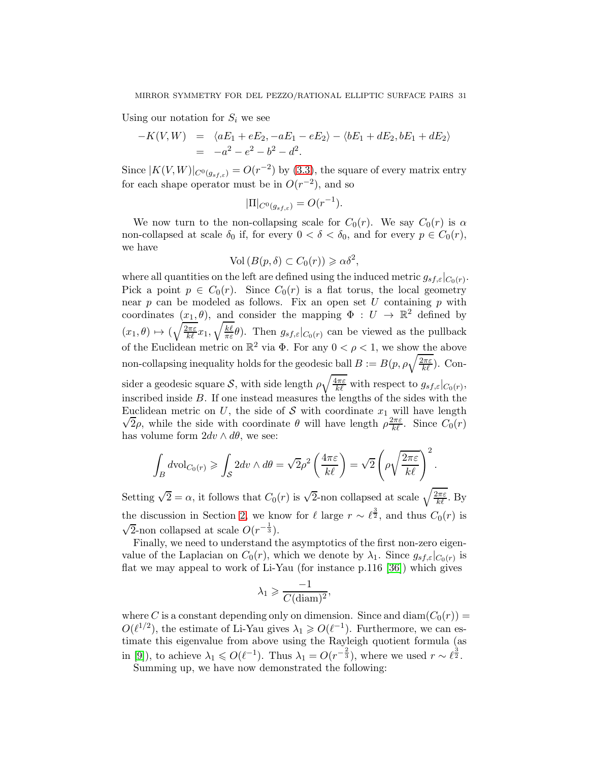Using our notation for $S_i$ we see

$$
\begin{aligned}
-K(V,W) &= \langle aE_1 + eE_2, -aE_1 - eE_2 \rangle - \langle bE_1 + dE_2, bE_1 + dE_2 \rangle \\
&= -a^2 - e^2 - b^2 - d^2.
\end{aligned}
$$

Since $|K(V,W)|_{C^0(g_{sf,\varepsilon})} = O(r^{-2})$ by (3.3), the square of every matrix entry for each shape operator must be in $O(r^{-2})$, and so

$$
|\Pi|_{C^0(g_{sf,\varepsilon})} = O(r^{-1}).
$$

We now turn to the non-collapsing scale for $C_0(r)$. We say $C_0(r)$ is $\alpha$ non-collapsed at scale $\delta_0$ if, for every $0 < \delta < \delta_0$, and for every $p \in C_0(r)$, we have

$$
\mathrm{Vol}\left(B(p,\delta) \subset C_0(r)\right) \geqslant \alpha \delta^2,
$$

where all quantities on the left are defined using the induced metric $g_{sf,\varepsilon}|_{C_0(r)}$. Pick a point $p \in C_0(r)$. Since $C_0(r)$ is a flat torus, the local geometry near $p$ can be modeled as follows. Fix an open set $U$ containing $p$ with coordinates $(x_1, \theta)$, and consider the mapping $\Phi : U \to \mathbb{R}^2$ defined by $(x_1, \theta) \mapsto (\sqrt{\frac{2\pi\varepsilon}{k\ell}} x_1, \sqrt{\frac{k\ell}{\pi\varepsilon}} \theta)$. Then $g_{sf,\varepsilon}|_{C_0(r)}$ can be viewed as the pullback of the Euclidean metric on $\mathbb{R}^2$ via $\Phi$. For any $0 < \rho < 1$, we show the above non-collapsing inequality holds for the geodesic ball $B := B(p, \rho\sqrt{\frac{2\pi\varepsilon}{k\ell}})$. Consider a geodesic square $\mathcal{S}$, with side length $\rho\sqrt{\frac{4\pi\varepsilon}{k\ell}}$ with respect to $g_{sf,\varepsilon}|_{C_0(r)}$, inscribed inside $B$. If one instead measures the lengths of the sides with the Euclidean metric on $U$, the side of $\mathcal{S}$ with coordinate $x_1$ will have length $\sqrt{2}\rho$, while the side with coordinate $\theta$ will have length $\rho\frac{2\pi\varepsilon}{k\ell}$. Since $C_0(r)$ has volume form $2dv \wedge d\theta$, we see:

$$
\int_B d\mathrm{vol}_{C_0(r)} \geqslant \int_{\mathcal{S}} 2dv \wedge d\theta = \sqrt{2}\rho^2 \left(\frac{4\pi\varepsilon}{k\ell}\right) = \sqrt{2}\left(\rho\sqrt{\frac{2\pi\varepsilon}{k\ell}}\right)^2.
$$

Setting $\sqrt{2} = \alpha$, it follows that $C_0(r)$ is $\sqrt{2}$-non collapsed at scale $\sqrt{\frac{2\pi\varepsilon}{k\ell}}$. By the discussion in Section 2, we know for $\ell$ large $r \sim \ell^{\frac{3}{2}}$, and thus $C_0(r)$ is $\sqrt{2}$-non collapsed at scale $O(r^{-\frac{1}{3}})$.

Finally, we need to understand the asymptotics of the first non-zero eigenvalue of the Laplacian on $C_0(r)$, which we denote by $\lambda_1$. Since $g_{sf,\varepsilon}|_{C_0(r)}$ is flat we may appeal to work of Li-Yau (for instance p.116 [36]) which gives

$$
\lambda_1 \geqslant \frac{-1}{C(\mathrm{diam})^2},
$$

where $C$ is a constant depending only on dimension. Since and $\mathrm{diam}(C_0(r)) = O(\ell^{1/2})$, the estimate of Li-Yau gives $\lambda_1 \geqslant O(\ell^{-1})$. Furthermore, we can estimate this eigenvalue from above using the Rayleigh quotient formula (as in [9]), to achieve $\lambda_1 \leqslant O(\ell^{-1})$. Thus $\lambda_1 = O(r^{-\frac{2}{3}})$, where we used $r \sim \ell^{\frac{3}{2}}$.

Summing up, we have now demonstrated the following: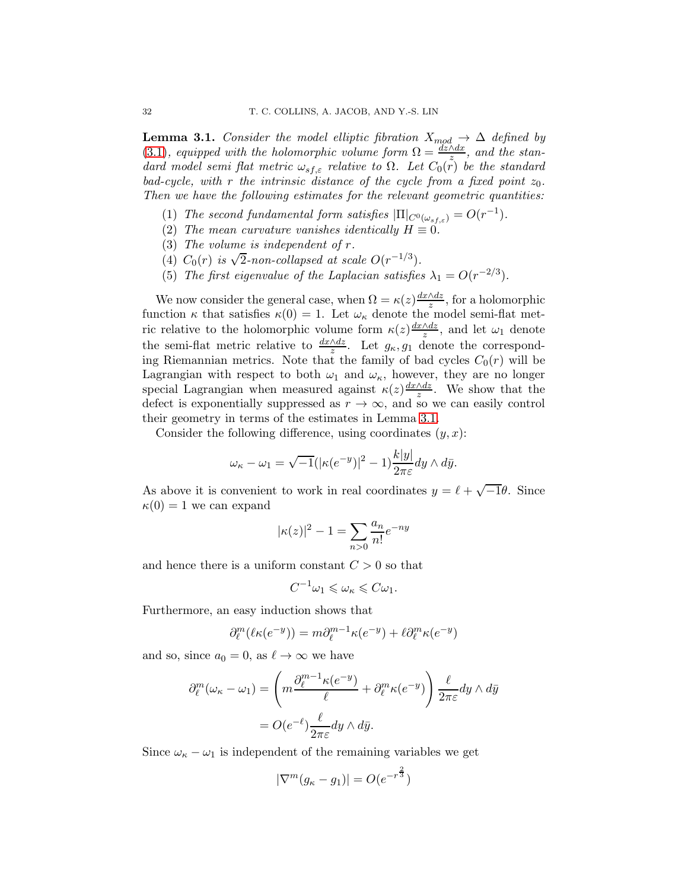**Lemma 3.1.** *Consider the model elliptic fibration $X_{mod} \to \Delta$ defined by (3.1), equipped with the holomorphic volume form $\Omega = \frac{dz\wedge dx}{z}$, and the standard model semi flat metric $\omega_{sf,\varepsilon}$ relative to $\Omega$. Let $C_0(r)$ be the standard bad-cycle, with $r$ the intrinsic distance of the cycle from a fixed point $z_0$. Then we have the following estimates for the relevant geometric quantities:*

1. *The second fundamental form satisfies $|\mathrm{II}|_{C^0(\omega_{sf,\varepsilon})} = O(r^{-1})$.*
2. *The mean curvature vanishes identically $H \equiv 0$.*
3. *The volume is independent of $r$.*
4. *$C_0(r)$ is $\sqrt{2}$-non-collapsed at scale $O(r^{-1/3})$.*
5. *The first eigenvalue of the Laplacian satisfies $\lambda_1 = O(r^{-2/3})$.*

We now consider the general case, when $\Omega = \kappa(z)\frac{dx\wedge dz}{z}$, for a holomorphic function $\kappa$ that satisfies $\kappa(0) = 1$. Let $\omega_\kappa$ denote the model semi-flat metric relative to the holomorphic volume form $\kappa(z)\frac{dx\wedge dz}{z}$, and let $\omega_1$ denote the semi-flat metric relative to $\frac{dx\wedge dz}{z}$. Let $g_\kappa, g_1$ denote the corresponding Riemannian metrics. Note that the family of bad cycles $C_0(r)$ will be Lagrangian with respect to both $\omega_1$ and $\omega_\kappa$, however, they are no longer special Lagrangian when measured against $\kappa(z)\frac{dx\wedge dz}{z}$. We show that the defect is exponentially suppressed as $r \to \infty$, and so we can easily control their geometry in terms of the estimates in Lemma 3.1.

Consider the following difference, using coordinates $(y, x)$:

$$\omega_\kappa - \omega_1 = \sqrt{-1}(|\kappa(e^{-y})|^2 - 1)\frac{k|y|}{2\pi\varepsilon}dy \wedge d\bar{y}.$$

As above it is convenient to work in real coordinates $y = \ell + \sqrt{-1}\theta$. Since $\kappa(0) = 1$ we can expand

$$|\kappa(z)|^2 - 1 = \sum_{n>0} \frac{a_n}{n!}e^{-ny}$$

and hence there is a uniform constant $C > 0$ so that

$$C^{-1}\omega_1 \leqslant \omega_\kappa \leqslant C\omega_1.$$

Furthermore, an easy induction shows that

$$\partial_\ell^m(\ell\kappa(e^{-y})) = m\partial_\ell^{m-1}\kappa(e^{-y}) + \ell\partial_\ell^m\kappa(e^{-y})$$

and so, since $a_0 = 0$, as $\ell \to \infty$ we have

$$\begin{aligned}
\partial_\ell^m(\omega_\kappa - \omega_1) &= \left(m\frac{\partial_\ell^{m-1}\kappa(e^{-y})}{\ell} + \partial_\ell^m\kappa(e^{-y})\right)\frac{\ell}{2\pi\varepsilon}dy \wedge d\bar{y} \\
&= O(e^{-\ell})\frac{\ell}{2\pi\varepsilon}dy \wedge d\bar{y}.
\end{aligned}$$

Since $\omega_\kappa - \omega_1$ is independent of the remaining variables we get

$$|\nabla^m(g_\kappa - g_1)| = O(e^{-r^{\frac{2}{3}}})$$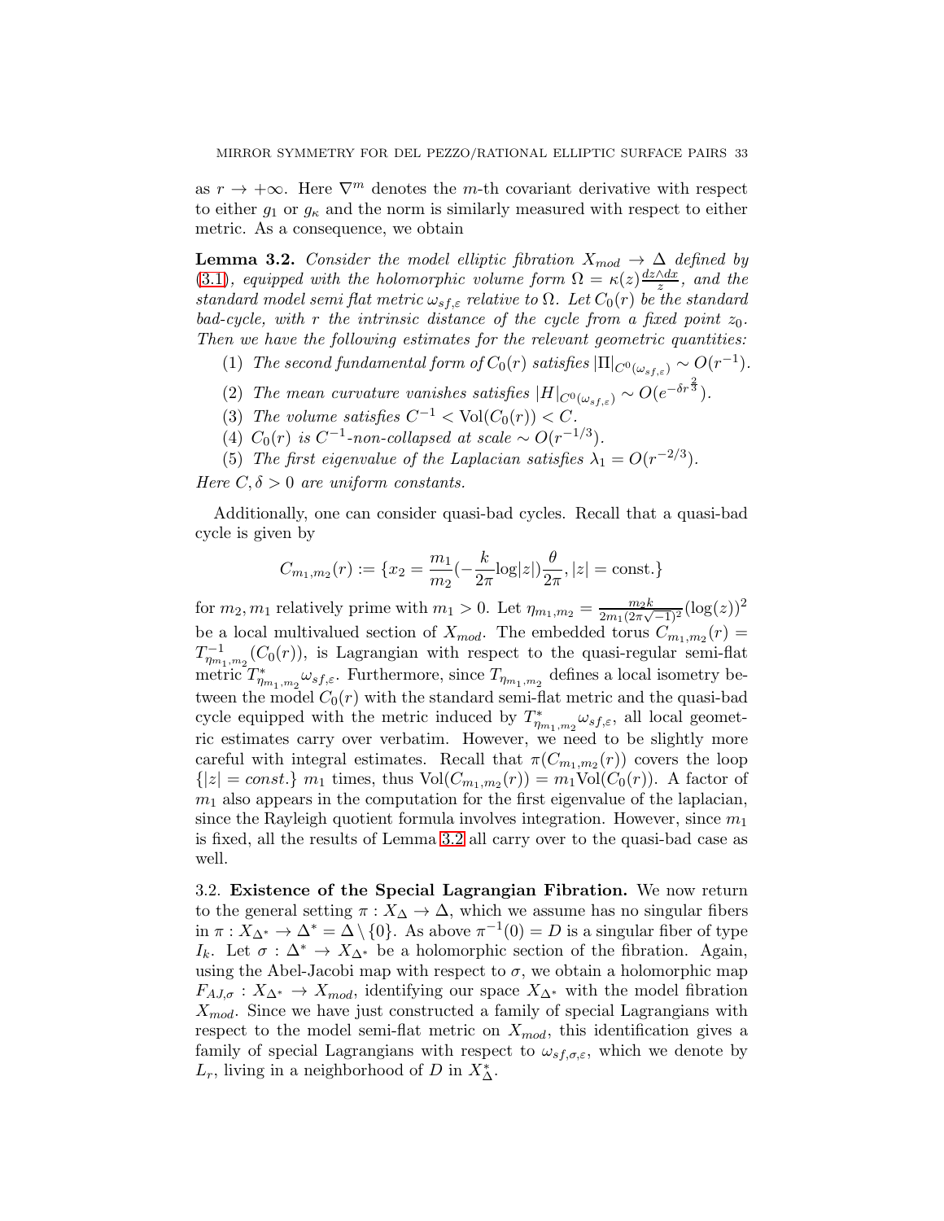as $r \to +\infty$. Here $\nabla^m$ denotes the $m$-th covariant derivative with respect to either $g_1$ or $g_\kappa$ and the norm is similarly measured with respect to either metric. As a consequence, we obtain

**Lemma 3.2.** *Consider the model elliptic fibration $X_{mod} \to \Delta$ defined by (3.1), equipped with the holomorphic volume form $\Omega = \kappa(z)\frac{dz\wedge dx}{z}$, and the standard model semi flat metric $\omega_{sf,\varepsilon}$ relative to $\Omega$. Let $C_0(r)$ be the standard bad-cycle, with $r$ the intrinsic distance of the cycle from a fixed point $z_0$. Then we have the following estimates for the relevant geometric quantities:*

1. *The second fundamental form of $C_0(r)$ satisfies $|\mathrm{II}|_{C^0(\omega_{sf,\varepsilon})} \sim O(r^{-1})$.*
2. *The mean curvature vanishes satisfies $|H|_{C^0(\omega_{sf,\varepsilon})} \sim O(e^{-\delta r^{\frac{2}{3}}})$.*
3. *The volume satisfies $C^{-1} < \mathrm{Vol}(C_0(r)) < C$.*
4. *$C_0(r)$ is $C^{-1}$-non-collapsed at scale $\sim O(r^{-1/3})$.*
5. *The first eigenvalue of the Laplacian satisfies $\lambda_1 = O(r^{-2/3})$.*

*Here $C, \delta > 0$ are uniform constants.*

Additionally, one can consider quasi-bad cycles. Recall that a quasi-bad cycle is given by

$$C_{m_1,m_2}(r) := \{x_2 = \frac{m_1}{m_2}(-\frac{k}{2\pi}\log|z|)\frac{\theta}{2\pi}, |z| = \text{const.}\}$$

for $m_2, m_1$ relatively prime with $m_1 > 0$. Let $\eta_{m_1,m_2} = \frac{m_2 k}{2m_1(2\pi\sqrt{-1})^2}(\log(z))^2$ be a local multivalued section of $X_{mod}$. The embedded torus $C_{m_1,m_2}(r) = T^{-1}_{\eta_{m_1,m_2}}(C_0(r))$, is Lagrangian with respect to the quasi-regular semi-flat metric $T^*_{\eta_{m_1,m_2}}\omega_{sf,\varepsilon}$. Furthermore, since $T_{\eta_{m_1,m_2}}$ defines a local isometry between the model $C_0(r)$ with the standard semi-flat metric and the quasi-bad cycle equipped with the metric induced by $T^*_{\eta_{m_1,m_2}}\omega_{sf,\varepsilon}$, all local geometric estimates carry over verbatim. However, we need to be slightly more careful with integral estimates. Recall that $\pi(C_{m_1,m_2}(r))$ covers the loop $\{|z| = const.\}$ $m_1$ times, thus $\mathrm{Vol}(C_{m_1,m_2}(r)) = m_1\mathrm{Vol}(C_0(r))$. A factor of $m_1$ also appears in the computation for the first eigenvalue of the laplacian, since the Rayleigh quotient formula involves integration. However, since $m_1$ is fixed, all the results of Lemma 3.2 all carry over to the quasi-bad case as well.

### 3.2. Existence of the Special Lagrangian Fibration.

We now return to the general setting $\pi : X_\Delta \to \Delta$, which we assume has no singular fibers in $\pi : X_{\Delta^*} \to \Delta^* = \Delta \setminus \{0\}$. As above $\pi^{-1}(0) = D$ is a singular fiber of type $I_k$. Let $\sigma : \Delta^* \to X_{\Delta^*}$ be a holomorphic section of the fibration. Again, using the Abel-Jacobi map with respect to $\sigma$, we obtain a holomorphic map $F_{AJ,\sigma} : X_{\Delta^*} \to X_{mod}$, identifying our space $X_{\Delta^*}$ with the model fibration $X_{mod}$. Since we have just constructed a family of special Lagrangians with respect to the model semi-flat metric on $X_{mod}$, this identification gives a family of special Lagrangians with respect to $\omega_{sf,\sigma,\varepsilon}$, which we denote by $L_r$, living in a neighborhood of $D$ in $X^*_\Delta$.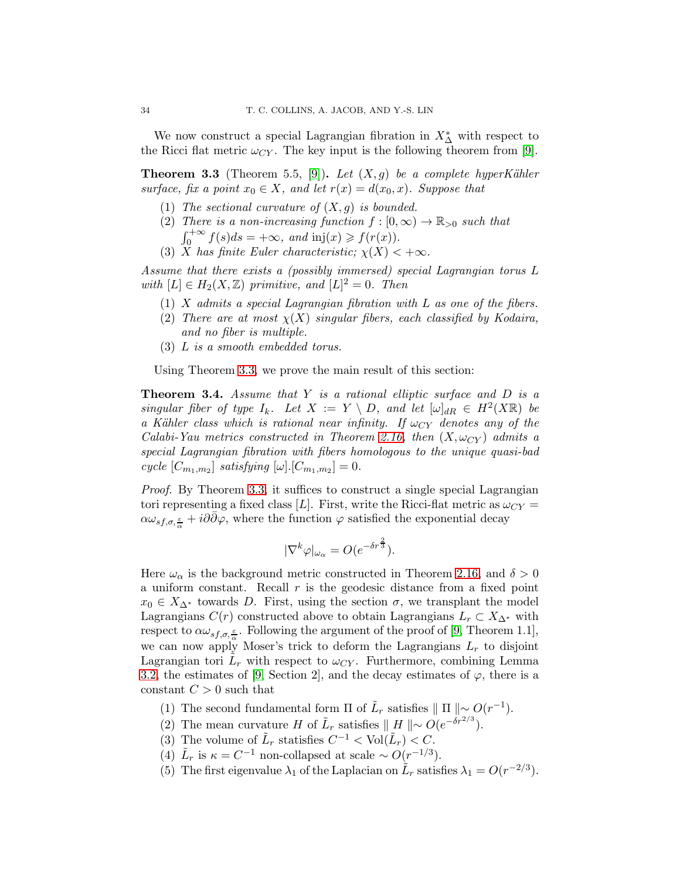We now construct a special Lagrangian fibration in $X_{\Delta}^*$ with respect to the Ricci flat metric $\omega_{CY}$. The key input is the following theorem from [9].

**Theorem 3.3** (Theorem 5.5, [9])**.** *Let $(X, g)$ be a complete hyperKähler surface, fix a point $x_0 \in X$, and let $r(x) = d(x_0, x)$. Suppose that*

1. *The sectional curvature of $(X, g)$ is bounded.*
2. *There is a non-increasing function $f : [0, \infty) \to \mathbb{R}_{>0}$ such that $\int_0^{+\infty} f(s)ds = +\infty$, and $\mathrm{inj}(x) \geqslant f(r(x))$.*
3. *$X$ has finite Euler characteristic; $\chi(X) < +\infty$.*

*Assume that there exists a (possibly immersed) special Lagrangian torus $L$ with $[L] \in H_2(X, \mathbb{Z})$ primitive, and $[L]^2 = 0$. Then*

1. *$X$ admits a special Lagrangian fibration with $L$ as one of the fibers.*
2. *There are at most $\chi(X)$ singular fibers, each classified by Kodaira, and no fiber is multiple.*
3. *$L$ is a smooth embedded torus.*

Using Theorem 3.3, we prove the main result of this section:

**Theorem 3.4.** *Assume that $Y$ is a rational elliptic surface and $D$ is a singular fiber of type $I_k$. Let $X := Y \setminus D$, and let $[\omega]_{dR} \in H^2(X\mathbb{R})$ be a Kähler class which is rational near infinity. If $\omega_{CY}$ denotes any of the Calabi-Yau metrics constructed in Theorem 2.16, then $(X, \omega_{CY})$ admits a special Lagrangian fibration with fibers homologous to the unique quasi-bad cycle $[C_{m_1,m_2}]$ satisfying $[\omega].[C_{m_1,m_2}] = 0$.*

*Proof.* By Theorem 3.3, it suffices to construct a single special Lagrangian tori representing a fixed class $[L]$. First, write the Ricci-flat metric as $\omega_{CY} = \alpha\omega_{sf,\sigma,\frac{\varepsilon}{\alpha}} + i\partial\bar{\partial}\varphi$, where the function $\varphi$ satisfied the exponential decay

$$|\nabla^k \varphi|_{\omega_\alpha} = O(e^{-\delta r^{\frac{2}{3}}}).$$

Here $\omega_\alpha$ is the background metric constructed in Theorem 2.16, and $\delta > 0$ a uniform constant. Recall $r$ is the geodesic distance from a fixed point $x_0 \in X_{\Delta^*}$ towards $D$. First, using the section $\sigma$, we transplant the model Lagrangians $C(r)$ constructed above to obtain Lagrangians $L_r \subset X_{\Delta^*}$ with respect to $\alpha\omega_{sf,\sigma,\frac{\varepsilon}{\alpha}}$. Following the argument of the proof of [9, Theorem 1.1], we can now apply Moser's trick to deform the Lagrangians $L_r$ to disjoint Lagrangian tori $\tilde{L}_r$ with respect to $\omega_{CY}$. Furthermore, combining Lemma 3.2, the estimates of [9, Section 2], and the decay estimates of $\varphi$, there is a constant $C > 0$ such that

1. The second fundamental form $\Pi$ of $\tilde{L}_r$ satisfies $\parallel \Pi \parallel \sim O(r^{-1})$.
2. The mean curvature $H$ of $\tilde{L}_r$ satisfies $\parallel H \parallel \sim O(e^{-\delta r^{2/3}})$.
3. The volume of $\tilde{L}_r$ statisfies $C^{-1} < \mathrm{Vol}(\tilde{L}_r) < C$.
4. $\tilde{L}_r$ is $\kappa = C^{-1}$ non-collapsed at scale $\sim O(r^{-1/3})$.
5. The first eigenvalue $\lambda_1$ of the Laplacian on $\tilde{L}_r$ satisfies $\lambda_1 = O(r^{-2/3})$.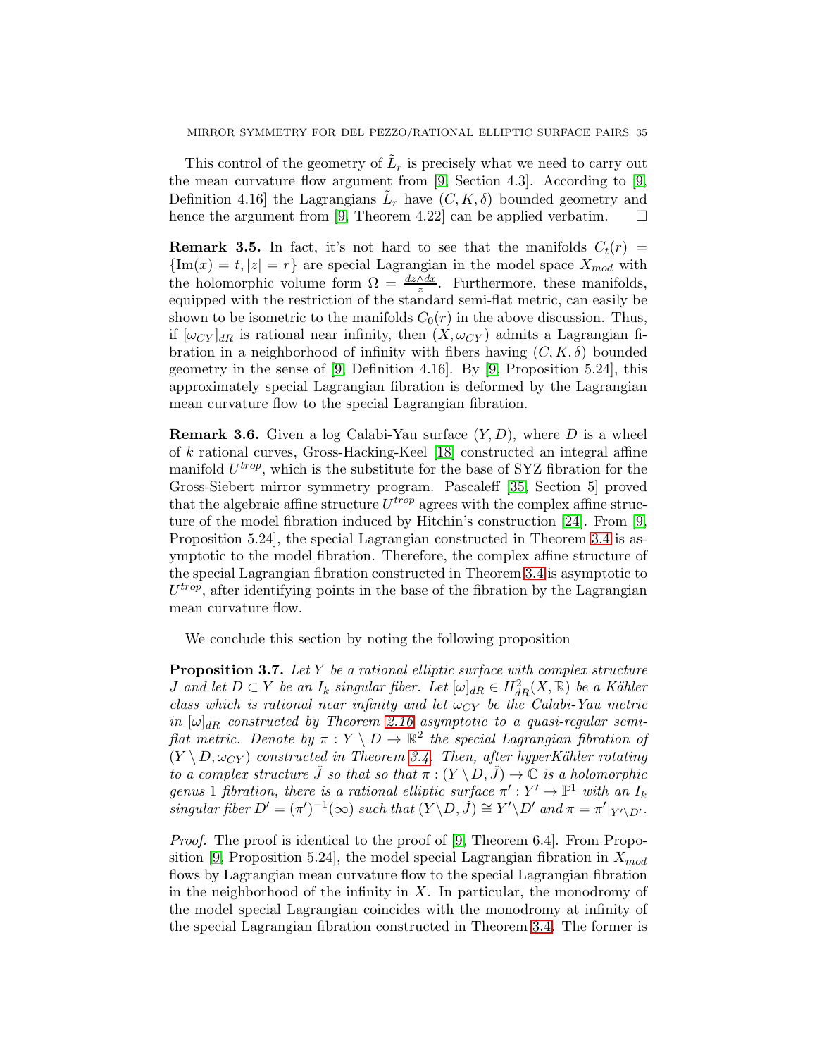This control of the geometry of $\tilde{L}_r$ is precisely what we need to carry out the mean curvature flow argument from [9, Section 4.3]. According to [9, Definition 4.16] the Lagrangians $\tilde{L}_r$ have $(C, K, \delta)$ bounded geometry and hence the argument from [9, Theorem 4.22] can be applied verbatim. $\square$

**Remark 3.5.** In fact, it's not hard to see that the manifolds $C_t(r) = \{\mathrm{Im}(x) = t, |z| = r\}$ are special Lagrangian in the model space $X_{mod}$ with the holomorphic volume form $\Omega = \frac{dz \wedge dx}{z}$. Furthermore, these manifolds, equipped with the restriction of the standard semi-flat metric, can easily be shown to be isometric to the manifolds $C_0(r)$ in the above discussion. Thus, if $[\omega_{CY}]_{dR}$ is rational near infinity, then $(X, \omega_{CY})$ admits a Lagrangian fibration in a neighborhood of infinity with fibers having $(C, K, \delta)$ bounded geometry in the sense of [9, Definition 4.16]. By [9, Proposition 5.24], this approximately special Lagrangian fibration is deformed by the Lagrangian mean curvature flow to the special Lagrangian fibration.

**Remark 3.6.** Given a log Calabi-Yau surface $(Y, D)$, where $D$ is a wheel of $k$ rational curves, Gross-Hacking-Keel [18] constructed an integral affine manifold $U^{trop}$, which is the substitute for the base of SYZ fibration for the Gross-Siebert mirror symmetry program. Pascaleff [35, Section 5] proved that the algebraic affine structure $U^{trop}$ agrees with the complex affine structure of the model fibration induced by Hitchin's construction [24]. From [9, Proposition 5.24], the special Lagrangian constructed in Theorem 3.4 is asymptotic to the model fibration. Therefore, the complex affine structure of the special Lagrangian fibration constructed in Theorem 3.4 is asymptotic to $U^{trop}$, after identifying points in the base of the fibration by the Lagrangian mean curvature flow.

We conclude this section by noting the following proposition

**Proposition 3.7.** *Let $Y$ be a rational elliptic surface with complex structure $J$ and let $D \subset Y$ be an $I_k$ singular fiber. Let $[\omega]_{dR} \in H^2_{dR}(X, \mathbb{R})$ be a Kähler class which is rational near infinity and let $\omega_{CY}$ be the Calabi-Yau metric in $[\omega]_{dR}$ constructed by Theorem 2.16 asymptotic to a quasi-regular semi-flat metric. Denote by $\pi : Y \setminus D \to \mathbb{R}^2$ the special Lagrangian fibration of $(Y \setminus D, \omega_{CY})$ constructed in Theorem 3.4. Then, after hyperKähler rotating to a complex structure $\check{J}$ so that so that $\pi : (Y \setminus D, \check{J}) \to \mathbb{C}$ is a holomorphic genus 1 fibration, there is a rational elliptic surface $\pi' : Y' \to \mathbb{P}^1$ with an $I_k$ singular fiber $D' = (\pi')^{-1}(\infty)$ such that $(Y \setminus D, \check{J}) \cong Y' \setminus D'$ and $\pi = \pi'|_{Y' \setminus D'}$.*

*Proof.* The proof is identical to the proof of [9, Theorem 6.4]. From Proposition [9, Proposition 5.24], the model special Lagrangian fibration in $X_{mod}$ flows by Lagrangian mean curvature flow to the special Lagrangian fibration in the neighborhood of the infinity in $X$. In particular, the monodromy of the model special Lagrangian coincides with the monodromy at infinity of the special Lagrangian fibration constructed in Theorem 3.4. The former is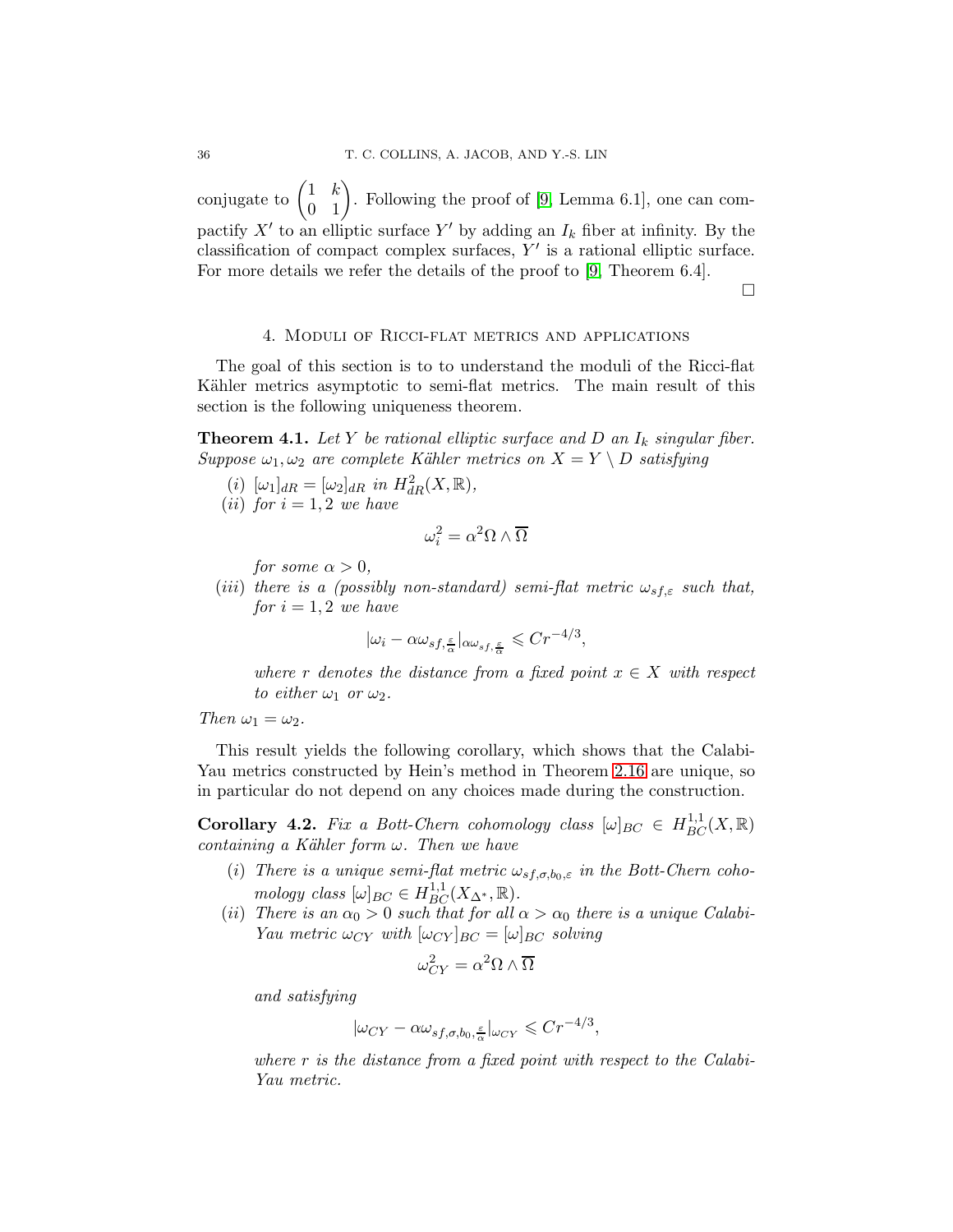conjugate to $\begin{pmatrix} 1 & k \\ 0 & 1 \end{pmatrix}$. Following the proof of [9, Lemma 6.1], one can compactify $X'$ to an elliptic surface $Y'$ by adding an $I_k$ fiber at infinity. By the classification of compact complex surfaces, $Y'$ is a rational elliptic surface. For more details we refer the details of the proof to [9, Theorem 6.4].

□

## 4. Moduli of Ricci-flat metrics and applications

The goal of this section is to to understand the moduli of the Ricci-flat Kähler metrics asymptotic to semi-flat metrics. The main result of this section is the following uniqueness theorem.

**Theorem 4.1.** *Let $Y$ be rational elliptic surface and $D$ an $I_k$ singular fiber. Suppose $\omega_1, \omega_2$ are complete Kähler metrics on $X = Y \setminus D$ satisfying*

*(i) $[\omega_1]_{dR} = [\omega_2]_{dR}$ in $H^2_{dR}(X, \mathbb{R})$,*

*(ii) for $i = 1, 2$ we have*

$$\omega_i^2 = \alpha^2 \Omega \wedge \overline{\Omega}$$

*for some $\alpha > 0$,*

*(iii) there is a (possibly non-standard) semi-flat metric $\omega_{sf,\varepsilon}$ such that, for $i = 1, 2$ we have*

$$|\omega_i - \alpha\omega_{sf,\frac{\varepsilon}{\alpha}}|_{\alpha\omega_{sf,\frac{\varepsilon}{\alpha}}} \leqslant Cr^{-4/3},$$

*where $r$ denotes the distance from a fixed point $x \in X$ with respect to either $\omega_1$ or $\omega_2$.*

*Then $\omega_1 = \omega_2$.*

This result yields the following corollary, which shows that the Calabi-Yau metrics constructed by Hein's method in Theorem 2.16 are unique, so in particular do not depend on any choices made during the construction.

**Corollary 4.2.** *Fix a Bott-Chern cohomology class $[\omega]_{BC} \in H^{1,1}_{BC}(X, \mathbb{R})$ containing a Kähler form $\omega$. Then we have*

*(i) There is a unique semi-flat metric $\omega_{sf,\sigma,b_0,\varepsilon}$ in the Bott-Chern cohomology class $[\omega]_{BC} \in H^{1,1}_{BC}(X_{\Delta^*}, \mathbb{R})$.*

*(ii) There is an $\alpha_0 > 0$ such that for all $\alpha > \alpha_0$ there is a unique Calabi-Yau metric $\omega_{CY}$ with $[\omega_{CY}]_{BC} = [\omega]_{BC}$ solving*

$$\omega_{CY}^2 = \alpha^2 \Omega \wedge \overline{\Omega}$$

*and satisfying*

$$|\omega_{CY} - \alpha\omega_{sf,\sigma,b_0,\frac{\varepsilon}{\alpha}}|_{\omega_{CY}} \leqslant Cr^{-4/3},$$

*where $r$ is the distance from a fixed point with respect to the Calabi-Yau metric.*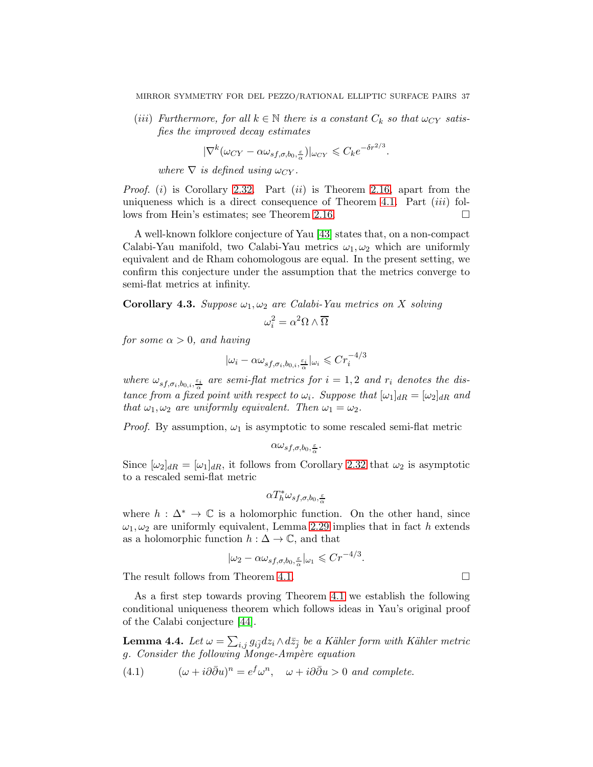(*iii*) *Furthermore, for all $k \in \mathbb{N}$ there is a constant $C_k$ so that $\omega_{CY}$ satisfies the improved decay estimates*

$$|\nabla^k(\omega_{CY} - \alpha\omega_{sf,\sigma,b_0,\frac{\varepsilon}{\alpha}})|_{\omega_{CY}} \leqslant C_k e^{-\delta r^{2/3}}.$$

*where $\nabla$ is defined using $\omega_{CY}$.*

*Proof.* (*i*) is Corollary 2.32. Part (*ii*) is Theorem 2.16, apart from the uniqueness which is a direct consequence of Theorem 4.1. Part (*iii*) follows from Hein's estimates; see Theorem 2.16. □

A well-known folklore conjecture of Yau [43] states that, on a non-compact Calabi-Yau manifold, two Calabi-Yau metrics $\omega_1, \omega_2$ which are uniformly equivalent and de Rham cohomologous are equal. In the present setting, we confirm this conjecture under the assumption that the metrics converge to semi-flat metrics at infinity.

**Corollary 4.3.** *Suppose $\omega_1, \omega_2$ are Calabi-Yau metrics on $X$ solving*

$$\omega_i^2 = \alpha^2 \Omega \wedge \overline{\Omega}$$

*for some $\alpha > 0$, and having*

$$|\omega_i - \alpha\omega_{sf,\sigma_i,b_{0,i},\frac{\varepsilon_i}{\alpha}}|_{\omega_i} \leqslant C r_i^{-4/3}$$

*where $\omega_{sf,\sigma_i,b_{0,i},\frac{\varepsilon_i}{\alpha}}$ are semi-flat metrics for $i = 1, 2$ and $r_i$ denotes the distance from a fixed point with respect to $\omega_i$. Suppose that $[\omega_1]_{dR} = [\omega_2]_{dR}$ and that $\omega_1, \omega_2$ are uniformly equivalent. Then $\omega_1 = \omega_2$.*

*Proof.* By assumption, $\omega_1$ is asymptotic to some rescaled semi-flat metric

$$\alpha\omega_{sf,\sigma,b_0,\frac{\varepsilon}{\alpha}}.$$

Since $[\omega_2]_{dR} = [\omega_1]_{dR}$, it follows from Corollary 2.32 that $\omega_2$ is asymptotic to a rescaled semi-flat metric

$$\alpha T_h^*\omega_{sf,\sigma,b_0,\frac{\varepsilon}{\alpha}}$$

where $h : \Delta^* \to \mathbb{C}$ is a holomorphic function. On the other hand, since $\omega_1, \omega_2$ are uniformly equivalent, Lemma 2.29 implies that in fact $h$ extends as a holomorphic function $h : \Delta \to \mathbb{C}$, and that

$$|\omega_2 - \alpha\omega_{sf,\sigma,b_0,\frac{\varepsilon}{\alpha}}|_{\omega_1} \leqslant C r^{-4/3}.$$

The result follows from Theorem 4.1. □

As a first step towards proving Theorem 4.1 we establish the following conditional uniqueness theorem which follows ideas in Yau's original proof of the Calabi conjecture [44].

**Lemma 4.4.** *Let $\omega = \sum_{i,j} g_{i\bar{j}} dz_i \wedge d\bar{z}_{\bar{j}}$ be a Kähler form with Kähler metric $g$. Consider the following Monge-Ampère equation*

$$(\omega + i\partial\bar{\partial}u)^n = e^f \omega^n, \quad \omega + i\partial\bar{\partial}u > 0 \text{ and complete.} \tag{4.1}$$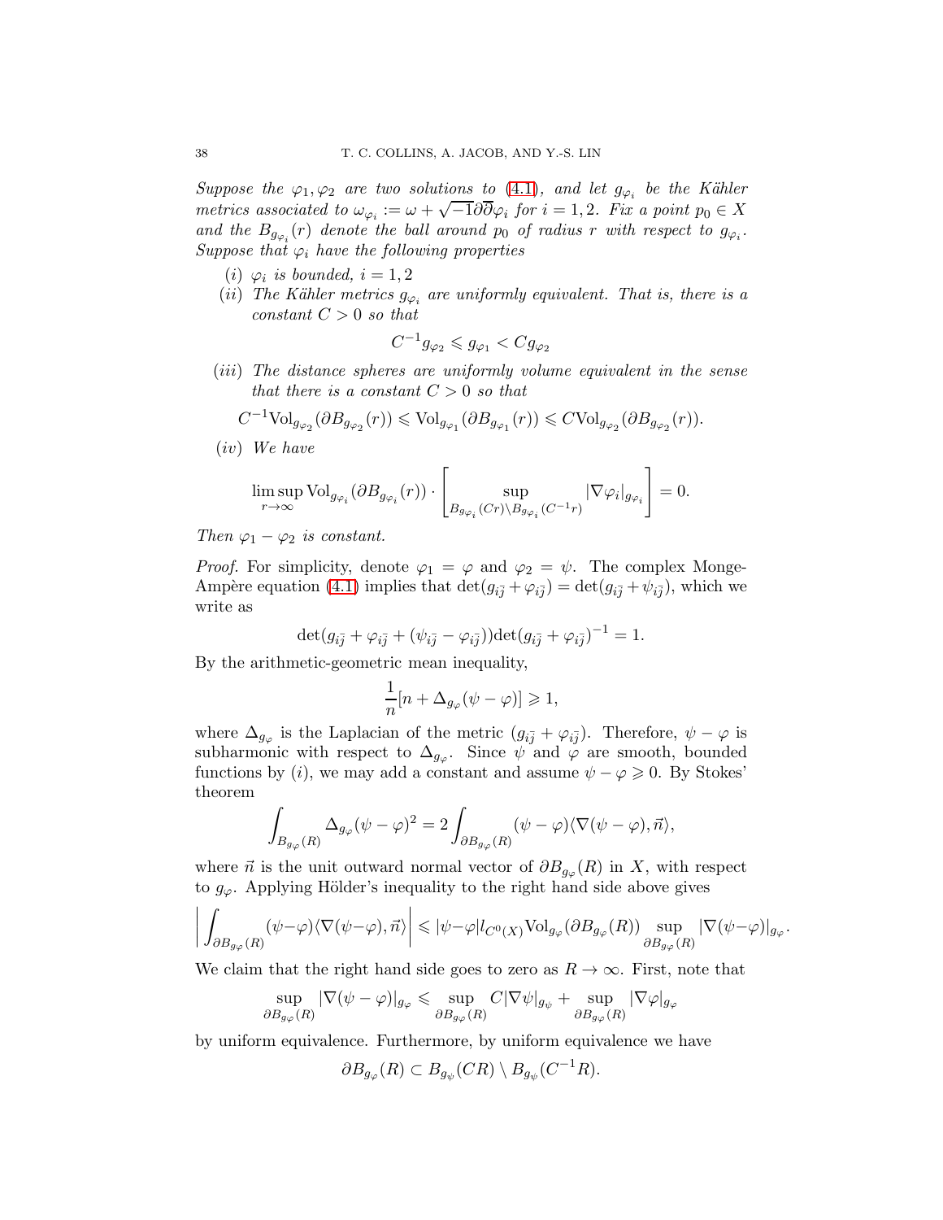*Suppose the $\varphi_1, \varphi_2$ are two solutions to (4.1), and let $g_{\varphi_i}$ be the Kähler metrics associated to $\omega_{\varphi_i} := \omega + \sqrt{-1}\partial\overline{\partial}\varphi_i$ for $i = 1, 2$. Fix a point $p_0 \in X$ and the $B_{g_{\varphi_i}}(r)$ denote the ball around $p_0$ of radius $r$ with respect to $g_{\varphi_i}$. Suppose that $\varphi_i$ have the following properties*

(i) *$\varphi_i$ is bounded, $i = 1, 2$*

(ii) *The Kähler metrics $g_{\varphi_i}$ are uniformly equivalent. That is, there is a constant $C > 0$ so that*

$$C^{-1} g_{\varphi_2} \leqslant g_{\varphi_1} < C g_{\varphi_2}$$

(iii) *The distance spheres are uniformly volume equivalent in the sense that there is a constant $C > 0$ so that*

$$C^{-1}\mathrm{Vol}_{g_{\varphi_2}}(\partial B_{g_{\varphi_2}}(r)) \leqslant \mathrm{Vol}_{g_{\varphi_1}}(\partial B_{g_{\varphi_1}}(r)) \leqslant C\mathrm{Vol}_{g_{\varphi_2}}(\partial B_{g_{\varphi_2}}(r)).$$

(iv) *We have*

$$\limsup_{r\to\infty} \mathrm{Vol}_{g_{\varphi_i}}(\partial B_{g_{\varphi_i}}(r)) \cdot \left[\sup_{B_{g_{\varphi_i}}(Cr)\setminus B_{g_{\varphi_i}}(C^{-1}r)} |\nabla \varphi_i|_{g_{\varphi_i}}\right] = 0.$$

*Then $\varphi_1 - \varphi_2$ is constant.*

*Proof.* For simplicity, denote $\varphi_1 = \varphi$ and $\varphi_2 = \psi$. The complex Monge-Ampère equation (4.1) implies that $\det(g_{i\bar{j}} + \varphi_{i\bar{j}}) = \det(g_{i\bar{j}} + \psi_{i\bar{j}})$, which we write as

$$\det(g_{i\bar{j}} + \varphi_{i\bar{j}} + (\psi_{i\bar{j}} - \varphi_{i\bar{j}}))\det(g_{i\bar{j}} + \varphi_{i\bar{j}})^{-1} = 1.$$

By the arithmetic-geometric mean inequality,

$$\frac{1}{n}[n + \Delta_{g_\varphi}(\psi - \varphi)] \geqslant 1,$$

where $\Delta_{g_\varphi}$ is the Laplacian of the metric $(g_{i\bar{j}} + \varphi_{i\bar{j}})$. Therefore, $\psi - \varphi$ is subharmonic with respect to $\Delta_{g_\varphi}$. Since $\psi$ and $\varphi$ are smooth, bounded functions by $(i)$, we may add a constant and assume $\psi - \varphi \geqslant 0$. By Stokes' theorem

$$\int_{B_{g_\varphi}(R)} \Delta_{g_\varphi}(\psi - \varphi)^2 = 2\int_{\partial B_{g_\varphi}(R)} (\psi - \varphi)\langle \nabla(\psi - \varphi), \vec{n}\rangle,$$

where $\vec{n}$ is the unit outward normal vector of $\partial B_{g_\varphi}(R)$ in $X$, with respect to $g_\varphi$. Applying Hölder's inequality to the right hand side above gives

$$\left|\int_{\partial B_{g_\varphi}(R)} (\psi-\varphi)\langle \nabla(\psi-\varphi), \vec{n}\rangle\right| \leqslant |\psi-\varphi|_{C^0(X)}\mathrm{Vol}_{g_\varphi}(\partial B_{g_\varphi}(R)) \sup_{\partial B_{g_\varphi}(R)} |\nabla(\psi-\varphi)|_{g_\varphi}.$$

We claim that the right hand side goes to zero as $R \to \infty$. First, note that

$$\sup_{\partial B_{g_\varphi}(R)} |\nabla(\psi - \varphi)|_{g_\varphi} \leqslant \sup_{\partial B_{g_\varphi}(R)} C|\nabla\psi|_{g_\psi} + \sup_{\partial B_{g_\varphi}(R)} |\nabla\varphi|_{g_\varphi}$$

by uniform equivalence. Furthermore, by uniform equivalence we have

$$\partial B_{g_\varphi}(R) \subset B_{g_\psi}(CR) \setminus B_{g_\psi}(C^{-1}R).$$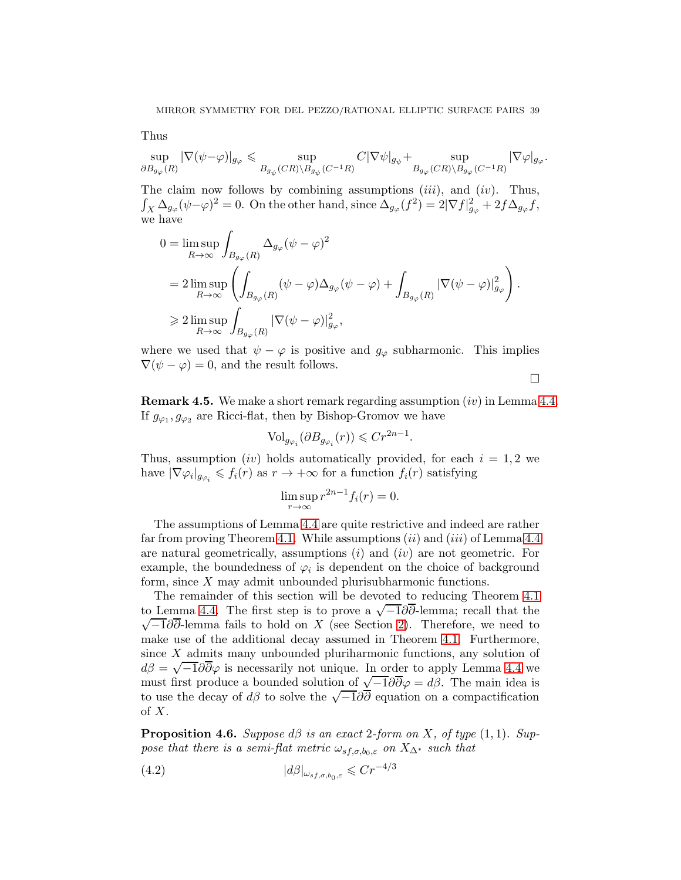Thus

$$\sup_{\partial B_{g_\varphi}(R)} |\nabla(\psi-\varphi)|_{g_\varphi} \leqslant \sup_{B_{g_\psi}(CR)\setminus B_{g_\psi}(C^{-1}R)} C|\nabla\psi|_{g_\psi} + \sup_{B_{g_\varphi}(CR)\setminus B_{g_\varphi}(C^{-1}R)} |\nabla\varphi|_{g_\varphi}.$$

The claim now follows by combining assumptions $(iii)$, and $(iv)$. Thus, $\int_X \Delta_{g_\varphi}(\psi-\varphi)^2 = 0$. On the other hand, since $\Delta_{g_\varphi}(f^2) = 2|\nabla f|^2_{g_\varphi} + 2f\Delta_{g_\varphi} f$, we have

$$\begin{aligned}
0 &= \limsup_{R\to\infty} \int_{B_{g_\varphi}(R)} \Delta_{g_\varphi}(\psi-\varphi)^2 \\
&= 2\limsup_{R\to\infty} \left( \int_{B_{g_\varphi}(R)} (\psi-\varphi)\Delta_{g_\varphi}(\psi-\varphi) + \int_{B_{g_\varphi}(R)} |\nabla(\psi-\varphi)|^2_{g_\varphi} \right). \\
&\geqslant 2\limsup_{R\to\infty} \int_{B_{g_\varphi}(R)} |\nabla(\psi-\varphi)|^2_{g_\varphi},
\end{aligned}$$

where we used that $\psi-\varphi$ is positive and $g_\varphi$ subharmonic. This implies $\nabla(\psi-\varphi) = 0$, and the result follows.

∎

**Remark 4.5.** We make a short remark regarding assumption $(iv)$ in Lemma 4.4. If $g_{\varphi_1}, g_{\varphi_2}$ are Ricci-flat, then by Bishop-Gromov we have

$$\mathrm{Vol}_{g_{\varphi_i}}(\partial B_{g_{\varphi_i}}(r)) \leqslant Cr^{2n-1}.$$

Thus, assumption $(iv)$ holds automatically provided, for each $i = 1, 2$ we have $|\nabla\varphi_i|_{g_{\varphi_i}} \leqslant f_i(r)$ as $r \to +\infty$ for a function $f_i(r)$ satisfying

$$\limsup_{r\to\infty} r^{2n-1} f_i(r) = 0.$$

The assumptions of Lemma 4.4 are quite restrictive and indeed are rather far from proving Theorem 4.1. While assumptions $(ii)$ and $(iii)$ of Lemma 4.4 are natural geometrically, assumptions $(i)$ and $(iv)$ are not geometric. For example, the boundedness of $\varphi_i$ is dependent on the choice of background form, since $X$ may admit unbounded plurisubharmonic functions.

The remainder of this section will be devoted to reducing Theorem 4.1 to Lemma 4.4. The first step is to prove a $\sqrt{-1}\partial\overline{\partial}$-lemma; recall that the $\sqrt{-1}\partial\overline{\partial}$-lemma fails to hold on $X$ (see Section 2). Therefore, we need to make use of the additional decay assumed in Theorem 4.1. Furthermore, since $X$ admits many unbounded pluriharmonic functions, any solution of $d\beta = \sqrt{-1}\partial\overline{\partial}\varphi$ is necessarily not unique. In order to apply Lemma 4.4 we must first produce a bounded solution of $\sqrt{-1}\partial\overline{\partial}\varphi = d\beta$. The main idea is to use the decay of $d\beta$ to solve the $\sqrt{-1}\partial\overline{\partial}$ equation on a compactification of $X$.

**Proposition 4.6.** *Suppose $d\beta$ is an exact 2-form on $X$, of type $(1,1)$. Suppose that there is a semi-flat metric $\omega_{sf,\sigma,b_0,\varepsilon}$ on $X_{\Delta^*}$ such that*

$$|d\beta|_{\omega_{sf,\sigma,b_0,\varepsilon}} \leqslant Cr^{-4/3} \tag{4.2}$$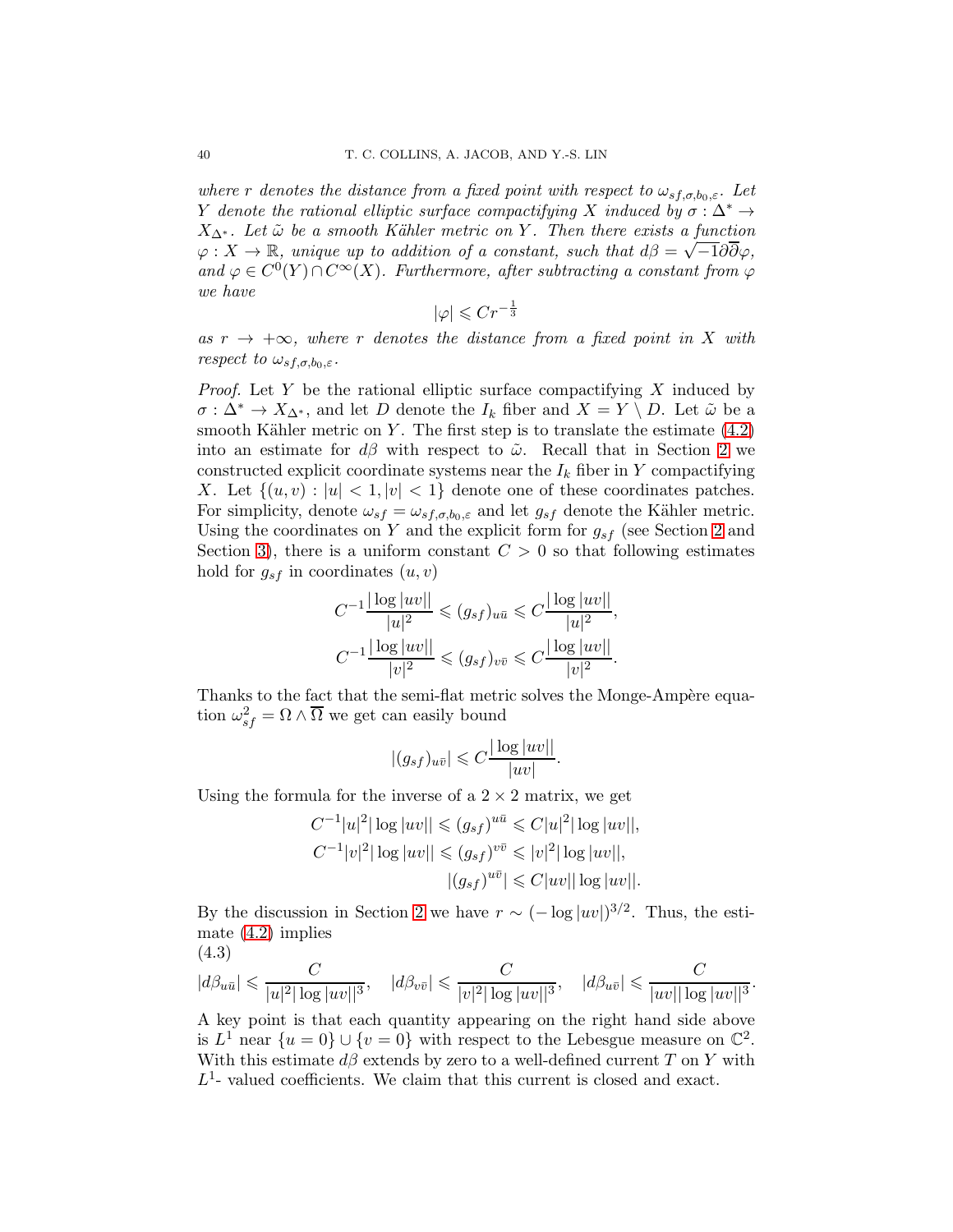*where $r$ denotes the distance from a fixed point with respect to $\omega_{sf,\sigma,b_0,\varepsilon}$. Let $Y$ denote the rational elliptic surface compactifying $X$ induced by $\sigma : \Delta^* \to X_{\Delta^*}$. Let $\tilde{\omega}$ be a smooth Kähler metric on $Y$. Then there exists a function $\varphi : X \to \mathbb{R}$, unique up to addition of a constant, such that $d\beta = \sqrt{-1}\partial\overline{\partial}\varphi$, and $\varphi \in C^0(Y) \cap C^\infty(X)$. Furthermore, after subtracting a constant from $\varphi$ we have*

$$|\varphi| \leqslant Cr^{-\frac{1}{3}}$$

*as $r \to +\infty$, where $r$ denotes the distance from a fixed point in $X$ with respect to $\omega_{sf,\sigma,b_0,\varepsilon}$.*

*Proof.* Let $Y$ be the rational elliptic surface compactifying $X$ induced by $\sigma : \Delta^* \to X_{\Delta^*}$, and let $D$ denote the $I_k$ fiber and $X = Y \setminus D$. Let $\tilde{\omega}$ be a smooth Kähler metric on $Y$. The first step is to translate the estimate (4.2) into an estimate for $d\beta$ with respect to $\tilde{\omega}$. Recall that in Section 2 we constructed explicit coordinate systems near the $I_k$ fiber in $Y$ compactifying $X$. Let $\{(u, v) : |u| < 1, |v| < 1\}$ denote one of these coordinates patches. For simplicity, denote $\omega_{sf} = \omega_{sf,\sigma,b_0,\varepsilon}$ and let $g_{sf}$ denote the Kähler metric. Using the coordinates on $Y$ and the explicit form for $g_{sf}$ (see Section 2 and Section 3), there is a uniform constant $C > 0$ so that following estimates hold for $g_{sf}$ in coordinates $(u, v)$

$$C^{-1}\frac{|\log|uv||}{|u|^2} \leqslant (g_{sf})_{u\bar{u}} \leqslant C\frac{|\log|uv||}{|u|^2},$$
$$C^{-1}\frac{|\log|uv||}{|v|^2} \leqslant (g_{sf})_{v\bar{v}} \leqslant C\frac{|\log|uv||}{|v|^2}.$$

Thanks to the fact that the semi-flat metric solves the Monge-Ampère equation $\omega_{sf}^2 = \Omega \wedge \overline{\Omega}$ we get can easily bound

$$|(g_{sf})_{u\bar{v}}| \leqslant C\frac{|\log|uv||}{|uv|}.$$

Using the formula for the inverse of a $2 \times 2$ matrix, we get

$$C^{-1}|u|^2|\log|uv|| \leqslant (g_{sf})^{u\bar{u}} \leqslant C|u|^2|\log|uv||,$$
$$C^{-1}|v|^2|\log|uv|| \leqslant (g_{sf})^{v\bar{v}} \leqslant |v|^2|\log|uv||,$$
$$|(g_{sf})^{u\bar{v}}| \leqslant C|uv||\log|uv||.$$

By the discussion in Section 2 we have $r \sim (-\log|uv|)^{3/2}$. Thus, the estimate (4.2) implies

(4.3)
$$|d\beta_{u\bar{u}}| \leqslant \frac{C}{|u|^2|\log|uv||^3}, \quad |d\beta_{v\bar{v}}| \leqslant \frac{C}{|v|^2|\log|uv||^3}, \quad |d\beta_{u\bar{v}}| \leqslant \frac{C}{|uv||\log|uv||^3}.$$

A key point is that each quantity appearing on the right hand side above is $L^1$ near $\{u = 0\} \cup \{v = 0\}$ with respect to the Lebesgue measure on $\mathbb{C}^2$. With this estimate $d\beta$ extends by zero to a well-defined current $T$ on $Y$ with $L^1$- valued coefficients. We claim that this current is closed and exact.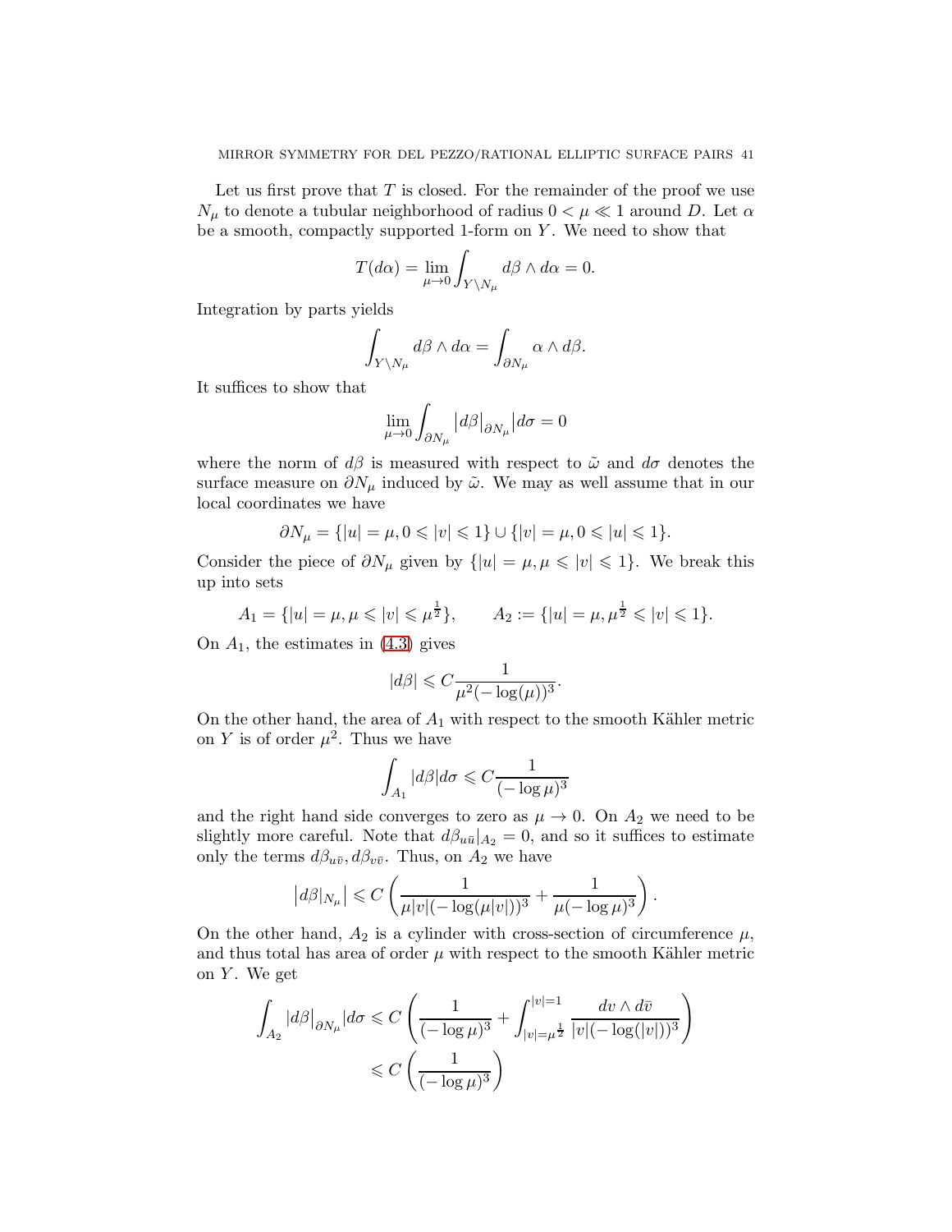Let us first prove that $T$ is closed. For the remainder of the proof we use $N_\mu$ to denote a tubular neighborhood of radius $0 < \mu \ll 1$ around $D$. Let $\alpha$ be a smooth, compactly supported 1-form on $Y$. We need to show that

$$T(d\alpha) = \lim_{\mu \to 0} \int_{Y \setminus N_\mu} d\beta \wedge d\alpha = 0.$$

Integration by parts yields

$$\int_{Y \setminus N_\mu} d\beta \wedge d\alpha = \int_{\partial N_\mu} \alpha \wedge d\beta.$$

It suffices to show that

$$\lim_{\mu \to 0} \int_{\partial N_\mu} \left| d\beta \big|_{\partial N_\mu} \right| d\sigma = 0$$

where the norm of $d\beta$ is measured with respect to $\tilde{\omega}$ and $d\sigma$ denotes the surface measure on $\partial N_\mu$ induced by $\tilde{\omega}$. We may as well assume that in our local coordinates we have

$$\partial N_\mu = \{|u| = \mu, 0 \leqslant |v| \leqslant 1\} \cup \{|v| = \mu, 0 \leqslant |u| \leqslant 1\}.$$

Consider the piece of $\partial N_\mu$ given by $\{|u| = \mu, \mu \leqslant |v| \leqslant 1\}$. We break this up into sets

$$A_1 = \{|u| = \mu, \mu \leqslant |v| \leqslant \mu^{\frac{1}{2}}\}, \qquad A_2 := \{|u| = \mu, \mu^{\frac{1}{2}} \leqslant |v| \leqslant 1\}.$$

On $A_1$, the estimates in (4.3) gives

$$|d\beta| \leqslant C \frac{1}{\mu^2(-\log(\mu))^3}.$$

On the other hand, the area of $A_1$ with respect to the smooth Kähler metric on $Y$ is of order $\mu^2$. Thus we have

$$\int_{A_1} |d\beta| d\sigma \leqslant C \frac{1}{(-\log \mu)^3}$$

and the right hand side converges to zero as $\mu \to 0$. On $A_2$ we need to be slightly more careful. Note that $d\beta_{u\bar{u}}|_{A_2} = 0$, and so it suffices to estimate only the terms $d\beta_{u\bar{v}}, d\beta_{v\bar{v}}$. Thus, on $A_2$ we have

$$\left| d\beta|_{N_\mu} \right| \leqslant C \left( \frac{1}{\mu |v| (-\log(\mu|v|))^3} + \frac{1}{\mu(-\log \mu)^3} \right).$$

On the other hand, $A_2$ is a cylinder with cross-section of circumference $\mu$, and thus total has area of order $\mu$ with respect to the smooth Kähler metric on $Y$. We get

$$\begin{aligned}
\int_{A_2} |d\beta|_{\partial N_\mu} | d\sigma &\leqslant C \left( \frac{1}{(-\log \mu)^3} + \int_{|v|=\mu^{\frac{1}{2}}}^{|v|=1} \frac{dv \wedge d\bar{v}}{|v|(-\log(|v|))^3} \right) \\
&\leqslant C \left( \frac{1}{(-\log \mu)^3} \right)
\end{aligned}$$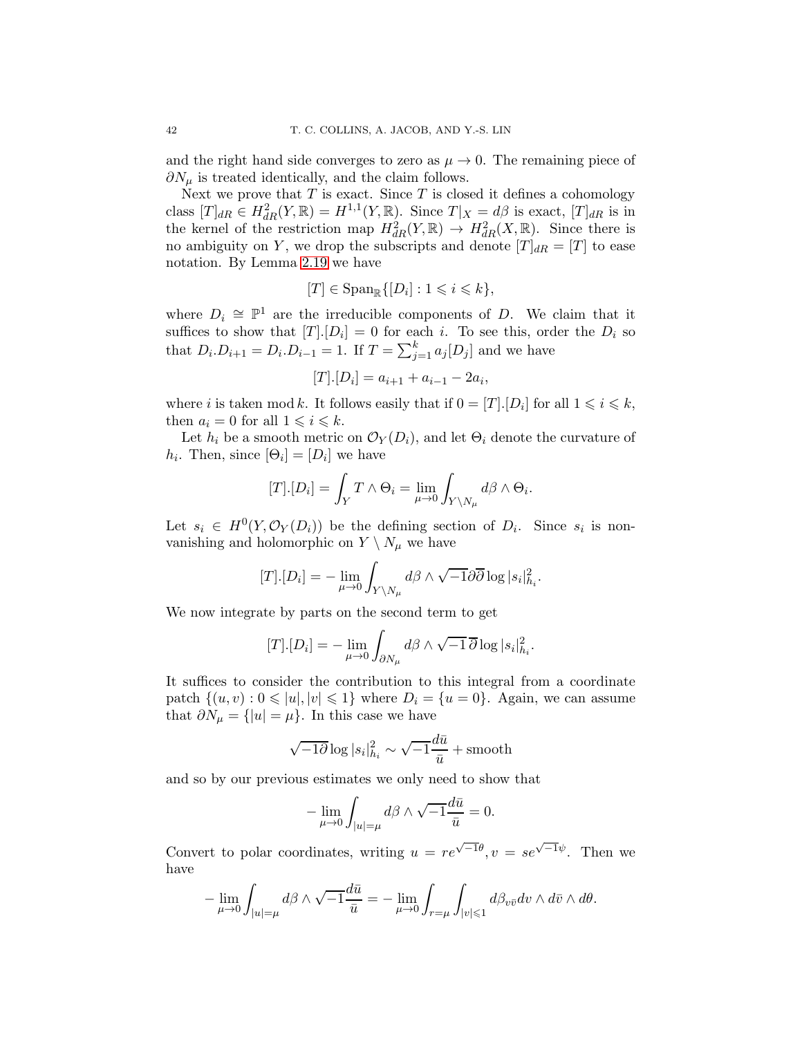and the right hand side converges to zero as $\mu \to 0$. The remaining piece of $\partial N_\mu$ is treated identically, and the claim follows.

Next we prove that $T$ is exact. Since $T$ is closed it defines a cohomology class $[T]_{dR} \in H^2_{dR}(Y, \mathbb{R}) = H^{1,1}(Y, \mathbb{R})$. Since $T|_X = d\beta$ is exact, $[T]_{dR}$ is in the kernel of the restriction map $H^2_{dR}(Y, \mathbb{R}) \to H^2_{dR}(X, \mathbb{R})$. Since there is no ambiguity on $Y$, we drop the subscripts and denote $[T]_{dR} = [T]$ to ease notation. By Lemma 2.19 we have

$$[T] \in \mathrm{Span}_{\mathbb{R}}\{[D_i] : 1 \leqslant i \leqslant k\},$$

where $D_i \cong \mathbb{P}^1$ are the irreducible components of $D$. We claim that it suffices to show that $[T].[D_i] = 0$ for each $i$. To see this, order the $D_i$ so that $D_i.D_{i+1} = D_i.D_{i-1} = 1$. If $T = \sum_{j=1}^{k} a_j [D_j]$ and we have

$$[T].[D_i] = a_{i+1} + a_{i-1} - 2a_i,$$

where $i$ is taken mod $k$. It follows easily that if $0 = [T].[D_i]$ for all $1 \leqslant i \leqslant k$, then $a_i = 0$ for all $1 \leqslant i \leqslant k$.

Let $h_i$ be a smooth metric on $\mathcal{O}_Y(D_i)$, and let $\Theta_i$ denote the curvature of $h_i$. Then, since $[\Theta_i] = [D_i]$ we have

$$[T].[D_i] = \int_Y T \wedge \Theta_i = \lim_{\mu \to 0} \int_{Y \setminus N_\mu} d\beta \wedge \Theta_i.$$

Let $s_i \in H^0(Y, \mathcal{O}_Y(D_i))$ be the defining section of $D_i$. Since $s_i$ is non-vanishing and holomorphic on $Y \setminus N_\mu$ we have

$$[T].[D_i] = -\lim_{\mu \to 0} \int_{Y \setminus N_\mu} d\beta \wedge \sqrt{-1}\partial\overline{\partial} \log |s_i|^2_{h_i}.$$

We now integrate by parts on the second term to get

$$[T].[D_i] = -\lim_{\mu \to 0} \int_{\partial N_\mu} d\beta \wedge \sqrt{-1}\,\overline{\partial} \log |s_i|^2_{h_i}.$$

It suffices to consider the contribution to this integral from a coordinate patch $\{(u, v) : 0 \leqslant |u|, |v| \leqslant 1\}$ where $D_i = \{u = 0\}$. Again, we can assume that $\partial N_\mu = \{|u| = \mu\}$. In this case we have

$$\sqrt{-1}\partial \log |s_i|^2_{h_i} \sim \sqrt{-1}\frac{d\bar{u}}{\bar{u}} + \text{smooth}$$

and so by our previous estimates we only need to show that

$$-\lim_{\mu \to 0} \int_{|u| = \mu} d\beta \wedge \sqrt{-1}\frac{d\bar{u}}{\bar{u}} = 0.$$

Convert to polar coordinates, writing $u = re^{\sqrt{-1}\theta}, v = se^{\sqrt{-1}\psi}$. Then we have

$$-\lim_{\mu \to 0} \int_{|u| = \mu} d\beta \wedge \sqrt{-1}\frac{d\bar{u}}{\bar{u}} = -\lim_{\mu \to 0} \int_{r = \mu} \int_{|v| \leqslant 1} d\beta_{v\bar{v}} dv \wedge d\bar{v} \wedge d\theta.$$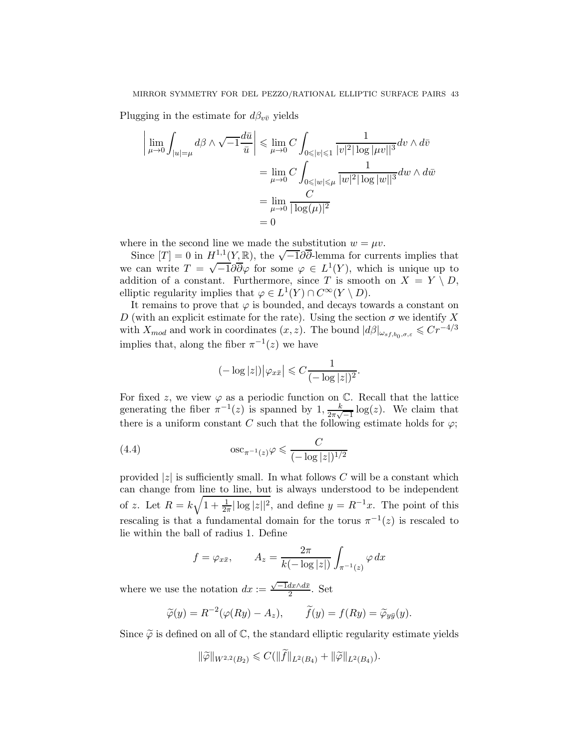Plugging in the estimate for $d\beta_{v\bar{v}}$ yields

$$
\begin{aligned}
\left| \lim_{\mu \to 0} \int_{|u|=\mu} d\beta \wedge \sqrt{-1}\frac{d\bar{u}}{\bar{u}} \right| &\leqslant \lim_{\mu\to 0} C \int_{0 \leqslant |v| \leqslant 1} \frac{1}{|v|^2 |\log|\mu v||^3} dv \wedge d\bar{v} \\
&= \lim_{\mu \to 0} C \int_{0 \leqslant |w| \leqslant \mu} \frac{1}{|w|^2 |\log|w||^3} dw \wedge d\bar{w} \\
&= \lim_{\mu \to 0} \frac{C}{|\log(\mu)|^2} \\
&= 0
\end{aligned}
$$

where in the second line we made the substitution $w = \mu v$.

Since $[T] = 0$ in $H^{1,1}(Y, \mathbb{R})$, the $\sqrt{-1}\partial\overline{\partial}$-lemma for currents implies that we can write $T = \sqrt{-1}\partial\overline{\partial}\varphi$ for some $\varphi \in L^1(Y)$, which is unique up to addition of a constant. Furthermore, since $T$ is smooth on $X = Y \setminus D$, elliptic regularity implies that $\varphi \in L^1(Y) \cap C^\infty(Y \setminus D)$.

It remains to prove that $\varphi$ is bounded, and decays towards a constant on $D$ (with an explicit estimate for the rate). Using the section $\sigma$ we identify $X$ with $X_{mod}$ and work in coordinates $(x, z)$. The bound $|d\beta|_{\omega_{sf,b_0,\sigma,\varepsilon}} \leqslant Cr^{-4/3}$ implies that, along the fiber $\pi^{-1}(z)$ we have

$$
(-\log|z|)\big|\varphi_{x\bar{x}}\big| \leqslant C\frac{1}{(-\log|z|)^2}.
$$

For fixed $z$, we view $\varphi$ as a periodic function on $\mathbb{C}$. Recall that the lattice generating the fiber $\pi^{-1}(z)$ is spanned by $1, \frac{k}{2\pi\sqrt{-1}}\log(z)$. We claim that there is a uniform constant $C$ such that the following estimate holds for $\varphi$;

$$
\operatorname{osc}_{\pi^{-1}(z)}\varphi \leqslant \frac{C}{(-\log|z|)^{1/2}} \tag{4.4}
$$

provided $|z|$ is sufficiently small. In what follows $C$ will be a constant which can change from line to line, but is always understood to be independent of $z$. Let $R = k\sqrt{1 + \frac{1}{2\pi}|\log|z||^2}$, and define $y = R^{-1}x$. The point of this rescaling is that a fundamental domain for the torus $\pi^{-1}(z)$ is rescaled to lie within the ball of radius 1. Define

$$
f = \varphi_{x\bar{x}}, \qquad A_z = \frac{2\pi}{k(-\log|z|)}\int_{\pi^{-1}(z)} \varphi \, dx
$$

where we use the notation $dx := \frac{\sqrt{-1}dx\wedge d\bar{x}}{2}$. Set

$$
\widetilde{\varphi}(y) = R^{-2}(\varphi(Ry) - A_z), \qquad \widetilde{f}(y) = f(Ry) = \widetilde{\varphi}_{y\bar{y}}(y).
$$

Since $\widetilde{\varphi}$ is defined on all of $\mathbb{C}$, the standard elliptic regularity estimate yields

$$
\|\widetilde{\varphi}\|_{W^{2,2}(B_2)} \leqslant C(\|\widetilde{f}\|_{L^2(B_4)} + \|\widetilde{\varphi}\|_{L^2(B_4)}).
$$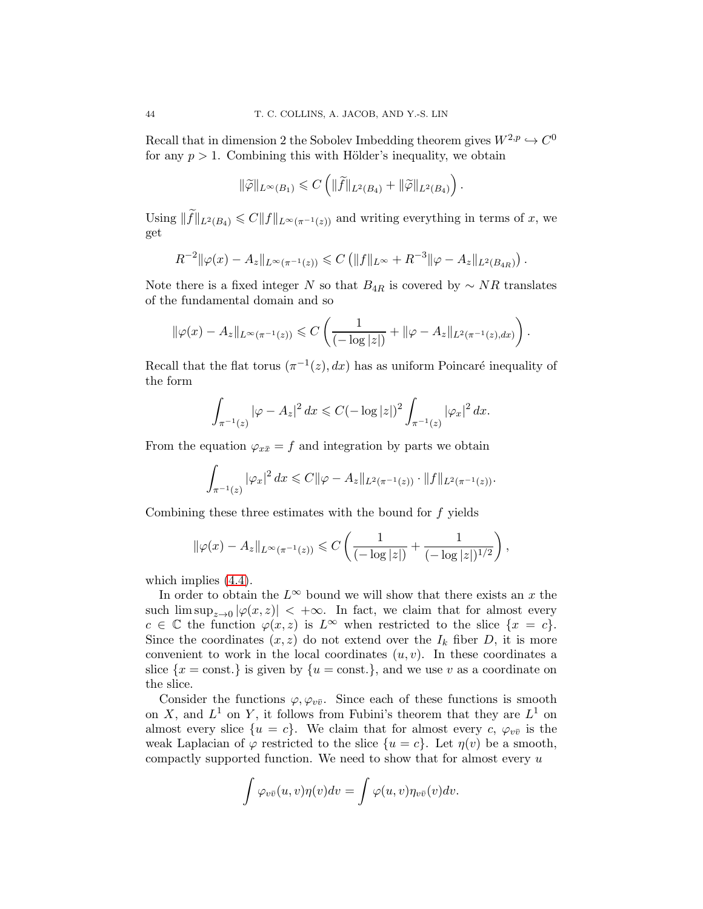Recall that in dimension 2 the Sobolev Imbedding theorem gives $W^{2,p} \hookrightarrow C^0$ for any $p > 1$. Combining this with Hölder's inequality, we obtain

$$\|\widetilde{\varphi}\|_{L^\infty(B_1)} \leqslant C\left(\|\widetilde{f}\|_{L^2(B_4)} + \|\widetilde{\varphi}\|_{L^2(B_4)}\right).$$

Using $\|\widetilde{f}\|_{L^2(B_4)} \leqslant C\|f\|_{L^\infty(\pi^{-1}(z))}$ and writing everything in terms of $x$, we get

$$R^{-2}\|\varphi(x) - A_z\|_{L^\infty(\pi^{-1}(z))} \leqslant C\left(\|f\|_{L^\infty} + R^{-3}\|\varphi - A_z\|_{L^2(B_{4R})}\right).$$

Note there is a fixed integer $N$ so that $B_{4R}$ is covered by $\sim NR$ translates of the fundamental domain and so

$$\|\varphi(x) - A_z\|_{L^\infty(\pi^{-1}(z))} \leqslant C\left(\frac{1}{(-\log|z|)} + \|\varphi - A_z\|_{L^2(\pi^{-1}(z),dx)}\right).$$

Recall that the flat torus $(\pi^{-1}(z), dx)$ has as uniform Poincaré inequality of the form

$$\int_{\pi^{-1}(z)} |\varphi - A_z|^2\, dx \leqslant C(-\log|z|)^2 \int_{\pi^{-1}(z)} |\varphi_x|^2\, dx.$$

From the equation $\varphi_{x\bar{x}} = f$ and integration by parts we obtain

$$\int_{\pi^{-1}(z)} |\varphi_x|^2\, dx \leqslant C\|\varphi - A_z\|_{L^2(\pi^{-1}(z))} \cdot \|f\|_{L^2(\pi^{-1}(z))}.$$

Combining these three estimates with the bound for $f$ yields

$$\|\varphi(x) - A_z\|_{L^\infty(\pi^{-1}(z))} \leqslant C\left(\frac{1}{(-\log|z|)} + \frac{1}{(-\log|z|)^{1/2}}\right),$$

which implies (4.4).

In order to obtain the $L^\infty$ bound we will show that there exists an $x$ the such $\limsup_{z\to 0}|\varphi(x,z)| < +\infty$. In fact, we claim that for almost every $c \in \mathbb{C}$ the function $\varphi(x,z)$ is $L^\infty$ when restricted to the slice $\{x = c\}$. Since the coordinates $(x,z)$ do not extend over the $I_k$ fiber $D$, it is more convenient to work in the local coordinates $(u,v)$. In these coordinates a slice $\{x = \text{const.}\}$ is given by $\{u = \text{const.}\}$, and we use $v$ as a coordinate on the slice.

Consider the functions $\varphi, \varphi_{v\bar{v}}$. Since each of these functions is smooth on $X$, and $L^1$ on $Y$, it follows from Fubini's theorem that they are $L^1$ on almost every slice $\{u = c\}$. We claim that for almost every $c$, $\varphi_{v\bar{v}}$ is the weak Laplacian of $\varphi$ restricted to the slice $\{u = c\}$. Let $\eta(v)$ be a smooth, compactly supported function. We need to show that for almost every $u$

$$\int \varphi_{v\bar{v}}(u,v)\eta(v)dv = \int \varphi(u,v)\eta_{v\bar{v}}(v)dv.$$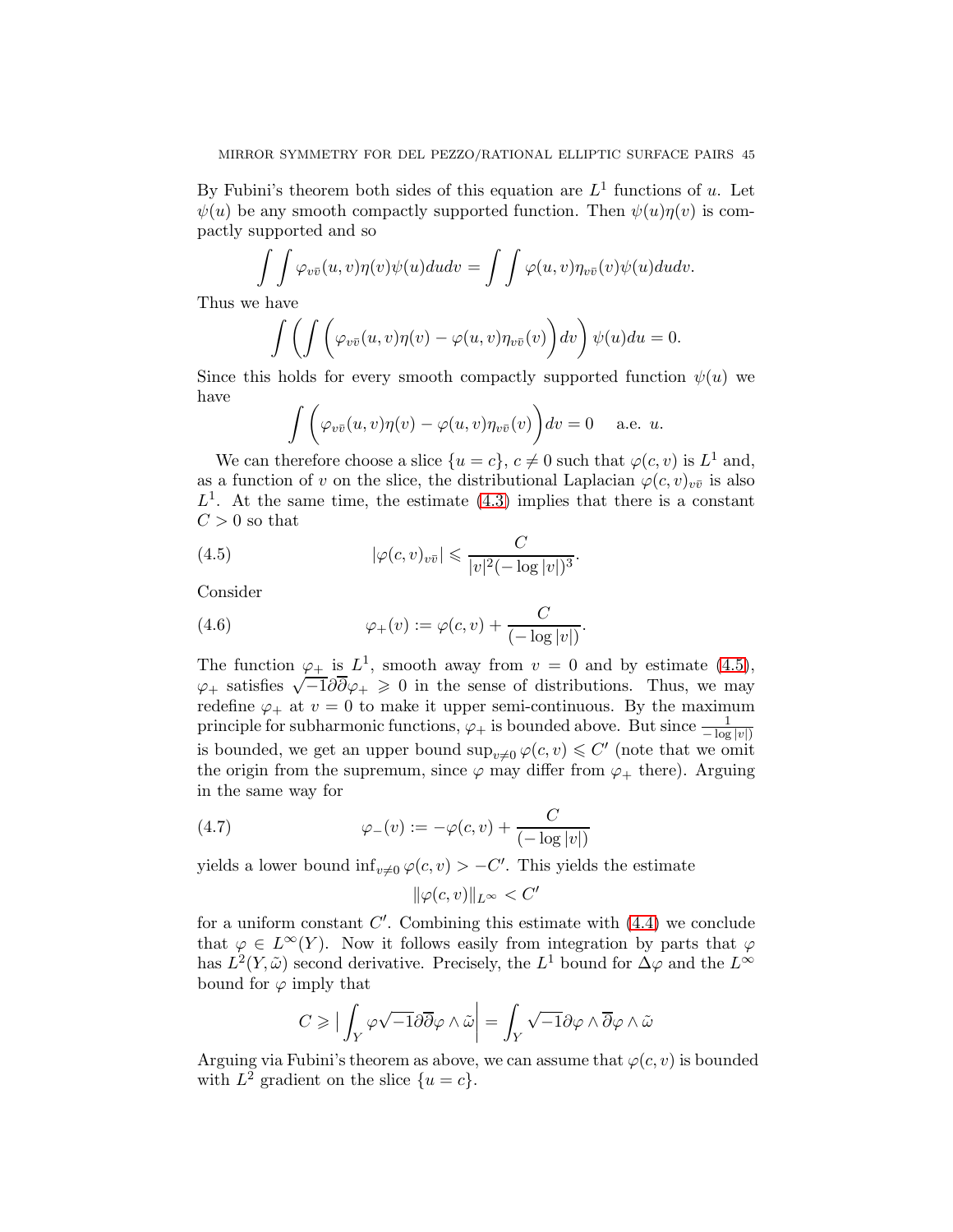By Fubini's theorem both sides of this equation are $L^1$ functions of $u$. Let $\psi(u)$ be any smooth compactly supported function. Then $\psi(u)\eta(v)$ is compactly supported and so

$$\int\int \varphi_{v\bar{v}}(u,v)\eta(v)\psi(u)dudv = \int\int \varphi(u,v)\eta_{v\bar{v}}(v)\psi(u)dudv.$$

Thus we have

$$\int \left( \int \left( \varphi_{v\bar{v}}(u,v)\eta(v) - \varphi(u,v)\eta_{v\bar{v}}(v) \right) dv \right) \psi(u)du = 0.$$

Since this holds for every smooth compactly supported function $\psi(u)$ we have

$$\int \left( \varphi_{v\bar{v}}(u,v)\eta(v) - \varphi(u,v)\eta_{v\bar{v}}(v) \right) dv = 0 \quad \text{ a.e. } u.$$

We can therefore choose a slice $\{u = c\}$, $c \neq 0$ such that $\varphi(c,v)$ is $L^1$ and, as a function of $v$ on the slice, the distributional Laplacian $\varphi(c,v)_{v\bar{v}}$ is also $L^1$. At the same time, the estimate (4.3) implies that there is a constant $C > 0$ so that

$$|\varphi(c,v)_{v\bar{v}}| \leqslant \frac{C}{|v|^2(-\log|v|)^3}. \tag{4.5}$$

Consider

$$\varphi_+(v) := \varphi(c,v) + \frac{C}{(-\log|v|)}. \tag{4.6}$$

The function $\varphi_+$ is $L^1$, smooth away from $v = 0$ and by estimate (4.5), $\varphi_+$ satisfies $\sqrt{-1}\partial\overline{\partial}\varphi_+ \geqslant 0$ in the sense of distributions. Thus, we may redefine $\varphi_+$ at $v = 0$ to make it upper semi-continuous. By the maximum principle for subharmonic functions, $\varphi_+$ is bounded above. But since $\frac{1}{-\log|v|)}$ is bounded, we get an upper bound $\sup_{v\neq 0}\varphi(c,v) \leqslant C'$ (note that we omit the origin from the supremum, since $\varphi$ may differ from $\varphi_+$ there). Arguing in the same way for

$$\varphi_-(v) := -\varphi(c,v) + \frac{C}{(-\log|v|)} \tag{4.7}$$

yields a lower bound $\inf_{v\neq 0}\varphi(c,v) > -C'$. This yields the estimate

$$\|\varphi(c,v)\|_{L^\infty} < C'$$

for a uniform constant $C'$. Combining this estimate with (4.4) we conclude that $\varphi \in L^\infty(Y)$. Now it follows easily from integration by parts that $\varphi$ has $L^2(Y,\tilde{\omega})$ second derivative. Precisely, the $L^1$ bound for $\Delta\varphi$ and the $L^\infty$ bound for $\varphi$ imply that

$$C \geqslant \Big| \int_Y \varphi\sqrt{-1}\partial\overline{\partial}\varphi \wedge \tilde{\omega} \Big| = \int_Y \sqrt{-1}\partial\varphi \wedge \overline{\partial}\varphi \wedge \tilde{\omega}$$

Arguing via Fubini's theorem as above, we can assume that $\varphi(c,v)$ is bounded with $L^2$ gradient on the slice $\{u = c\}$.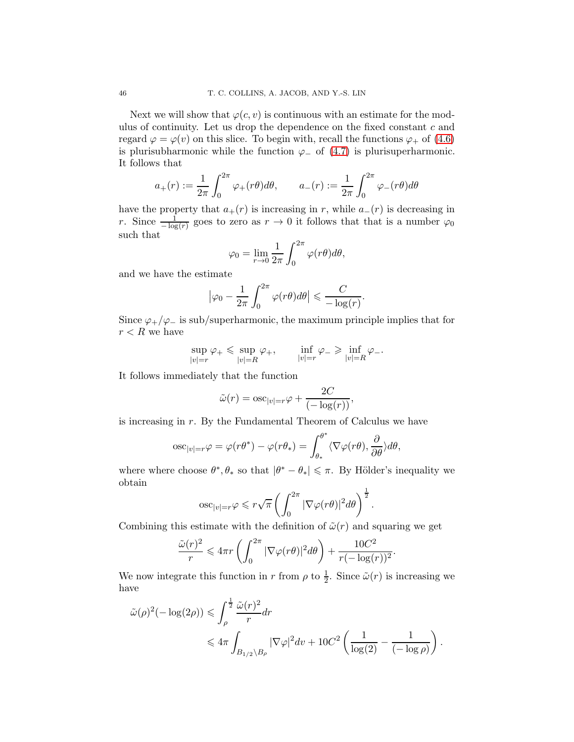Next we will show that $\varphi(c, v)$ is continuous with an estimate for the modulus of continuity. Let us drop the dependence on the fixed constant $c$ and regard $\varphi = \varphi(v)$ on this slice. To begin with, recall the functions $\varphi_+$ of (4.6) is plurisubharmonic while the function $\varphi_-$ of (4.7) is plurisuperharmonic. It follows that

$$a_+(r) := \frac{1}{2\pi}\int_0^{2\pi} \varphi_+(r\theta)d\theta, \qquad a_-(r) := \frac{1}{2\pi}\int_0^{2\pi} \varphi_-(r\theta)d\theta$$

have the property that $a_+(r)$ is increasing in $r$, while $a_-(r)$ is decreasing in $r$. Since $\frac{1}{-\log(r)}$ goes to zero as $r \to 0$ it follows that that is a number $\varphi_0$ such that

$$\varphi_0 = \lim_{r\to 0} \frac{1}{2\pi}\int_0^{2\pi} \varphi(r\theta)d\theta,$$

and we have the estimate

$$\left|\varphi_0 - \frac{1}{2\pi}\int_0^{2\pi} \varphi(r\theta)d\theta\right| \leqslant \frac{C}{-\log(r)}.$$

Since $\varphi_+/\varphi_-$ is sub/superharmonic, the maximum principle implies that for $r < R$ we have

$$\sup_{|v|=r} \varphi_+ \leqslant \sup_{|v|=R} \varphi_+, \qquad \inf_{|v|=r} \varphi_- \geqslant \inf_{|v|=R} \varphi_-.$$

It follows immediately that the function

$$\tilde{\omega}(r) = \mathrm{osc}_{|v|=r}\varphi + \frac{2C}{(-\log(r))},$$

is increasing in $r$. By the Fundamental Theorem of Calculus we have

$$\mathrm{osc}_{|v|=r}\varphi = \varphi(r\theta^*) - \varphi(r\theta_*) = \int_{\theta_*}^{\theta^*} \langle \nabla\varphi(r\theta), \frac{\partial}{\partial\theta}\rangle d\theta,$$

where where choose $\theta^*, \theta_*$ so that $|\theta^* - \theta_*| \leqslant \pi$. By Hölder's inequality we obtain

$$\mathrm{osc}_{|v|=r}\varphi \leqslant r\sqrt{\pi}\left(\int_0^{2\pi} |\nabla\varphi(r\theta)|^2 d\theta\right)^{\frac{1}{2}}.$$

Combining this estimate with the definition of $\tilde{\omega}(r)$ and squaring we get

$$\frac{\tilde{\omega}(r)^2}{r} \leqslant 4\pi r\left(\int_0^{2\pi} |\nabla\varphi(r\theta)|^2 d\theta\right) + \frac{10C^2}{r(-\log(r))^2}.$$

We now integrate this function in $r$ from $\rho$ to $\frac{1}{2}$. Since $\tilde{\omega}(r)$ is increasing we have

$$\begin{aligned}
\tilde{\omega}(\rho)^2(-\log(2\rho)) &\leqslant \int_\rho^{\frac{1}{2}} \frac{\tilde{\omega}(r)^2}{r}dr \\
&\leqslant 4\pi\int_{B_{1/2}\setminus B_\rho} |\nabla\varphi|^2 dv + 10C^2\left(\frac{1}{\log(2)} - \frac{1}{(-\log\rho)}\right).
\end{aligned}$$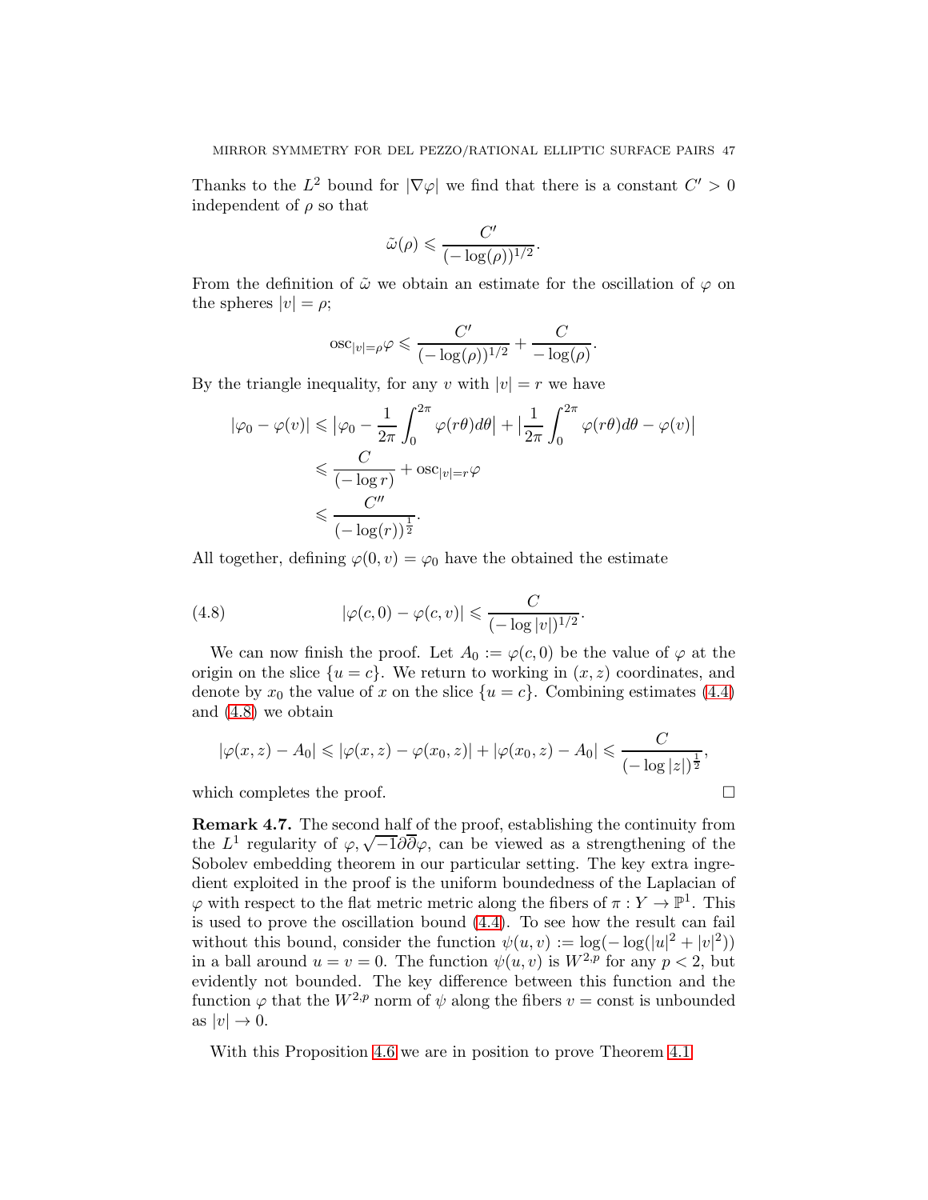Thanks to the $L^2$ bound for $|\nabla\varphi|$ we find that there is a constant $C' > 0$ independent of $\rho$ so that

$$\tilde{\omega}(\rho) \leqslant \frac{C'}{(-\log(\rho))^{1/2}}.$$

From the definition of $\tilde{\omega}$ we obtain an estimate for the oscillation of $\varphi$ on the spheres $|v| = \rho$;

$$\mathrm{osc}_{|v|=\rho}\varphi \leqslant \frac{C'}{(-\log(\rho))^{1/2}} + \frac{C}{-\log(\rho)}.$$

By the triangle inequality, for any $v$ with $|v| = r$ we have

$$\begin{aligned}
|\varphi_0 - \varphi(v)| &\leqslant \left|\varphi_0 - \frac{1}{2\pi}\int_0^{2\pi} \varphi(r\theta)d\theta\right| + \left|\frac{1}{2\pi}\int_0^{2\pi}\varphi(r\theta)d\theta - \varphi(v)\right| \\
&\leqslant \frac{C}{(-\log r)} + \mathrm{osc}_{|v|=r}\varphi \\
&\leqslant \frac{C''}{(-\log(r))^{\frac{1}{2}}}.
\end{aligned}$$

All together, defining $\varphi(0, v) = \varphi_0$ have the obtained the estimate

$$|\varphi(c, 0) - \varphi(c, v)| \leqslant \frac{C}{(-\log|v|)^{1/2}}. \tag{4.8}$$

We can now finish the proof. Let $A_0 := \varphi(c, 0)$ be the value of $\varphi$ at the origin on the slice $\{u = c\}$. We return to working in $(x, z)$ coordinates, and denote by $x_0$ the value of $x$ on the slice $\{u = c\}$. Combining estimates (4.4) and (4.8) we obtain

$$|\varphi(x, z) - A_0| \leqslant |\varphi(x, z) - \varphi(x_0, z)| + |\varphi(x_0, z) - A_0| \leqslant \frac{C}{(-\log|z|)^{\frac{1}{2}}},$$

which completes the proof. ☐

**Remark 4.7.** The second half of the proof, establishing the continuity from the $L^1$ regularity of $\varphi, \sqrt{-1}\partial\overline{\partial}\varphi$, can be viewed as a strengthening of the Sobolev embedding theorem in our particular setting. The key extra ingredient exploited in the proof is the uniform boundedness of the Laplacian of $\varphi$ with respect to the flat metric metric along the fibers of $\pi : Y \to \mathbb{P}^1$. This is used to prove the oscillation bound (4.4). To see how the result can fail without this bound, consider the function $\psi(u, v) := \log(-\log(|u|^2 + |v|^2))$ in a ball around $u = v = 0$. The function $\psi(u, v)$ is $W^{2,p}$ for any $p < 2$, but evidently not bounded. The key difference between this function and the function $\varphi$ that the $W^{2,p}$ norm of $\psi$ along the fibers $v = \text{const}$ is unbounded as $|v| \to 0$.

With this Proposition 4.6 we are in position to prove Theorem 4.1.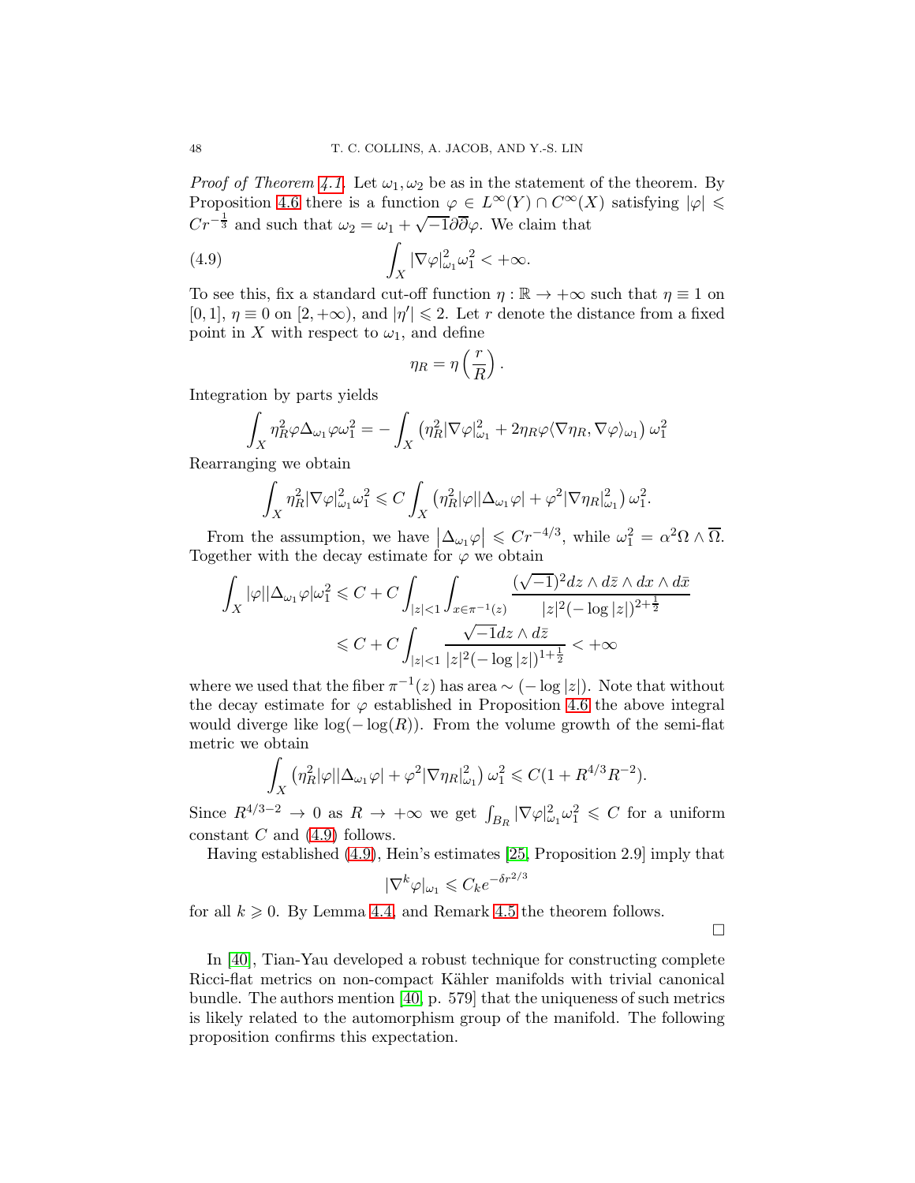*Proof of Theorem 4.1.* Let $\omega_1, \omega_2$ be as in the statement of the theorem. By Proposition 4.6 there is a function $\varphi \in L^\infty(Y) \cap C^\infty(X)$ satisfying $|\varphi| \leqslant Cr^{-\frac{1}{3}}$ and such that $\omega_2 = \omega_1 + \sqrt{-1}\partial\overline{\partial}\varphi$. We claim that

$$\int_X |\nabla \varphi|^2_{\omega_1} \omega_1^2 < +\infty. \tag{4.9}$$

To see this, fix a standard cut-off function $\eta : \mathbb{R} \to +\infty$ such that $\eta \equiv 1$ on $[0,1]$, $\eta \equiv 0$ on $[2, +\infty)$, and $|\eta'| \leqslant 2$. Let $r$ denote the distance from a fixed point in $X$ with respect to $\omega_1$, and define

$$\eta_R = \eta\left(\frac{r}{R}\right).$$

Integration by parts yields

$$\int_X \eta_R^2 \varphi \Delta_{\omega_1}\varphi \omega_1^2 = -\int_X \left(\eta_R^2 |\nabla\varphi|^2_{\omega_1} + 2\eta_R\varphi\langle\nabla\eta_R, \nabla\varphi\rangle_{\omega_1}\right)\omega_1^2$$

Rearranging we obtain

$$\int_X \eta_R^2 |\nabla\varphi|^2_{\omega_1}\omega_1^2 \leqslant C\int_X \left(\eta_R^2|\varphi||\Delta_{\omega_1}\varphi| + \varphi^2|\nabla\eta_R|^2_{\omega_1}\right)\omega_1^2.$$

From the assumption, we have $\left|\Delta_{\omega_1}\varphi\right| \leqslant Cr^{-4/3}$, while $\omega_1^2 = \alpha^2\Omega\wedge\overline{\Omega}$. Together with the decay estimate for $\varphi$ we obtain

$$\begin{aligned}\int_X |\varphi||\Delta_{\omega_1}\varphi|\omega_1^2 &\leqslant C + C\int_{|z|<1}\int_{x\in\pi^{-1}(z)} \frac{(\sqrt{-1})^2 dz\wedge d\bar{z}\wedge dx\wedge d\bar{x}}{|z|^2(-\log|z|)^{2+\frac{1}{2}}}\\ &\leqslant C + C\int_{|z|<1}\frac{\sqrt{-1}dz\wedge d\bar{z}}{|z|^2(-\log|z|)^{1+\frac{1}{2}}} < +\infty\end{aligned}$$

where we used that the fiber $\pi^{-1}(z)$ has area $\sim (-\log|z|)$. Note that without the decay estimate for $\varphi$ established in Proposition 4.6 the above integral would diverge like $\log(-\log(R))$. From the volume growth of the semi-flat metric we obtain

$$\int_X \left(\eta_R^2|\varphi||\Delta_{\omega_1}\varphi| + \varphi^2|\nabla\eta_R|^2_{\omega_1}\right)\omega_1^2 \leqslant C(1 + R^{4/3}R^{-2}).$$

Since $R^{4/3-2} \to 0$ as $R \to +\infty$ we get $\int_{B_R} |\nabla\varphi|^2_{\omega_1}\omega_1^2 \leqslant C$ for a uniform constant $C$ and (4.9) follows.

Having established (4.9), Hein's estimates [25, Proposition 2.9] imply that

$$|\nabla^k\varphi|_{\omega_1} \leqslant C_k e^{-\delta r^{2/3}}$$

for all $k \geqslant 0$. By Lemma 4.4, and Remark 4.5 the theorem follows. $\square$

In [40], Tian-Yau developed a robust technique for constructing complete Ricci-flat metrics on non-compact Kähler manifolds with trivial canonical bundle. The authors mention [40, p. 579] that the uniqueness of such metrics is likely related to the automorphism group of the manifold. The following proposition confirms this expectation.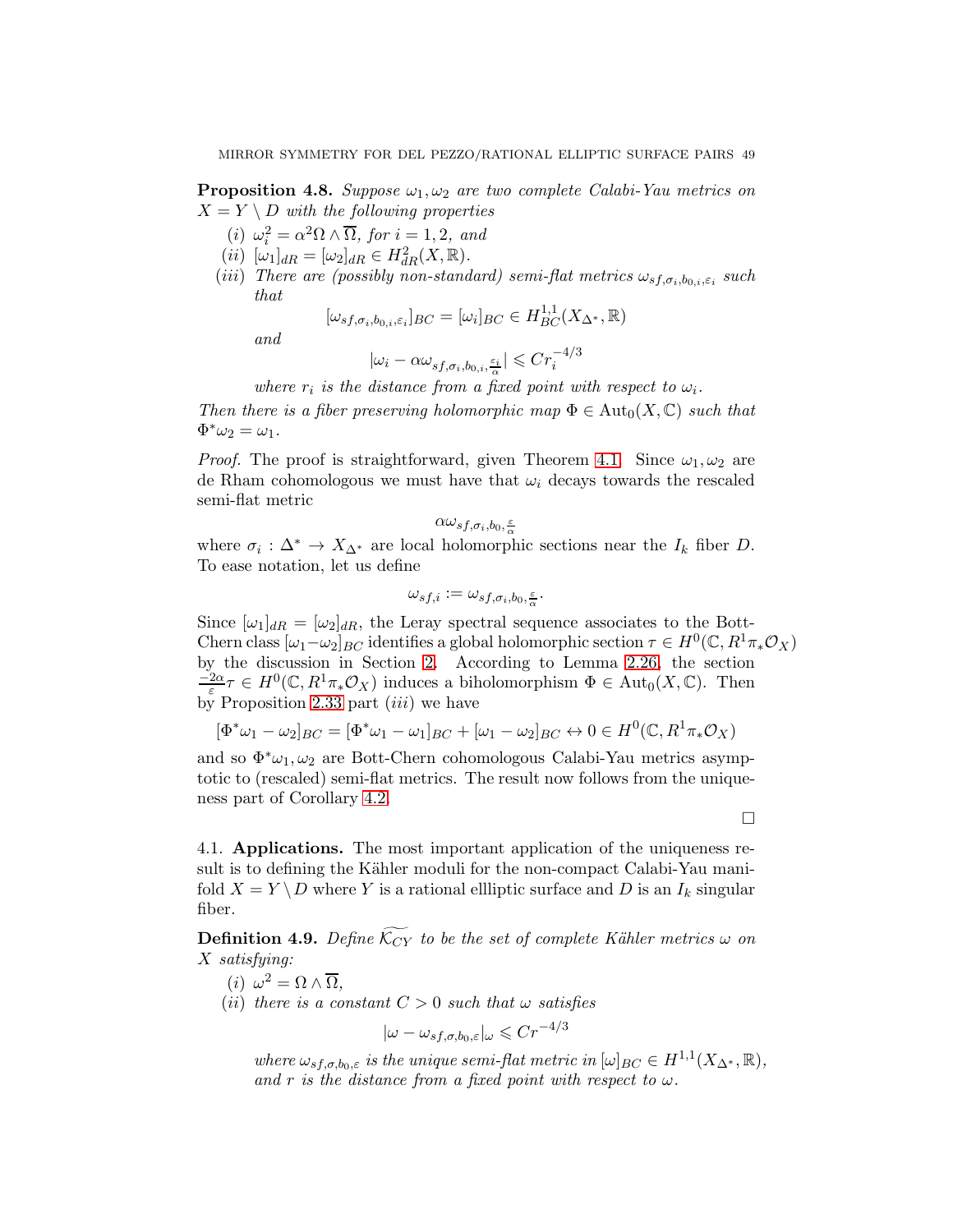**Proposition 4.8.** *Suppose $\omega_1, \omega_2$ are two complete Calabi-Yau metrics on $X = Y \setminus D$ with the following properties*

(i) *$\omega_i^2 = \alpha^2 \Omega \wedge \overline{\Omega}$, for $i = 1, 2$, and*

(ii) *$[\omega_1]_{dR} = [\omega_2]_{dR} \in H^2_{dR}(X, \mathbb{R})$.*

(iii) *There are (possibly non-standard) semi-flat metrics $\omega_{sf,\sigma_i,b_{0,i},\varepsilon_i}$ such that*

$$[\omega_{sf,\sigma_i,b_{0,i},\varepsilon_i}]_{BC} = [\omega_i]_{BC} \in H^{1,1}_{BC}(X_{\Delta^*}, \mathbb{R})$$

*and*

$$|\omega_i - \alpha\omega_{sf,\sigma_i,b_{0,i},\frac{\varepsilon_i}{\alpha}}| \leqslant C r_i^{-4/3}$$

*where $r_i$ is the distance from a fixed point with respect to $\omega_i$.*

*Then there is a fiber preserving holomorphic map $\Phi \in \mathrm{Aut}_0(X, \mathbb{C})$ such that $\Phi^* \omega_2 = \omega_1$.*

*Proof.* The proof is straightforward, given Theorem 4.1. Since $\omega_1, \omega_2$ are de Rham cohomologous we must have that $\omega_i$ decays towards the rescaled semi-flat metric

$$\alpha\omega_{sf,\sigma_i,b_0,\frac{\varepsilon}{\alpha}}$$

where $\sigma_i : \Delta^* \to X_{\Delta^*}$ are local holomorphic sections near the $I_k$ fiber $D$. To ease notation, let us define

$$\omega_{sf,i} := \omega_{sf,\sigma_i,b_0,\frac{\varepsilon}{\alpha}}.$$

Since $[\omega_1]_{dR} = [\omega_2]_{dR}$, the Leray spectral sequence associates to the Bott-Chern class $[\omega_1 - \omega_2]_{BC}$ identifies a global holomorphic section $\tau \in H^0(\mathbb{C}, R^1\pi_*\mathcal{O}_X)$ by the discussion in Section 2. According to Lemma 2.26, the section $\frac{-2\alpha}{\varepsilon}\tau \in H^0(\mathbb{C}, R^1\pi_*\mathcal{O}_X)$ induces a biholomorphism $\Phi \in \mathrm{Aut}_0(X, \mathbb{C})$. Then by Proposition 2.33 part (iii) we have

$$[\Phi^*\omega_1 - \omega_2]_{BC} = [\Phi^*\omega_1 - \omega_1]_{BC} + [\omega_1 - \omega_2]_{BC} \leftrightarrow 0 \in H^0(\mathbb{C}, R^1\pi_*\mathcal{O}_X)$$

and so $\Phi^*\omega_1, \omega_2$ are Bott-Chern cohomologous Calabi-Yau metrics asymptotic to (rescaled) semi-flat metrics. The result now follows from the uniqueness part of Corollary 4.2. $\square$

### 4.1. Applications.

The most important application of the uniqueness result is to defining the Kähler moduli for the non-compact Calabi-Yau manifold $X = Y \setminus D$ where $Y$ is a rational ellliptic surface and $D$ is an $I_k$ singular fiber.

**Definition 4.9.** *Define $\widetilde{\mathcal{K}_{CY}}$ to be the set of complete Kähler metrics $\omega$ on $X$ satisfying:*

(i) *$\omega^2 = \Omega \wedge \overline{\Omega}$,*

(ii) *there is a constant $C > 0$ such that $\omega$ satisfies*

$$|\omega - \omega_{sf,\sigma,b_0,\varepsilon}|_\omega \leqslant C r^{-4/3}$$

*where $\omega_{sf,\sigma,b_0,\varepsilon}$ is the unique semi-flat metric in $[\omega]_{BC} \in H^{1,1}(X_{\Delta^*}, \mathbb{R})$, and $r$ is the distance from a fixed point with respect to $\omega$.*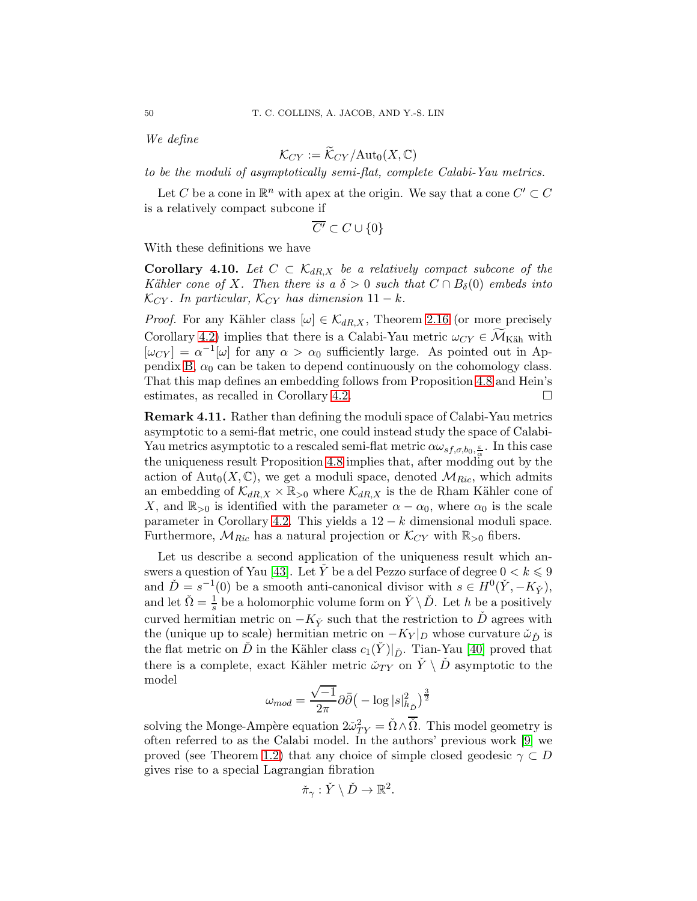*We define*

$$\mathcal{K}_{CY} := \widetilde{\mathcal{K}}_{CY}/\mathrm{Aut}_0(X,\mathbb{C})$$

*to be the moduli of asymptotically semi-flat, complete Calabi-Yau metrics.*

Let $C$ be a cone in $\mathbb{R}^n$ with apex at the origin. We say that a cone $C' \subset C$ is a relatively compact subcone if

$$\overline{C'} \subset C \cup \{0\}$$

With these definitions we have

**Corollary 4.10.** *Let $C \subset \mathcal{K}_{dR,X}$ be a relatively compact subcone of the Kähler cone of $X$. Then there is a $\delta > 0$ such that $C \cap B_\delta(0)$ embeds into $\mathcal{K}_{CY}$. In particular, $\mathcal{K}_{CY}$ has dimension $11 - k$.*

*Proof.* For any Kähler class $[\omega] \in \mathcal{K}_{dR,X}$, Theorem 2.16 (or more precisely Corollary 4.2) implies that there is a Calabi-Yau metric $\omega_{CY} \in \widetilde{\mathcal{M}}_{\text{Käh}}$ with $[\omega_{CY}] = \alpha^{-1}[\omega]$ for any $\alpha > \alpha_0$ sufficiently large. As pointed out in Appendix B, $\alpha_0$ can be taken to depend continuously on the cohomology class. That this map defines an embedding follows from Proposition 4.8 and Hein's estimates, as recalled in Corollary 4.2. □

**Remark 4.11.** Rather than defining the moduli space of Calabi-Yau metrics asymptotic to a semi-flat metric, one could instead study the space of Calabi-Yau metrics asymptotic to a rescaled semi-flat metric $\alpha\omega_{sf,\sigma,b_0,\frac{\epsilon}{\alpha}}$. In this case the uniqueness result Proposition 4.8 implies that, after modding out by the action of $\mathrm{Aut}_0(X,\mathbb{C})$, we get a moduli space, denoted $\mathcal{M}_{Ric}$, which admits an embedding of $\mathcal{K}_{dR,X} \times \mathbb{R}_{>0}$ where $\mathcal{K}_{dR,X}$ is the de Rham Kähler cone of $X$, and $\mathbb{R}_{>0}$ is identified with the parameter $\alpha - \alpha_0$, where $\alpha_0$ is the scale parameter in Corollary 4.2. This yields a $12 - k$ dimensional moduli space. Furthermore, $\mathcal{M}_{Ric}$ has a natural projection or $\mathcal{K}_{CY}$ with $\mathbb{R}_{>0}$ fibers.

Let us describe a second application of the uniqueness result which answers a question of Yau [43]. Let $\check{Y}$ be a del Pezzo surface of degree $0 < k \leqslant 9$ and $\check{D} = s^{-1}(0)$ be a smooth anti-canonical divisor with $s \in H^0(\check{Y}, -K_{\check{Y}})$, and let $\check{\Omega} = \frac{1}{s}$ be a holomorphic volume form on $\check{Y} \setminus \check{D}$. Let $h$ be a positively curved hermitian metric on $-K_{\check{Y}}$ such that the restriction to $\check{D}$ agrees with the (unique up to scale) hermitian metric on $-K_Y|_D$ whose curvature $\check{\omega}_{\check{D}}$ is the flat metric on $\check{D}$ in the Kähler class $c_1(\check{Y})|_{\check{D}}$. Tian-Yau [40] proved that there is a complete, exact Kähler metric $\check{\omega}_{TY}$ on $\check{Y} \setminus \check{D}$ asymptotic to the model

$$\omega_{mod} = \frac{\sqrt{-1}}{2\pi}\partial\bar{\partial}\big(-\log|s|^2_{h_{\check{D}}}\big)^{\frac{3}{2}}$$

solving the Monge-Ampère equation $2\check{\omega}_{TY}^2 = \check{\Omega} \wedge \overline{\check{\Omega}}$. This model geometry is often referred to as the Calabi model. In the authors' previous work [9] we proved (see Theorem 1.2) that any choice of simple closed geodesic $\gamma \subset D$ gives rise to a special Lagrangian fibration

$$\check{\pi}_\gamma : \check{Y} \setminus \check{D} \to \mathbb{R}^2.$$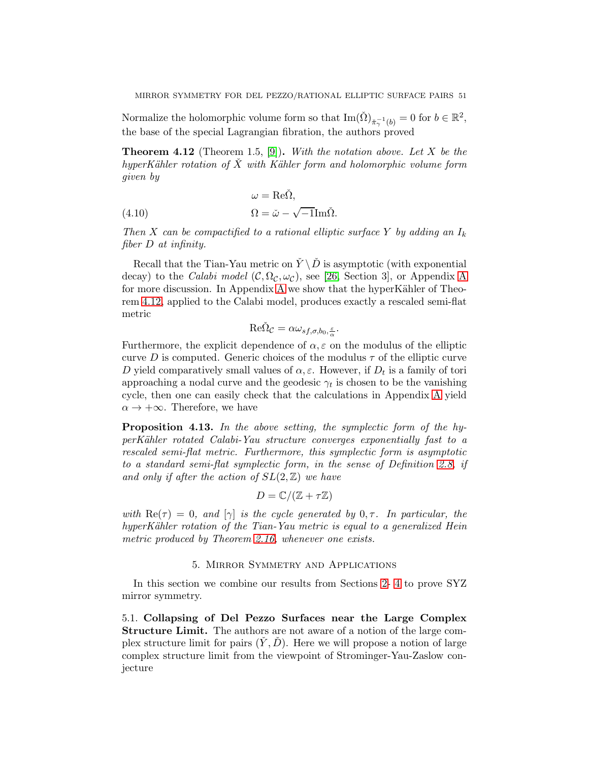Normalize the holomorphic volume form so that $\mathrm{Im}(\check{\Omega})_{\check{\pi}_\gamma^{-1}(b)} = 0$ for $b \in \mathbb{R}^2$, the base of the special Lagrangian fibration, the authors proved

**Theorem 4.12** (Theorem 1.5, [9]). *With the notation above. Let $X$ be the hyperKähler rotation of $\check{X}$ with Kähler form and holomorphic volume form given by*

$$
\begin{aligned}
\omega &= \mathrm{Re}\check{\Omega}, \\
\Omega &= \check{\omega} - \sqrt{-1}\mathrm{Im}\check{\Omega}.
\end{aligned}
\tag{4.10}
$$

*Then $X$ can be compactified to a rational elliptic surface $Y$ by adding an $I_k$ fiber $D$ at infinity.*

Recall that the Tian-Yau metric on $\check{Y} \setminus \check{D}$ is asymptotic (with exponential decay) to the *Calabi model* $(\mathcal{C}, \Omega_{\mathcal{C}}, \omega_{\mathcal{C}})$, see [26, Section 3], or Appendix A for more discussion. In Appendix A we show that the hyperKähler of Theorem 4.12, applied to the Calabi model, produces exactly a rescaled semi-flat metric

$$
\mathrm{Re}\check{\Omega}_{\mathcal{C}} = \alpha\omega_{sf,\sigma,b_0,\frac{\varepsilon}{\alpha}}.
$$

Furthermore, the explicit dependence of $\alpha, \varepsilon$ on the modulus of the elliptic curve $D$ is computed. Generic choices of the modulus $\tau$ of the elliptic curve $D$ yield comparatively small values of $\alpha, \varepsilon$. However, if $D_t$ is a family of tori approaching a nodal curve and the geodesic $\gamma_t$ is chosen to be the vanishing cycle, then one can easily check that the calculations in Appendix A yield $\alpha \to +\infty$. Therefore, we have

**Proposition 4.13.** *In the above setting, the symplectic form of the hyperKähler rotated Calabi-Yau structure converges exponentially fast to a rescaled semi-flat metric. Furthermore, this symplectic form is asymptotic to a standard semi-flat symplectic form, in the sense of Definition 2.8, if and only if after the action of $SL(2,\mathbb{Z})$ we have*

$$
D = \mathbb{C}/(\mathbb{Z} + \tau\mathbb{Z})
$$

*with $\mathrm{Re}(\tau) = 0$, and $[\gamma]$ is the cycle generated by $0, \tau$. In particular, the hyperKähler rotation of the Tian-Yau metric is equal to a generalized Hein metric produced by Theorem 2.16, whenever one exists.*

## 5. Mirror Symmetry and Applications

In this section we combine our results from Sections 2- 4 to prove SYZ mirror symmetry.

### 5.1. Collapsing of Del Pezzo Surfaces near the Large Complex Structure Limit.

The authors are not aware of a notion of the large complex structure limit for pairs $(\check{Y}, \check{D})$. Here we will propose a notion of large complex structure limit from the viewpoint of Strominger-Yau-Zaslow conjecture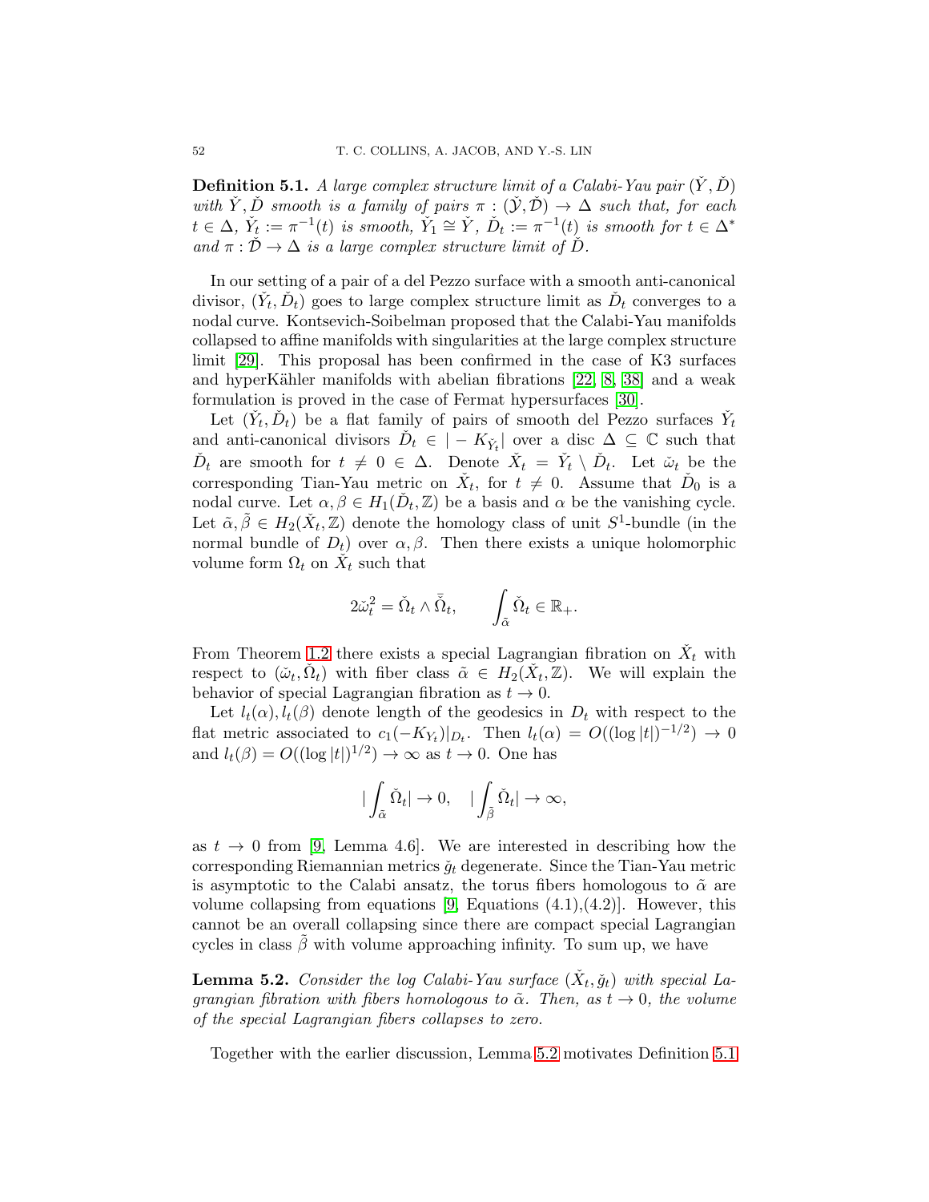**Definition 5.1.** *A large complex structure limit of a Calabi-Yau pair $(\check{Y}, \check{D})$ with $\check{Y}, \check{D}$ smooth is a family of pairs $\pi : (\check{\mathcal{Y}}, \check{\mathcal{D}}) \to \Delta$ such that, for each $t \in \Delta$, $\check{Y}_t := \pi^{-1}(t)$ is smooth, $\check{Y}_1 \cong \check{Y}$, $\check{D}_t := \pi^{-1}(t)$ is smooth for $t \in \Delta^*$ and $\pi : \check{\mathcal{D}} \to \Delta$ is a large complex structure limit of $\check{D}$.*

In our setting of a pair of a del Pezzo surface with a smooth anti-canonical divisor, $(\check{Y}_t, \check{D}_t)$ goes to large complex structure limit as $\check{D}_t$ converges to a nodal curve. Kontsevich-Soibelman proposed that the Calabi-Yau manifolds collapsed to affine manifolds with singularities at the large complex structure limit [29]. This proposal has been confirmed in the case of K3 surfaces and hyperKähler manifolds with abelian fibrations [22, 8, 38] and a weak formulation is proved in the case of Fermat hypersurfaces [30].

Let $(\check{Y}_t, \check{D}_t)$ be a flat family of pairs of smooth del Pezzo surfaces $\check{Y}_t$ and anti-canonical divisors $\check{D}_t \in |-K_{\check{Y}_t}|$ over a disc $\Delta \subseteq \mathbb{C}$ such that $\check{D}_t$ are smooth for $t \neq 0 \in \Delta$. Denote $\check{X}_t = \check{Y}_t \setminus \check{D}_t$. Let $\check{\omega}_t$ be the corresponding Tian-Yau metric on $\check{X}_t$, for $t \neq 0$. Assume that $\check{D}_0$ is a nodal curve. Let $\alpha, \beta \in H_1(\check{D}_t, \mathbb{Z})$ be a basis and $\alpha$ be the vanishing cycle. Let $\tilde{\alpha}, \tilde{\beta} \in H_2(\check{X}_t, \mathbb{Z})$ denote the homology class of unit $S^1$-bundle (in the normal bundle of $D_t$) over $\alpha, \beta$. Then there exists a unique holomorphic volume form $\Omega_t$ on $\check{X}_t$ such that

$$2\check{\omega}_t^2 = \check{\Omega}_t \wedge \bar{\check{\Omega}}_t, \qquad \int_{\tilde{\alpha}} \check{\Omega}_t \in \mathbb{R}_+.$$

From Theorem 1.2 there exists a special Lagrangian fibration on $\check{X}_t$ with respect to $(\check{\omega}_t, \check{\Omega}_t)$ with fiber class $\tilde{\alpha} \in H_2(\check{X}_t, \mathbb{Z})$. We will explain the behavior of special Lagrangian fibration as $t \to 0$.

Let $l_t(\alpha), l_t(\beta)$ denote length of the geodesics in $D_t$ with respect to the flat metric associated to $c_1(-K_{Y_t})|_{D_t}$. Then $l_t(\alpha) = O((\log|t|)^{-1/2}) \to 0$ and $l_t(\beta) = O((\log|t|)^{1/2}) \to \infty$ as $t \to 0$. One has

$$|\int_{\tilde{\alpha}} \check{\Omega}_t| \to 0, \quad |\int_{\tilde{\beta}} \check{\Omega}_t| \to \infty,$$

as $t \to 0$ from [9, Lemma 4.6]. We are interested in describing how the corresponding Riemannian metrics $\check{g}_t$ degenerate. Since the Tian-Yau metric is asymptotic to the Calabi ansatz, the torus fibers homologous to $\tilde{\alpha}$ are volume collapsing from equations [9, Equations (4.1),(4.2)]. However, this cannot be an overall collapsing since there are compact special Lagrangian cycles in class $\tilde{\beta}$ with volume approaching infinity. To sum up, we have

**Lemma 5.2.** *Consider the log Calabi-Yau surface $(\check{X}_t, \check{g}_t)$ with special Lagrangian fibration with fibers homologous to $\tilde{\alpha}$. Then, as $t \to 0$, the volume of the special Lagrangian fibers collapses to zero.*

Together with the earlier discussion, Lemma 5.2 motivates Definition 5.1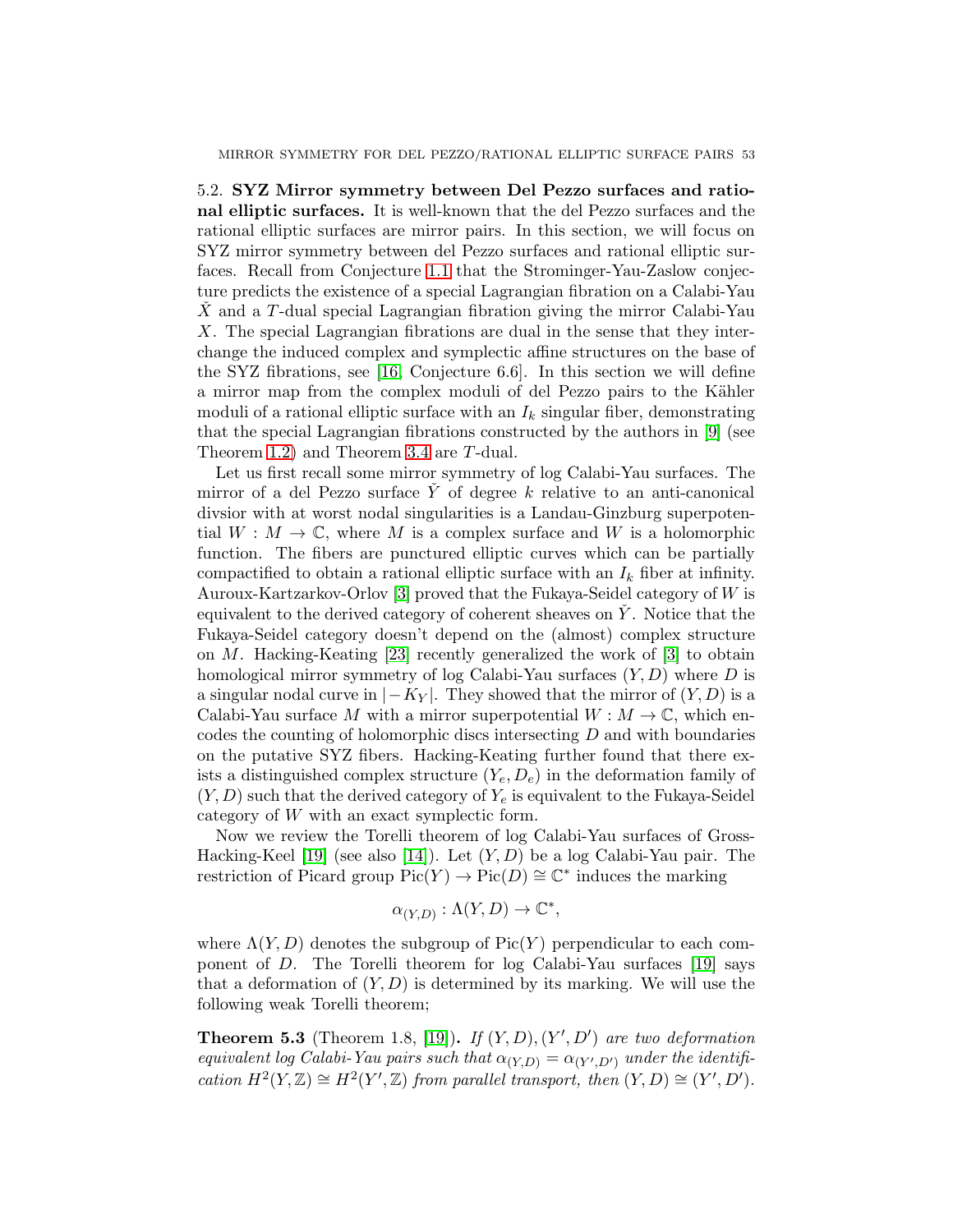5.2. **SYZ Mirror symmetry between Del Pezzo surfaces and rational elliptic surfaces.** It is well-known that the del Pezzo surfaces and the rational elliptic surfaces are mirror pairs. In this section, we will focus on SYZ mirror symmetry between del Pezzo surfaces and rational elliptic surfaces. Recall from Conjecture 1.1 that the Strominger-Yau-Zaslow conjecture predicts the existence of a special Lagrangian fibration on a Calabi-Yau $\check{X}$ and a $T$-dual special Lagrangian fibration giving the mirror Calabi-Yau $X$. The special Lagrangian fibrations are dual in the sense that they interchange the induced complex and symplectic affine structures on the base of the SYZ fibrations, see [16, Conjecture 6.6]. In this section we will define a mirror map from the complex moduli of del Pezzo pairs to the Kähler moduli of a rational elliptic surface with an $I_k$ singular fiber, demonstrating that the special Lagrangian fibrations constructed by the authors in [9] (see Theorem 1.2) and Theorem 3.4 are $T$-dual.

Let us first recall some mirror symmetry of log Calabi-Yau surfaces. The mirror of a del Pezzo surface $\check{Y}$ of degree $k$ relative to an anti-canonical divsior with at worst nodal singularities is a Landau-Ginzburg superpotential $W : M \to \mathbb{C}$, where $M$ is a complex surface and $W$ is a holomorphic function. The fibers are punctured elliptic curves which can be partially compactified to obtain a rational elliptic surface with an $I_k$ fiber at infinity. Auroux-Kartzarkov-Orlov [3] proved that the Fukaya-Seidel category of $W$ is equivalent to the derived category of coherent sheaves on $\check{Y}$. Notice that the Fukaya-Seidel category doesn't depend on the (almost) complex structure on $M$. Hacking-Keating [23] recently generalized the work of [3] to obtain homological mirror symmetry of log Calabi-Yau surfaces $(Y, D)$ where $D$ is a singular nodal curve in $|-K_Y|$. They showed that the mirror of $(Y, D)$ is a Calabi-Yau surface $M$ with a mirror superpotential $W : M \to \mathbb{C}$, which encodes the counting of holomorphic discs intersecting $D$ and with boundaries on the putative SYZ fibers. Hacking-Keating further found that there exists a distinguished complex structure $(Y_e, D_e)$ in the deformation family of $(Y, D)$ such that the derived category of $Y_e$ is equivalent to the Fukaya-Seidel category of $W$ with an exact symplectic form.

Now we review the Torelli theorem of log Calabi-Yau surfaces of Gross-Hacking-Keel [19] (see also [14]). Let $(Y, D)$ be a log Calabi-Yau pair. The restriction of Picard group $\mathrm{Pic}(Y) \to \mathrm{Pic}(D) \cong \mathbb{C}^*$ induces the marking

$$\alpha_{(Y,D)} : \Lambda(Y, D) \to \mathbb{C}^*,$$

where $\Lambda(Y, D)$ denotes the subgroup of $\mathrm{Pic}(Y)$ perpendicular to each component of $D$. The Torelli theorem for log Calabi-Yau surfaces [19] says that a deformation of $(Y, D)$ is determined by its marking. We will use the following weak Torelli theorem;

**Theorem 5.3** (Theorem 1.8, [19]). *If $(Y, D), (Y', D')$ are two deformation equivalent log Calabi-Yau pairs such that $\alpha_{(Y,D)} = \alpha_{(Y',D')}$ under the identification $H^2(Y, \mathbb{Z}) \cong H^2(Y', \mathbb{Z})$ from parallel transport, then $(Y, D) \cong (Y', D')$.*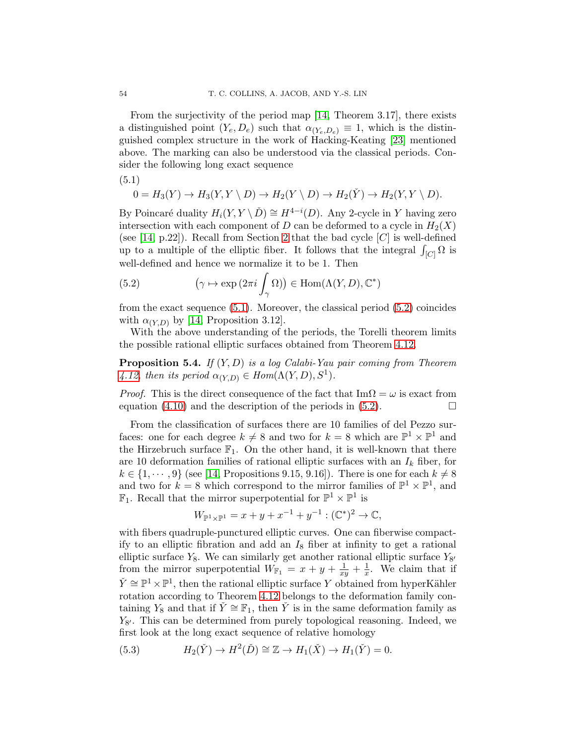From the surjectivity of the period map [14, Theorem 3.17], there exists a distinguished point $(Y_e, D_e)$ such that $\alpha_{(Y_e,D_e)} \equiv 1$, which is the distinguished complex structure in the work of Hacking-Keating [23] mentioned above. The marking can also be understood via the classical periods. Consider the following long exact sequence

(5.1)

$$0 = H_3(Y) \to H_3(Y, Y \setminus D) \to H_2(Y \setminus D) \to H_2(\check{Y}) \to H_2(Y, Y \setminus D).$$

By Poincaré duality $H_i(Y, Y \setminus \check{D}) \cong H^{4-i}(D)$. Any 2-cycle in $Y$ having zero intersection with each component of $D$ can be deformed to a cycle in $H_2(X)$ (see [14, p.22]). Recall from Section 2 that the bad cycle $[C]$ is well-defined up to a multiple of the elliptic fiber. It follows that the integral $\int_{[C]} \Omega$ is well-defined and hence we normalize it to be 1. Then

$$\big(\gamma \mapsto \exp\big(2\pi i \int_\gamma \Omega\big)\big) \in \mathrm{Hom}(\Lambda(Y, D), \mathbb{C}^*) \tag{5.2}$$

from the exact sequence (5.1). Moreover, the classical period (5.2) coincides with $\alpha_{(Y,D)}$ by [14, Proposition 3.12].

With the above understanding of the periods, the Torelli theorem limits the possible rational elliptic surfaces obtained from Theorem 4.12.

**Proposition 5.4.** *If $(Y, D)$ is a log Calabi-Yau pair coming from Theorem 4.12, then its period $\alpha_{(Y,D)} \in Hom(\Lambda(Y, D), S^1)$.*

*Proof.* This is the direct consequence of the fact that $\mathrm{Im}\Omega = \omega$ is exact from equation (4.10) and the description of the periods in (5.2). □

From the classification of surfaces there are 10 families of del Pezzo surfaces: one for each degree $k \neq 8$ and two for $k = 8$ which are $\mathbb{P}^1 \times \mathbb{P}^1$ and the Hirzebruch surface $\mathbb{F}_1$. On the other hand, it is well-known that there are 10 deformation families of rational elliptic surfaces with an $I_k$ fiber, for $k \in \{1, \cdots, 9\}$ (see [14, Propositions 9.15, 9.16]). There is one for each $k \neq 8$ and two for $k = 8$ which correspond to the mirror families of $\mathbb{P}^1 \times \mathbb{P}^1$, and $\mathbb{F}_1$. Recall that the mirror superpotential for $\mathbb{P}^1 \times \mathbb{P}^1$ is

$$W_{\mathbb{P}^1\times\mathbb{P}^1} = x + y + x^{-1} + y^{-1} : (\mathbb{C}^*)^2 \to \mathbb{C},$$

with fibers quadruple-punctured elliptic curves. One can fiberwise compactify to an elliptic fibration and add an $I_8$ fiber at infinity to get a rational elliptic surface $Y_8$. We can similarly get another rational elliptic surface $Y_{8'}$ from the mirror superpotential $W_{\mathbb{F}_1} = x + y + \frac{1}{xy} + \frac{1}{x}$. We claim that if $\check{Y} \cong \mathbb{P}^1 \times \mathbb{P}^1$, then the rational elliptic surface $Y$ obtained from hyperKähler rotation according to Theorem 4.12 belongs to the deformation family containing $Y_8$ and that if $\check{Y} \cong \mathbb{F}_1$, then $\check{Y}$ is in the same deformation family as $Y_{8'}$. This can be determined from purely topological reasoning. Indeed, we first look at the long exact sequence of relative homology

$$H_2(\check{Y}) \to H^2(\check{D}) \cong \mathbb{Z} \to H_1(\check{X}) \to H_1(\check{Y}) = 0. \tag{5.3}$$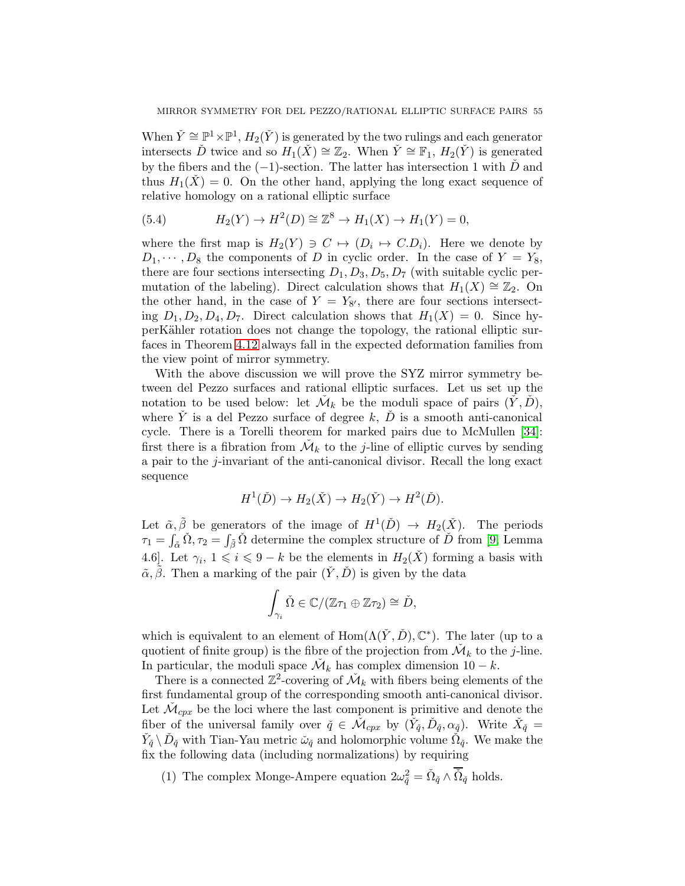When $\check{Y} \cong \mathbb{P}^1 \times \mathbb{P}^1$, $H_2(\check{Y})$ is generated by the two rulings and each generator intersects $\check{D}$ twice and so $H_1(\check{X}) \cong \mathbb{Z}_2$. When $\check{Y} \cong \mathbb{F}_1$, $H_2(\check{Y})$ is generated by the fibers and the $(-1)$-section. The latter has intersection 1 with $\check{D}$ and thus $H_1(\check{X}) = 0$. On the other hand, applying the long exact sequence of relative homology on a rational elliptic surface

$$H_2(Y) \to H^2(D) \cong \mathbb{Z}^8 \to H_1(X) \to H_1(Y) = 0, \tag{5.4}$$

where the first map is $H_2(Y) \ni C \mapsto (D_i \mapsto C.D_i)$. Here we denote by $D_1, \cdots, D_8$ the components of $D$ in cyclic order. In the case of $Y = Y_8$, there are four sections intersecting $D_1, D_3, D_5, D_7$ (with suitable cyclic permutation of the labeling). Direct calculation shows that $H_1(X) \cong \mathbb{Z}_2$. On the other hand, in the case of $Y = Y_{8'}$, there are four sections intersecting $D_1, D_2, D_4, D_7$. Direct calculation shows that $H_1(X) = 0$. Since hyperKähler rotation does not change the topology, the rational elliptic surfaces in Theorem 4.12 always fall in the expected deformation families from the view point of mirror symmetry.

With the above discussion we will prove the SYZ mirror symmetry between del Pezzo surfaces and rational elliptic surfaces. Let us set up the notation to be used below: let $\check{\mathcal{M}}_k$ be the moduli space of pairs $(\check{Y}, \check{D})$, where $\check{Y}$ is a del Pezzo surface of degree $k$, $\check{D}$ is a smooth anti-canonical cycle. There is a Torelli theorem for marked pairs due to McMullen [34]: first there is a fibration from $\check{\mathcal{M}}_k$ to the $j$-line of elliptic curves by sending a pair to the $j$-invariant of the anti-canonical divisor. Recall the long exact sequence

$$H^1(\check{D}) \to H_2(\check{X}) \to H_2(\check{Y}) \to H^2(\check{D}).$$

Let $\tilde{\alpha}, \tilde{\beta}$ be generators of the image of $H^1(\check{D}) \to H_2(\check{X})$. The periods $\tau_1 = \int_{\tilde{\alpha}} \check{\Omega}, \tau_2 = \int_{\tilde{\beta}} \check{\Omega}$ determine the complex structure of $\check{D}$ from [9, Lemma 4.6]. Let $\gamma_i$, $1 \leqslant i \leqslant 9-k$ be the elements in $H_2(\check{X})$ forming a basis with $\tilde{\alpha}, \tilde{\beta}$. Then a marking of the pair $(\check{Y}, \check{D})$ is given by the data

$$\int_{\gamma_i} \check{\Omega} \in \mathbb{C}/(\mathbb{Z}\tau_1 \oplus \mathbb{Z}\tau_2) \cong \check{D},$$

which is equivalent to an element of $\mathrm{Hom}(\Lambda(\check{Y}, \check{D}), \mathbb{C}^*)$. The later (up to a quotient of finite group) is the fibre of the projection from $\check{\mathcal{M}}_k$ to the $j$-line. In particular, the moduli space $\check{\mathcal{M}}_k$ has complex dimension $10-k$.

There is a connected $\mathbb{Z}^2$-covering of $\check{\mathcal{M}}_k$ with fibers being elements of the first fundamental group of the corresponding smooth anti-canonical divisor. Let $\check{\mathcal{M}}_{cpx}$ be the loci where the last component is primitive and denote the fiber of the universal family over $\check{q} \in \check{\mathcal{M}}_{cpx}$ by $(\check{Y}_{\check{q}}, \check{D}_{\check{q}}, \alpha_{\check{q}})$. Write $\check{X}_{\check{q}} = \check{Y}_{\check{q}} \setminus \check{D}_{\check{q}}$ with Tian-Yau metric $\check{\omega}_{\check{q}}$ and holomorphic volume $\check{\Omega}_{\check{q}}$. We make the fix the following data (including normalizations) by requiring

(1) The complex Monge-Ampere equation $2\omega_{\check{q}}^2 = \check{\Omega}_{\check{q}} \wedge \overline{\check{\Omega}}_{\check{q}}$ holds.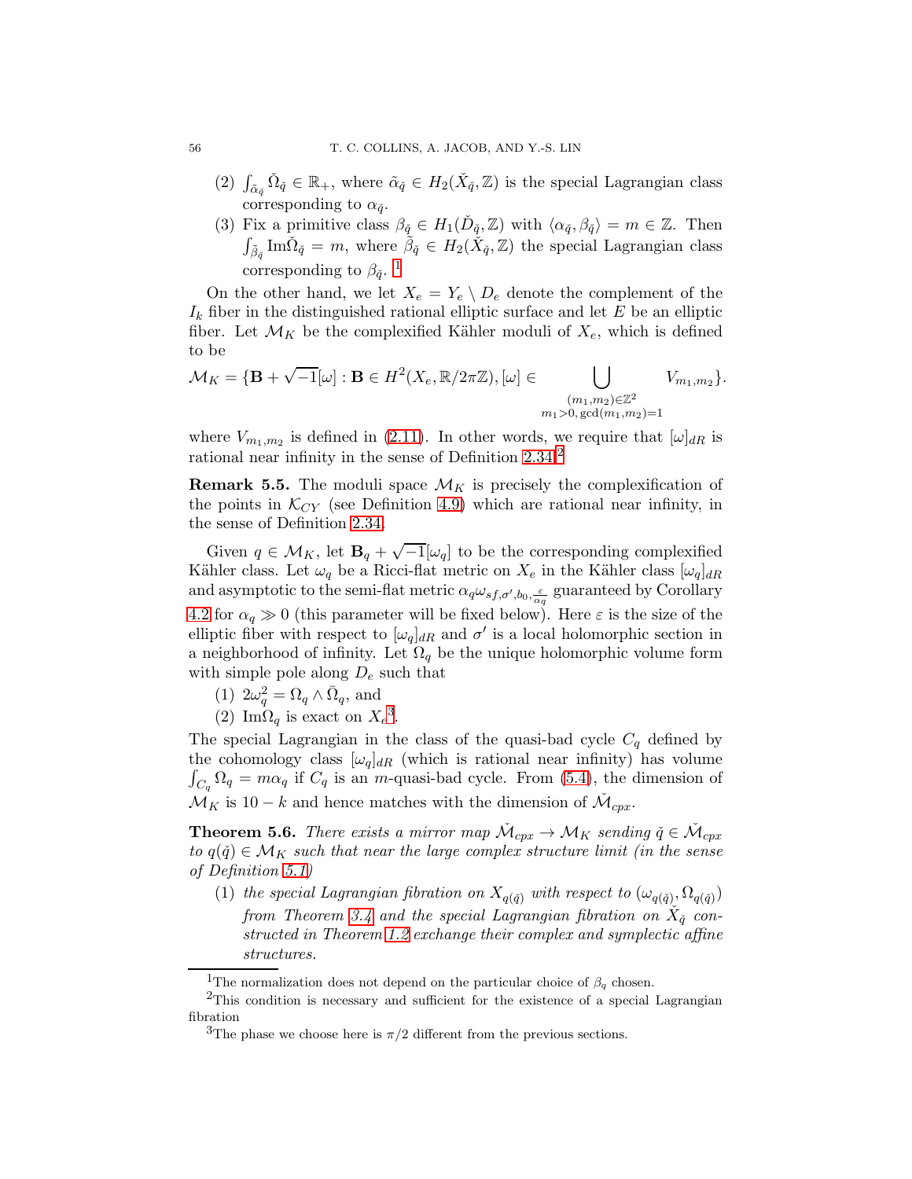(2) $\int_{\tilde{\alpha}_{\check{q}}} \check{\Omega}_{\check{q}} \in \mathbb{R}_+$, where $\tilde{\alpha}_{\check{q}} \in H_2(\check{X}_{\check{q}}, \mathbb{Z})$ is the special Lagrangian class corresponding to $\alpha_{\check{q}}$.

(3) Fix a primitive class $\beta_{\check{q}} \in H_1(\check{D}_{\check{q}}, \mathbb{Z})$ with $\langle \alpha_{\check{q}}, \beta_{\check{q}} \rangle = m \in \mathbb{Z}$. Then $\int_{\tilde{\beta}_{\check{q}}} \mathrm{Im}\check{\Omega}_{\check{q}} = m$, where $\tilde{\beta}_{\check{q}} \in H_2(\check{X}_{\check{q}}, \mathbb{Z})$ the special Lagrangian class corresponding to $\beta_{\check{q}}$. [1]

On the other hand, we let $X_e = Y_e \setminus D_e$ denote the complement of the $I_k$ fiber in the distinguished rational elliptic surface and let $E$ be an elliptic fiber. Let $\mathcal{M}_K$ be the complexified Kähler moduli of $X_e$, which is defined to be

$$\mathcal{M}_K = \{\mathbf{B} + \sqrt{-1}[\omega] : \mathbf{B} \in H^2(X_e, \mathbb{R}/2\pi\mathbb{Z}), [\omega] \in \bigcup_{\substack{(m_1,m_2)\in\mathbb{Z}^2 \\ m_1>0,\, \gcd(m_1,m_2)=1}} V_{m_1,m_2}\}.$$

where $V_{m_1,m_2}$ is defined in (2.11). In other words, we require that $[\omega]_{dR}$ is rational near infinity in the sense of Definition 2.34.[2]

**Remark 5.5.** The moduli space $\mathcal{M}_K$ is precisely the complexification of the points in $\mathcal{K}_{CY}$ (see Definition 4.9) which are rational near infinity, in the sense of Definition 2.34.

Given $q \in \mathcal{M}_K$, let $\mathbf{B}_q + \sqrt{-1}[\omega_q]$ to be the corresponding complexified Kähler class. Let $\omega_q$ be a Ricci-flat metric on $X_e$ in the Kähler class $[\omega_q]_{dR}$ and asymptotic to the semi-flat metric $\alpha_q \omega_{sf,\sigma',b_0,\frac{\varepsilon}{\alpha_q}}$ guaranteed by Corollary 4.2 for $\alpha_q \gg 0$ (this parameter will be fixed below). Here $\varepsilon$ is the size of the elliptic fiber with respect to $[\omega_q]_{dR}$ and $\sigma'$ is a local holomorphic section in a neighborhood of infinity. Let $\Omega_q$ be the unique holomorphic volume form with simple pole along $D_e$ such that

(1) $2\omega_q^2 = \Omega_q \wedge \bar{\Omega}_q$, and

(2) $\mathrm{Im}\Omega_q$ is exact on $X_e$[3].

The special Lagrangian in the class of the quasi-bad cycle $C_q$ defined by the cohomology class $[\omega_q]_{dR}$ (which is rational near infinity) has volume $\int_{C_q} \Omega_q = m\alpha_q$ if $C_q$ is an $m$-quasi-bad cycle. From (5.4), the dimension of $\mathcal{M}_K$ is $10-k$ and hence matches with the dimension of $\check{\mathcal{M}}_{cpx}$.

**Theorem 5.6.** *There exists a mirror map $\check{\mathcal{M}}_{cpx} \to \mathcal{M}_K$ sending $\check{q} \in \check{\mathcal{M}}_{cpx}$ to $q(\check{q}) \in \mathcal{M}_K$ such that near the large complex structure limit (in the sense of Definition 5.1)*

(1) *the special Lagrangian fibration on $X_{q(\check{q})}$ with respect to $(\omega_{q(\check{q})}, \Omega_{q(\check{q})})$ from Theorem 3.4 and the special Lagrangian fibration on $\check{X}_{\check{q}}$ constructed in Theorem 1.2 exchange their complex and symplectic affine structures.*

[1] The normalization does not depend on the particular choice of $\beta_q$ chosen.

[2] This condition is necessary and sufficient for the existence of a special Lagrangian fibration

[3] The phase we choose here is $\pi/2$ different from the previous sections.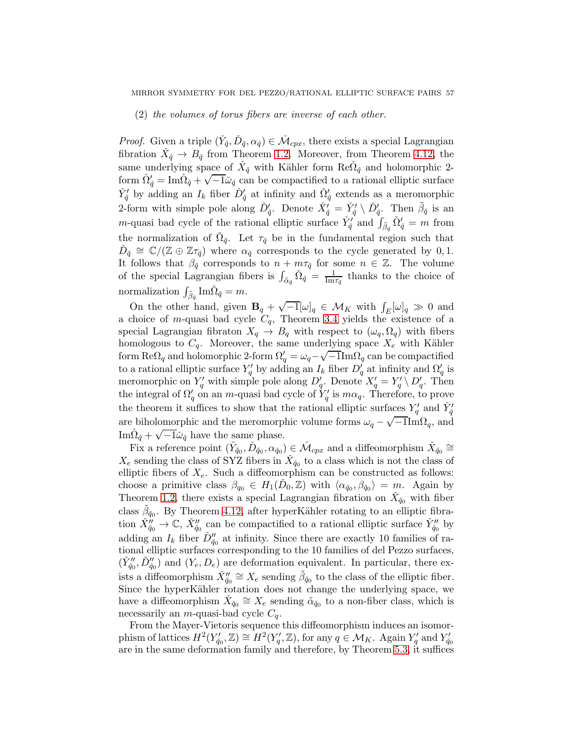(2) *the volumes of torus fibers are inverse of each other.*

*Proof.* Given a triple $(\check{Y}_{\check{q}}, \check{D}_{\check{q}}, \alpha_{\check{q}}) \in \check{\mathcal{M}}_{cpx}$, there exists a special Lagrangian fibration $\check{X}_{\check{q}} \to B_{\check{q}}$ from Theorem 1.2. Moreover, from Theorem 4.12, the same underlying space of $\check{X}_{\check{q}}$ with Kähler form $\mathrm{Re}\check{\Omega}_{\check{q}}$ and holomorphic 2-form $\check{\Omega}'_{\check{q}} = \mathrm{Im}\check{\Omega}_{\check{q}} + \sqrt{-1}\check{\omega}_{\check{q}}$ can be compactified to a rational elliptic surface $\check{Y}'_{\check{q}}$ by adding an $I_k$ fiber $\check{D}'_{\check{q}}$ at infinity and $\check{\Omega}'_{\check{q}}$ extends as a meromorphic 2-form with simple pole along $\check{D}'_{\check{q}}$. Denote $\check{X}'_{\check{q}} = \check{Y}'_{\check{q}} \setminus \check{D}'_{\check{q}}$. Then $\tilde{\beta}_{\check{q}}$ is an $m$-quasi bad cycle of the rational elliptic surface $\check{Y}'_{\check{q}}$ and $\int_{\tilde{\beta}_{\check{q}}} \check{\Omega}'_{\check{q}} = m$ from the normalization of $\check{\Omega}_{\check{q}}$. Let $\tau_{\check{q}}$ be in the fundamental region such that $\check{D}_{\check{q}} \cong \mathbb{C}/(\mathbb{Z} \oplus \mathbb{Z}\tau_{\check{q}})$ where $\alpha_{\check{q}}$ corresponds to the cycle generated by $0, 1$. It follows that $\beta_{\check{q}}$ corresponds to $n + m\tau_{\check{q}}$ for some $n \in \mathbb{Z}$. The volume of the special Lagrangian fibers is $\int_{\tilde{\alpha}_{\check{q}}} \check{\Omega}_{\check{q}} = \frac{1}{\mathrm{Im}\tau_{\check{q}}}$ thanks to the choice of normalization $\int_{\tilde{\beta}_{\check{q}}} \mathrm{Im}\check{\Omega}_{\check{q}} = m$.

On the other hand, given $\mathbf{B}_q + \sqrt{-1}[\omega]_q \in \mathcal{M}_K$ with $\int_E [\omega]_q \gg 0$ and a choice of $m$-quasi bad cycle $C_q$, Theorem 3.4 yields the existence of a special Lagrangian fibraton $X_q \to B_q$ with respect to $(\omega_q, \Omega_q)$ with fibers homologous to $C_q$. Moreover, the same underlying space $X_e$ with Kähler form $\mathrm{Re}\Omega_q$ and holomorphic 2-form $\Omega'_q = \omega_q - \sqrt{-1}\mathrm{Im}\Omega_q$ can be compactified to a rational elliptic surface $Y'_q$ by adding an $I_k$ fiber $D'_q$ at infinity and $\Omega'_q$ is meromorphic on $Y'_q$ with simple pole along $D'_q$. Denote $X'_q = Y'_q \setminus D'_q$. Then the integral of $\Omega'_q$ on an $m$-quasi bad cycle of $Y'_q$ is $m\alpha_q$. Therefore, to prove the theorem it suffices to show that the rational elliptic surfaces $Y'_q$ and $\check{Y}'_{\check{q}}$ are biholomorphic and the meromorphic volume forms $\omega_q - \sqrt{-1}\mathrm{Im}\Omega_q$, and $\mathrm{Im}\check{\Omega}_{\check{q}} + \sqrt{-1}\check{\omega}_{\check{q}}$ have the same phase.

Fix a reference point $(\check{Y}_{\check{q}_0}, \check{D}_{\check{q}_0}, \alpha_{\check{q}_0}) \in \check{\mathcal{M}}_{cpx}$ and a diffeomorphism $\check{X}_{\check{q}_0} \cong X_e$ sending the class of SYZ fibers in $\check{X}_{\check{q}_0}$ to a class which is not the class of elliptic fibers of $X_e$. Such a diffeomorphism can be constructed as follows: choose a primitive class $\beta_{q_0} \in H_1(\check{D}_0, \mathbb{Z})$ with $\langle \alpha_{\check{q}_0}, \beta_{\check{q}_0} \rangle = m$. Again by Theorem 1.2, there exists a special Lagrangian fibration on $\check{X}_{\check{q}_0}$ with fiber class $\tilde{\beta}_{\check{q}_0}$. By Theorem 4.12, after hyperKähler rotating to an elliptic fibration $\check{X}''_{\check{q}_0} \to \mathbb{C}$, $\check{X}''_{\check{q}_0}$ can be compactified to a rational elliptic surface $\check{Y}''_{\check{q}_0}$ by adding an $I_k$ fiber $\check{D}''_{\check{q}_0}$ at infinity. Since there are exactly 10 families of rational elliptic surfaces corresponding to the 10 families of del Pezzo surfaces, $(\check{Y}''_{\check{q}_0}, \check{D}''_{\check{q}_0})$ and $(Y_e, D_e)$ are deformation equivalent. In particular, there exists a diffeomorphism $\check{X}''_{\check{q}_0} \cong X_e$ sending $\tilde{\beta}_{\check{q}_0}$ to the class of the elliptic fiber. Since the hyperKähler rotation does not change the underlying space, we have a diffeomorphism $\check{X}_{\check{q}_0} \cong X_e$ sending $\tilde{\alpha}_{\check{q}_0}$ to a non-fiber class, which is necessarily an $m$-quasi-bad cycle $C_q$.

From the Mayer-Vietoris sequence this diffeomorphism induces an isomorphism of lattices $H^2(Y'_{\check{q}_0}, \mathbb{Z}) \cong H^2(Y'_q, \mathbb{Z})$, for any $q \in \mathcal{M}_K$. Again $Y'_q$ and $Y'_{\check{q}_0}$ are in the same deformation family and therefore, by Theorem 5.3, it suffices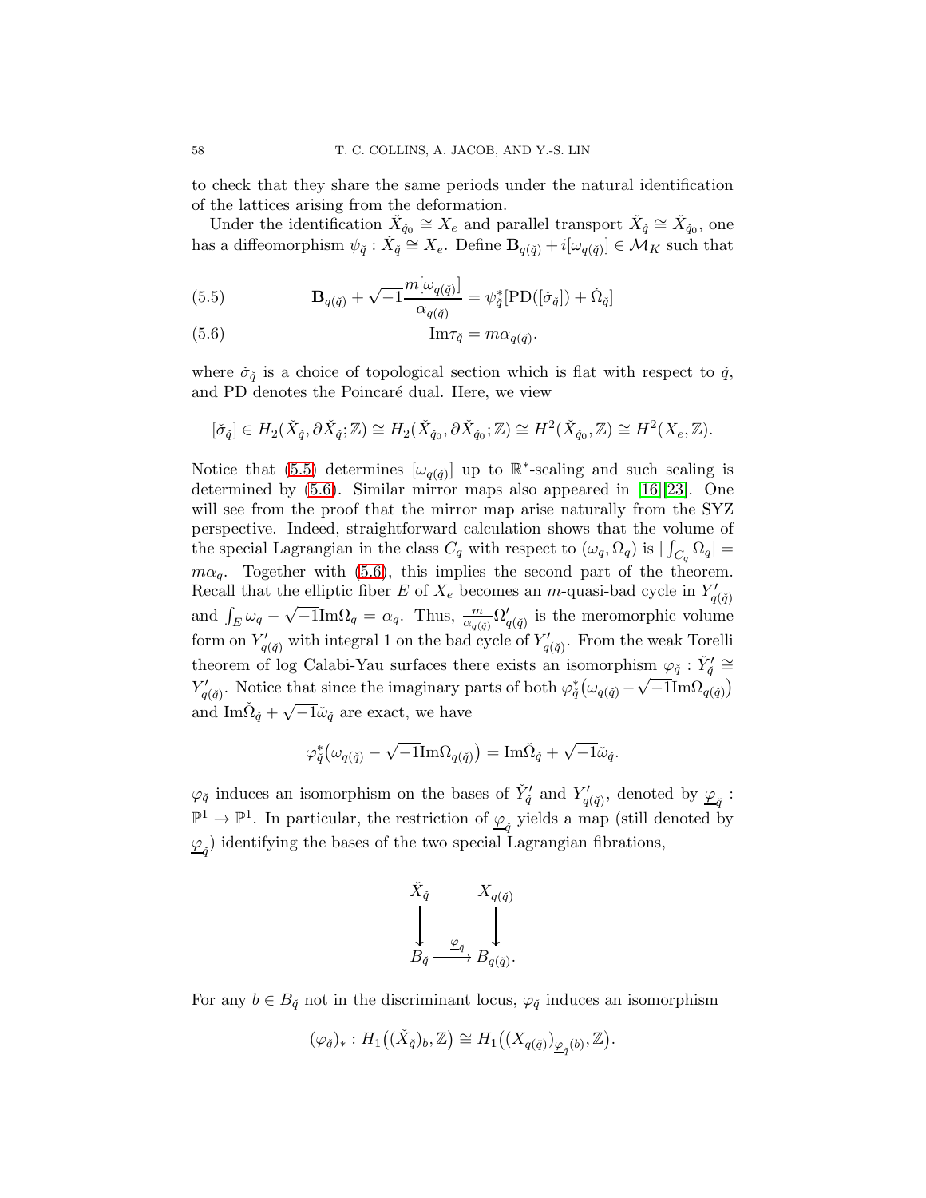to check that they share the same periods under the natural identification of the lattices arising from the deformation.

Under the identification $\check{X}_{\check{q}_0} \cong X_e$ and parallel transport $\check{X}_{\check{q}} \cong \check{X}_{\check{q}_0}$, one has a diffeomorphism $\psi_{\check{q}} : \check{X}_{\check{q}} \cong X_e$. Define $\mathbf{B}_{q(\check{q})} + i[\omega_{q(\check{q})}] \in \mathcal{M}_K$ such that

$$\mathbf{B}_{q(\check{q})} + \sqrt{-1}\frac{m[\omega_{q(\check{q})}]}{\alpha_{q(\check{q})}} = \psi_{\check{q}}^*[\mathrm{PD}([\check{\sigma}_{\check{q}}]) + \check{\Omega}_{\check{q}}] \tag{5.5}$$

$$\mathrm{Im}\tau_{\check{q}} = m\alpha_{q(\check{q})}. \tag{5.6}$$

where $\check{\sigma}_{\check{q}}$ is a choice of topological section which is flat with respect to $\check{q}$, and PD denotes the Poincaré dual. Here, we view

$$[\check{\sigma}_{\check{q}}] \in H_2(\check{X}_{\check{q}}, \partial\check{X}_{\check{q}}; \mathbb{Z}) \cong H_2(\check{X}_{\check{q}_0}, \partial\check{X}_{\check{q}_0}; \mathbb{Z}) \cong H^2(\check{X}_{\check{q}_0}, \mathbb{Z}) \cong H^2(X_e, \mathbb{Z}).$$

Notice that (5.5) determines $[\omega_{q(\check{q})}]$ up to $\mathbb{R}^*$-scaling and such scaling is determined by (5.6). Similar mirror maps also appeared in [16][23]. One will see from the proof that the mirror map arise naturally from the SYZ perspective. Indeed, straightforward calculation shows that the volume of the special Lagrangian in the class $C_q$ with respect to $(\omega_q, \Omega_q)$ is $|\int_{C_q} \Omega_q| = m\alpha_q$. Together with (5.6), this implies the second part of the theorem. Recall that the elliptic fiber $E$ of $X_e$ becomes an $m$-quasi-bad cycle in $Y'_{q(\check{q})}$ and $\int_E \omega_q - \sqrt{-1}\mathrm{Im}\Omega_q = \alpha_q$. Thus, $\frac{m}{\alpha_{q(\check{q})}}\Omega'_{q(\check{q})}$ is the meromorphic volume form on $Y'_{q(\check{q})}$ with integral 1 on the bad cycle of $Y'_{q(\check{q})}$. From the weak Torelli theorem of log Calabi-Yau surfaces there exists an isomorphism $\varphi_{\check{q}} : \check{Y}'_{\check{q}} \cong Y'_{q(\check{q})}$. Notice that since the imaginary parts of both $\varphi_{\check{q}}^*\big(\omega_{q(\check{q})} - \sqrt{-1}\mathrm{Im}\Omega_{q(\check{q})}\big)$ and $\mathrm{Im}\check{\Omega}_{\check{q}} + \sqrt{-1}\check{\omega}_{\check{q}}$ are exact, we have

$$\varphi_{\check{q}}^*\big(\omega_{q(\check{q})} - \sqrt{-1}\mathrm{Im}\Omega_{q(\check{q})}\big) = \mathrm{Im}\check{\Omega}_{\check{q}} + \sqrt{-1}\check{\omega}_{\check{q}}.$$

$\varphi_{\check{q}}$ induces an isomorphism on the bases of $\check{Y}'_{\check{q}}$ and $Y'_{q(\check{q})}$, denoted by $\underline{\varphi}_{\check{q}} : \mathbb{P}^1 \to \mathbb{P}^1$. In particular, the restriction of $\underline{\varphi}_{\check{q}}$ yields a map (still denoted by $\underline{\varphi}_{\check{q}}$) identifying the bases of the two special Lagrangian fibrations,

$$\begin{array}{ccc}
\check{X}_{\check{q}} & & X_{q(\check{q})} \\
\downarrow & & \downarrow \\
B_{\check{q}} & \xrightarrow{\underline{\varphi}_{\check{q}}} & B_{q(\check{q})}.
\end{array}$$

For any $b \in B_{\check{q}}$ not in the discriminant locus, $\varphi_{\check{q}}$ induces an isomorphism

$$(\varphi_{\check{q}})_* : H_1\big((\check{X}_{\check{q}})_b, \mathbb{Z}\big) \cong H_1\big((X_{q(\check{q})})_{\underline{\varphi}_{\check{q}}(b)}, \mathbb{Z}\big).$$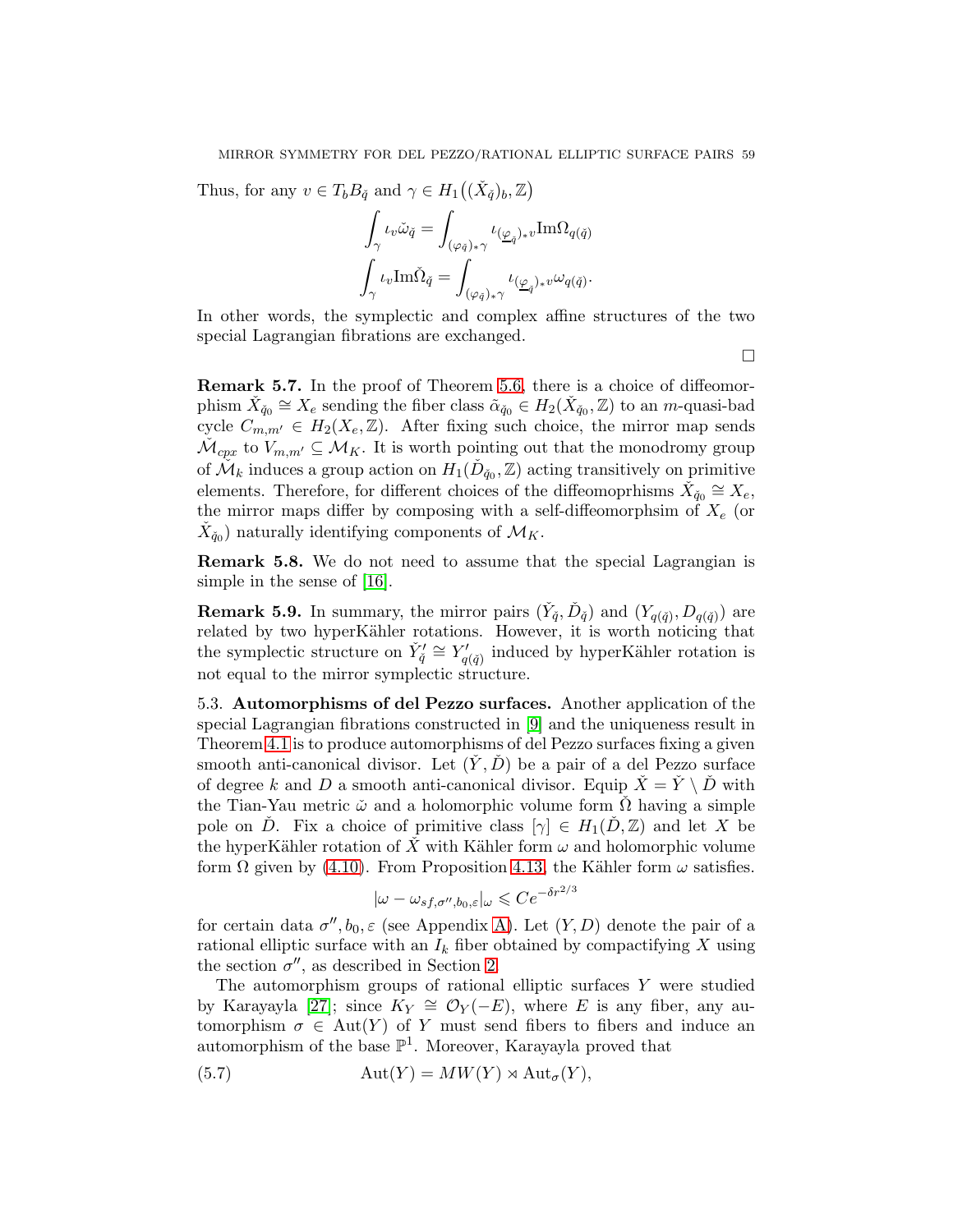Thus, for any $v \in T_b B_{\check{q}}$ and $\gamma \in H_1\big((\check{X}_{\check{q}})_b, \mathbb{Z}\big)$

$$\int_\gamma \iota_v \check{\omega}_{\check{q}} = \int_{(\varphi_{\check{q}})_*\gamma} \iota_{(\underline{\varphi}_{\check{q}})_* v} \mathrm{Im}\Omega_{q(\check{q})}$$

$$\int_\gamma \iota_v \mathrm{Im}\check{\Omega}_{\check{q}} = \int_{(\varphi_{\check{q}})_*\gamma} \iota_{(\underline{\varphi}_{\check{q}})_* v} \omega_{q(\check{q})}.$$

In other words, the symplectic and complex affine structures of the two special Lagrangian fibrations are exchanged.

□

**Remark 5.7.** In the proof of Theorem 5.6, there is a choice of diffeomorphism $\check{X}_{\check{q}_0} \cong X_e$ sending the fiber class $\check{\alpha}_{\check{q}_0} \in H_2(\check{X}_{\check{q}_0}, \mathbb{Z})$ to an $m$-quasi-bad cycle $C_{m,m'} \in H_2(X_e, \mathbb{Z})$. After fixing such choice, the mirror map sends $\check{\mathcal{M}}_{cpx}$ to $V_{m,m'} \subseteq \mathcal{M}_K$. It is worth pointing out that the monodromy group of $\check{\mathcal{M}}_k$ induces a group action on $H_1(\check{D}_{\check{q}_0}, \mathbb{Z})$ acting transitively on primitive elements. Therefore, for different choices of the diffeomoprhisms $\check{X}_{\check{q}_0} \cong X_e$, the mirror maps differ by composing with a self-diffeomorphsim of $X_e$ (or $\check{X}_{\check{q}_0}$) naturally identifying components of $\mathcal{M}_K$.

**Remark 5.8.** We do not need to assume that the special Lagrangian is simple in the sense of [16].

**Remark 5.9.** In summary, the mirror pairs $(\check{Y}_{\check{q}}, \check{D}_{\check{q}})$ and $(Y_{q(\check{q})}, D_{q(\check{q})})$ are related by two hyperKähler rotations. However, it is worth noticing that the symplectic structure on $\check{Y}'_{\check{q}} \cong Y'_{q(\check{q})}$ induced by hyperKähler rotation is not equal to the mirror symplectic structure.

5.3. **Automorphisms of del Pezzo surfaces.** Another application of the special Lagrangian fibrations constructed in [9] and the uniqueness result in Theorem 4.1 is to produce automorphisms of del Pezzo surfaces fixing a given smooth anti-canonical divisor. Let $(\check{Y}, \check{D})$ be a pair of a del Pezzo surface of degree $k$ and $D$ a smooth anti-canonical divisor. Equip $\check{X} = \check{Y} \setminus \check{D}$ with the Tian-Yau metric $\check{\omega}$ and a holomorphic volume form $\check{\Omega}$ having a simple pole on $\check{D}$. Fix a choice of primitive class $[\gamma] \in H_1(\check{D}, \mathbb{Z})$ and let $X$ be the hyperKähler rotation of $\check{X}$ with Kähler form $\omega$ and holomorphic volume form $\Omega$ given by (4.10). From Proposition 4.13, the Kähler form $\omega$ satisfies.

$$|\omega - \omega_{sf,\sigma'',b_0,\varepsilon}|_\omega \leqslant Ce^{-\delta r^{2/3}}$$

for certain data $\sigma'', b_0, \varepsilon$ (see Appendix A). Let $(Y, D)$ denote the pair of a rational elliptic surface with an $I_k$ fiber obtained by compactifying $X$ using the section $\sigma''$, as described in Section 2.

The automorphism groups of rational elliptic surfaces $Y$ were studied by Karayayla [27]; since $K_Y \cong \mathcal{O}_Y(-E)$, where $E$ is any fiber, any automorphism $\sigma \in \mathrm{Aut}(Y)$ of $Y$ must send fibers to fibers and induce an automorphism of the base $\mathbb{P}^1$. Moreover, Karayayla proved that

$$\mathrm{Aut}(Y) = MW(Y) \rtimes \mathrm{Aut}_\sigma(Y), \tag{5.7}$$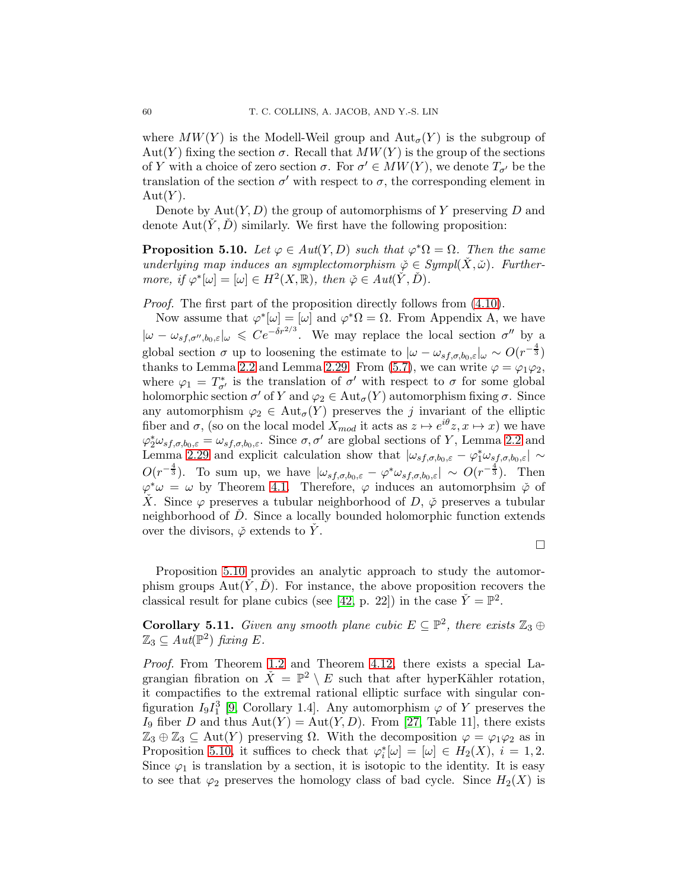where $MW(Y)$ is the Modell-Weil group and $\mathrm{Aut}_\sigma(Y)$ is the subgroup of $\mathrm{Aut}(Y)$ fixing the section $\sigma$. Recall that $MW(Y)$ is the group of the sections of $Y$ with a choice of zero section $\sigma$. For $\sigma' \in MW(Y)$, we denote $T_{\sigma'}$ be the translation of the section $\sigma'$ with respect to $\sigma$, the corresponding element in $\mathrm{Aut}(Y)$.

Denote by $\mathrm{Aut}(Y, D)$ the group of automorphisms of $Y$ preserving $D$ and denote $\mathrm{Aut}(\check{Y}, \check{D})$ similarly. We first have the following proposition:

**Proposition 5.10.** *Let $\varphi \in Aut(Y, D)$ such that $\varphi^*\Omega = \Omega$. Then the same underlying map induces an symplectomorphism $\check{\varphi} \in Sympl(\check{X}, \check{\omega})$. Furthermore, if $\varphi^*[\omega] = [\omega] \in H^2(X, \mathbb{R})$, then $\check{\varphi} \in Aut(\check{Y}, \check{D})$.*

*Proof.* The first part of the proposition directly follows from (4.10).

Now assume that $\varphi^*[\omega] = [\omega]$ and $\varphi^*\Omega = \Omega$. From Appendix A, we have $|\omega - \omega_{sf,\sigma'',b_0,\varepsilon}|_\omega \leqslant Ce^{-\delta r^{2/3}}$. We may replace the local section $\sigma''$ by a global section $\sigma$ up to loosening the estimate to $|\omega - \omega_{sf,\sigma,b_0,\varepsilon}|_\omega \sim O(r^{-\frac{4}{3}})$ thanks to Lemma 2.2 and Lemma 2.29. From (5.7), we can write $\varphi = \varphi_1\varphi_2$, where $\varphi_1 = T^*_{\sigma'}$ is the translation of $\sigma'$ with respect to $\sigma$ for some global holomorphic section $\sigma'$ of $Y$ and $\varphi_2 \in \mathrm{Aut}_\sigma(Y)$ automorphism fixing $\sigma$. Since any automorphism $\varphi_2 \in \mathrm{Aut}_\sigma(Y)$ preserves the $j$ invariant of the elliptic fiber and $\sigma$, (so on the local model $X_{mod}$ it acts as $z \mapsto e^{i\theta}z, x \mapsto x$) we have $\varphi_2^*\omega_{sf,\sigma,b_0,\varepsilon} = \omega_{sf,\sigma,b_0,\varepsilon}$. Since $\sigma, \sigma'$ are global sections of $Y$, Lemma 2.2 and Lemma 2.29 and explicit calculation show that $|\omega_{sf,\sigma,b_0,\varepsilon} - \varphi_1^*\omega_{sf,\sigma,b_0,\varepsilon}| \sim O(r^{-\frac{4}{3}})$. To sum up, we have $|\omega_{sf,\sigma,b_0,\varepsilon} - \varphi^*\omega_{sf,\sigma,b_0,\varepsilon}| \sim O(r^{-\frac{4}{3}})$. Then $\varphi^*\omega = \omega$ by Theorem 4.1. Therefore, $\varphi$ induces an automorphsim $\check{\varphi}$ of $\check{X}$. Since $\varphi$ preserves a tubular neighborhood of $D$, $\check{\varphi}$ preserves a tubular neighborhood of $\check{D}$. Since a locally bounded holomorphic function extends over the divisors, $\check{\varphi}$ extends to $\check{Y}$.

$\square$

Proposition 5.10 provides an analytic approach to study the automorphism groups $\mathrm{Aut}(\check{Y}, \check{D})$. For instance, the above proposition recovers the classical result for plane cubics (see [42, p. 22]) in the case $\check{Y} = \mathbb{P}^2$.

**Corollary 5.11.** *Given any smooth plane cubic $E \subseteq \mathbb{P}^2$, there exists $\mathbb{Z}_3 \oplus \mathbb{Z}_3 \subseteq Aut(\mathbb{P}^2)$ fixing $E$.*

*Proof.* From Theorem 1.2 and Theorem 4.12, there exists a special Lagrangian fibration on $\check{X} = \mathbb{P}^2 \setminus E$ such that after hyperKähler rotation, it compactifies to the extremal rational elliptic surface with singular configuration $I_9I_1^3$ [9, Corollary 1.4]. Any automorphism $\varphi$ of $Y$ preserves the $I_9$ fiber $D$ and thus $\mathrm{Aut}(Y) = \mathrm{Aut}(Y, D)$. From [27, Table 11], there exists $\mathbb{Z}_3 \oplus \mathbb{Z}_3 \subseteq \mathrm{Aut}(Y)$ preserving $\Omega$. With the decomposition $\varphi = \varphi_1\varphi_2$ as in Proposition 5.10, it suffices to check that $\varphi_i^*[\omega] = [\omega] \in H_2(X)$, $i = 1, 2$. Since $\varphi_1$ is translation by a section, it is isotopic to the identity. It is easy to see that $\varphi_2$ preserves the homology class of bad cycle. Since $H_2(X)$ is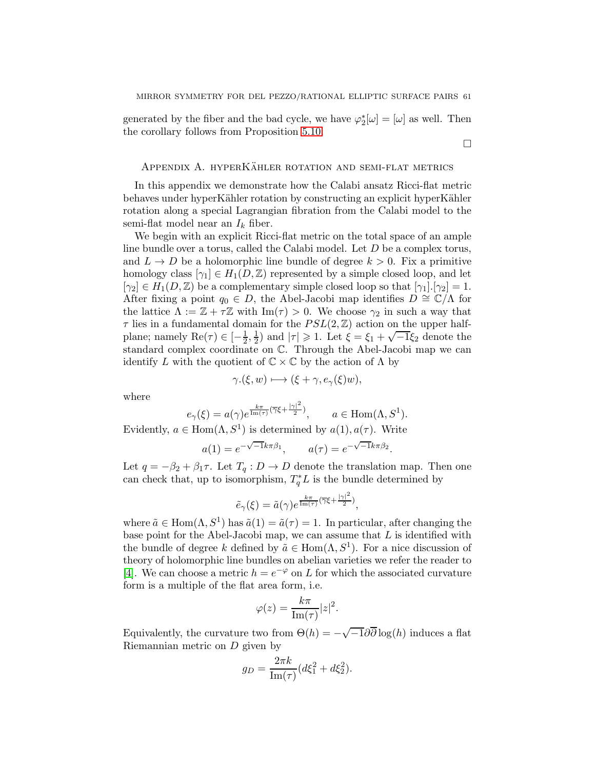generated by the fiber and the bad cycle, we have $\varphi_2^*[\omega] = [\omega]$ as well. Then the corollary follows from Proposition 5.10.

□

## Appendix A. hyperKähler rotation and semi-flat metrics

In this appendix we demonstrate how the Calabi ansatz Ricci-flat metric behaves under hyperKähler rotation by constructing an explicit hyperKähler rotation along a special Lagrangian fibration from the Calabi model to the semi-flat model near an $I_k$ fiber.

We begin with an explicit Ricci-flat metric on the total space of an ample line bundle over a torus, called the Calabi model. Let $D$ be a complex torus, and $L \to D$ be a holomorphic line bundle of degree $k > 0$. Fix a primitive homology class $[\gamma_1] \in H_1(D, \mathbb{Z})$ represented by a simple closed loop, and let $[\gamma_2] \in H_1(D, \mathbb{Z})$ be a complementary simple closed loop so that $[\gamma_1].[\gamma_2] = 1$. After fixing a point $q_0 \in D$, the Abel-Jacobi map identifies $D \cong \mathbb{C}/\Lambda$ for the lattice $\Lambda := \mathbb{Z} + \tau\mathbb{Z}$ with $\mathrm{Im}(\tau) > 0$. We choose $\gamma_2$ in such a way that $\tau$ lies in a fundamental domain for the $PSL(2, \mathbb{Z})$ action on the upper half-plane; namely $\mathrm{Re}(\tau) \in [-\frac{1}{2}, \frac{1}{2})$ and $|\tau| \geqslant 1$. Let $\xi = \xi_1 + \sqrt{-1}\xi_2$ denote the standard complex coordinate on $\mathbb{C}$. Through the Abel-Jacobi map we can identify $L$ with the quotient of $\mathbb{C} \times \mathbb{C}$ by the action of $\Lambda$ by

$$\gamma.(\xi, w) \longmapsto (\xi + \gamma, e_\gamma(\xi)w),$$

where

$$e_\gamma(\xi) = a(\gamma)e^{\frac{k\pi}{\mathrm{Im}(\tau)}(\overline{\gamma}\xi + \frac{|\gamma|^2}{2})}, \qquad a \in \mathrm{Hom}(\Lambda, S^1).$$

Evidently, $a \in \mathrm{Hom}(\Lambda, S^1)$ is determined by $a(1), a(\tau)$. Write

$$a(1) = e^{-\sqrt{-1}k\pi\beta_1}, \qquad a(\tau) = e^{-\sqrt{-1}k\pi\beta_2}.$$

Let $q = -\beta_2 + \beta_1\tau$. Let $T_q : D \to D$ denote the translation map. Then one can check that, up to isomorphism, $T_q^*L$ is the bundle determined by

$$\tilde{e}_\gamma(\xi) = \tilde{a}(\gamma)e^{\frac{k\pi}{\mathrm{Im}(\tau)}(\overline{\gamma}\xi + \frac{|\gamma|^2}{2})},$$

where $\tilde{a} \in \mathrm{Hom}(\Lambda, S^1)$ has $\tilde{a}(1) = \tilde{a}(\tau) = 1$. In particular, after changing the base point for the Abel-Jacobi map, we can assume that $L$ is identified with the bundle of degree $k$ defined by $\tilde{a} \in \mathrm{Hom}(\Lambda, S^1)$. For a nice discussion of theory of holomorphic line bundles on abelian varieties we refer the reader to [4]. We can choose a metric $h = e^{-\varphi}$ on $L$ for which the associated curvature form is a multiple of the flat area form, i.e.

$$\varphi(z) = \frac{k\pi}{\mathrm{Im}(\tau)}|z|^2.$$

Equivalently, the curvature two from $\Theta(h) = -\sqrt{-1}\partial\overline{\partial}\log(h)$ induces a flat Riemannian metric on $D$ given by

$$g_D = \frac{2\pi k}{\mathrm{Im}(\tau)}(d\xi_1^2 + d\xi_2^2).$$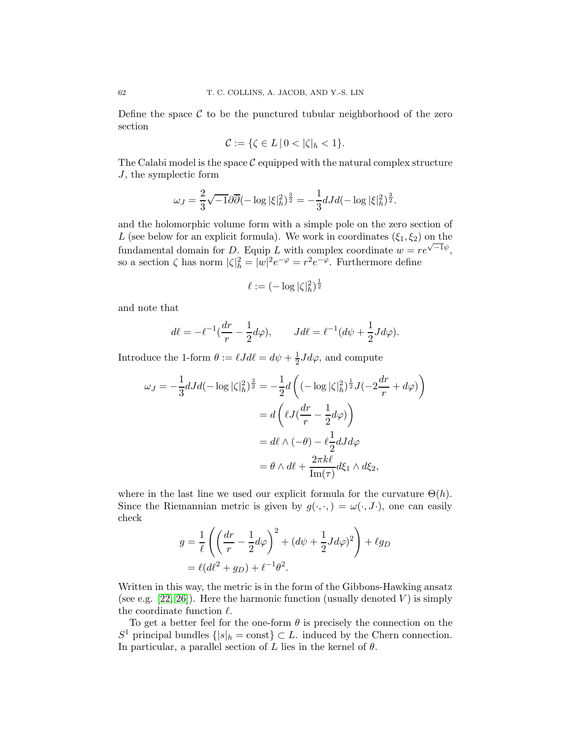Define the space $\mathcal{C}$ to be the punctured tubular neighborhood of the zero section

$$\mathcal{C} := \{\zeta \in L \,|\, 0 < |\zeta|_h < 1\}.$$

The Calabi model is the space $\mathcal{C}$ equipped with the natural complex structure $J$, the symplectic form

$$\omega_J = \frac{2}{3}\sqrt{-1}\partial\overline{\partial}(-\log|\xi|_h^2)^{\frac{3}{2}} = -\frac{1}{3}dJd(-\log|\xi|_h^2)^{\frac{3}{2}}.$$

and the holomorphic volume form with a simple pole on the zero section of $L$ (see below for an explicit formula). We work in coordinates $(\xi_1, \xi_2)$ on the fundamental domain for $D$. Equip $L$ with complex coordinate $w = re^{\sqrt{-1}\psi}$, so a section $\zeta$ has norm $|\zeta|_h^2 = |w|^2 e^{-\varphi} = r^2 e^{-\varphi}$. Furthermore define

$$\ell := (-\log|\zeta|_h^2)^{\frac{1}{2}}$$

and note that

$$d\ell = -\ell^{-1}(\frac{dr}{r} - \frac{1}{2}d\varphi), \qquad Jd\ell = \ell^{-1}(d\psi + \frac{1}{2}Jd\varphi).$$

Introduce the 1-form $\theta := \ell Jd\ell = d\psi + \frac{1}{2}Jd\varphi$, and compute

$$\begin{aligned}
\omega_J = -\frac{1}{3}dJd(-\log|\zeta|_h^2)^{\frac{3}{2}} &= -\frac{1}{2}d\left((-\log|\zeta|_h^2)^{\frac{1}{2}}J(-2\frac{dr}{r} + d\varphi)\right) \\
&= d\left(\ell J(\frac{dr}{r} - \frac{1}{2}d\varphi)\right) \\
&= d\ell \wedge (-\theta) - \ell\frac{1}{2}dJd\varphi \\
&= \theta \wedge d\ell + \frac{2\pi k\ell}{\mathrm{Im}(\tau)}d\xi_1 \wedge d\xi_2,
\end{aligned}$$

where in the last line we used our explicit formula for the curvature $\Theta(h)$. Since the Riemannian metric is given by $g(\cdot,\cdot,) = \omega(\cdot, J\cdot)$, one can easily check

$$\begin{aligned}
g &= \frac{1}{\ell}\left(\left(\frac{dr}{r} - \frac{1}{2}d\varphi\right)^2 + (d\psi + \frac{1}{2}Jd\varphi)^2\right) + \ell g_D \\
&= \ell(d\ell^2 + g_D) + \ell^{-1}\theta^2.
\end{aligned}$$

Written in this way, the metric is in the form of the Gibbons-Hawking ansatz (see e.g. [22, 26]). Here the harmonic function (usually denoted $V$) is simply the coordinate function $\ell$.

To get a better feel for the one-form $\theta$ is precisely the connection on the $S^1$ principal bundles $\{|s|_h = \text{const}\} \subset L$. induced by the Chern connection. In particular, a parallel section of $L$ lies in the kernel of $\theta$.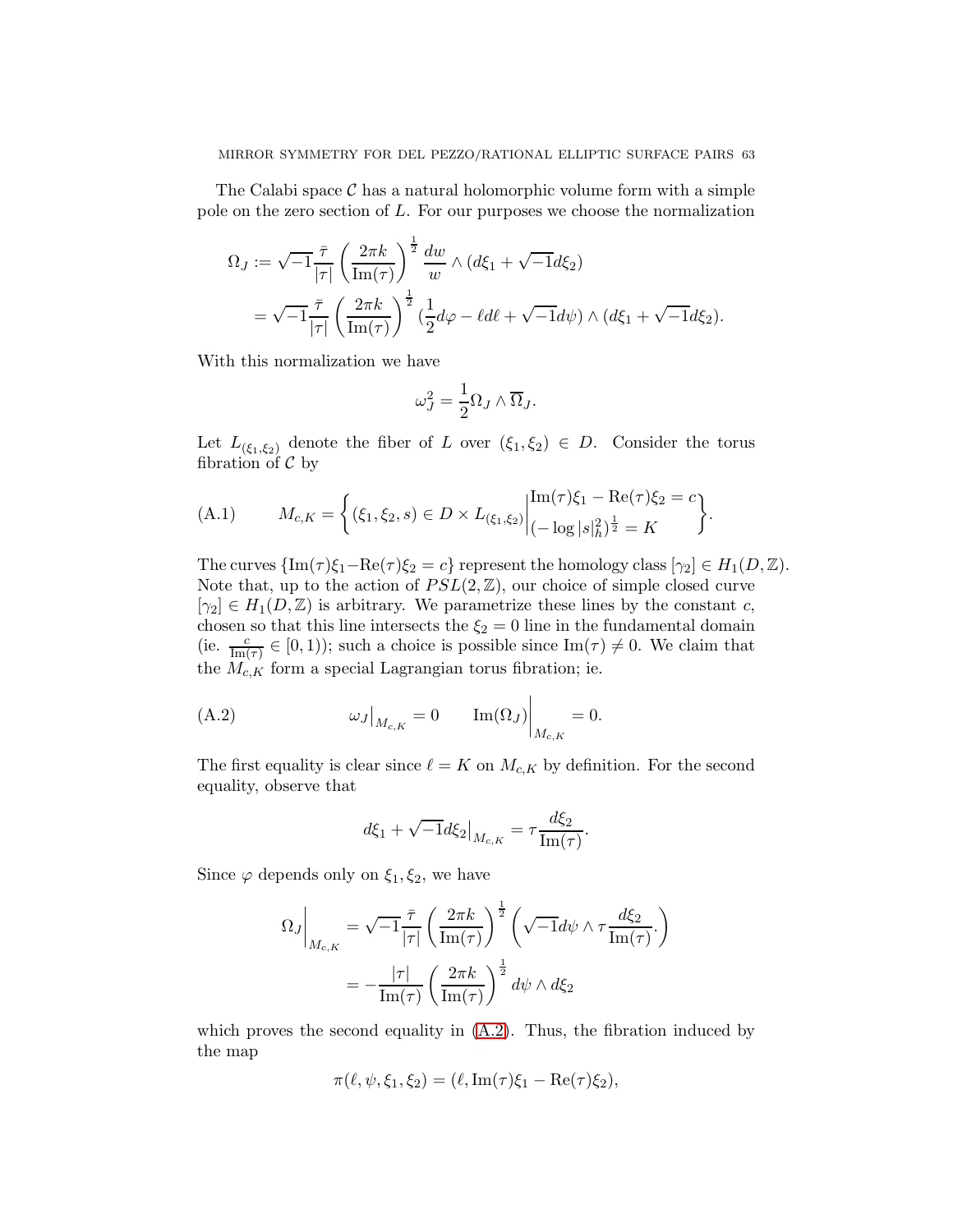The Calabi space $\mathcal{C}$ has a natural holomorphic volume form with a simple pole on the zero section of $L$. For our purposes we choose the normalization

$$
\begin{aligned}
\Omega_J &:= \sqrt{-1}\frac{\bar{\tau}}{|\tau|}\left(\frac{2\pi k}{\mathrm{Im}(\tau)}\right)^{\frac{1}{2}}\frac{dw}{w}\wedge(d\xi_1+\sqrt{-1}d\xi_2) \\
&= \sqrt{-1}\frac{\bar{\tau}}{|\tau|}\left(\frac{2\pi k}{\mathrm{Im}(\tau)}\right)^{\frac{1}{2}}\left(\frac{1}{2}d\varphi-\ell d\ell+\sqrt{-1}d\psi\right)\wedge(d\xi_1+\sqrt{-1}d\xi_2).
\end{aligned}
$$

With this normalization we have

$$
\omega_J^2 = \frac{1}{2}\Omega_J\wedge\overline{\Omega}_J.
$$

Let $L_{(\xi_1,\xi_2)}$ denote the fiber of $L$ over $(\xi_1,\xi_2)\in D$. Consider the torus fibration of $\mathcal{C}$ by

$$
M_{c,K} = \left\{(\xi_1,\xi_2,s)\in D\times L_{(\xi_1,\xi_2)}\middle|\begin{matrix}\mathrm{Im}(\tau)\xi_1-\mathrm{Re}(\tau)\xi_2=c\\(-\log|s|_h^2)^{\frac{1}{2}}=K\end{matrix}\right\}. \tag{A.1}
$$

The curves $\{\mathrm{Im}(\tau)\xi_1-\mathrm{Re}(\tau)\xi_2=c\}$ represent the homology class $[\gamma_2]\in H_1(D,\mathbb{Z})$. Note that, up to the action of $PSL(2,\mathbb{Z})$, our choice of simple closed curve $[\gamma_2]\in H_1(D,\mathbb{Z})$ is arbitrary. We parametrize these lines by the constant $c$, chosen so that this line intersects the $\xi_2=0$ line in the fundamental domain (ie. $\frac{c}{\mathrm{Im}(\tau)}\in[0,1)$); such a choice is possible since $\mathrm{Im}(\tau)\neq 0$. We claim that the $M_{c,K}$ form a special Lagrangian torus fibration; ie.

$$
\omega_J\big|_{M_{c,K}}=0 \qquad \mathrm{Im}(\Omega_J)\Big|_{M_{c,K}}=0. \tag{A.2}
$$

The first equality is clear since $\ell=K$ on $M_{c,K}$ by definition. For the second equality, observe that

$$
d\xi_1+\sqrt{-1}d\xi_2\big|_{M_{c,K}}=\tau\frac{d\xi_2}{\mathrm{Im}(\tau)}.
$$

Since $\varphi$ depends only on $\xi_1,\xi_2$, we have

$$
\begin{aligned}
\Omega_J\Big|_{M_{c,K}} &= \sqrt{-1}\frac{\bar{\tau}}{|\tau|}\left(\frac{2\pi k}{\mathrm{Im}(\tau)}\right)^{\frac{1}{2}}\left(\sqrt{-1}d\psi\wedge\tau\frac{d\xi_2}{\mathrm{Im}(\tau)}.\right) \\
&= -\frac{|\tau|}{\mathrm{Im}(\tau)}\left(\frac{2\pi k}{\mathrm{Im}(\tau)}\right)^{\frac{1}{2}}d\psi\wedge d\xi_2
\end{aligned}
$$

which proves the second equality in (A.2). Thus, the fibration induced by the map

$$
\pi(\ell,\psi,\xi_1,\xi_2)=(\ell,\mathrm{Im}(\tau)\xi_1-\mathrm{Re}(\tau)\xi_2),
$$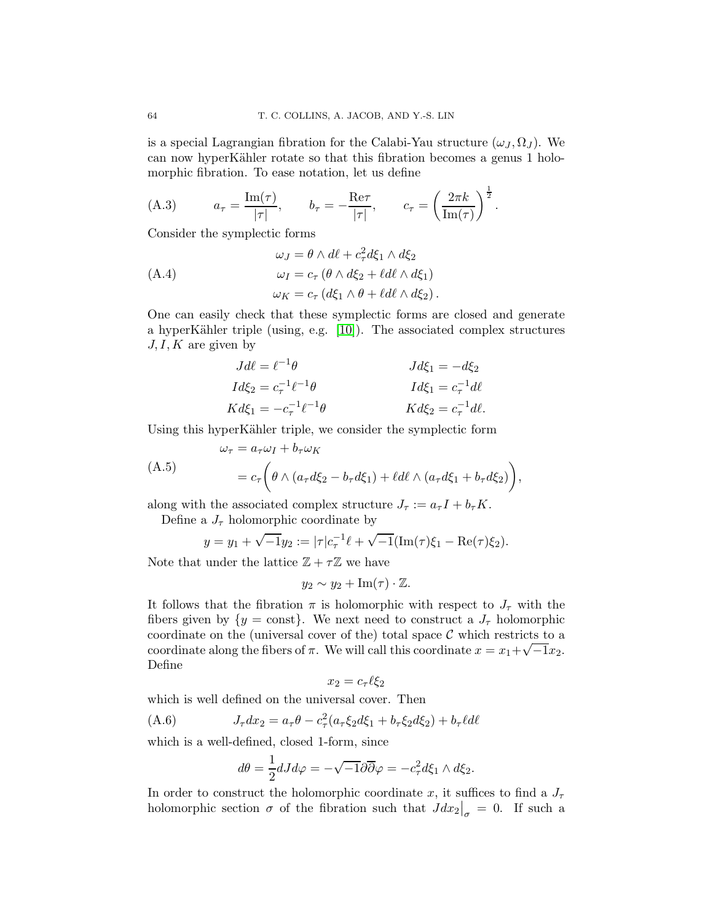is a special Lagrangian fibration for the Calabi-Yau structure $(\omega_J, \Omega_J)$. We can now hyperKähler rotate so that this fibration becomes a genus 1 holomorphic fibration. To ease notation, let us define

$$a_\tau = \frac{\mathrm{Im}(\tau)}{|\tau|}, \qquad b_\tau = -\frac{\mathrm{Re}\tau}{|\tau|}, \qquad c_\tau = \left(\frac{2\pi k}{\mathrm{Im}(\tau)}\right)^{\frac{1}{2}}. \tag{A.3}$$

Consider the symplectic forms

$$\begin{aligned}
\omega_J &= \theta \wedge d\ell + c_\tau^2 d\xi_1 \wedge d\xi_2 \\
\omega_I &= c_\tau \left(\theta \wedge d\xi_2 + \ell d\ell \wedge d\xi_1\right) \\
\omega_K &= c_\tau \left(d\xi_1 \wedge \theta + \ell d\ell \wedge d\xi_2\right).
\end{aligned} \tag{A.4}$$

One can easily check that these symplectic forms are closed and generate a hyperKähler triple (using, e.g. [10]). The associated complex structures $J, I, K$ are given by

$$\begin{aligned}
J d\ell &= \ell^{-1}\theta & J d\xi_1 &= -d\xi_2 \\
I d\xi_2 &= c_\tau^{-1}\ell^{-1}\theta & I d\xi_1 &= c_\tau^{-1} d\ell \\
K d\xi_1 &= -c_\tau^{-1}\ell^{-1}\theta & K d\xi_2 &= c_\tau^{-1} d\ell.
\end{aligned}$$

Using this hyperKähler triple, we consider the symplectic form

$$\begin{aligned}
\omega_\tau &= a_\tau \omega_I + b_\tau \omega_K \\
&= c_\tau \bigg(\theta \wedge (a_\tau d\xi_2 - b_\tau d\xi_1) + \ell d\ell \wedge (a_\tau d\xi_1 + b_\tau d\xi_2)\bigg),
\end{aligned} \tag{A.5}$$

along with the associated complex structure $J_\tau := a_\tau I + b_\tau K$.

Define a $J_\tau$ holomorphic coordinate by

$$y = y_1 + \sqrt{-1} y_2 := |\tau| c_\tau^{-1} \ell + \sqrt{-1}(\mathrm{Im}(\tau)\xi_1 - \mathrm{Re}(\tau)\xi_2).$$

Note that under the lattice $\mathbb{Z} + \tau\mathbb{Z}$ we have

$$y_2 \sim y_2 + \mathrm{Im}(\tau) \cdot \mathbb{Z}.$$

It follows that the fibration $\pi$ is holomorphic with respect to $J_\tau$ with the fibers given by $\{y = \text{const}\}$. We next need to construct a $J_\tau$ holomorphic coordinate on the (universal cover of the) total space $\mathcal{C}$ which restricts to a coordinate along the fibers of $\pi$. We will call this coordinate $x = x_1 + \sqrt{-1}x_2$. Define

$$x_2 = c_\tau \ell \xi_2$$

which is well defined on the universal cover. Then

$$J_\tau dx_2 = a_\tau \theta - c_\tau^2 (a_\tau \xi_2 d\xi_1 + b_\tau \xi_2 d\xi_2) + b_\tau \ell d\ell \tag{A.6}$$

which is a well-defined, closed 1-form, since

$$d\theta = \frac{1}{2} dJd\varphi = -\sqrt{-1}\partial\overline{\partial}\varphi = -c_\tau^2 d\xi_1 \wedge d\xi_2.$$

In order to construct the holomorphic coordinate $x$, it suffices to find a $J_\tau$ holomorphic section $\sigma$ of the fibration such that $Jdx_2\big|_\sigma = 0$. If such a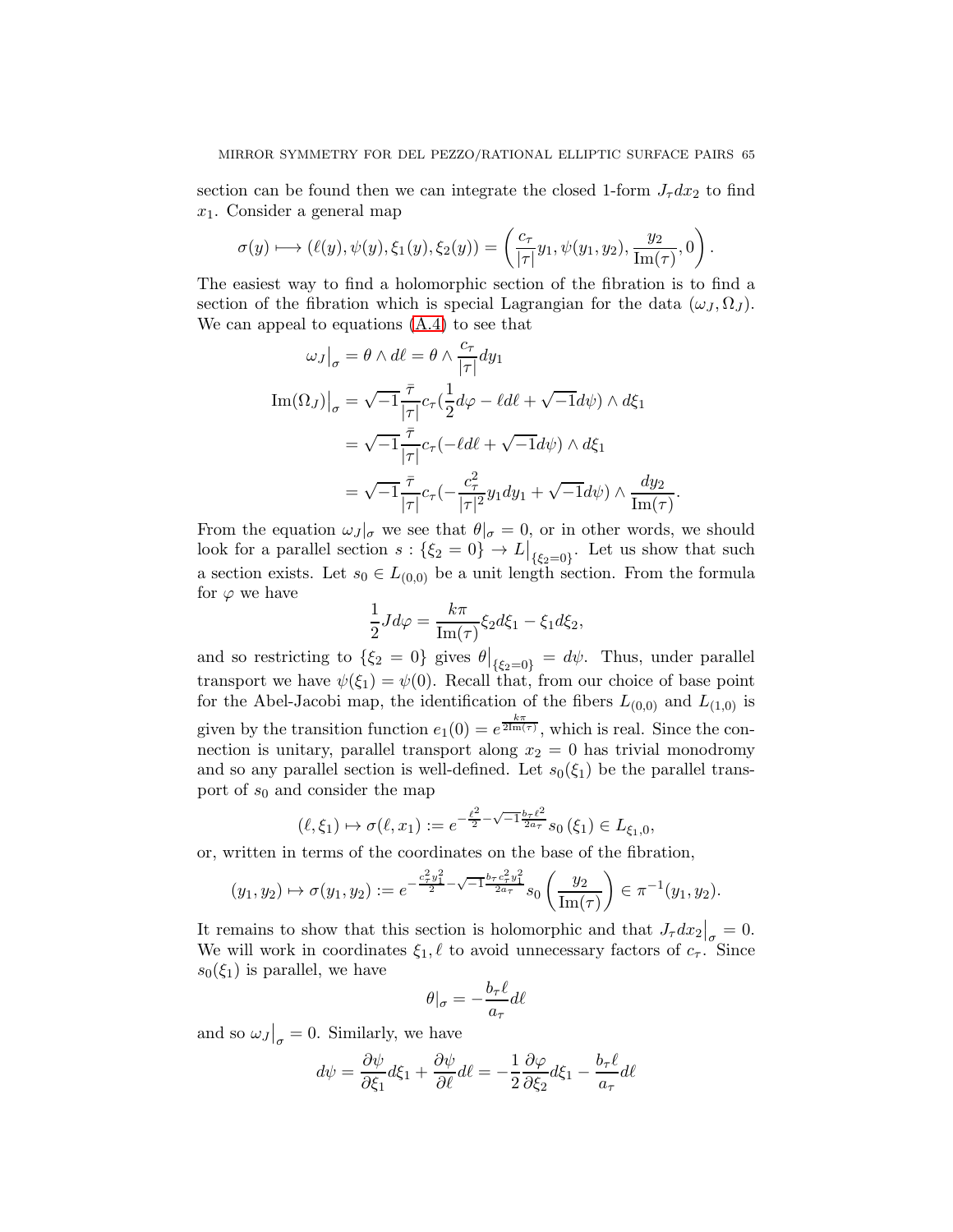section can be found then we can integrate the closed 1-form $J_\tau dx_2$ to find $x_1$. Consider a general map

$$\sigma(y) \longmapsto (\ell(y), \psi(y), \xi_1(y), \xi_2(y)) = \left(\frac{c_\tau}{|\tau|}y_1, \psi(y_1, y_2), \frac{y_2}{\mathrm{Im}(\tau)}, 0\right).$$

The easiest way to find a holomorphic section of the fibration is to find a section of the fibration which is special Lagrangian for the data $(\omega_J, \Omega_J)$. We can appeal to equations (A.4) to see that

$$\begin{aligned}
\omega_J\big|_\sigma &= \theta \wedge d\ell = \theta \wedge \frac{c_\tau}{|\tau|}dy_1 \\
\mathrm{Im}(\Omega_J)\big|_\sigma &= \sqrt{-1}\frac{\bar{\tau}}{|\tau|}c_\tau(\frac{1}{2}d\varphi - \ell d\ell + \sqrt{-1}d\psi) \wedge d\xi_1 \\
&= \sqrt{-1}\frac{\bar{\tau}}{|\tau|}c_\tau(-\ell d\ell + \sqrt{-1}d\psi) \wedge d\xi_1 \\
&= \sqrt{-1}\frac{\bar{\tau}}{|\tau|}c_\tau(-\frac{c_\tau^2}{|\tau|^2}y_1 dy_1 + \sqrt{-1}d\psi) \wedge \frac{dy_2}{\mathrm{Im}(\tau)}.
\end{aligned}$$

From the equation $\omega_J|_\sigma$ we see that $\theta|_\sigma = 0$, or in other words, we should look for a parallel section $s : \{\xi_2 = 0\} \to L\big|_{\{\xi_2=0\}}$. Let us show that such a section exists. Let $s_0 \in L_{(0,0)}$ be a unit length section. From the formula for $\varphi$ we have

$$\frac{1}{2}Jd\varphi = \frac{k\pi}{\mathrm{Im}(\tau)}\xi_2 d\xi_1 - \xi_1 d\xi_2,$$

and so restricting to $\{\xi_2 = 0\}$ gives $\theta\big|_{\{\xi_2=0\}} = d\psi$. Thus, under parallel transport we have $\psi(\xi_1) = \psi(0)$. Recall that, from our choice of base point for the Abel-Jacobi map, the identification of the fibers $L_{(0,0)}$ and $L_{(1,0)}$ is given by the transition function $e_1(0) = e^{\frac{k\pi}{2\mathrm{Im}(\tau)}}$, which is real. Since the connection is unitary, parallel transport along $x_2 = 0$ has trivial monodromy and so any parallel section is well-defined. Let $s_0(\xi_1)$ be the parallel transport of $s_0$ and consider the map

$$(\ell, \xi_1) \mapsto \sigma(\ell, x_1) := e^{-\frac{\ell^2}{2} - \sqrt{-1}\frac{b_\tau \ell^2}{2a_\tau}} s_0(\xi_1) \in L_{\xi_1, 0},$$

or, written in terms of the coordinates on the base of the fibration,

$$(y_1, y_2) \mapsto \sigma(y_1, y_2) := e^{-\frac{c_\tau^2 y_1^2}{2} - \sqrt{-1}\frac{b_\tau c_\tau^2 y_1^2}{2a_\tau}} s_0\left(\frac{y_2}{\mathrm{Im}(\tau)}\right) \in \pi^{-1}(y_1, y_2).$$

It remains to show that this section is holomorphic and that $J_\tau dx_2\big|_\sigma = 0$. We will work in coordinates $\xi_1, \ell$ to avoid unnecessary factors of $c_\tau$. Since $s_0(\xi_1)$ is parallel, we have

$$\theta|_\sigma = -\frac{b_\tau \ell}{a_\tau}d\ell$$

and so $\omega_J\big|_\sigma = 0$. Similarly, we have

$$d\psi = \frac{\partial \psi}{\partial \xi_1}d\xi_1 + \frac{\partial \psi}{\partial \ell}d\ell = -\frac{1}{2}\frac{\partial \varphi}{\partial \xi_2}d\xi_1 - \frac{b_\tau \ell}{a_\tau}d\ell$$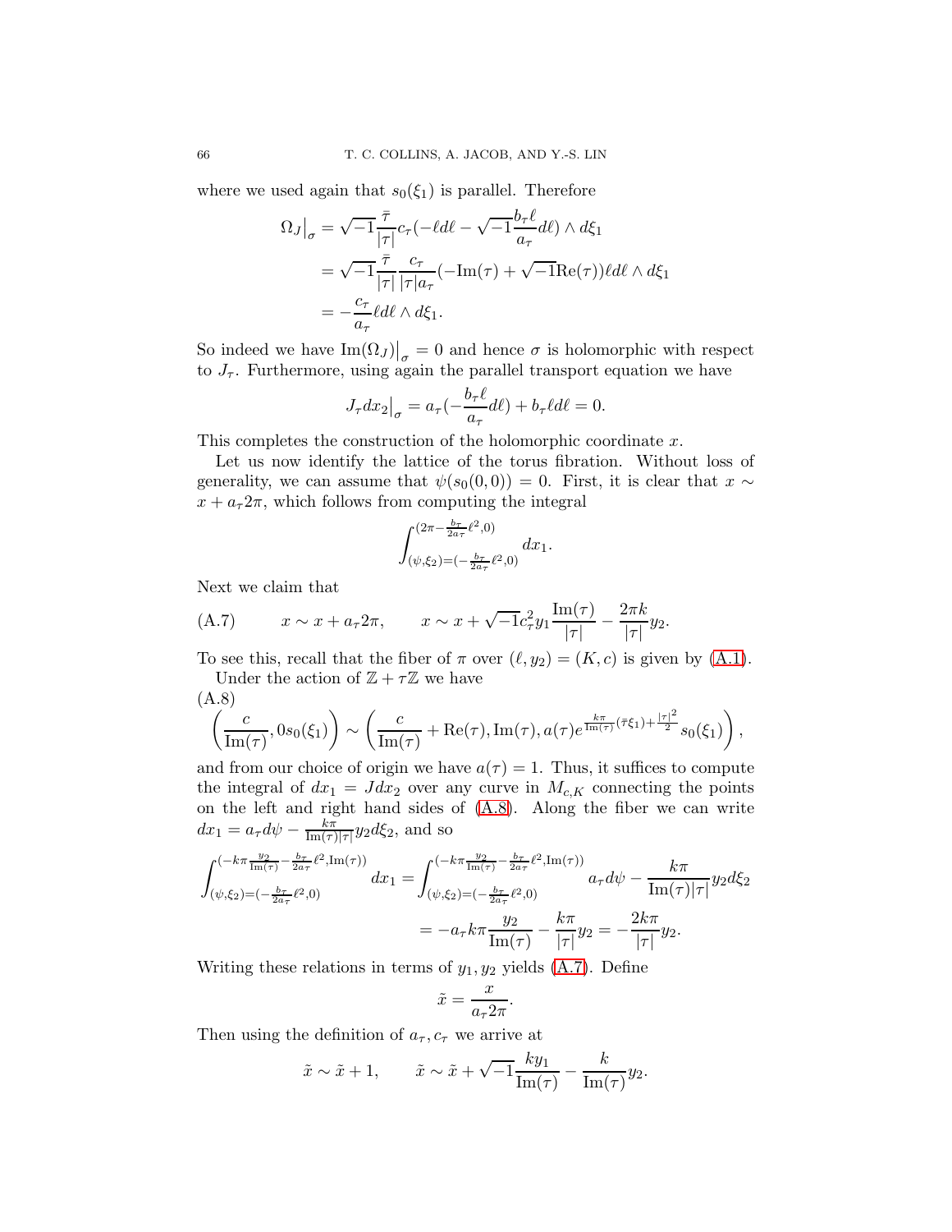where we used again that $s_0(\xi_1)$ is parallel. Therefore

$$
\begin{aligned}
\Omega_J\big|_\sigma &= \sqrt{-1}\frac{\bar{\tau}}{|\tau|}c_\tau(-\ell d\ell - \sqrt{-1}\frac{b_\tau \ell}{a_\tau}d\ell)\wedge d\xi_1 \\
&= \sqrt{-1}\frac{\bar{\tau}}{|\tau|}\frac{c_\tau}{|\tau| a_\tau}(-\mathrm{Im}(\tau)+\sqrt{-1}\mathrm{Re}(\tau))\ell d\ell \wedge d\xi_1 \\
&= -\frac{c_\tau}{a_\tau}\ell d\ell\wedge d\xi_1.
\end{aligned}
$$

So indeed we have $\mathrm{Im}(\Omega_J)\big|_\sigma = 0$ and hence $\sigma$ is holomorphic with respect to $J_\tau$. Furthermore, using again the parallel transport equation we have

$$
J_\tau dx_2\big|_\sigma = a_\tau(-\frac{b_\tau \ell}{a_\tau}d\ell) + b_\tau \ell d\ell = 0.
$$

This completes the construction of the holomorphic coordinate $x$.

Let us now identify the lattice of the torus fibration. Without loss of generality, we can assume that $\psi(s_0(0,0)) = 0$. First, it is clear that $x \sim x + a_\tau 2\pi$, which follows from computing the integral

$$
\int_{(\psi,\xi_2)=(-\frac{b_\tau}{2a_\tau}\ell^2,0)}^{(2\pi-\frac{b_\tau}{2a_\tau}\ell^2,0)} dx_1.
$$

Next we claim that

$$
x\sim x+a_\tau 2\pi, \qquad x\sim x+\sqrt{-1}c_\tau^2 y_1\frac{\mathrm{Im}(\tau)}{|\tau|} - \frac{2\pi k}{|\tau|}y_2. \tag{A.7}
$$

To see this, recall that the fiber of $\pi$ over $(\ell, y_2) = (K, c)$ is given by (A.1).

Under the action of $\mathbb{Z}+\tau\mathbb{Z}$ we have

$$
\left(\frac{c}{\mathrm{Im}(\tau)}, 0 s_0(\xi_1)\right) \sim \left(\frac{c}{\mathrm{Im}(\tau)}+\mathrm{Re}(\tau), \mathrm{Im}(\tau), a(\tau)e^{\frac{k\pi}{\mathrm{Im}(\tau)}(\bar{\tau}\xi_1)+\frac{|\tau|^2}{2}}s_0(\xi_1)\right), \tag{A.8}
$$

and from our choice of origin we have $a(\tau) = 1$. Thus, it suffices to compute the integral of $dx_1 = Jdx_2$ over any curve in $M_{c,K}$ connecting the points on the left and right hand sides of (A.8). Along the fiber we can write $dx_1 = a_\tau d\psi - \frac{k\pi}{\mathrm{Im}(\tau)|\tau|}y_2 d\xi_2$, and so

$$
\begin{aligned}
\int_{(\psi,\xi_2)=(-\frac{b_\tau}{2a_\tau}\ell^2,0)}^{(-k\pi\frac{y_2}{\mathrm{Im}(\tau)}-\frac{b_\tau}{2a_\tau}\ell^2,\mathrm{Im}(\tau))} dx_1 &= \int_{(\psi,\xi_2)=(-\frac{b_\tau}{2a_\tau}\ell^2,0)}^{(-k\pi\frac{y_2}{\mathrm{Im}(\tau)}-\frac{b_\tau}{2a_\tau}\ell^2,\mathrm{Im}(\tau))} a_\tau d\psi - \frac{k\pi}{\mathrm{Im}(\tau)|\tau|}y_2 d\xi_2 \\
&= -a_\tau k\pi\frac{y_2}{\mathrm{Im}(\tau)} - \frac{k\pi}{|\tau|}y_2 = -\frac{2k\pi}{|\tau|}y_2.
\end{aligned}
$$

Writing these relations in terms of $y_1, y_2$ yields (A.7). Define

$$
\tilde{x} = \frac{x}{a_\tau 2\pi}.
$$

Then using the definition of $a_\tau, c_\tau$ we arrive at

$$
\tilde{x}\sim\tilde{x}+1, \qquad \tilde{x}\sim\tilde{x}+\sqrt{-1}\frac{k y_1}{\mathrm{Im}(\tau)} - \frac{k}{\mathrm{Im}(\tau)}y_2.
$$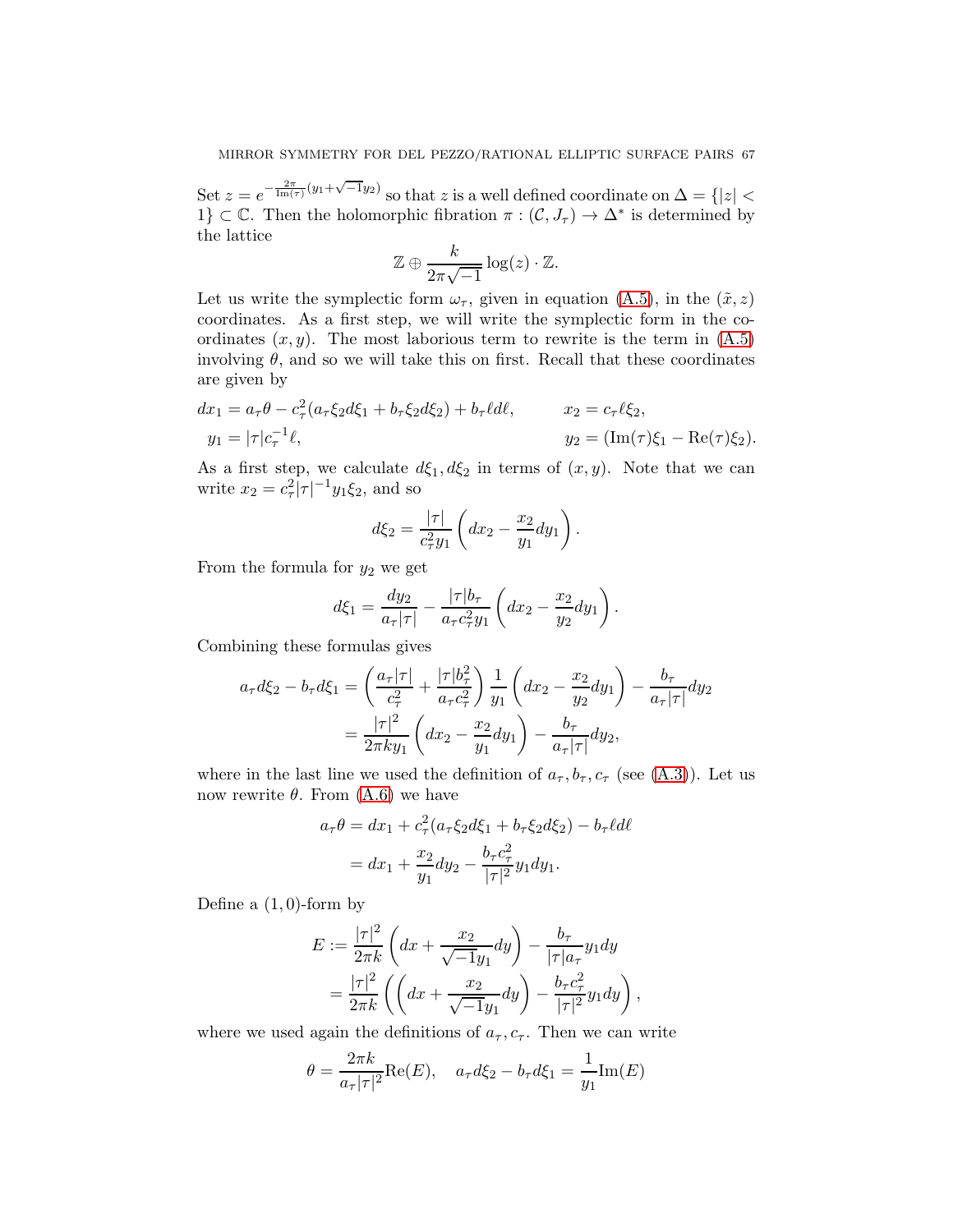Set $z = e^{-\frac{2\pi}{\mathrm{Im}(\tau)}(y_1+\sqrt{-1}y_2)}$ so that $z$ is a well defined coordinate on $\Delta = \{|z| < 1\} \subset \mathbb{C}$. Then the holomorphic fibration $\pi : (\mathcal{C}, J_\tau) \to \Delta^*$ is determined by the lattice

$$\mathbb{Z} \oplus \frac{k}{2\pi\sqrt{-1}} \log(z) \cdot \mathbb{Z}.$$

Let us write the symplectic form $\omega_\tau$, given in equation (A.5), in the $(\tilde{x}, z)$ coordinates. As a first step, we will write the symplectic form in the coordinates $(x, y)$. The most laborious term to rewrite is the term in (A.5) involving $\theta$, and so we will take this on first. Recall that these coordinates are given by

$$dx_1 = a_\tau\theta - c_\tau^2(a_\tau\xi_2 d\xi_1 + b_\tau\xi_2 d\xi_2) + b_\tau\ell d\ell, \qquad x_2 = c_\tau\ell\xi_2,$$
$$y_1 = |\tau|c_\tau^{-1}\ell, \qquad y_2 = (\mathrm{Im}(\tau)\xi_1 - \mathrm{Re}(\tau)\xi_2).$$

As a first step, we calculate $d\xi_1, d\xi_2$ in terms of $(x, y)$. Note that we can write $x_2 = c_\tau^2|\tau|^{-1}y_1\xi_2$, and so

$$d\xi_2 = \frac{|\tau|}{c_\tau^2 y_1}\left(dx_2 - \frac{x_2}{y_1}dy_1\right).$$

From the formula for $y_2$ we get

$$d\xi_1 = \frac{dy_2}{a_\tau|\tau|} - \frac{|\tau|b_\tau}{a_\tau c_\tau^2 y_1}\left(dx_2 - \frac{x_2}{y_2}dy_1\right).$$

Combining these formulas gives

$$\begin{aligned}
a_\tau d\xi_2 - b_\tau d\xi_1 &= \left(\frac{a_\tau|\tau|}{c_\tau^2} + \frac{|\tau|b_\tau^2}{a_\tau c_\tau^2}\right)\frac{1}{y_1}\left(dx_2 - \frac{x_2}{y_2}dy_1\right) - \frac{b_\tau}{a_\tau|\tau|}dy_2 \\
&= \frac{|\tau|^2}{2\pi k y_1}\left(dx_2 - \frac{x_2}{y_1}dy_1\right) - \frac{b_\tau}{a_\tau|\tau|}dy_2,
\end{aligned}$$

where in the last line we used the definition of $a_\tau, b_\tau, c_\tau$ (see (A.3)). Let us now rewrite $\theta$. From (A.6) we have

$$\begin{aligned}
a_\tau\theta &= dx_1 + c_\tau^2(a_\tau\xi_2 d\xi_1 + b_\tau\xi_2 d\xi_2) - b_\tau\ell d\ell \\
&= dx_1 + \frac{x_2}{y_1}dy_2 - \frac{b_\tau c_\tau^2}{|\tau|^2}y_1 dy_1.
\end{aligned}$$

Define a $(1, 0)$-form by

$$\begin{aligned}
E &:= \frac{|\tau|^2}{2\pi k}\left(dx + \frac{x_2}{\sqrt{-1}y_1}dy\right) - \frac{b_\tau}{|\tau|a_\tau}y_1 dy \\
&= \frac{|\tau|^2}{2\pi k}\left(\left(dx + \frac{x_2}{\sqrt{-1}y_1}dy\right) - \frac{b_\tau c_\tau^2}{|\tau|^2}y_1 dy\right),
\end{aligned}$$

where we used again the definitions of $a_\tau, c_\tau$. Then we can write

$$\theta = \frac{2\pi k}{a_\tau|\tau|^2}\mathrm{Re}(E), \quad a_\tau d\xi_2 - b_\tau d\xi_1 = \frac{1}{y_1}\mathrm{Im}(E)$$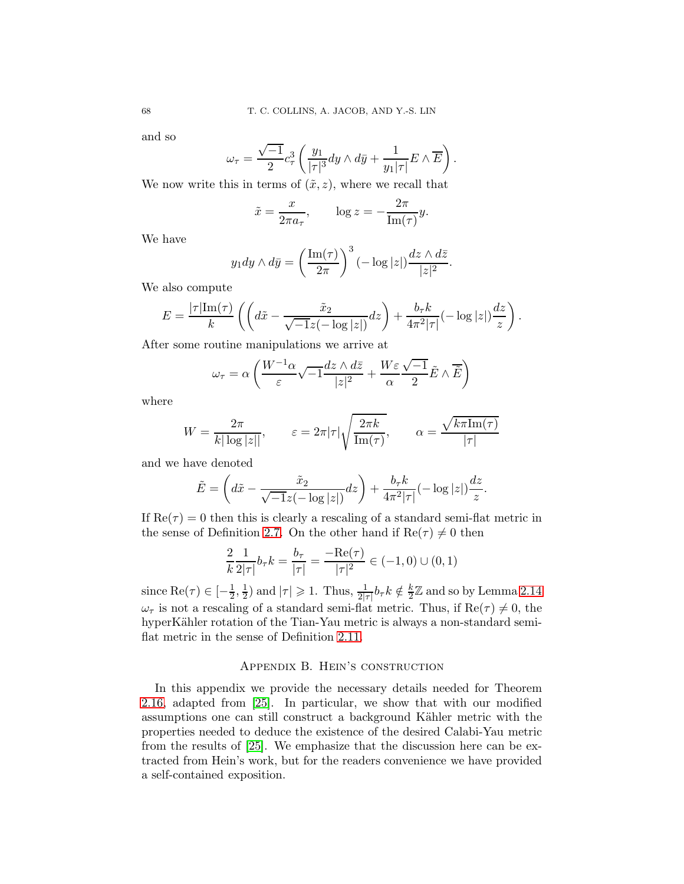and so

$$\omega_\tau = \frac{\sqrt{-1}}{2} c_\tau^3 \left( \frac{y_1}{|\tau|^3} dy \wedge d\bar{y} + \frac{1}{y_1 |\tau|} E \wedge \overline{E} \right).$$

We now write this in terms of $(\tilde{x}, z)$, where we recall that

$$\tilde{x} = \frac{x}{2\pi a_\tau}, \qquad \log z = -\frac{2\pi}{\mathrm{Im}(\tau)} y.$$

We have

$$y_1 dy \wedge d\bar{y} = \left( \frac{\mathrm{Im}(\tau)}{2\pi} \right)^3 (-\log|z|) \frac{dz \wedge d\bar{z}}{|z|^2}.$$

We also compute

$$E = \frac{|\tau| \mathrm{Im}(\tau)}{k} \left( \left( d\tilde{x} - \frac{\tilde{x}_2}{\sqrt{-1} z (-\log|z|)} dz \right) + \frac{b_\tau k}{4\pi^2 |\tau|} (-\log|z|) \frac{dz}{z} \right).$$

After some routine manipulations we arrive at

$$\omega_\tau = \alpha \left( \frac{W^{-1} \alpha}{\varepsilon} \sqrt{-1} \frac{dz \wedge d\bar{z}}{|z|^2} + \frac{W \varepsilon}{\alpha} \frac{\sqrt{-1}}{2} \tilde{E} \wedge \overline{\tilde{E}} \right)$$

where

$$W = \frac{2\pi}{k |\log|z||}, \qquad \varepsilon = 2\pi |\tau| \sqrt{\frac{2\pi k}{\mathrm{Im}(\tau)}}, \qquad \alpha = \frac{\sqrt{k \pi \mathrm{Im}(\tau)}}{|\tau|}$$

and we have denoted

$$\tilde{E} = \left( d\tilde{x} - \frac{\tilde{x}_2}{\sqrt{-1} z (-\log|z|)} dz \right) + \frac{b_\tau k}{4\pi^2 |\tau|} (-\log|z|) \frac{dz}{z}.$$

If $\mathrm{Re}(\tau) = 0$ then this is clearly a rescaling of a standard semi-flat metric in the sense of Definition 2.7. On the other hand if $\mathrm{Re}(\tau) \neq 0$ then

$$\frac{2}{k} \frac{1}{2|\tau|} b_\tau k = \frac{b_\tau}{|\tau|} = \frac{-\mathrm{Re}(\tau)}{|\tau|^2} \in (-1, 0) \cup (0, 1)$$

since $\mathrm{Re}(\tau) \in [-\frac{1}{2}, \frac{1}{2})$ and $|\tau| \geqslant 1$. Thus, $\frac{1}{2|\tau|} b_\tau k \notin \frac{k}{2}\mathbb{Z}$ and so by Lemma 2.14 $\omega_\tau$ is not a rescaling of a standard semi-flat metric. Thus, if $\mathrm{Re}(\tau) \neq 0$, the hyperKähler rotation of the Tian-Yau metric is always a non-standard semi-flat metric in the sense of Definition 2.11.

## Appendix B. Hein's construction

In this appendix we provide the necessary details needed for Theorem 2.16, adapted from [25]. In particular, we show that with our modified assumptions one can still construct a background Kähler metric with the properties needed to deduce the existence of the desired Calabi-Yau metric from the results of [25]. We emphasize that the discussion here can be extracted from Hein's work, but for the readers convenience we have provided a self-contained exposition.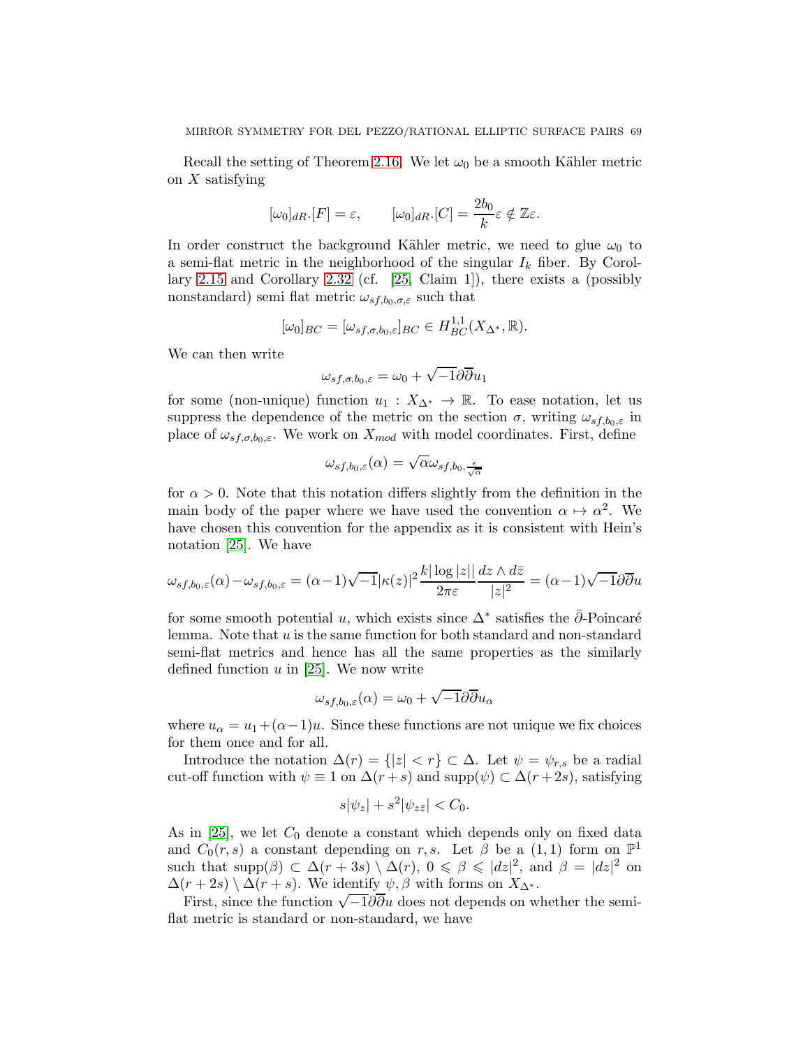Recall the setting of Theorem 2.16. We let $\omega_0$ be a smooth Kähler metric on $X$ satisfying

$$[\omega_0]_{dR}.[F] = \varepsilon, \qquad [\omega_0]_{dR}.[C] = \frac{2b_0}{k}\varepsilon \notin \mathbb{Z}\varepsilon.$$

In order construct the background Kähler metric, we need to glue $\omega_0$ to a semi-flat metric in the neighborhood of the singular $I_k$ fiber. By Corollary 2.15 and Corollary 2.32 (cf. [25, Claim 1]), there exists a (possibly nonstandard) semi flat metric $\omega_{sf,b_0,\sigma,\varepsilon}$ such that

$$[\omega_0]_{BC} = [\omega_{sf,\sigma,b_0,\varepsilon}]_{BC} \in H^{1,1}_{BC}(X_{\Delta^*}, \mathbb{R}).$$

We can then write

$$\omega_{sf,\sigma,b_0,\varepsilon} = \omega_0 + \sqrt{-1}\partial\overline{\partial}u_1$$

for some (non-unique) function $u_1 : X_{\Delta^*} \to \mathbb{R}$. To ease notation, let us suppress the dependence of the metric on the section $\sigma$, writing $\omega_{sf,b_0,\varepsilon}$ in place of $\omega_{sf,\sigma,b_0,\varepsilon}$. We work on $X_{mod}$ with model coordinates. First, define

$$\omega_{sf,b_0,\varepsilon}(\alpha) = \sqrt{\alpha}\,\omega_{sf,b_0,\frac{\varepsilon}{\sqrt{\alpha}}}$$

for $\alpha > 0$. Note that this notation differs slightly from the definition in the main body of the paper where we have used the convention $\alpha \mapsto \alpha^2$. We have chosen this convention for the appendix as it is consistent with Hein's notation [25]. We have

$$\omega_{sf,b_0,\varepsilon}(\alpha) - \omega_{sf,b_0,\varepsilon} = (\alpha-1)\sqrt{-1}|\kappa(z)|^2\frac{k|\log|z||}{2\pi\varepsilon}\frac{dz\wedge d\bar{z}}{|z|^2} = (\alpha-1)\sqrt{-1}\partial\overline{\partial}u$$

for some smooth potential $u$, which exists since $\Delta^*$ satisfies the $\bar{\partial}$-Poincaré lemma. Note that $u$ is the same function for both standard and non-standard semi-flat metrics and hence has all the same properties as the similarly defined function $u$ in [25]. We now write

$$\omega_{sf,b_0,\varepsilon}(\alpha) = \omega_0 + \sqrt{-1}\partial\overline{\partial}u_\alpha$$

where $u_\alpha = u_1 + (\alpha-1)u$. Since these functions are not unique we fix choices for them once and for all.

Introduce the notation $\Delta(r) = \{|z| < r\} \subset \Delta$. Let $\psi = \psi_{r,s}$ be a radial cut-off function with $\psi \equiv 1$ on $\Delta(r+s)$ and $\text{supp}(\psi) \subset \Delta(r+2s)$, satisfying

$$s|\psi_z| + s^2|\psi_{z\bar{z}}| < C_0.$$

As in [25], we let $C_0$ denote a constant which depends only on fixed data and $C_0(r,s)$ a constant depending on $r, s$. Let $\beta$ be a $(1,1)$ form on $\mathbb{P}^1$ such that $\text{supp}(\beta) \subset \Delta(r+3s) \setminus \Delta(r)$, $0 \leqslant \beta \leqslant |dz|^2$, and $\beta = |dz|^2$ on $\Delta(r+2s) \setminus \Delta(r+s)$. We identify $\psi, \beta$ with forms on $X_{\Delta^*}$.

First, since the function $\sqrt{-1}\partial\overline{\partial}u$ does not depends on whether the semi-flat metric is standard or non-standard, we have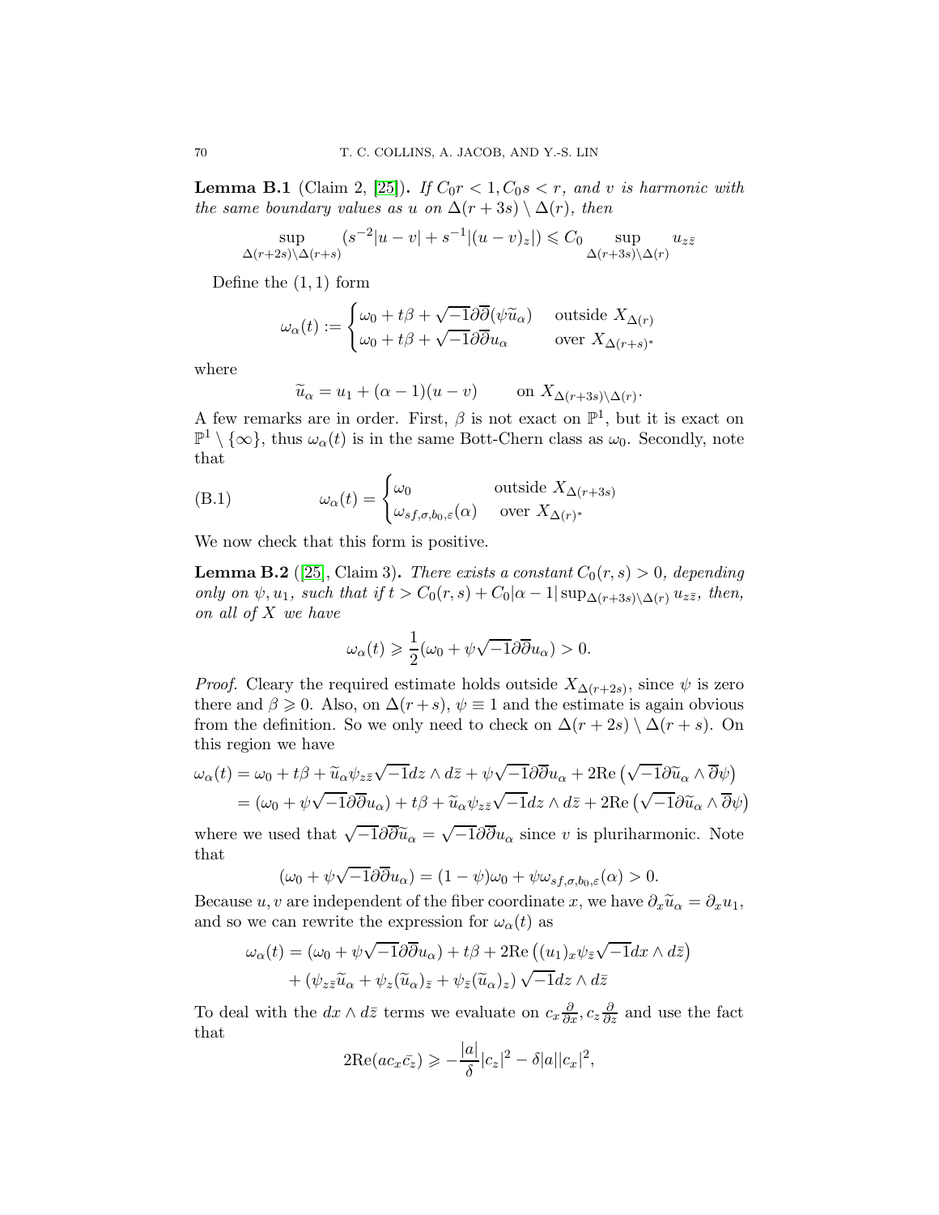**Lemma B.1** (Claim 2, [25])**.** *If $C_0 r < 1, C_0 s < r$, and $v$ is harmonic with the same boundary values as $u$ on $\Delta(r+3s)\setminus\Delta(r)$, then*

$$\sup_{\Delta(r+2s)\setminus\Delta(r+s)} (s^{-2}|u-v| + s^{-1}|(u-v)_z|) \leqslant C_0 \sup_{\Delta(r+3s)\setminus\Delta(r)} u_{z\bar{z}}$$

Define the $(1,1)$ form

$$\omega_\alpha(t) := \begin{cases} \omega_0 + t\beta + \sqrt{-1}\partial\overline{\partial}(\psi\widetilde{u}_\alpha) & \text{outside } X_{\Delta(r)} \\ \omega_0 + t\beta + \sqrt{-1}\partial\overline{\partial}u_\alpha & \text{over } X_{\Delta(r+s)^*} \end{cases}$$

where

$$\widetilde{u}_\alpha = u_1 + (\alpha-1)(u-v) \qquad \text{on } X_{\Delta(r+3s)\setminus\Delta(r)}.$$

A few remarks are in order. First, $\beta$ is not exact on $\mathbb{P}^1$, but it is exact on $\mathbb{P}^1\setminus\{\infty\}$, thus $\omega_\alpha(t)$ is in the same Bott-Chern class as $\omega_0$. Secondly, note that

$$\omega_\alpha(t) = \begin{cases} \omega_0 & \text{outside } X_{\Delta(r+3s)} \\ \omega_{sf,\sigma,b_0,\varepsilon}(\alpha) & \text{over } X_{\Delta(r)^*} \end{cases} \tag{B.1}$$

We now check that this form is positive.

**Lemma B.2** ([25], Claim 3)**.** *There exists a constant $C_0(r,s)>0$, depending only on $\psi, u_1$, such that if $t > C_0(r,s) + C_0|\alpha-1|\sup_{\Delta(r+3s)\setminus\Delta(r)} u_{z\bar{z}}$, then, on all of $X$ we have*

$$\omega_\alpha(t) \geqslant \frac{1}{2}(\omega_0 + \psi\sqrt{-1}\partial\overline{\partial}u_\alpha) > 0.$$

*Proof.* Cleary the required estimate holds outside $X_{\Delta(r+2s)}$, since $\psi$ is zero there and $\beta \geqslant 0$. Also, on $\Delta(r+s)$, $\psi \equiv 1$ and the estimate is again obvious from the definition. So we only need to check on $\Delta(r+2s)\setminus\Delta(r+s)$. On this region we have

$$\begin{aligned}
\omega_\alpha(t) &= \omega_0 + t\beta + \widetilde{u}_\alpha\psi_{z\bar{z}}\sqrt{-1}dz\wedge d\bar{z} + \psi\sqrt{-1}\partial\overline{\partial}u_\alpha + 2\mathrm{Re}\left(\sqrt{-1}\partial\widetilde{u}_\alpha \wedge \overline{\partial}\psi\right) \\
&= (\omega_0 + \psi\sqrt{-1}\partial\overline{\partial}u_\alpha) + t\beta + \widetilde{u}_\alpha\psi_{z\bar{z}}\sqrt{-1}dz\wedge d\bar{z} + 2\mathrm{Re}\left(\sqrt{-1}\partial\widetilde{u}_\alpha\wedge\overline{\partial}\psi\right)
\end{aligned}$$

where we used that $\sqrt{-1}\partial\overline{\partial}\widetilde{u}_\alpha = \sqrt{-1}\partial\overline{\partial}u_\alpha$ since $v$ is pluriharmonic. Note that

$$(\omega_0 + \psi\sqrt{-1}\partial\overline{\partial}u_\alpha) = (1-\psi)\omega_0 + \psi\omega_{sf,\sigma,b_0,\varepsilon}(\alpha) > 0.$$

Because $u, v$ are independent of the fiber coordinate $x$, we have $\partial_x\widetilde{u}_\alpha = \partial_x u_1$, and so we can rewrite the expression for $\omega_\alpha(t)$ as

$$\begin{aligned}
\omega_\alpha(t) &= (\omega_0 + \psi\sqrt{-1}\partial\overline{\partial}u_\alpha) + t\beta + 2\mathrm{Re}\left((u_1)_x\psi_{\bar{z}}\sqrt{-1}dx\wedge d\bar{z}\right) \\
&\quad + \left(\psi_{z\bar{z}}\widetilde{u}_\alpha + \psi_z(\widetilde{u}_\alpha)_{\bar{z}} + \psi_{\bar{z}}(\widetilde{u}_\alpha)_z\right)\sqrt{-1}dz\wedge d\bar{z}
\end{aligned}$$

To deal with the $dx\wedge d\bar{z}$ terms we evaluate on $c_x\frac{\partial}{\partial x}, c_z\frac{\partial}{\partial z}$ and use the fact that

$$2\mathrm{Re}(ac_x\bar{c_z}) \geqslant -\frac{|a|}{\delta}|c_z|^2 - \delta|a||c_x|^2,$$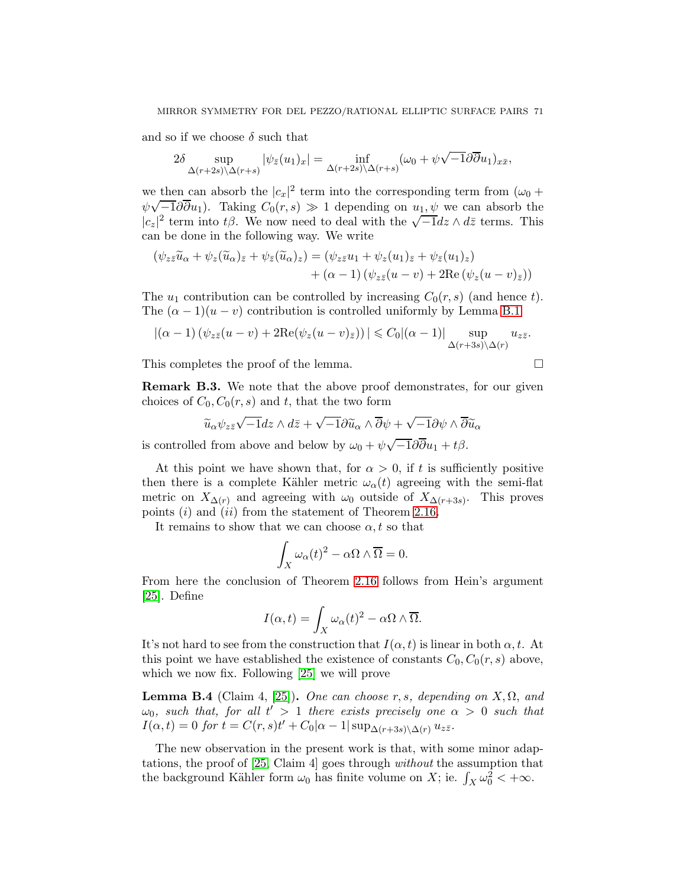and so if we choose $\delta$ such that

$$2\delta \sup_{\Delta(r+2s)\setminus\Delta(r+s)} |\psi_{\bar{z}}(u_1)_x| = \inf_{\Delta(r+2s)\setminus\Delta(r+s)} (\omega_0 + \psi\sqrt{-1}\partial\overline{\partial}u_1)_{x\bar{x}},$$

we then can absorb the $|c_x|^2$ term into the corresponding term from $(\omega_0 + \psi\sqrt{-1}\partial\overline{\partial}u_1)$. Taking $C_0(r,s) \gg 1$ depending on $u_1, \psi$ we can absorb the $|c_z|^2$ term into $t\beta$. We now need to deal with the $\sqrt{-1}dz \wedge d\bar{z}$ terms. This can be done in the following way. We write

$$\begin{aligned}(\psi_{z\bar{z}}\widetilde{u}_\alpha + \psi_z(\widetilde{u}_\alpha)_{\bar{z}} + \psi_{\bar{z}}(\widetilde{u}_\alpha)_z) &= (\psi_{z\bar{z}}u_1 + \psi_z(u_1)_{\bar{z}} + \psi_{\bar{z}}(u_1)_z) \\ &\quad + (\alpha-1)\left(\psi_{z\bar{z}}(u-v) + 2\mathrm{Re}\left(\psi_z(u-v)_{\bar{z}}\right)\right)\end{aligned}$$

The $u_1$ contribution can be controlled by increasing $C_0(r,s)$ (and hence $t$). The $(\alpha-1)(u-v)$ contribution is controlled uniformly by Lemma B.1

$$|(\alpha-1)\left(\psi_{z\bar{z}}(u-v) + 2\mathrm{Re}(\psi_z(u-v)_{\bar{z}})\right)| \leqslant C_0|(\alpha-1)| \sup_{\Delta(r+3s)\setminus\Delta(r)} u_{z\bar{z}}.$$

This completes the proof of the lemma. $\square$

**Remark B.3.** We note that the above proof demonstrates, for our given choices of $C_0, C_0(r,s)$ and $t$, that the two form

$$\widetilde{u}_\alpha\psi_{z\bar{z}}\sqrt{-1}dz \wedge d\bar{z} + \sqrt{-1}\partial\widetilde{u}_\alpha \wedge \overline{\partial}\psi + \sqrt{-1}\partial\psi \wedge \overline{\partial}\widetilde{u}_\alpha$$

is controlled from above and below by $\omega_0 + \psi\sqrt{-1}\partial\overline{\partial}u_1 + t\beta$.

At this point we have shown that, for $\alpha > 0$, if $t$ is sufficiently positive then there is a complete Kähler metric $\omega_\alpha(t)$ agreeing with the semi-flat metric on $X_{\Delta(r)}$ and agreeing with $\omega_0$ outside of $X_{\Delta(r+3s)}$. This proves points $(i)$ and $(ii)$ from the statement of Theorem 2.16.

It remains to show that we can choose $\alpha, t$ so that

$$\int_X \omega_\alpha(t)^2 - \alpha\Omega \wedge \overline{\Omega} = 0.$$

From here the conclusion of Theorem 2.16 follows from Hein's argument [25]. Define

$$I(\alpha, t) = \int_X \omega_\alpha(t)^2 - \alpha\Omega \wedge \overline{\Omega}.$$

It's not hard to see from the construction that $I(\alpha,t)$ is linear in both $\alpha, t$. At this point we have established the existence of constants $C_0, C_0(r,s)$ above, which we now fix. Following [25] we will prove

**Lemma B.4** (Claim 4, [25])**.** *One can choose $r, s$, depending on $X, \Omega$, and $\omega_0$, such that, for all $t' > 1$ there exists precisely one $\alpha > 0$ such that $I(\alpha, t) = 0$ for $t = C(r,s)t' + C_0|\alpha - 1| \sup_{\Delta(r+3s)\setminus\Delta(r)} u_{z\bar{z}}$.*

The new observation in the present work is that, with some minor adaptations, the proof of [25, Claim 4] goes through *without* the assumption that the background Kähler form $\omega_0$ has finite volume on $X$; ie. $\int_X \omega_0^2 < +\infty$.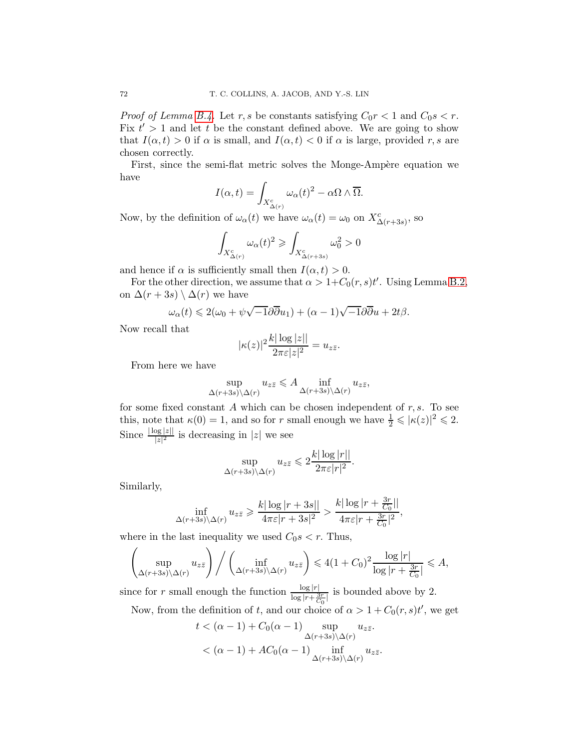*Proof of Lemma B.4.* Let $r, s$ be constants satisfying $C_0 r < 1$ and $C_0 s < r$. Fix $t' > 1$ and let $t$ be the constant defined above. We are going to show that $I(\alpha, t) > 0$ if $\alpha$ is small, and $I(\alpha, t) < 0$ if $\alpha$ is large, provided $r, s$ are chosen correctly.

First, since the semi-flat metric solves the Monge-Ampère equation we have

$$I(\alpha, t) = \int_{X^c_{\Delta(r)}} \omega_\alpha(t)^2 - \alpha \Omega \wedge \overline{\Omega}.$$

Now, by the definition of $\omega_\alpha(t)$ we have $\omega_\alpha(t) = \omega_0$ on $X^c_{\Delta(r+3s)}$, so

$$\int_{X^c_{\Delta(r)}} \omega_\alpha(t)^2 \geqslant \int_{X^c_{\Delta(r+3s)}} \omega_0^2 > 0$$

and hence if $\alpha$ is sufficiently small then $I(\alpha, t) > 0$.

For the other direction, we assume that $\alpha > 1 + C_0(r, s)t'$. Using Lemma B.2, on $\Delta(r + 3s) \setminus \Delta(r)$ we have

$$\omega_\alpha(t) \leqslant 2(\omega_0 + \psi\sqrt{-1}\partial\overline{\partial} u_1) + (\alpha - 1)\sqrt{-1}\partial\overline{\partial} u + 2t\beta.$$

Now recall that

$$|\kappa(z)|^2 \frac{k|\log |z||}{2\pi\varepsilon |z|^2} = u_{z\bar{z}}.$$

From here we have

$$\sup_{\Delta(r+3s)\setminus\Delta(r)} u_{z\bar{z}} \leqslant A \inf_{\Delta(r+3s)\setminus\Delta(r)} u_{z\bar{z}},$$

for some fixed constant $A$ which can be chosen independent of $r, s$. To see this, note that $\kappa(0) = 1$, and so for $r$ small enough we have $\frac{1}{2} \leqslant |\kappa(z)|^2 \leqslant 2$. Since $\frac{|\log |z||}{|z|^2}$ is decreasing in $|z|$ we see

$$\sup_{\Delta(r+3s)\setminus\Delta(r)} u_{z\bar{z}} \leqslant 2\frac{k|\log |r||}{2\pi\varepsilon |r|^2}.$$

Similarly,

$$\inf_{\Delta(r+3s)\setminus\Delta(r)} u_{z\bar{z}} \geqslant \frac{k|\log |r + 3s||}{4\pi\varepsilon |r + 3s|^2} > \frac{k|\log |r + \frac{3r}{C_0}||}{4\pi\varepsilon |r + \frac{3r}{C_0}|^2},$$

where in the last inequality we used $C_0 s < r$. Thus,

$$\left(\sup_{\Delta(r+3s)\setminus\Delta(r)} u_{z\bar{z}}\right) \Big/ \left(\inf_{\Delta(r+3s)\setminus\Delta(r)} u_{z\bar{z}}\right) \leqslant 4(1 + C_0)^2 \frac{\log |r|}{\log |r + \frac{3r}{C_0}|} \leqslant A,$$

since for $r$ small enough the function $\frac{\log |r|}{\log |r + \frac{3r}{C_0}|}$ is bounded above by 2.

Now, from the definition of $t$, and our choice of $\alpha > 1 + C_0(r, s)t'$, we get

$$\begin{aligned} t &< (\alpha - 1) + C_0(\alpha - 1) \sup_{\Delta(r+3s)\setminus\Delta(r)} u_{z\bar{z}}. \\ &< (\alpha - 1) + AC_0(\alpha - 1) \inf_{\Delta(r+3s)\setminus\Delta(r)} u_{z\bar{z}}. \end{aligned}$$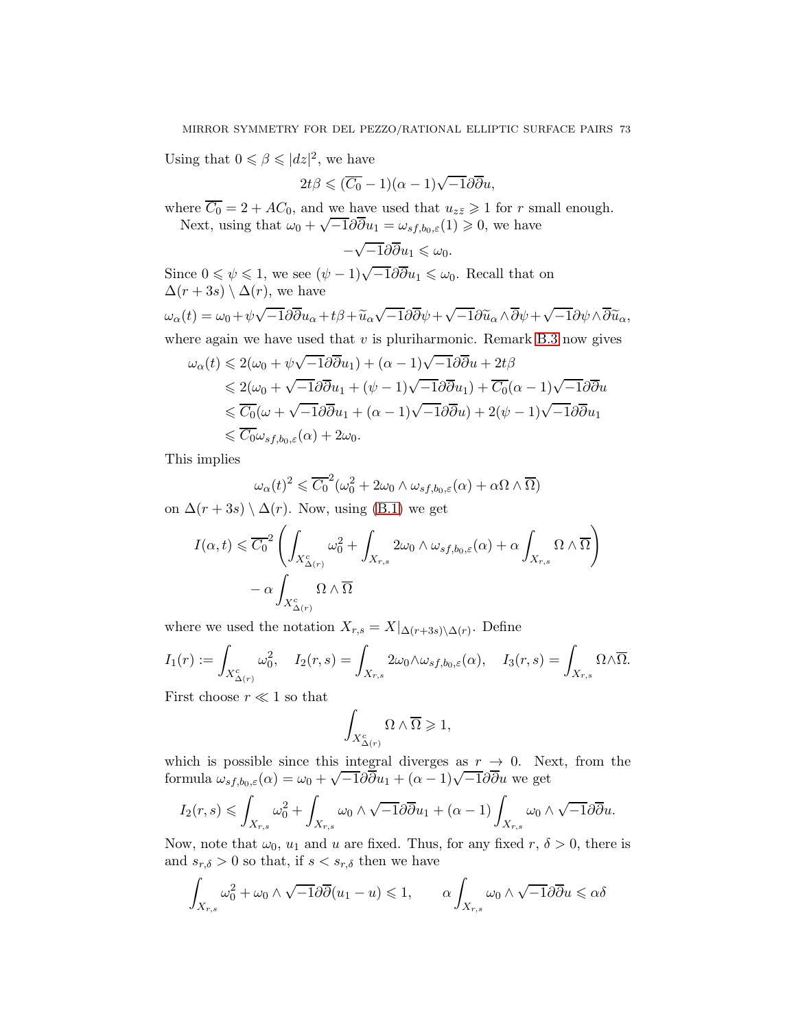Using that $0 \leqslant \beta \leqslant |dz|^2$, we have

$$2t\beta \leqslant (\overline{C_0} - 1)(\alpha - 1)\sqrt{-1}\partial\overline{\partial}u,$$

where $\overline{C_0} = 2 + AC_0$, and we have used that $u_{z\bar{z}} \geqslant 1$ for $r$ small enough.

Next, using that $\omega_0 + \sqrt{-1}\partial\overline{\partial}u_1 = \omega_{sf,b_0,\varepsilon}(1) \geqslant 0$, we have

$$-\sqrt{-1}\partial\overline{\partial}u_1 \leqslant \omega_0.$$

Since $0 \leqslant \psi \leqslant 1$, we see $(\psi - 1)\sqrt{-1}\partial\overline{\partial}u_1 \leqslant \omega_0$. Recall that on $\Delta(r+3s) \setminus \Delta(r)$, we have

$$\omega_\alpha(t) = \omega_0 + \psi\sqrt{-1}\partial\overline{\partial}u_\alpha + t\beta + \widetilde{u}_\alpha\sqrt{-1}\partial\overline{\partial}\psi + \sqrt{-1}\partial\widetilde{u}_\alpha \wedge \overline{\partial}\psi + \sqrt{-1}\partial\psi \wedge \overline{\partial}\widetilde{u}_\alpha,$$

where again we have used that $v$ is pluriharmonic. Remark B.3 now gives

$$\begin{aligned}
\omega_\alpha(t) &\leqslant 2(\omega_0 + \psi\sqrt{-1}\partial\overline{\partial}u_1) + (\alpha - 1)\sqrt{-1}\partial\overline{\partial}u + 2t\beta \\
&\leqslant 2(\omega_0 + \sqrt{-1}\partial\overline{\partial}u_1 + (\psi - 1)\sqrt{-1}\partial\overline{\partial}u_1) + \overline{C_0}(\alpha - 1)\sqrt{-1}\partial\overline{\partial}u \\
&\leqslant \overline{C_0}(\omega + \sqrt{-1}\partial\overline{\partial}u_1 + (\alpha - 1)\sqrt{-1}\partial\overline{\partial}u) + 2(\psi - 1)\sqrt{-1}\partial\overline{\partial}u_1 \\
&\leqslant \overline{C_0}\omega_{sf,b_0,\varepsilon}(\alpha) + 2\omega_0.
\end{aligned}$$

This implies

$$\omega_\alpha(t)^2 \leqslant \overline{C_0}^2(\omega_0^2 + 2\omega_0 \wedge \omega_{sf,b_0,\varepsilon}(\alpha) + \alpha\Omega \wedge \overline{\Omega})$$

on $\Delta(r+3s) \setminus \Delta(r)$. Now, using (B.1) we get

$$\begin{aligned}
I(\alpha, t) \leqslant \overline{C_0}^2 &\left( \int_{X^c_{\Delta(r)}} \omega_0^2 + \int_{X_{r,s}} 2\omega_0 \wedge \omega_{sf,b_0,\varepsilon}(\alpha) + \alpha \int_{X_{r,s}} \Omega \wedge \overline{\Omega} \right) \\
&- \alpha \int_{X^c_{\Delta(r)}} \Omega \wedge \overline{\Omega}
\end{aligned}$$

where we used the notation $X_{r,s} = X|_{\Delta(r+3s)\setminus\Delta(r)}$. Define

$$I_1(r) := \int_{X^c_{\Delta(r)}} \omega_0^2, \quad I_2(r,s) = \int_{X_{r,s}} 2\omega_0 \wedge \omega_{sf,b_0,\varepsilon}(\alpha), \quad I_3(r,s) = \int_{X_{r,s}} \Omega \wedge \overline{\Omega}.$$

First choose $r \ll 1$ so that

$$\int_{X^c_{\Delta(r)}} \Omega \wedge \overline{\Omega} \geqslant 1,$$

which is possible since this integral diverges as $r \to 0$. Next, from the formula $\omega_{sf,b_0,\varepsilon}(\alpha) = \omega_0 + \sqrt{-1}\partial\overline{\partial}u_1 + (\alpha - 1)\sqrt{-1}\partial\overline{\partial}u$ we get

$$I_2(r,s) \leqslant \int_{X_{r,s}} \omega_0^2 + \int_{X_{r,s}} \omega_0 \wedge \sqrt{-1}\partial\overline{\partial}u_1 + (\alpha - 1)\int_{X_{r,s}} \omega_0 \wedge \sqrt{-1}\partial\overline{\partial}u.$$

Now, note that $\omega_0$, $u_1$ and $u$ are fixed. Thus, for any fixed $r$, $\delta > 0$, there is and $s_{r,\delta} > 0$ so that, if $s < s_{r,\delta}$ then we have

$$\int_{X_{r,s}} \omega_0^2 + \omega_0 \wedge \sqrt{-1}\partial\overline{\partial}(u_1 - u) \leqslant 1, \qquad \alpha \int_{X_{r,s}} \omega_0 \wedge \sqrt{-1}\partial\overline{\partial}u \leqslant \alpha\delta$$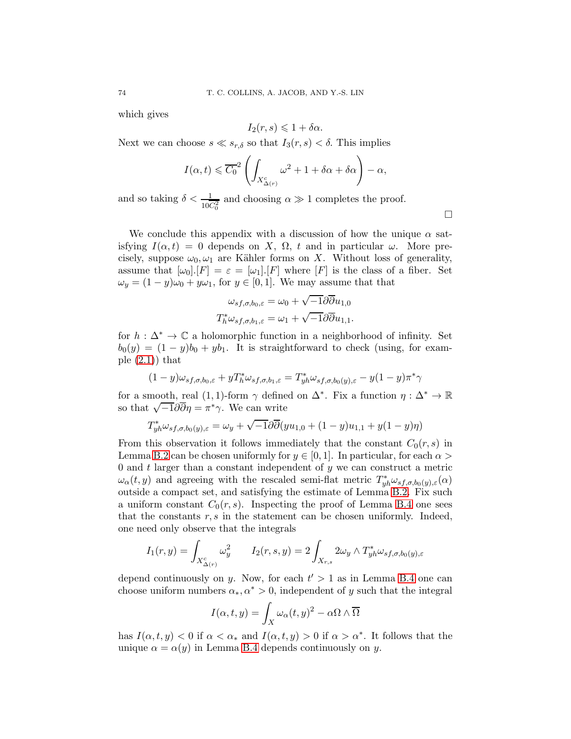which gives

$$I_2(r,s) \leqslant 1 + \delta\alpha.$$

Next we can choose $s \ll s_{r,\delta}$ so that $I_3(r,s) < \delta$. This implies

$$I(\alpha, t) \leqslant \overline{C_0}^2 \left( \int_{X^c_{\Delta(r)}} \omega^2 + 1 + \delta\alpha + \delta\alpha \right) - \alpha,$$

and so taking $\delta < \frac{1}{10C_0^2}$ and choosing $\alpha \gg 1$ completes the proof. $\square$

We conclude this appendix with a discussion of how the unique $\alpha$ satisfying $I(\alpha, t) = 0$ depends on $X$, $\Omega$, $t$ and in particular $\omega$. More precisely, suppose $\omega_0, \omega_1$ are Kähler forms on $X$. Without loss of generality, assume that $[\omega_0].[F] = \varepsilon = [\omega_1].[F]$ where $[F]$ is the class of a fiber. Set $\omega_y = (1-y)\omega_0 + y\omega_1$, for $y \in [0,1]$. We may assume that that

$$\omega_{sf,\sigma,b_0,\varepsilon} = \omega_0 + \sqrt{-1}\partial\overline{\partial}u_{1,0}$$
$$T_h^*\omega_{sf,\sigma,b_1,\varepsilon} = \omega_1 + \sqrt{-1}\partial\overline{\partial}u_{1,1}.$$

for $h : \Delta^* \to \mathbb{C}$ a holomorphic function in a neighborhood of infinity. Set $b_0(y) = (1-y)b_0 + yb_1$. It is straightforward to check (using, for example (2.1)) that

$$(1-y)\omega_{sf,\sigma,b_0,\varepsilon} + yT_h^*\omega_{sf,\sigma,b_1,\varepsilon} = T_{yh}^*\omega_{sf,\sigma,b_0(y),\varepsilon} - y(1-y)\pi^*\gamma$$

for a smooth, real $(1,1)$-form $\gamma$ defined on $\Delta^*$. Fix a function $\eta : \Delta^* \to \mathbb{R}$ so that $\sqrt{-1}\partial\overline{\partial}\eta = \pi^*\gamma$. We can write

$$T_{yh}^*\omega_{sf,\sigma,b_0(y),\varepsilon} = \omega_y + \sqrt{-1}\partial\overline{\partial}(yu_{1,0} + (1-y)u_{1,1} + y(1-y)\eta)$$

From this observation it follows immediately that the constant $C_0(r,s)$ in Lemma B.2 can be chosen uniformly for $y \in [0,1]$. In particular, for each $\alpha > 0$ and $t$ larger than a constant independent of $y$ we can construct a metric $\omega_\alpha(t,y)$ and agreeing with the rescaled semi-flat metric $T_{yh}^*\omega_{sf,\sigma,b_0(y),\varepsilon}(\alpha)$ outside a compact set, and satisfying the estimate of Lemma B.2. Fix such a uniform constant $C_0(r,s)$. Inspecting the proof of Lemma B.4 one sees that the constants $r, s$ in the statement can be chosen uniformly. Indeed, one need only observe that the integrals

$$I_1(r,y) = \int_{X^c_{\Delta(r)}} \omega_y^2 \qquad I_2(r,s,y) = 2\int_{X_{r,s}} 2\omega_y \wedge T_{yh}^*\omega_{sf,\sigma,b_0(y),\varepsilon}$$

depend continuously on $y$. Now, for each $t' > 1$ as in Lemma B.4 one can choose uniform numbers $\alpha_*, \alpha^* > 0$, independent of $y$ such that the integral

$$I(\alpha,t,y) = \int_X \omega_\alpha(t,y)^2 - \alpha\Omega \wedge \overline{\Omega}$$

has $I(\alpha,t,y) < 0$ if $\alpha < \alpha_*$ and $I(\alpha,t,y) > 0$ if $\alpha > \alpha^*$. It follows that the unique $\alpha = \alpha(y)$ in Lemma B.4 depends continuously on $y$.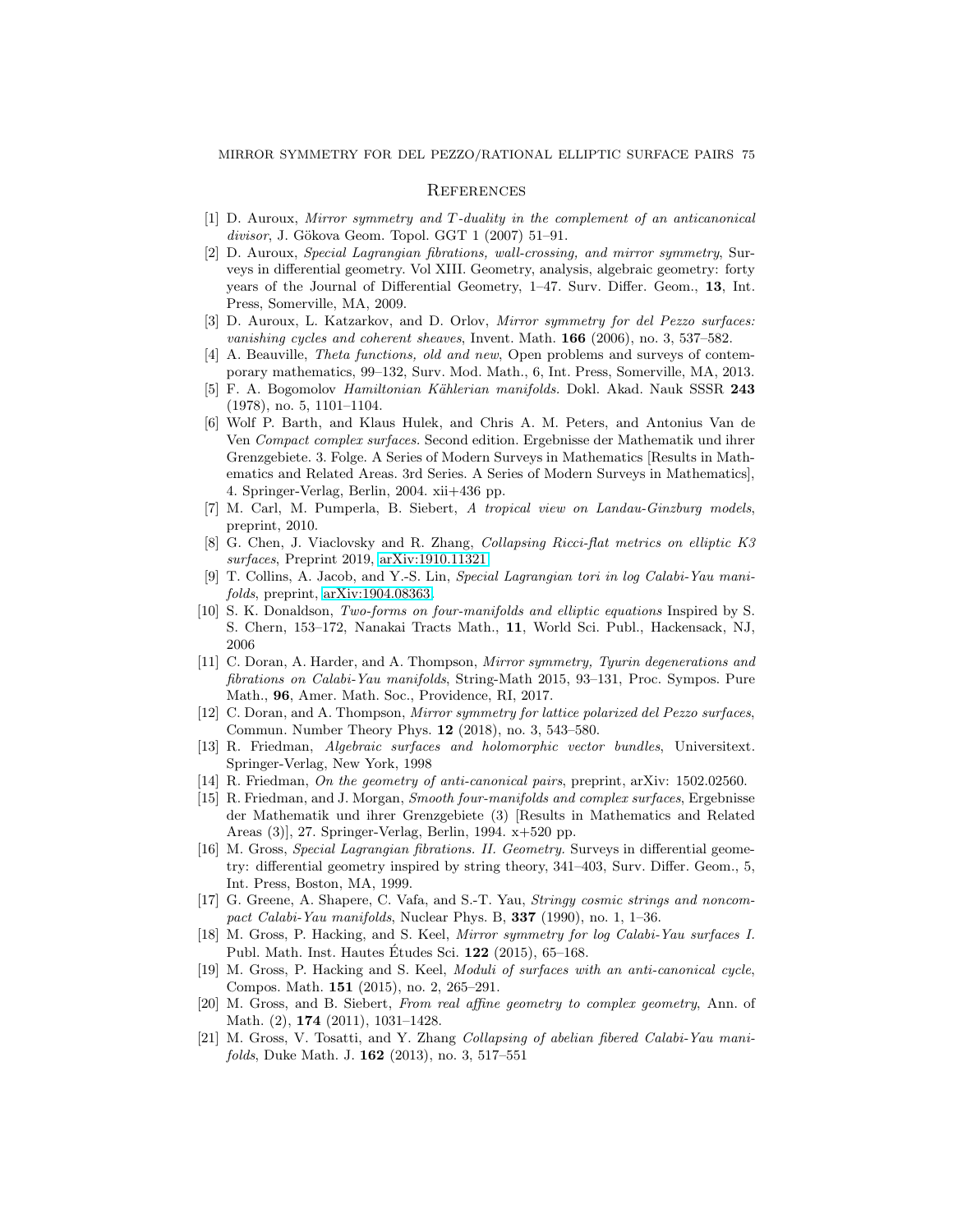## References

[1] D. Auroux, *Mirror symmetry and T-duality in the complement of an anticanonical divisor*, J. Gökova Geom. Topol. GGT 1 (2007) 51–91.

[2] D. Auroux, *Special Lagrangian fibrations, wall-crossing, and mirror symmetry*, Surveys in differential geometry. Vol XIII. Geometry, analysis, algebraic geometry: forty years of the Journal of Differential Geometry, 1–47. Surv. Differ. Geom., **13**, Int. Press, Somerville, MA, 2009.

[3] D. Auroux, L. Katzarkov, and D. Orlov, *Mirror symmetry for del Pezzo surfaces: vanishing cycles and coherent sheaves*, Invent. Math. **166** (2006), no. 3, 537–582.

[4] A. Beauville, *Theta functions, old and new*, Open problems and surveys of contemporary mathematics, 99–132, Surv. Mod. Math., 6, Int. Press, Somerville, MA, 2013.

[5] F. A. Bogomolov *Hamiltonian Kählerian manifolds.* Dokl. Akad. Nauk SSSR **243** (1978), no. 5, 1101–1104.

[6] Wolf P. Barth, and Klaus Hulek, and Chris A. M. Peters, and Antonius Van de Ven *Compact complex surfaces.* Second edition. Ergebnisse der Mathematik und ihrer Grenzgebiete. 3. Folge. A Series of Modern Surveys in Mathematics [Results in Mathematics and Related Areas. 3rd Series. A Series of Modern Surveys in Mathematics], 4. Springer-Verlag, Berlin, 2004. xii+436 pp.

[7] M. Carl, M. Pumperla, B. Siebert, *A tropical view on Landau-Ginzburg models*, preprint, 2010.

[8] G. Chen, J. Viaclovsky and R. Zhang, *Collapsing Ricci-flat metrics on elliptic K3 surfaces*, Preprint 2019, arXiv:1910.11321.

[9] T. Collins, A. Jacob, and Y.-S. Lin, *Special Lagrangian tori in log Calabi-Yau manifolds*, preprint, arXiv:1904.08363.

[10] S. K. Donaldson, *Two-forms on four-manifolds and elliptic equations* Inspired by S. S. Chern, 153–172, Nanakai Tracts Math., **11**, World Sci. Publ., Hackensack, NJ, 2006

[11] C. Doran, A. Harder, and A. Thompson, *Mirror symmetry, Tyurin degenerations and fibrations on Calabi-Yau manifolds*, String-Math 2015, 93–131, Proc. Sympos. Pure Math., **96**, Amer. Math. Soc., Providence, RI, 2017.

[12] C. Doran, and A. Thompson, *Mirror symmetry for lattice polarized del Pezzo surfaces*, Commun. Number Theory Phys. **12** (2018), no. 3, 543–580.

[13] R. Friedman, *Algebraic surfaces and holomorphic vector bundles*, Universitext. Springer-Verlag, New York, 1998

[14] R. Friedman, *On the geometry of anti-canonical pairs*, preprint, arXiv: 1502.02560.

[15] R. Friedman, and J. Morgan, *Smooth four-manifolds and complex surfaces*, Ergebnisse der Mathematik und ihrer Grenzgebiete (3) [Results in Mathematics and Related Areas (3)], 27. Springer-Verlag, Berlin, 1994. x+520 pp.

[16] M. Gross, *Special Lagrangian fibrations. II. Geometry.* Surveys in differential geometry: differential geometry inspired by string theory, 341–403, Surv. Differ. Geom., 5, Int. Press, Boston, MA, 1999.

[17] G. Greene, A. Shapere, C. Vafa, and S.-T. Yau, *Stringy cosmic strings and noncompact Calabi-Yau manifolds*, Nuclear Phys. B, **337** (1990), no. 1, 1–36.

[18] M. Gross, P. Hacking, and S. Keel, *Mirror symmetry for log Calabi-Yau surfaces I.* Publ. Math. Inst. Hautes Études Sci. **122** (2015), 65–168.

[19] M. Gross, P. Hacking and S. Keel, *Moduli of surfaces with an anti-canonical cycle*, Compos. Math. **151** (2015), no. 2, 265–291.

[20] M. Gross, and B. Siebert, *From real affine geometry to complex geometry*, Ann. of Math. (2), **174** (2011), 1031–1428.

[21] M. Gross, V. Tosatti, and Y. Zhang *Collapsing of abelian fibered Calabi-Yau manifolds*, Duke Math. J. **162** (2013), no. 3, 517–551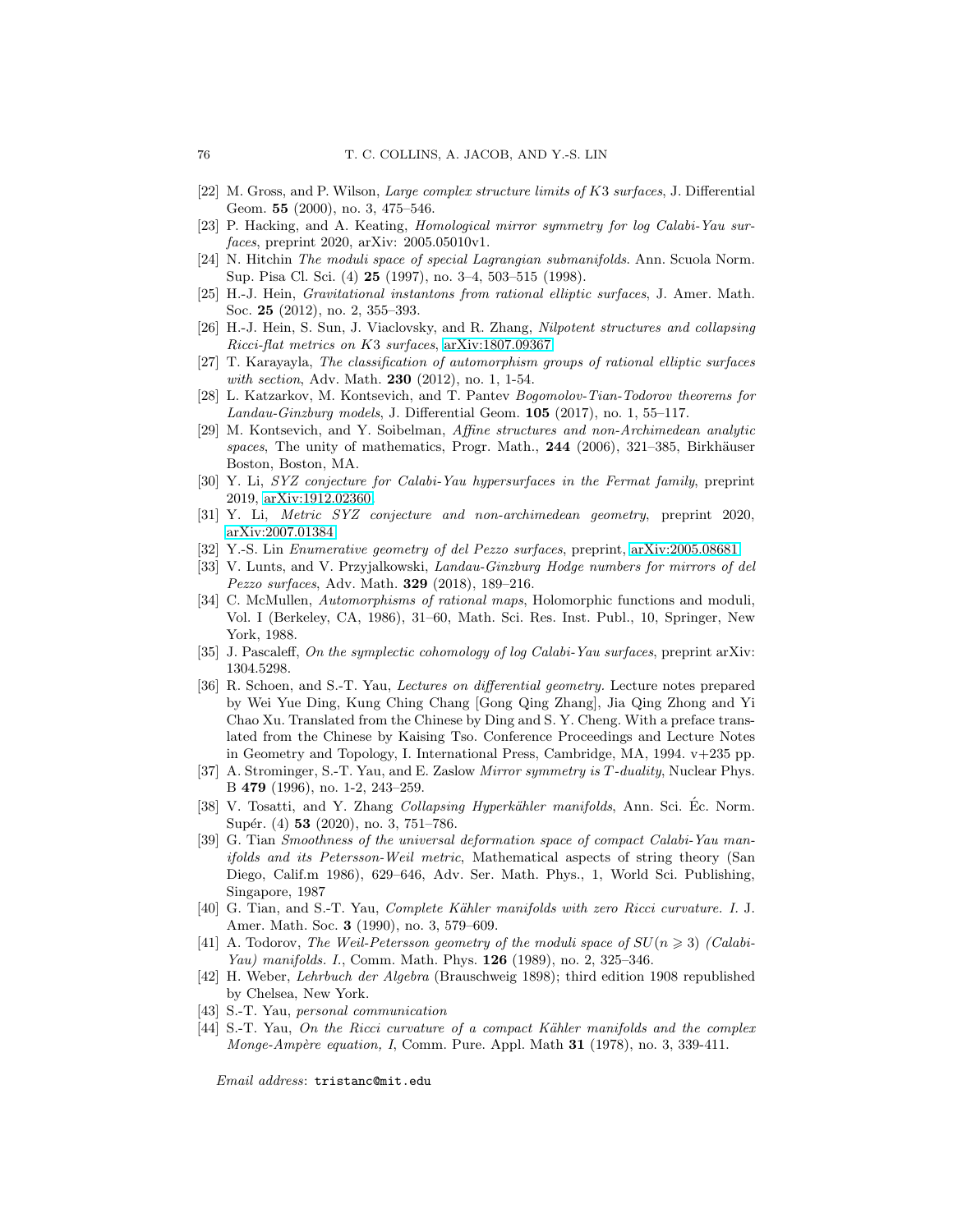[22] M. Gross, and P. Wilson, *Large complex structure limits of $K3$ surfaces*, J. Differential Geom. **55** (2000), no. 3, 475–546.

[23] P. Hacking, and A. Keating, *Homological mirror symmetry for log Calabi-Yau surfaces*, preprint 2020, arXiv: 2005.05010v1.

[24] N. Hitchin *The moduli space of special Lagrangian submanifolds*. Ann. Scuola Norm. Sup. Pisa Cl. Sci. (4) **25** (1997), no. 3–4, 503–515 (1998).

[25] H.-J. Hein, *Gravitational instantons from rational elliptic surfaces*, J. Amer. Math. Soc. **25** (2012), no. 2, 355–393.

[26] H.-J. Hein, S. Sun, J. Viaclovsky, and R. Zhang, *Nilpotent structures and collapsing Ricci-flat metrics on $K3$ surfaces*, arXiv:1807.09367

[27] T. Karayayla, *The classification of automorphism groups of rational elliptic surfaces with section*, Adv. Math. **230** (2012), no. 1, 1-54.

[28] L. Katzarkov, M. Kontsevich, and T. Pantev *Bogomolov-Tian-Todorov theorems for Landau-Ginzburg models*, J. Differential Geom. **105** (2017), no. 1, 55–117.

[29] M. Kontsevich, and Y. Soibelman, *Affine structures and non-Archimedean analytic spaces*, The unity of mathematics, Progr. Math., **244** (2006), 321–385, Birkhäuser Boston, Boston, MA.

[30] Y. Li, *SYZ conjecture for Calabi-Yau hypersurfaces in the Fermat family*, preprint 2019, arXiv:1912.02360.

[31] Y. Li, *Metric SYZ conjecture and non-archimedean geometry*, preprint 2020, arXiv:2007.01384

[32] Y.-S. Lin *Enumerative geometry of del Pezzo surfaces*, preprint, arXiv:2005.08681

[33] V. Lunts, and V. Przyjalkowski, *Landau-Ginzburg Hodge numbers for mirrors of del Pezzo surfaces*, Adv. Math. **329** (2018), 189–216.

[34] C. McMullen, *Automorphisms of rational maps*, Holomorphic functions and moduli, Vol. I (Berkeley, CA, 1986), 31–60, Math. Sci. Res. Inst. Publ., 10, Springer, New York, 1988.

[35] J. Pascaleff, *On the symplectic cohomology of log Calabi-Yau surfaces*, preprint arXiv: 1304.5298.

[36] R. Schoen, and S.-T. Yau, *Lectures on differential geometry*. Lecture notes prepared by Wei Yue Ding, Kung Ching Chang [Gong Qing Zhang], Jia Qing Zhong and Yi Chao Xu. Translated from the Chinese by Ding and S. Y. Cheng. With a preface translated from the Chinese by Kaising Tso. Conference Proceedings and Lecture Notes in Geometry and Topology, I. International Press, Cambridge, MA, 1994. v+235 pp.

[37] A. Strominger, S.-T. Yau, and E. Zaslow *Mirror symmetry is $T$-duality*, Nuclear Phys. B **479** (1996), no. 1-2, 243–259.

[38] V. Tosatti, and Y. Zhang *Collapsing Hyperkähler manifolds*, Ann. Sci. Éc. Norm. Supér. (4) **53** (2020), no. 3, 751–786.

[39] G. Tian *Smoothness of the universal deformation space of compact Calabi-Yau manifolds and its Petersson-Weil metric*, Mathematical aspects of string theory (San Diego, Calif.m 1986), 629–646, Adv. Ser. Math. Phys., 1, World Sci. Publishing, Singapore, 1987

[40] G. Tian, and S.-T. Yau, *Complete Kähler manifolds with zero Ricci curvature. I.* J. Amer. Math. Soc. **3** (1990), no. 3, 579–609.

[41] A. Todorov, *The Weil-Petersson geometry of the moduli space of $SU(n \geqslant 3)$ (Calabi-Yau) manifolds. I.*, Comm. Math. Phys. **126** (1989), no. 2, 325–346.

[42] H. Weber, *Lehrbuch der Algebra* (Brauschweig 1898); third edition 1908 republished by Chelsea, New York.

[43] S.-T. Yau, *personal communication*

[44] S.-T. Yau, *On the Ricci curvature of a compact Kähler manifolds and the complex Monge-Ampère equation, I*, Comm. Pure. Appl. Math **31** (1978), no. 3, 339-411.

*Email address*: `tristanc@mit.edu`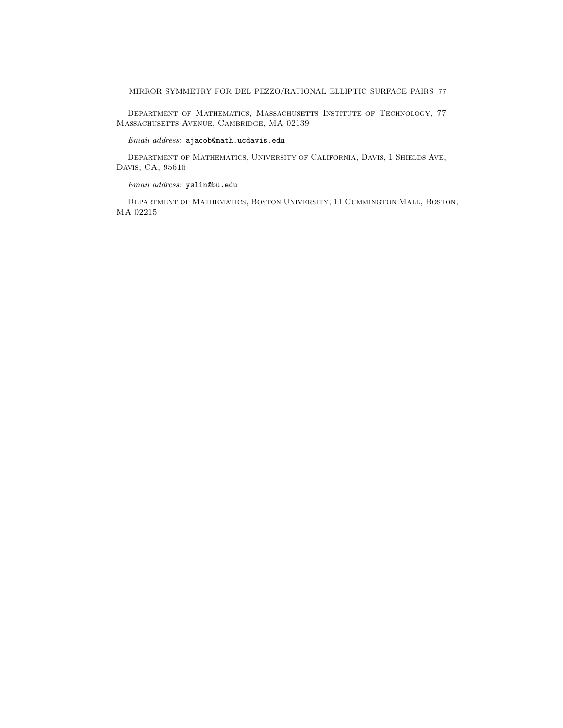Department of Mathematics, Massachusetts Institute of Technology, 77 Massachusetts Avenue, Cambridge, MA 02139

*Email address*: `ajacob@math.ucdavis.edu`

Department of Mathematics, University of California, Davis, 1 Shields Ave, Davis, CA, 95616

*Email address*: `yslin@bu.edu`

Department of Mathematics, Boston University, 11 Cummington Mall, Boston, MA 02215